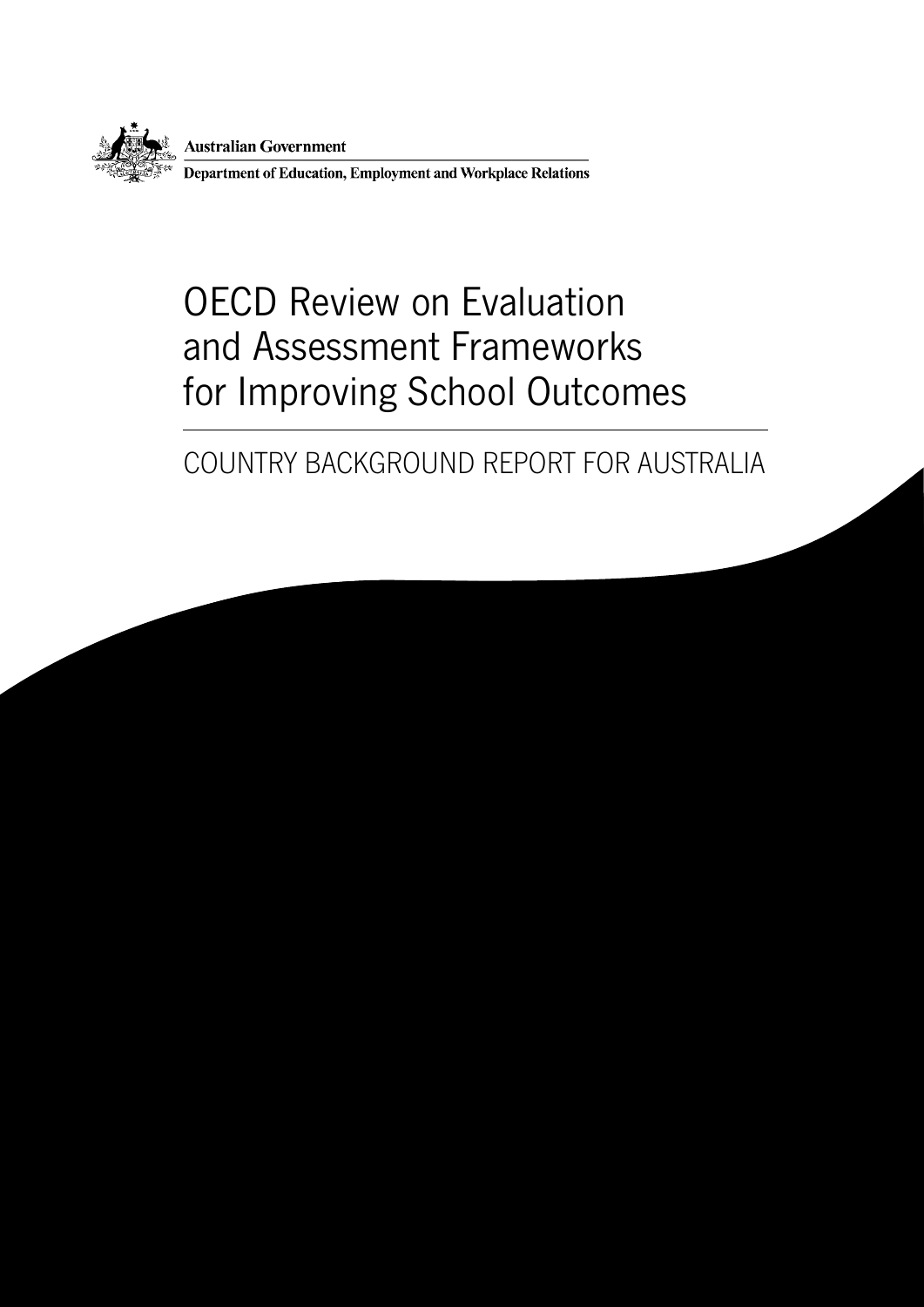Australian Government

Department of Education, Employment and Workplace Relations

# OECD Review on Evaluation and Assessment Frameworks for Improving School Outcomes

## COUNTRY BACKGROUND REPORT FOR AUSTRALIA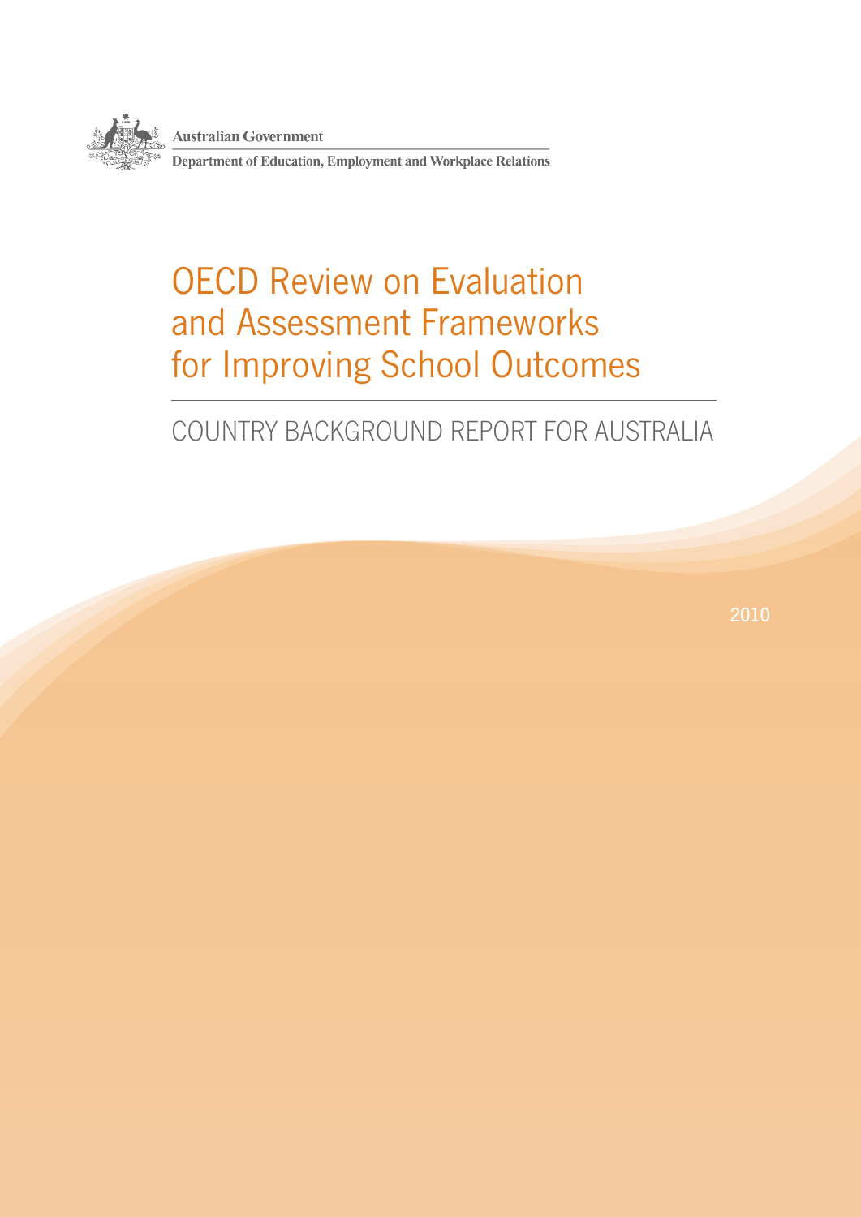Australian Government

Department of Education, Employment and Workplace Relations

# OECD Review on Evaluation and Assessment Frameworks for Improving School Outcomes

## COUNTRY BACKGROUND REPORT FOR AUSTRALIA

2010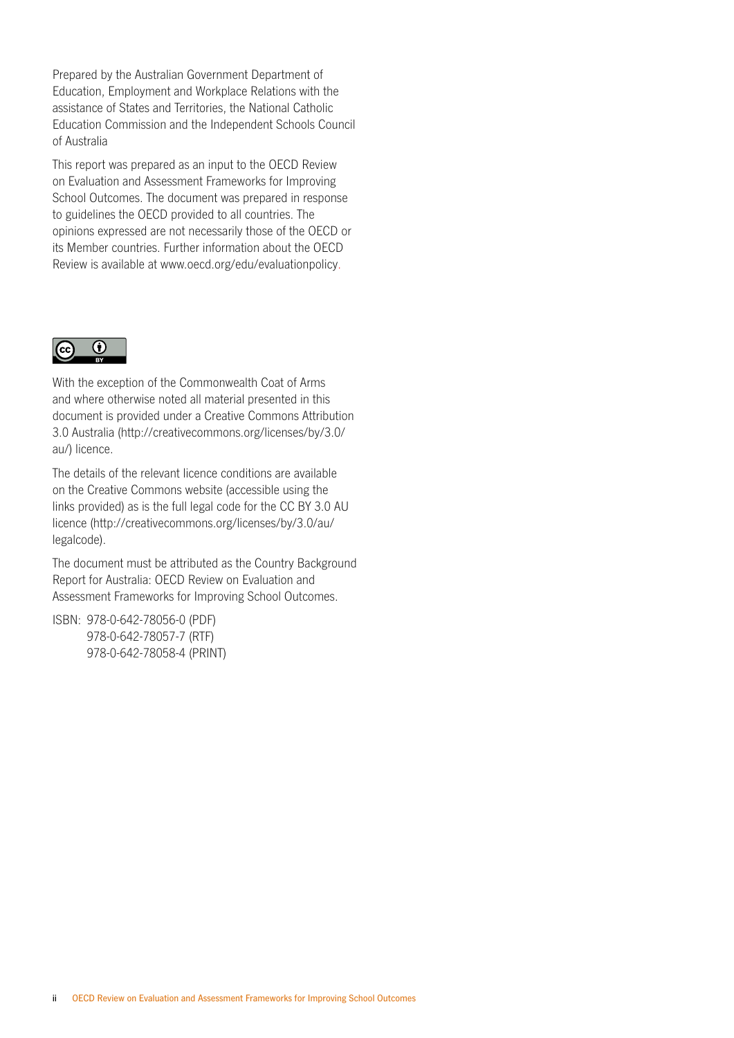Prepared by the Australian Government Department of Education, Employment and Workplace Relations with the assistance of States and Territories, the National Catholic Education Commission and the Independent Schools Council of Australia

This report was prepared as an input to the OECD Review on Evaluation and Assessment Frameworks for Improving School Outcomes. The document was prepared in response to guidelines the OECD provided to all countries. The opinions expressed are not necessarily those of the OECD or its Member countries. Further information about the OECD Review is available at www.oecd.org/edu/evaluationpolicy.

With the exception of the Commonwealth Coat of Arms and where otherwise noted all material presented in this document is provided under a Creative Commons Attribution 3.0 Australia (http://creativecommons.org/licenses/by/3.0/au/) licence.

The details of the relevant licence conditions are available on the Creative Commons website (accessible using the links provided) as is the full legal code for the CC BY 3.0 AU licence (http://creativecommons.org/licenses/by/3.0/au/legalcode).

The document must be attributed as the Country Background Report for Australia: OECD Review on Evaluation and Assessment Frameworks for Improving School Outcomes.

ISBN: 978-0-642-78056-0 (PDF)
978-0-642-78057-7 (RTF)
978-0-642-78058-4 (PRINT)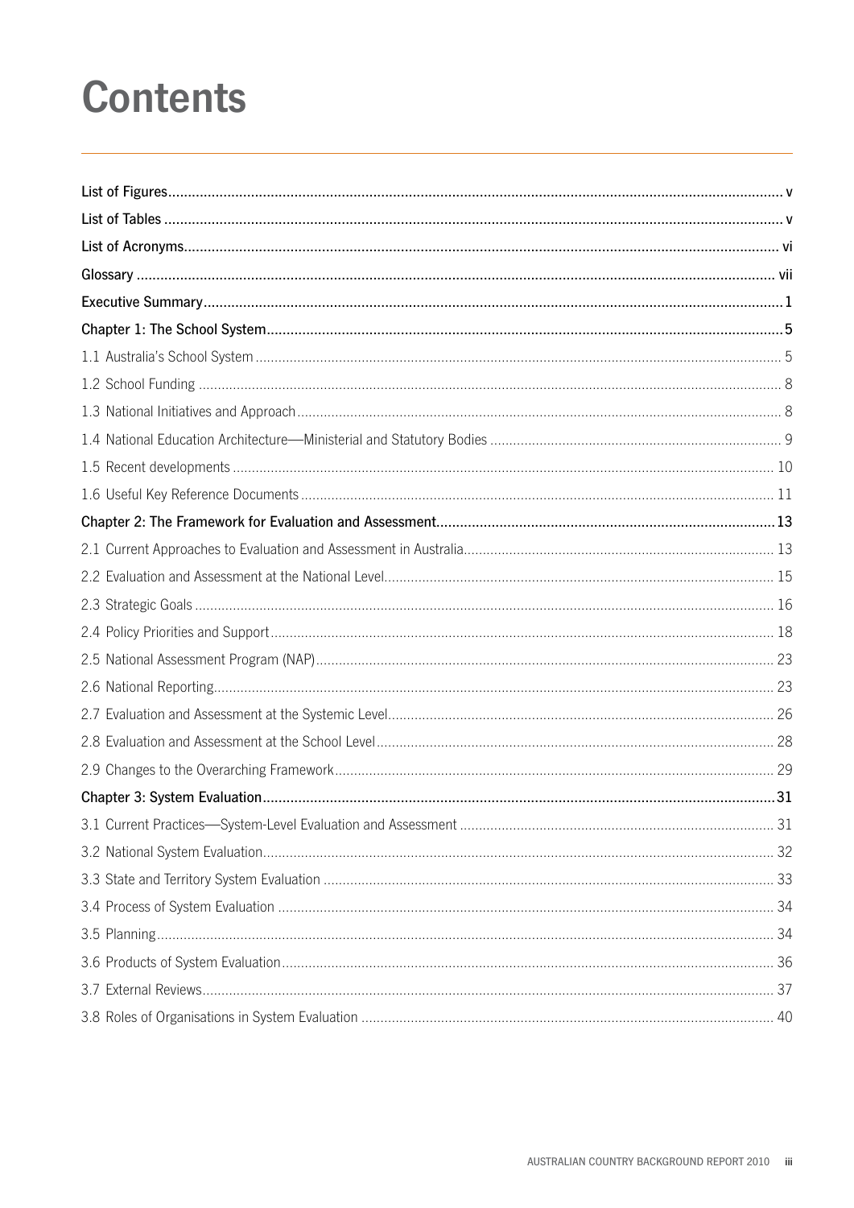# Contents

List of Figures ... v

List of Tables ... v

List of Acronyms ... vi

Glossary ... vii

Executive Summary ... 1

Chapter 1: The School System ... 5

1.1 Australia's School System ... 5

1.2 School Funding ... 8

1.3 National Initiatives and Approach ... 8

1.4 National Education Architecture—Ministerial and Statutory Bodies ... 9

1.5 Recent developments ... 10

1.6 Useful Key Reference Documents ... 11

Chapter 2: The Framework for Evaluation and Assessment ... 13

2.1 Current Approaches to Evaluation and Assessment in Australia ... 13

2.2 Evaluation and Assessment at the National Level ... 15

2.3 Strategic Goals ... 16

2.4 Policy Priorities and Support ... 18

2.5 National Assessment Program (NAP) ... 23

2.6 National Reporting ... 23

2.7 Evaluation and Assessment at the Systemic Level ... 26

2.8 Evaluation and Assessment at the School Level ... 28

2.9 Changes to the Overarching Framework ... 29

Chapter 3: System Evaluation ... 31

3.1 Current Practices—System-Level Evaluation and Assessment ... 31

3.2 National System Evaluation ... 32

3.3 State and Territory System Evaluation ... 33

3.4 Process of System Evaluation ... 34

3.5 Planning ... 34

3.6 Products of System Evaluation ... 36

3.7 External Reviews ... 37

3.8 Roles of Organisations in System Evaluation ... 40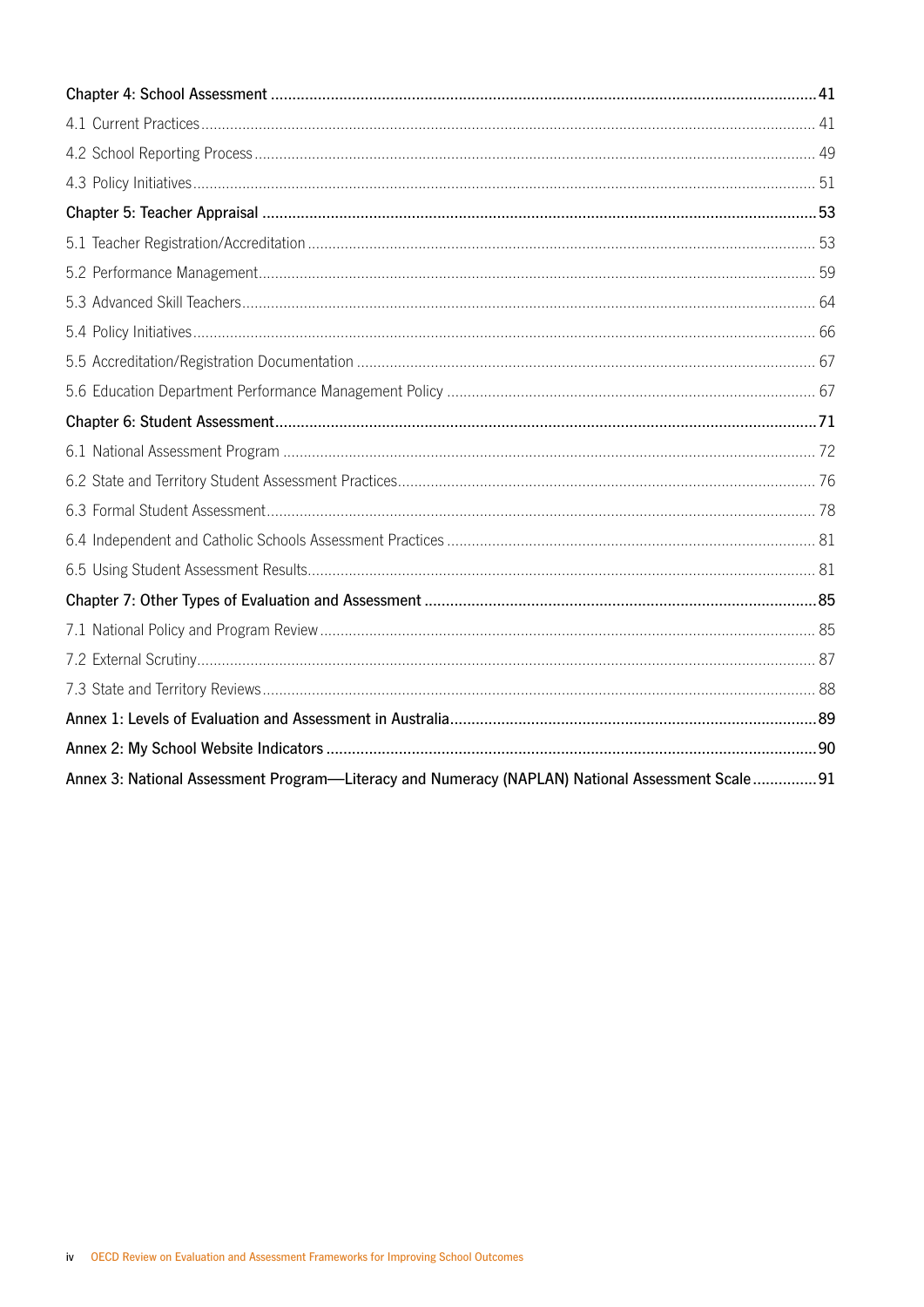**Chapter 4: School Assessment** .......... **41**

4.1 Current Practices .......... 41

4.2 School Reporting Process .......... 49

4.3 Policy Initiatives .......... 51

**Chapter 5: Teacher Appraisal** .......... **53**

5.1 Teacher Registration/Accreditation .......... 53

5.2 Performance Management .......... 59

5.3 Advanced Skill Teachers .......... 64

5.4 Policy Initiatives .......... 66

5.5 Accreditation/Registration Documentation .......... 67

5.6 Education Department Performance Management Policy .......... 67

**Chapter 6: Student Assessment** .......... **71**

6.1 National Assessment Program .......... 72

6.2 State and Territory Student Assessment Practices .......... 76

6.3 Formal Student Assessment .......... 78

6.4 Independent and Catholic Schools Assessment Practices .......... 81

6.5 Using Student Assessment Results .......... 81

**Chapter 7: Other Types of Evaluation and Assessment** .......... **85**

7.1 National Policy and Program Review .......... 85

7.2 External Scrutiny .......... 87

7.3 State and Territory Reviews .......... 88

**Annex 1: Levels of Evaluation and Assessment in Australia** .......... **89**

**Annex 2: My School Website Indicators** .......... **90**

**Annex 3: National Assessment Program—Literacy and Numeracy (NAPLAN) National Assessment Scale** .......... **91**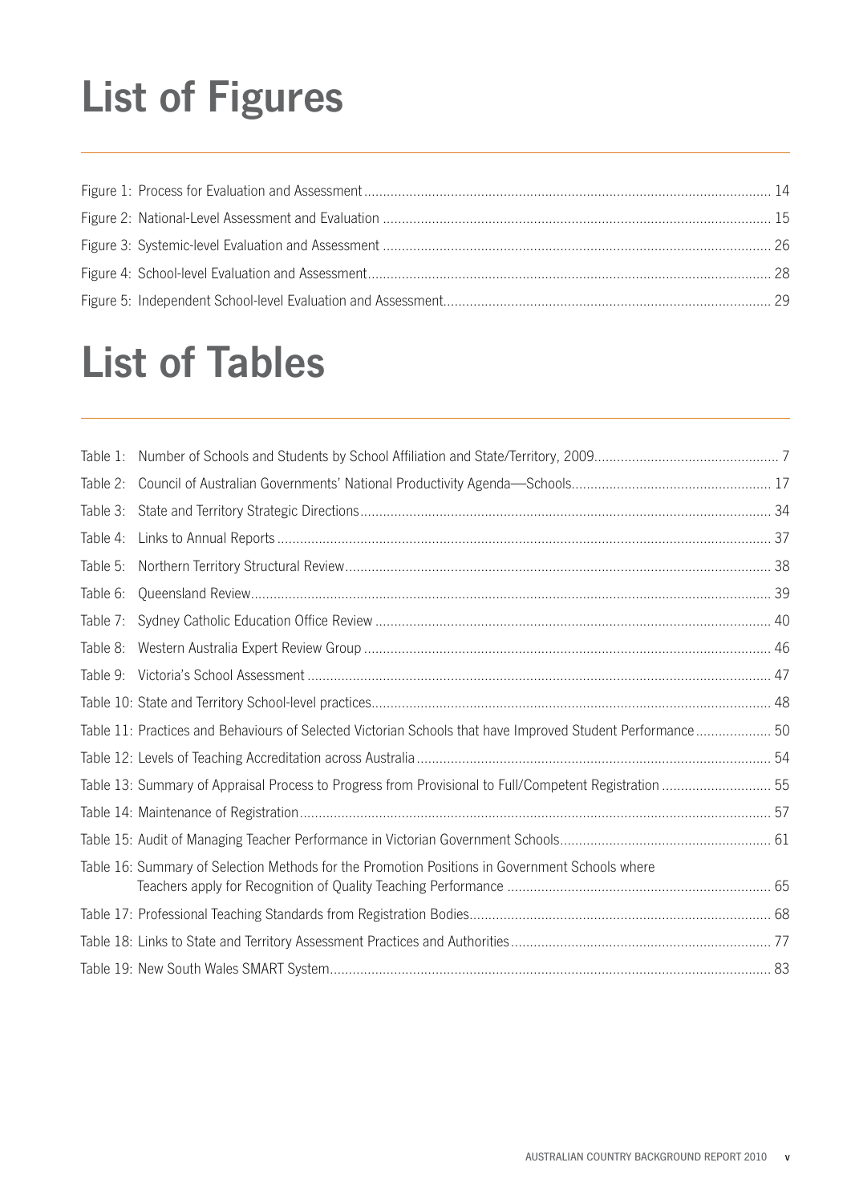# List of Figures

Figure 1: Process for Evaluation and Assessment ........ 14

Figure 2: National-Level Assessment and Evaluation ........ 15

Figure 3: Systemic-level Evaluation and Assessment ........ 26

Figure 4: School-level Evaluation and Assessment ........ 28

Figure 5: Independent School-level Evaluation and Assessment ........ 29

# List of Tables

Table 1: Number of Schools and Students by School Affiliation and State/Territory, 2009 ........ 7

Table 2: Council of Australian Governments' National Productivity Agenda—Schools ........ 17

Table 3: State and Territory Strategic Directions ........ 34

Table 4: Links to Annual Reports ........ 37

Table 5: Northern Territory Structural Review ........ 38

Table 6: Queensland Review ........ 39

Table 7: Sydney Catholic Education Office Review ........ 40

Table 8: Western Australia Expert Review Group ........ 46

Table 9: Victoria's School Assessment ........ 47

Table 10: State and Territory School-level practices ........ 48

Table 11: Practices and Behaviours of Selected Victorian Schools that have Improved Student Performance ........ 50

Table 12: Levels of Teaching Accreditation across Australia ........ 54

Table 13: Summary of Appraisal Process to Progress from Provisional to Full/Competent Registration ........ 55

Table 14: Maintenance of Registration ........ 57

Table 15: Audit of Managing Teacher Performance in Victorian Government Schools ........ 61

Table 16: Summary of Selection Methods for the Promotion Positions in Government Schools where Teachers apply for Recognition of Quality Teaching Performance ........ 65

Table 17: Professional Teaching Standards from Registration Bodies ........ 68

Table 18: Links to State and Territory Assessment Practices and Authorities ........ 77

Table 19: New South Wales SMART System ........ 83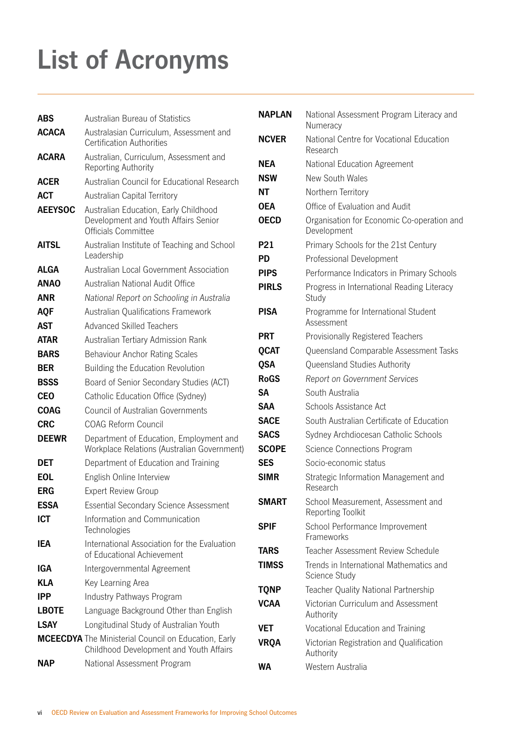# List of Acronyms

| | |
|---|---|
| **ABS** | Australian Bureau of Statistics |
| **ACACA** | Australasian Curriculum, Assessment and Certification Authorities |
| **ACARA** | Australian, Curriculum, Assessment and Reporting Authority |
| **ACER** | Australian Council for Educational Research |
| **ACT** | Australian Capital Territory |
| **AEEYSOC** | Australian Education, Early Childhood Development and Youth Affairs Senior Officials Committee |
| **AITSL** | Australian Institute of Teaching and School Leadership |
| **ALGA** | Australian Local Government Association |
| **ANAO** | Australian National Audit Office |
| **ANR** | *National Report on Schooling in Australia* |
| **AQF** | Australian Qualifications Framework |
| **AST** | Advanced Skilled Teachers |
| **ATAR** | Australian Tertiary Admission Rank |
| **BARS** | Behaviour Anchor Rating Scales |
| **BER** | Building the Education Revolution |
| **BSSS** | Board of Senior Secondary Studies (ACT) |
| **CEO** | Catholic Education Office (Sydney) |
| **COAG** | Council of Australian Governments |
| **CRC** | COAG Reform Council |
| **DEEWR** | Department of Education, Employment and Workplace Relations (Australian Government) |
| **DET** | Department of Education and Training |
| **EOL** | English Online Interview |
| **ERG** | Expert Review Group |
| **ESSA** | Essential Secondary Science Assessment |
| **ICT** | Information and Communication Technologies |
| **IEA** | International Association for the Evaluation of Educational Achievement |
| **IGA** | Intergovernmental Agreement |
| **KLA** | Key Learning Area |
| **IPP** | Industry Pathways Program |
| **LBOTE** | Language Background Other than English |
| **LSAY** | Longitudinal Study of Australian Youth |
| **MCEECDYA** | The Ministerial Council on Education, Early Childhood Development and Youth Affairs |
| **NAP** | National Assessment Program |
| **NAPLAN** | National Assessment Program Literacy and Numeracy |
| **NCVER** | National Centre for Vocational Education Research |
| **NEA** | National Education Agreement |
| **NSW** | New South Wales |
| **NT** | Northern Territory |
| **OEA** | Office of Evaluation and Audit |
| **OECD** | Organisation for Economic Co-operation and Development |
| **P21** | Primary Schools for the 21st Century |
| **PD** | Professional Development |
| **PIPS** | Performance Indicators in Primary Schools |
| **PIRLS** | Progress in International Reading Literacy Study |
| **PISA** | Programme for International Student Assessment |
| **PRT** | Provisionally Registered Teachers |
| **QCAT** | Queensland Comparable Assessment Tasks |
| **QSA** | Queensland Studies Authority |
| **RoGS** | *Report on Government Services* |
| **SA** | South Australia |
| **SAA** | Schools Assistance Act |
| **SACE** | South Australian Certificate of Education |
| **SACS** | Sydney Archdiocesan Catholic Schools |
| **SCOPE** | Science Connections Program |
| **SES** | Socio-economic status |
| **SIMR** | Strategic Information Management and Research |
| **SMART** | School Measurement, Assessment and Reporting Toolkit |
| **SPIF** | School Performance Improvement Frameworks |
| **TARS** | Teacher Assessment Review Schedule |
| **TIMSS** | Trends in International Mathematics and Science Study |
| **TQNP** | Teacher Quality National Partnership |
| **VCAA** | Victorian Curriculum and Assessment Authority |
| **VET** | Vocational Education and Training |
| **VRQA** | Victorian Registration and Qualification Authority |
| **WA** | Western Australia |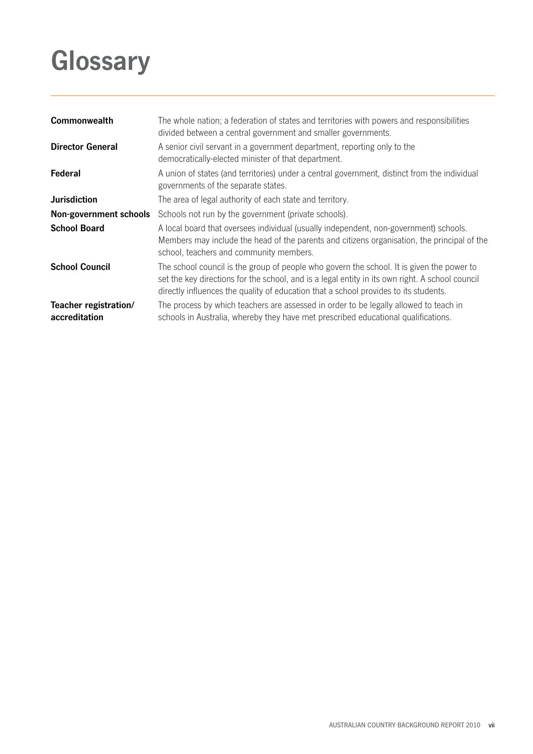# Glossary

| | |
|---|---|
| **Commonwealth** | The whole nation; a federation of states and territories with powers and responsibilities divided between a central government and smaller governments. |
| **Director General** | A senior civil servant in a government department, reporting only to the democratically-elected minister of that department. |
| **Federal** | A union of states (and territories) under a central government, distinct from the individual governments of the separate states. |
| **Jurisdiction** | The area of legal authority of each state and territory. |
| **Non-government schools** | Schools not run by the government (private schools). |
| **School Board** | A local board that oversees individual (usually independent, non-government) schools. Members may include the head of the parents and citizens organisation, the principal of the school, teachers and community members. |
| **School Council** | The school council is the group of people who govern the school. It is given the power to set the key directions for the school, and is a legal entity in its own right. A school council directly influences the quality of education that a school provides to its students. |
| **Teacher registration/ accreditation** | The process by which teachers are assessed in order to be legally allowed to teach in schools in Australia, whereby they have met prescribed educational qualifications. |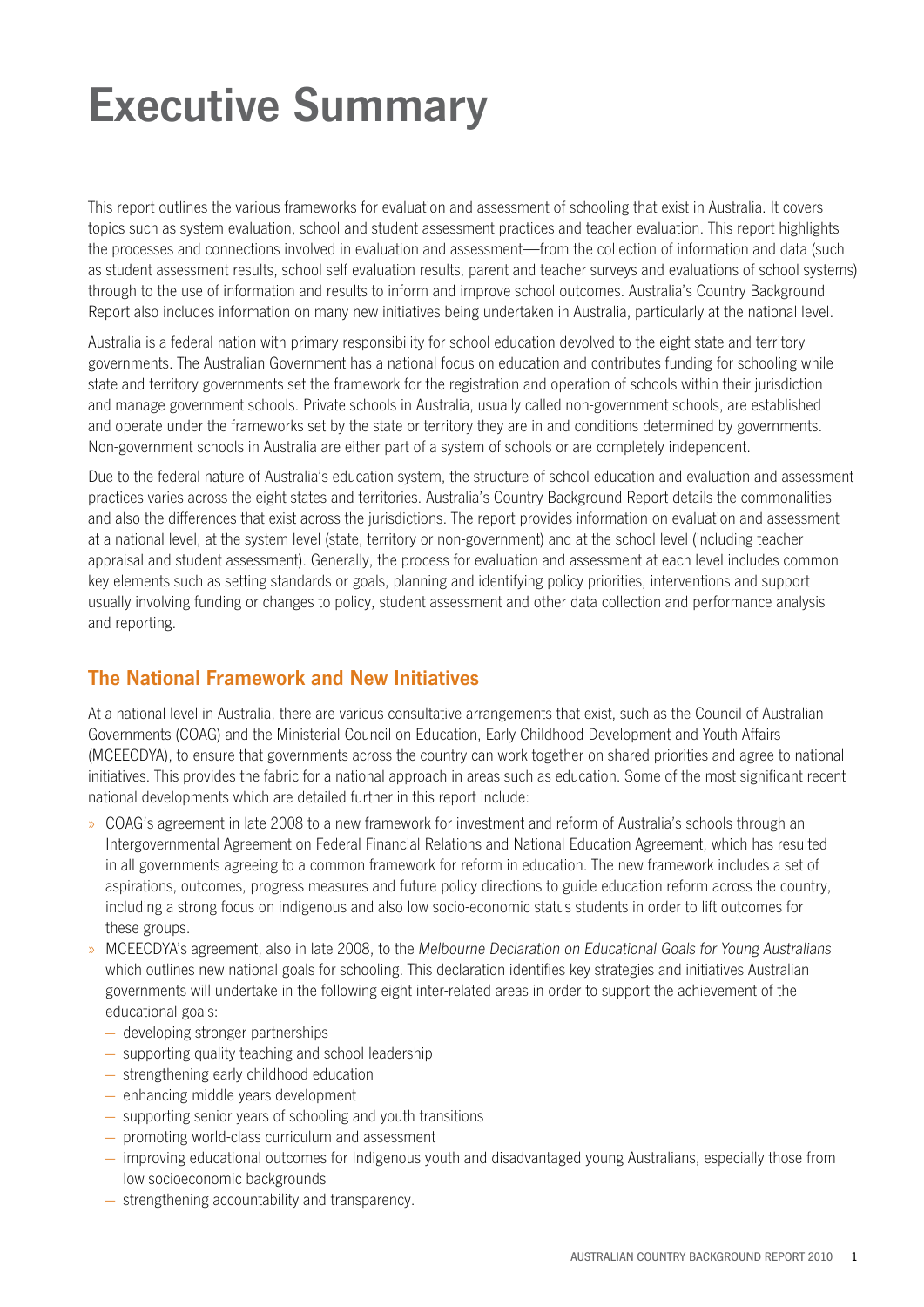# Executive Summary

This report outlines the various frameworks for evaluation and assessment of schooling that exist in Australia. It covers topics such as system evaluation, school and student assessment practices and teacher evaluation. This report highlights the processes and connections involved in evaluation and assessment—from the collection of information and data (such as student assessment results, school self evaluation results, parent and teacher surveys and evaluations of school systems) through to the use of information and results to inform and improve school outcomes. Australia's Country Background Report also includes information on many new initiatives being undertaken in Australia, particularly at the national level.

Australia is a federal nation with primary responsibility for school education devolved to the eight state and territory governments. The Australian Government has a national focus on education and contributes funding for schooling while state and territory governments set the framework for the registration and operation of schools within their jurisdiction and manage government schools. Private schools in Australia, usually called non-government schools, are established and operate under the frameworks set by the state or territory they are in and conditions determined by governments. Non-government schools in Australia are either part of a system of schools or are completely independent.

Due to the federal nature of Australia's education system, the structure of school education and evaluation and assessment practices varies across the eight states and territories. Australia's Country Background Report details the commonalities and also the differences that exist across the jurisdictions. The report provides information on evaluation and assessment at a national level, at the system level (state, territory or non-government) and at the school level (including teacher appraisal and student assessment). Generally, the process for evaluation and assessment at each level includes common key elements such as setting standards or goals, planning and identifying policy priorities, interventions and support usually involving funding or changes to policy, student assessment and other data collection and performance analysis and reporting.

## The National Framework and New Initiatives

At a national level in Australia, there are various consultative arrangements that exist, such as the Council of Australian Governments (COAG) and the Ministerial Council on Education, Early Childhood Development and Youth Affairs (MCEECDYA), to ensure that governments across the country can work together on shared priorities and agree to national initiatives. This provides the fabric for a national approach in areas such as education. Some of the most significant recent national developments which are detailed further in this report include:

- COAG's agreement in late 2008 to a new framework for investment and reform of Australia's schools through an Intergovernmental Agreement on Federal Financial Relations and National Education Agreement, which has resulted in all governments agreeing to a common framework for reform in education. The new framework includes a set of aspirations, outcomes, progress measures and future policy directions to guide education reform across the country, including a strong focus on indigenous and also low socio-economic status students in order to lift outcomes for these groups.
- MCEECDYA's agreement, also in late 2008, to the *Melbourne Declaration on Educational Goals for Young Australians* which outlines new national goals for schooling. This declaration identifies key strategies and initiatives Australian governments will undertake in the following eight inter-related areas in order to support the achievement of the educational goals:
  - developing stronger partnerships
  - supporting quality teaching and school leadership
  - strengthening early childhood education
  - enhancing middle years development
  - supporting senior years of schooling and youth transitions
  - promoting world-class curriculum and assessment
  - improving educational outcomes for Indigenous youth and disadvantaged young Australians, especially those from low socioeconomic backgrounds
  - strengthening accountability and transparency.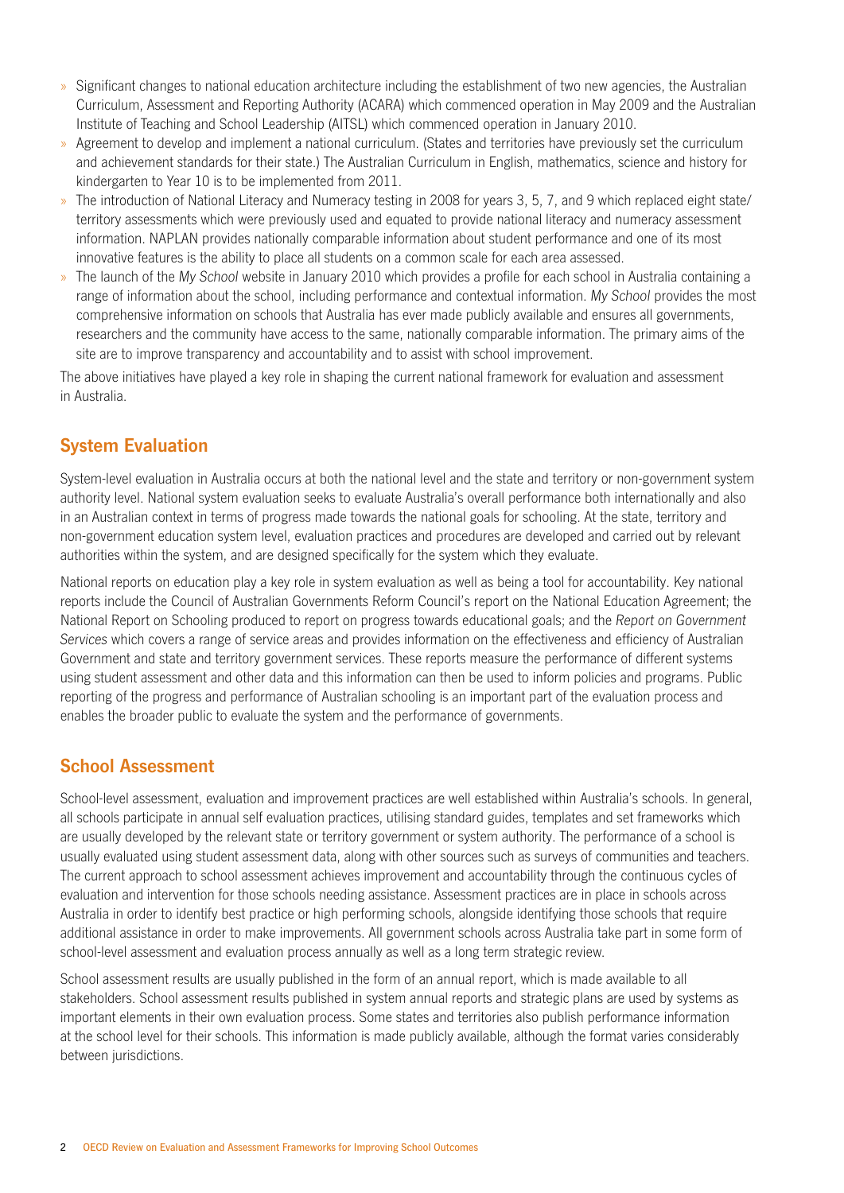- Significant changes to national education architecture including the establishment of two new agencies, the Australian Curriculum, Assessment and Reporting Authority (ACARA) which commenced operation in May 2009 and the Australian Institute of Teaching and School Leadership (AITSL) which commenced operation in January 2010.
- Agreement to develop and implement a national curriculum. (States and territories have previously set the curriculum and achievement standards for their state.) The Australian Curriculum in English, mathematics, science and history for kindergarten to Year 10 is to be implemented from 2011.
- The introduction of National Literacy and Numeracy testing in 2008 for years 3, 5, 7, and 9 which replaced eight state/territory assessments which were previously used and equated to provide national literacy and numeracy assessment information. NAPLAN provides nationally comparable information about student performance and one of its most innovative features is the ability to place all students on a common scale for each area assessed.
- The launch of the *My School* website in January 2010 which provides a profile for each school in Australia containing a range of information about the school, including performance and contextual information. *My School* provides the most comprehensive information on schools that Australia has ever made publicly available and ensures all governments, researchers and the community have access to the same, nationally comparable information. The primary aims of the site are to improve transparency and accountability and to assist with school improvement.

The above initiatives have played a key role in shaping the current national framework for evaluation and assessment in Australia.

## System Evaluation

System-level evaluation in Australia occurs at both the national level and the state and territory or non-government system authority level. National system evaluation seeks to evaluate Australia's overall performance both internationally and also in an Australian context in terms of progress made towards the national goals for schooling. At the state, territory and non-government education system level, evaluation practices and procedures are developed and carried out by relevant authorities within the system, and are designed specifically for the system which they evaluate.

National reports on education play a key role in system evaluation as well as being a tool for accountability. Key national reports include the Council of Australian Governments Reform Council's report on the National Education Agreement; the National Report on Schooling produced to report on progress towards educational goals; and the *Report on Government Services* which covers a range of service areas and provides information on the effectiveness and efficiency of Australian Government and state and territory government services. These reports measure the performance of different systems using student assessment and other data and this information can then be used to inform policies and programs. Public reporting of the progress and performance of Australian schooling is an important part of the evaluation process and enables the broader public to evaluate the system and the performance of governments.

## School Assessment

School-level assessment, evaluation and improvement practices are well established within Australia's schools. In general, all schools participate in annual self evaluation practices, utilising standard guides, templates and set frameworks which are usually developed by the relevant state or territory government or system authority. The performance of a school is usually evaluated using student assessment data, along with other sources such as surveys of communities and teachers. The current approach to school assessment achieves improvement and accountability through the continuous cycles of evaluation and intervention for those schools needing assistance. Assessment practices are in place in schools across Australia in order to identify best practice or high performing schools, alongside identifying those schools that require additional assistance in order to make improvements. All government schools across Australia take part in some form of school-level assessment and evaluation process annually as well as a long term strategic review.

School assessment results are usually published in the form of an annual report, which is made available to all stakeholders. School assessment results published in system annual reports and strategic plans are used by systems as important elements in their own evaluation process. Some states and territories also publish performance information at the school level for their schools. This information is made publicly available, although the format varies considerably between jurisdictions.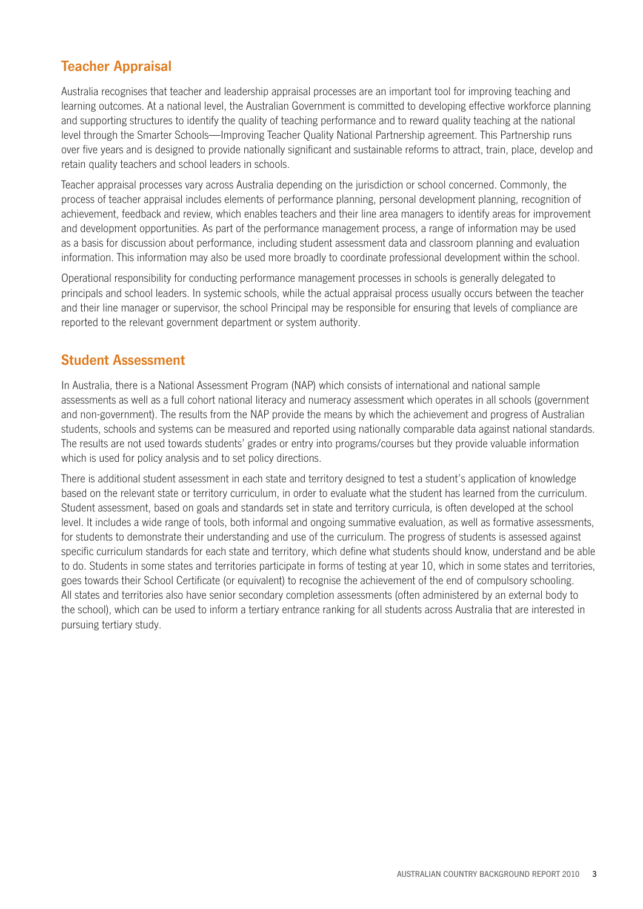## Teacher Appraisal

Australia recognises that teacher and leadership appraisal processes are an important tool for improving teaching and learning outcomes. At a national level, the Australian Government is committed to developing effective workforce planning and supporting structures to identify the quality of teaching performance and to reward quality teaching at the national level through the Smarter Schools—Improving Teacher Quality National Partnership agreement. This Partnership runs over five years and is designed to provide nationally significant and sustainable reforms to attract, train, place, develop and retain quality teachers and school leaders in schools.

Teacher appraisal processes vary across Australia depending on the jurisdiction or school concerned. Commonly, the process of teacher appraisal includes elements of performance planning, personal development planning, recognition of achievement, feedback and review, which enables teachers and their line area managers to identify areas for improvement and development opportunities. As part of the performance management process, a range of information may be used as a basis for discussion about performance, including student assessment data and classroom planning and evaluation information. This information may also be used more broadly to coordinate professional development within the school.

Operational responsibility for conducting performance management processes in schools is generally delegated to principals and school leaders. In systemic schools, while the actual appraisal process usually occurs between the teacher and their line manager or supervisor, the school Principal may be responsible for ensuring that levels of compliance are reported to the relevant government department or system authority.

## Student Assessment

In Australia, there is a National Assessment Program (NAP) which consists of international and national sample assessments as well as a full cohort national literacy and numeracy assessment which operates in all schools (government and non-government). The results from the NAP provide the means by which the achievement and progress of Australian students, schools and systems can be measured and reported using nationally comparable data against national standards. The results are not used towards students' grades or entry into programs/courses but they provide valuable information which is used for policy analysis and to set policy directions.

There is additional student assessment in each state and territory designed to test a student's application of knowledge based on the relevant state or territory curriculum, in order to evaluate what the student has learned from the curriculum. Student assessment, based on goals and standards set in state and territory curricula, is often developed at the school level. It includes a wide range of tools, both informal and ongoing summative evaluation, as well as formative assessments, for students to demonstrate their understanding and use of the curriculum. The progress of students is assessed against specific curriculum standards for each state and territory, which define what students should know, understand and be able to do. Students in some states and territories participate in forms of testing at year 10, which in some states and territories, goes towards their School Certificate (or equivalent) to recognise the achievement of the end of compulsory schooling. All states and territories also have senior secondary completion assessments (often administered by an external body to the school), which can be used to inform a tertiary entrance ranking for all students across Australia that are interested in pursuing tertiary study.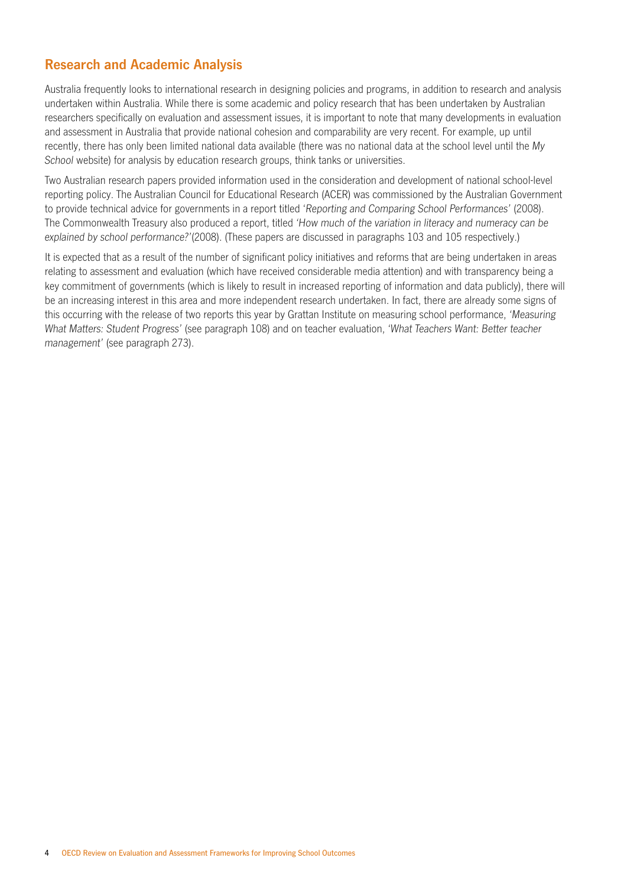## Research and Academic Analysis

Australia frequently looks to international research in designing policies and programs, in addition to research and analysis undertaken within Australia. While there is some academic and policy research that has been undertaken by Australian researchers specifically on evaluation and assessment issues, it is important to note that many developments in evaluation and assessment in Australia that provide national cohesion and comparability are very recent. For example, up until recently, there has only been limited national data available (there was no national data at the school level until the *My School* website) for analysis by education research groups, think tanks or universities.

Two Australian research papers provided information used in the consideration and development of national school-level reporting policy. The Australian Council for Educational Research (ACER) was commissioned by the Australian Government to provide technical advice for governments in a report titled '*Reporting and Comparing School Performances*' (2008). The Commonwealth Treasury also produced a report, titled *'How much of the variation in literacy and numeracy can be explained by school performance?'*(2008). (These papers are discussed in paragraphs 103 and 105 respectively.)

It is expected that as a result of the number of significant policy initiatives and reforms that are being undertaken in areas relating to assessment and evaluation (which have received considerable media attention) and with transparency being a key commitment of governments (which is likely to result in increased reporting of information and data publicly), there will be an increasing interest in this area and more independent research undertaken. In fact, there are already some signs of this occurring with the release of two reports this year by Grattan Institute on measuring school performance, *'Measuring What Matters: Student Progress'* (see paragraph 108) and on teacher evaluation, *'What Teachers Want: Better teacher management'* (see paragraph 273).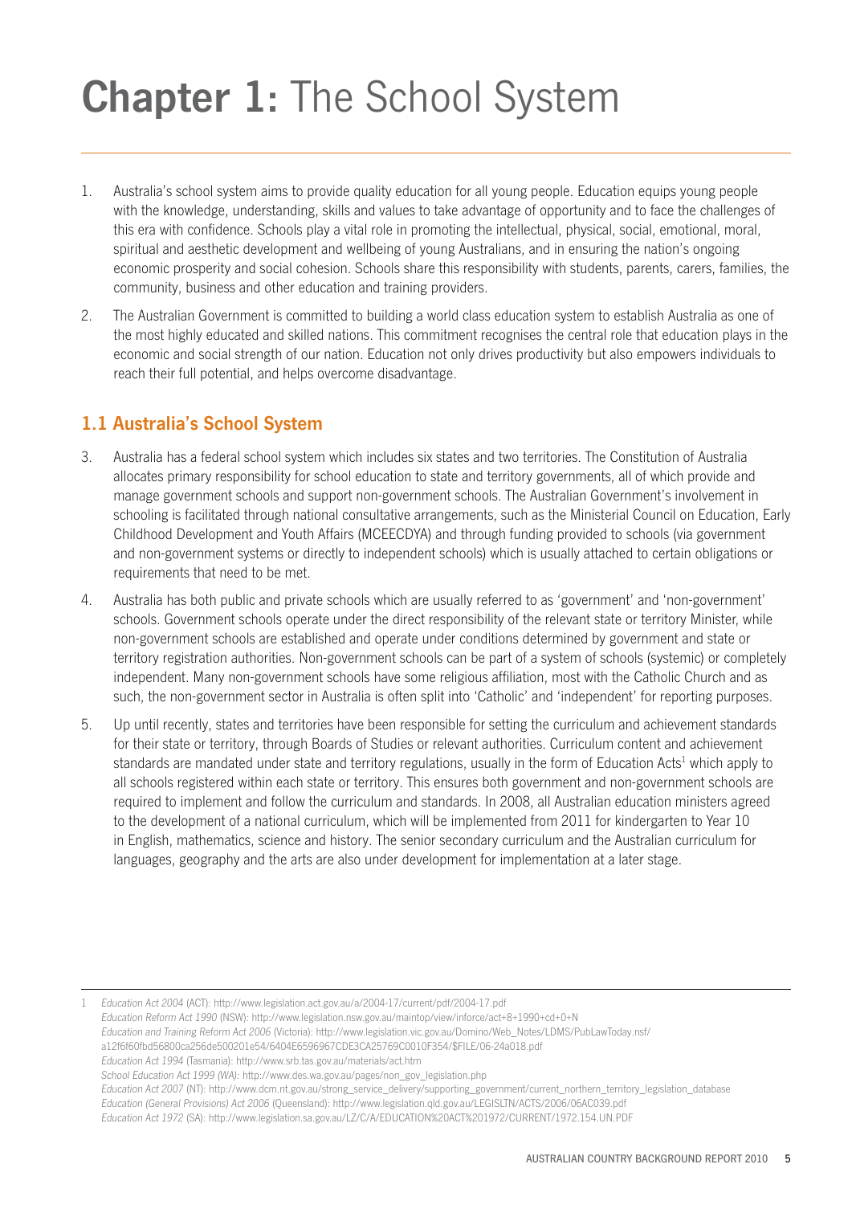# **Chapter 1:** The School System

1. Australia's school system aims to provide quality education for all young people. Education equips young people with the knowledge, understanding, skills and values to take advantage of opportunity and to face the challenges of this era with confidence. Schools play a vital role in promoting the intellectual, physical, social, emotional, moral, spiritual and aesthetic development and wellbeing of young Australians, and in ensuring the nation's ongoing economic prosperity and social cohesion. Schools share this responsibility with students, parents, carers, families, the community, business and other education and training providers.

2. The Australian Government is committed to building a world class education system to establish Australia as one of the most highly educated and skilled nations. This commitment recognises the central role that education plays in the economic and social strength of our nation. Education not only drives productivity but also empowers individuals to reach their full potential, and helps overcome disadvantage.

## 1.1 Australia's School System

3. Australia has a federal school system which includes six states and two territories. The Constitution of Australia allocates primary responsibility for school education to state and territory governments, all of which provide and manage government schools and support non-government schools. The Australian Government's involvement in schooling is facilitated through national consultative arrangements, such as the Ministerial Council on Education, Early Childhood Development and Youth Affairs (MCEECDYA) and through funding provided to schools (via government and non-government systems or directly to independent schools) which is usually attached to certain obligations or requirements that need to be met.

4. Australia has both public and private schools which are usually referred to as 'government' and 'non-government' schools. Government schools operate under the direct responsibility of the relevant state or territory Minister, while non-government schools are established and operate under conditions determined by government and state or territory registration authorities. Non-government schools can be part of a system of schools (systemic) or completely independent. Many non-government schools have some religious affiliation, most with the Catholic Church and as such, the non-government sector in Australia is often split into 'Catholic' and 'independent' for reporting purposes.

5. Up until recently, states and territories have been responsible for setting the curriculum and achievement standards for their state or territory, through Boards of Studies or relevant authorities. Curriculum content and achievement standards are mandated under state and territory regulations, usually in the form of Education Acts[1] which apply to all schools registered within each state or territory. This ensures both government and non-government schools are required to implement and follow the curriculum and standards. In 2008, all Australian education ministers agreed to the development of a national curriculum, which will be implemented from 2011 for kindergarten to Year 10 in English, mathematics, science and history. The senior secondary curriculum and the Australian curriculum for languages, geography and the arts are also under development for implementation at a later stage.

---

1 *Education Act 2004* (ACT): http://www.legislation.act.gov.au/a/2004-17/current/pdf/2004-17.pdf
*Education Reform Act 1990* (NSW): http://www.legislation.nsw.gov.au/maintop/view/inforce/act+8+1990+cd+0+N
*Education and Training Reform Act 2006* (Victoria): http://www.legislation.vic.gov.au/Domino/Web_Notes/LDMS/PubLawToday.nsf/a12f6f60fbd56800ca256de500201e54/6404E6596967CDE3CA25769C0010F354/$FILE/06-24a018.pdf
*Education Act 1994* (Tasmania): http://www.srb.tas.gov.au/materials/act.htm
*School Education Act 1999 (WA)*: http://www.des.wa.gov.au/pages/non_gov_legislation.php
*Education Act 2007* (NT): http://www.dcm.nt.gov.au/strong_service_delivery/supporting_government/current_northern_territory_legislation_database
*Education (General Provisions) Act 2006* (Queensland): http://www.legislation.qld.gov.au/LEGISLTN/ACTS/2006/06AC039.pdf
*Education Act 1972* (SA): http://www.legislation.sa.gov.au/LZ/C/A/EDUCATION%20ACT%201972/CURRENT/1972.154.UN.PDF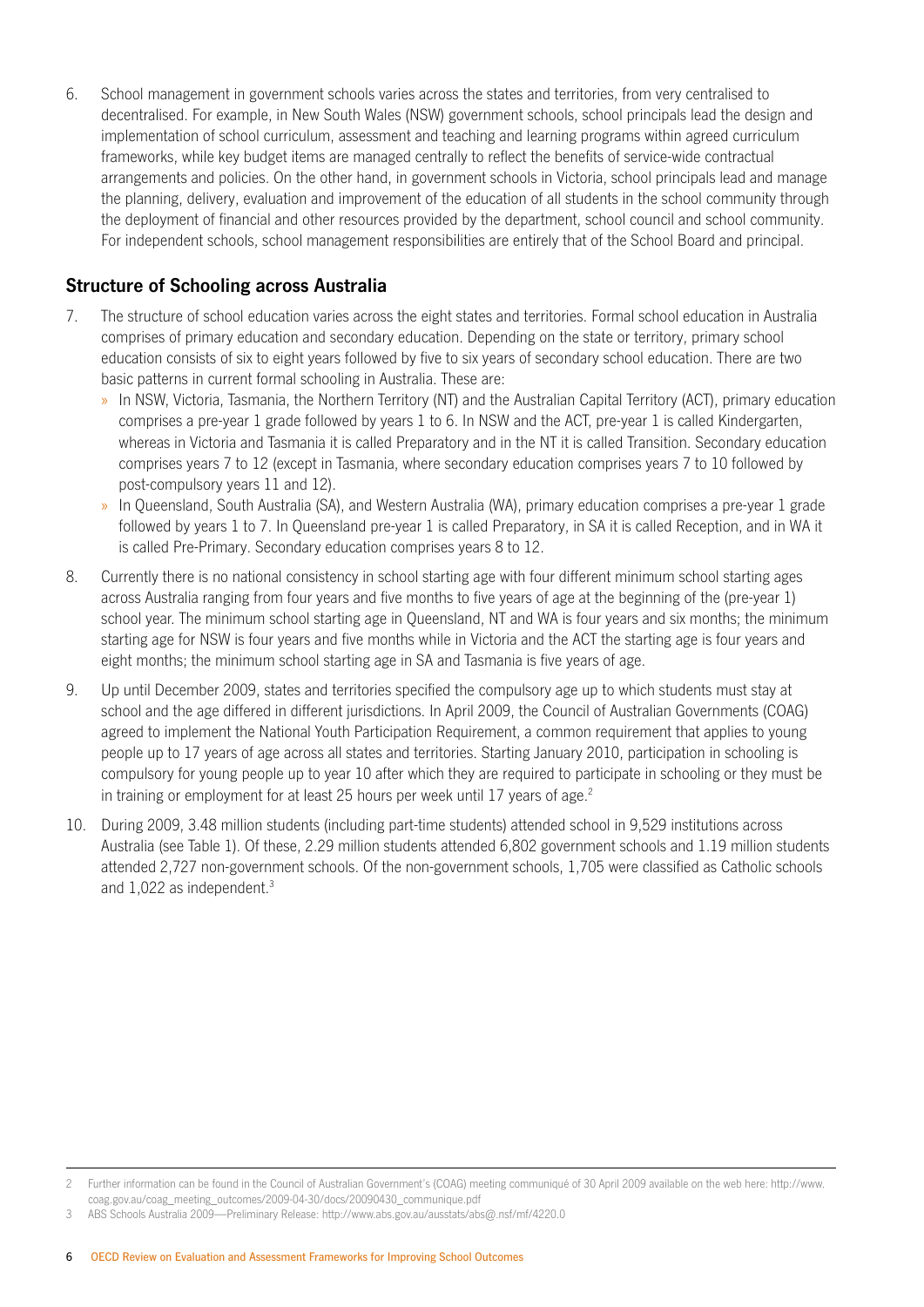6. School management in government schools varies across the states and territories, from very centralised to decentralised. For example, in New South Wales (NSW) government schools, school principals lead the design and implementation of school curriculum, assessment and teaching and learning programs within agreed curriculum frameworks, while key budget items are managed centrally to reflect the benefits of service-wide contractual arrangements and policies. On the other hand, in government schools in Victoria, school principals lead and manage the planning, delivery, evaluation and improvement of the education of all students in the school community through the deployment of financial and other resources provided by the department, school council and school community. For independent schools, school management responsibilities are entirely that of the School Board and principal.

## Structure of Schooling across Australia

7. The structure of school education varies across the eight states and territories. Formal school education in Australia comprises of primary education and secondary education. Depending on the state or territory, primary school education consists of six to eight years followed by five to six years of secondary school education. There are two basic patterns in current formal schooling in Australia. These are:
   - In NSW, Victoria, Tasmania, the Northern Territory (NT) and the Australian Capital Territory (ACT), primary education comprises a pre-year 1 grade followed by years 1 to 6. In NSW and the ACT, pre-year 1 is called Kindergarten, whereas in Victoria and Tasmania it is called Preparatory and in the NT it is called Transition. Secondary education comprises years 7 to 12 (except in Tasmania, where secondary education comprises years 7 to 10 followed by post-compulsory years 11 and 12).
   - In Queensland, South Australia (SA), and Western Australia (WA), primary education comprises a pre-year 1 grade followed by years 1 to 7. In Queensland pre-year 1 is called Preparatory, in SA it is called Reception, and in WA it is called Pre-Primary. Secondary education comprises years 8 to 12.

8. Currently there is no national consistency in school starting age with four different minimum school starting ages across Australia ranging from four years and five months to five years of age at the beginning of the (pre-year 1) school year. The minimum school starting age in Queensland, NT and WA is four years and six months; the minimum starting age for NSW is four years and five months while in Victoria and the ACT the starting age is four years and eight months; the minimum school starting age in SA and Tasmania is five years of age.

9. Up until December 2009, states and territories specified the compulsory age up to which students must stay at school and the age differed in different jurisdictions. In April 2009, the Council of Australian Governments (COAG) agreed to implement the National Youth Participation Requirement, a common requirement that applies to young people up to 17 years of age across all states and territories. Starting January 2010, participation in schooling is compulsory for young people up to year 10 after which they are required to participate in schooling or they must be in training or employment for at least 25 hours per week until 17 years of age.[2]

10. During 2009, 3.48 million students (including part-time students) attended school in 9,529 institutions across Australia (see Table 1). Of these, 2.29 million students attended 6,802 government schools and 1.19 million students attended 2,727 non-government schools. Of the non-government schools, 1,705 were classified as Catholic schools and 1,022 as independent.[3]

---

2 Further information can be found in the Council of Australian Government's (COAG) meeting communiqué of 30 April 2009 available on the web here: http://www.coag.gov.au/coag_meeting_outcomes/2009-04-30/docs/20090430_communique.pdf

3 ABS Schools Australia 2009—Preliminary Release: http://www.abs.gov.au/ausstats/abs@.nsf/mf/4220.0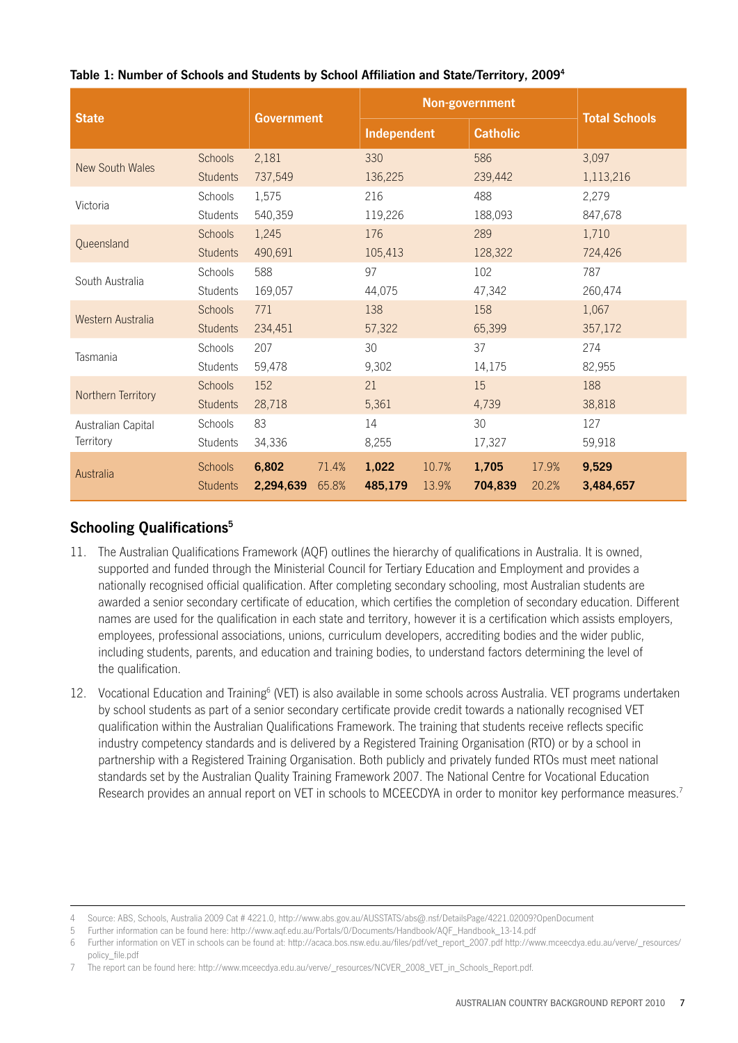**Table 1: Number of Schools and Students by School Affiliation and State/Territory, 2009[4]**

| State | | Government | | Non-government | | | | Total Schools |
|---|---|---|---|---|---|---|---|---|
| | | | | Independent | | Catholic | | |
| New South Wales | Schools | 2,181 | | 330 | | 586 | | 3,097 |
| | Students | 737,549 | | 136,225 | | 239,442 | | 1,113,216 |
| Victoria | Schools | 1,575 | | 216 | | 488 | | 2,279 |
| | Students | 540,359 | | 119,226 | | 188,093 | | 847,678 |
| Queensland | Schools | 1,245 | | 176 | | 289 | | 1,710 |
| | Students | 490,691 | | 105,413 | | 128,322 | | 724,426 |
| South Australia | Schools | 588 | | 97 | | 102 | | 787 |
| | Students | 169,057 | | 44,075 | | 47,342 | | 260,474 |
| Western Australia | Schools | 771 | | 138 | | 158 | | 1,067 |
| | Students | 234,451 | | 57,322 | | 65,399 | | 357,172 |
| Tasmania | Schools | 207 | | 30 | | 37 | | 274 |
| | Students | 59,478 | | 9,302 | | 14,175 | | 82,955 |
| Northern Territory | Schools | 152 | | 21 | | 15 | | 188 |
| | Students | 28,718 | | 5,361 | | 4,739 | | 38,818 |
| Australian Capital Territory | Schools | 83 | | 14 | | 30 | | 127 |
| | Students | 34,336 | | 8,255 | | 17,327 | | 59,918 |
| Australia | Schools | **6,802** | 71.4% | **1,022** | 10.7% | **1,705** | 17.9% | **9,529** |
| | Students | **2,294,639** | 65.8% | **485,179** | 13.9% | **704,839** | 20.2% | **3,484,657** |

## Schooling Qualifications[5]

11. The Australian Qualifications Framework (AQF) outlines the hierarchy of qualifications in Australia. It is owned, supported and funded through the Ministerial Council for Tertiary Education and Employment and provides a nationally recognised official qualification. After completing secondary schooling, most Australian students are awarded a senior secondary certificate of education, which certifies the completion of secondary education. Different names are used for the qualification in each state and territory, however it is a certification which assists employers, employees, professional associations, unions, curriculum developers, accrediting bodies and the wider public, including students, parents, and education and training bodies, to understand factors determining the level of the qualification.

12. Vocational Education and Training[6] (VET) is also available in some schools across Australia. VET programs undertaken by school students as part of a senior secondary certificate provide credit towards a nationally recognised VET qualification within the Australian Qualifications Framework. The training that students receive reflects specific industry competency standards and is delivered by a Registered Training Organisation (RTO) or by a school in partnership with a Registered Training Organisation. Both publicly and privately funded RTOs must meet national standards set by the Australian Quality Training Framework 2007. The National Centre for Vocational Education Research provides an annual report on VET in schools to MCEECDYA in order to monitor key performance measures.[7]

---

4 Source: ABS, Schools, Australia 2009 Cat # 4221.0, http://www.abs.gov.au/AUSSTATS/abs@.nsf/DetailsPage/4221.02009?OpenDocument

5 Further information can be found here: http://www.aqf.edu.au/Portals/0/Documents/Handbook/AQF_Handbook_13-14.pdf

6 Further information on VET in schools can be found at: http://acaca.bos.nsw.edu.au/files/pdf/vet_report_2007.pdf http://www.mceecdya.edu.au/verve/_resources/policy_file.pdf

7 The report can be found here: http://www.mceecdya.edu.au/verve/_resources/NCVER_2008_VET_in_Schools_Report.pdf.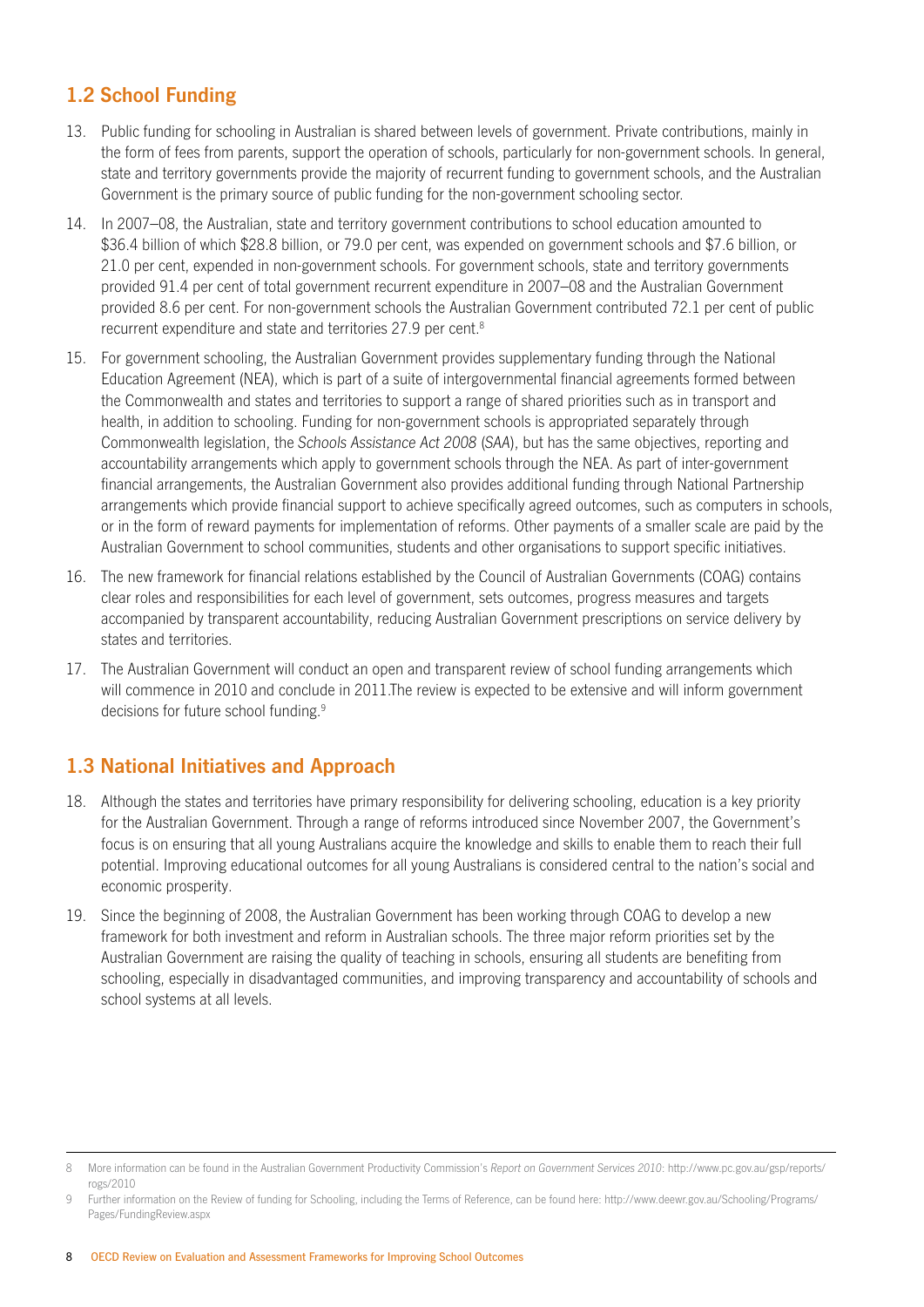## 1.2 School Funding

13. Public funding for schooling in Australian is shared between levels of government. Private contributions, mainly in the form of fees from parents, support the operation of schools, particularly for non-government schools. In general, state and territory governments provide the majority of recurrent funding to government schools, and the Australian Government is the primary source of public funding for the non-government schooling sector.

14. In 2007–08, the Australian, state and territory government contributions to school education amounted to $36.4 billion of which $28.8 billion, or 79.0 per cent, was expended on government schools and $7.6 billion, or 21.0 per cent, expended in non-government schools. For government schools, state and territory governments provided 91.4 per cent of total government recurrent expenditure in 2007–08 and the Australian Government provided 8.6 per cent. For non-government schools the Australian Government contributed 72.1 per cent of public recurrent expenditure and state and territories 27.9 per cent.[8]

15. For government schooling, the Australian Government provides supplementary funding through the National Education Agreement (NEA), which is part of a suite of intergovernmental financial agreements formed between the Commonwealth and states and territories to support a range of shared priorities such as in transport and health, in addition to schooling. Funding for non-government schools is appropriated separately through Commonwealth legislation, the *Schools Assistance Act 2008* (*SAA*), but has the same objectives, reporting and accountability arrangements which apply to government schools through the NEA. As part of inter-government financial arrangements, the Australian Government also provides additional funding through National Partnership arrangements which provide financial support to achieve specifically agreed outcomes, such as computers in schools, or in the form of reward payments for implementation of reforms. Other payments of a smaller scale are paid by the Australian Government to school communities, students and other organisations to support specific initiatives.

16. The new framework for financial relations established by the Council of Australian Governments (COAG) contains clear roles and responsibilities for each level of government, sets outcomes, progress measures and targets accompanied by transparent accountability, reducing Australian Government prescriptions on service delivery by states and territories.

17. The Australian Government will conduct an open and transparent review of school funding arrangements which will commence in 2010 and conclude in 2011.The review is expected to be extensive and will inform government decisions for future school funding.[9]

## 1.3 National Initiatives and Approach

18. Although the states and territories have primary responsibility for delivering schooling, education is a key priority for the Australian Government. Through a range of reforms introduced since November 2007, the Government's focus is on ensuring that all young Australians acquire the knowledge and skills to enable them to reach their full potential. Improving educational outcomes for all young Australians is considered central to the nation's social and economic prosperity.

19. Since the beginning of 2008, the Australian Government has been working through COAG to develop a new framework for both investment and reform in Australian schools. The three major reform priorities set by the Australian Government are raising the quality of teaching in schools, ensuring all students are benefiting from schooling, especially in disadvantaged communities, and improving transparency and accountability of schools and school systems at all levels.

---

8 More information can be found in the Australian Government Productivity Commission's *Report on Government Services 2010*: http://www.pc.gov.au/gsp/reports/rogs/2010

9 Further information on the Review of funding for Schooling, including the Terms of Reference, can be found here: http://www.deewr.gov.au/Schooling/Programs/Pages/FundingReview.aspx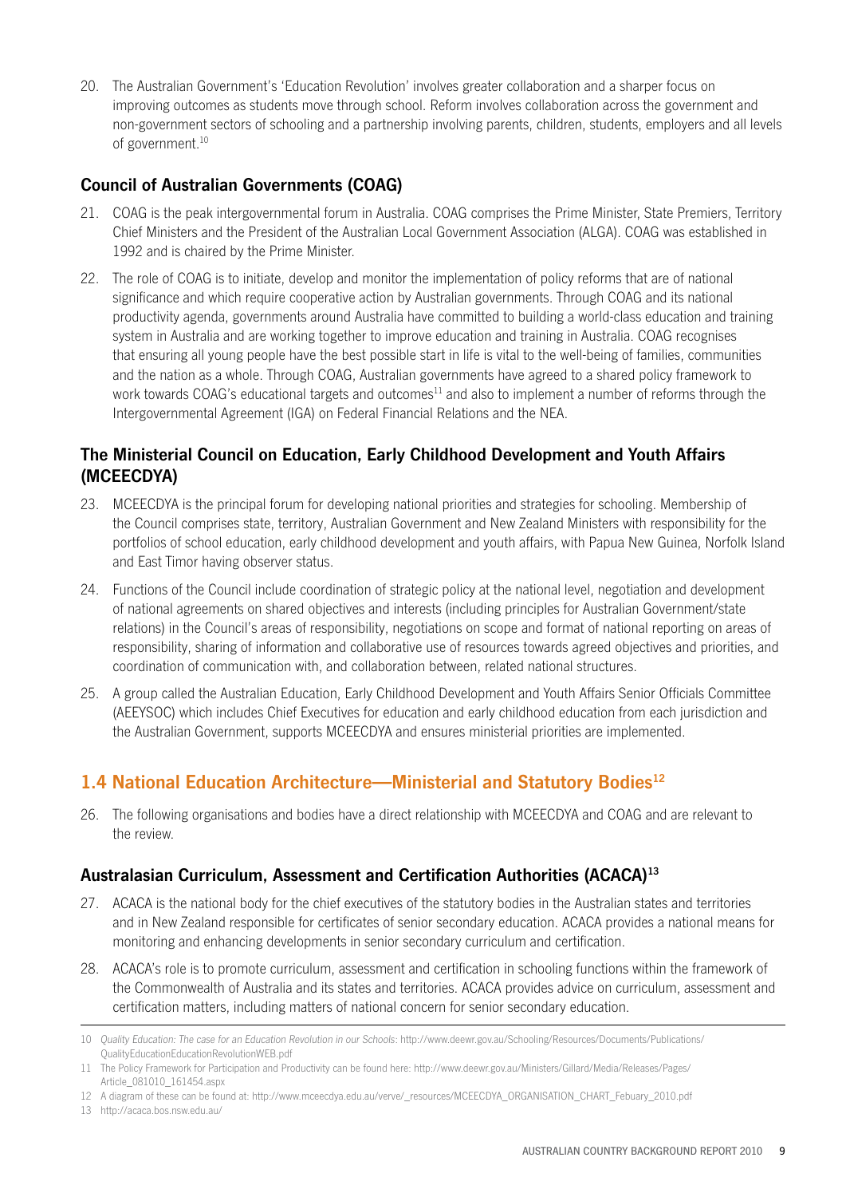20. The Australian Government's 'Education Revolution' involves greater collaboration and a sharper focus on improving outcomes as students move through school. Reform involves collaboration across the government and non-government sectors of schooling and a partnership involving parents, children, students, employers and all levels of government.[10]

### Council of Australian Governments (COAG)

21. COAG is the peak intergovernmental forum in Australia. COAG comprises the Prime Minister, State Premiers, Territory Chief Ministers and the President of the Australian Local Government Association (ALGA). COAG was established in 1992 and is chaired by the Prime Minister.

22. The role of COAG is to initiate, develop and monitor the implementation of policy reforms that are of national significance and which require cooperative action by Australian governments. Through COAG and its national productivity agenda, governments around Australia have committed to building a world-class education and training system in Australia and are working together to improve education and training in Australia. COAG recognises that ensuring all young people have the best possible start in life is vital to the well-being of families, communities and the nation as a whole. Through COAG, Australian governments have agreed to a shared policy framework to work towards COAG's educational targets and outcomes[11] and also to implement a number of reforms through the Intergovernmental Agreement (IGA) on Federal Financial Relations and the NEA.

### The Ministerial Council on Education, Early Childhood Development and Youth Affairs (MCEECDYA)

23. MCEECDYA is the principal forum for developing national priorities and strategies for schooling. Membership of the Council comprises state, territory, Australian Government and New Zealand Ministers with responsibility for the portfolios of school education, early childhood development and youth affairs, with Papua New Guinea, Norfolk Island and East Timor having observer status.

24. Functions of the Council include coordination of strategic policy at the national level, negotiation and development of national agreements on shared objectives and interests (including principles for Australian Government/state relations) in the Council's areas of responsibility, negotiations on scope and format of national reporting on areas of responsibility, sharing of information and collaborative use of resources towards agreed objectives and priorities, and coordination of communication with, and collaboration between, related national structures.

25. A group called the Australian Education, Early Childhood Development and Youth Affairs Senior Officials Committee (AEEYSOC) which includes Chief Executives for education and early childhood education from each jurisdiction and the Australian Government, supports MCEECDYA and ensures ministerial priorities are implemented.

## 1.4 National Education Architecture—Ministerial and Statutory Bodies[12]

26. The following organisations and bodies have a direct relationship with MCEECDYA and COAG and are relevant to the review.

### Australasian Curriculum, Assessment and Certification Authorities (ACACA)[13]

27. ACACA is the national body for the chief executives of the statutory bodies in the Australian states and territories and in New Zealand responsible for certificates of senior secondary education. ACACA provides a national means for monitoring and enhancing developments in senior secondary curriculum and certification.

28. ACACA's role is to promote curriculum, assessment and certification in schooling functions within the framework of the Commonwealth of Australia and its states and territories. ACACA provides advice on curriculum, assessment and certification matters, including matters of national concern for senior secondary education.

---

10 *Quality Education: The case for an Education Revolution in our Schools*: http://www.deewr.gov.au/Schooling/Resources/Documents/Publications/QualityEducationEducationRevolutionWEB.pdf

11 The Policy Framework for Participation and Productivity can be found here: http://www.deewr.gov.au/Ministers/Gillard/Media/Releases/Pages/Article_081010_161454.aspx

12 A diagram of these can be found at: http://www.mceecdya.edu.au/verve/_resources/MCEECDYA_ORGANISATION_CHART_Febuary_2010.pdf

13 http://acaca.bos.nsw.edu.au/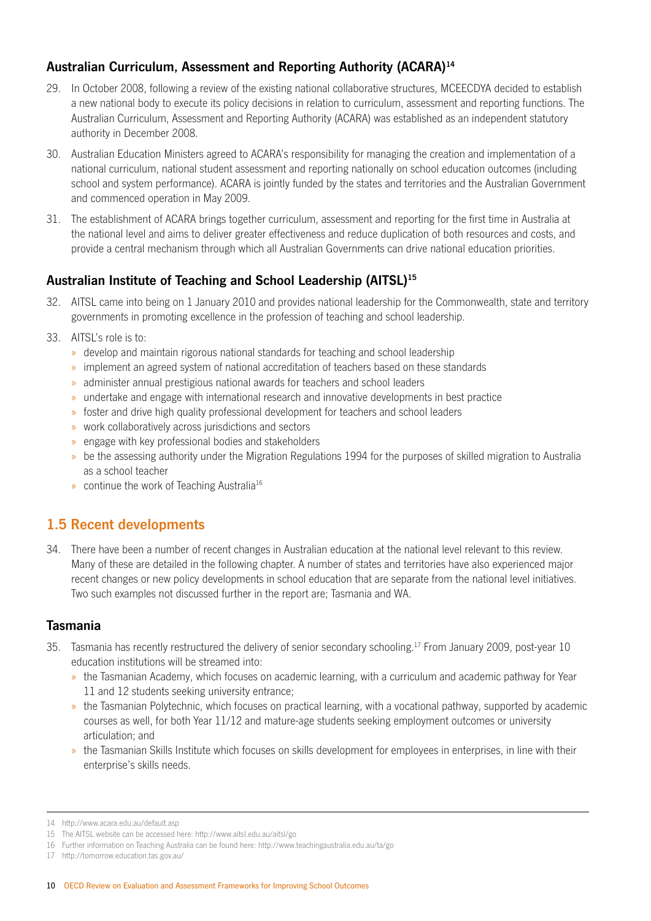### Australian Curriculum, Assessment and Reporting Authority (ACARA)[14]

29. In October 2008, following a review of the existing national collaborative structures, MCEECDYA decided to establish a new national body to execute its policy decisions in relation to curriculum, assessment and reporting functions. The Australian Curriculum, Assessment and Reporting Authority (ACARA) was established as an independent statutory authority in December 2008.

30. Australian Education Ministers agreed to ACARA's responsibility for managing the creation and implementation of a national curriculum, national student assessment and reporting nationally on school education outcomes (including school and system performance). ACARA is jointly funded by the states and territories and the Australian Government and commenced operation in May 2009.

31. The establishment of ACARA brings together curriculum, assessment and reporting for the first time in Australia at the national level and aims to deliver greater effectiveness and reduce duplication of both resources and costs, and provide a central mechanism through which all Australian Governments can drive national education priorities.

### Australian Institute of Teaching and School Leadership (AITSL)[15]

32. AITSL came into being on 1 January 2010 and provides national leadership for the Commonwealth, state and territory governments in promoting excellence in the profession of teaching and school leadership.

33. AITSL's role is to:
    - develop and maintain rigorous national standards for teaching and school leadership
    - implement an agreed system of national accreditation of teachers based on these standards
    - administer annual prestigious national awards for teachers and school leaders
    - undertake and engage with international research and innovative developments in best practice
    - foster and drive high quality professional development for teachers and school leaders
    - work collaboratively across jurisdictions and sectors
    - engage with key professional bodies and stakeholders
    - be the assessing authority under the Migration Regulations 1994 for the purposes of skilled migration to Australia as a school teacher
    - continue the work of Teaching Australia[16]

## 1.5 Recent developments

34. There have been a number of recent changes in Australian education at the national level relevant to this review. Many of these are detailed in the following chapter. A number of states and territories have also experienced major recent changes or new policy developments in school education that are separate from the national level initiatives. Two such examples not discussed further in the report are; Tasmania and WA.

### Tasmania

35. Tasmania has recently restructured the delivery of senior secondary schooling.[17] From January 2009, post-year 10 education institutions will be streamed into:
    - the Tasmanian Academy, which focuses on academic learning, with a curriculum and academic pathway for Year 11 and 12 students seeking university entrance;
    - the Tasmanian Polytechnic, which focuses on practical learning, with a vocational pathway, supported by academic courses as well, for both Year 11/12 and mature-age students seeking employment outcomes or university articulation; and
    - the Tasmanian Skills Institute which focuses on skills development for employees in enterprises, in line with their enterprise's skills needs.

---

14 http://www.acara.edu.au/default.asp

15 The AITSL website can be accessed here: http://www.aitsl.edu.au/aitsl/go

16 Further information on Teaching Australia can be found here: http://www.teachingaustralia.edu.au/ta/go

17 http://tomorrow.education.tas.gov.au/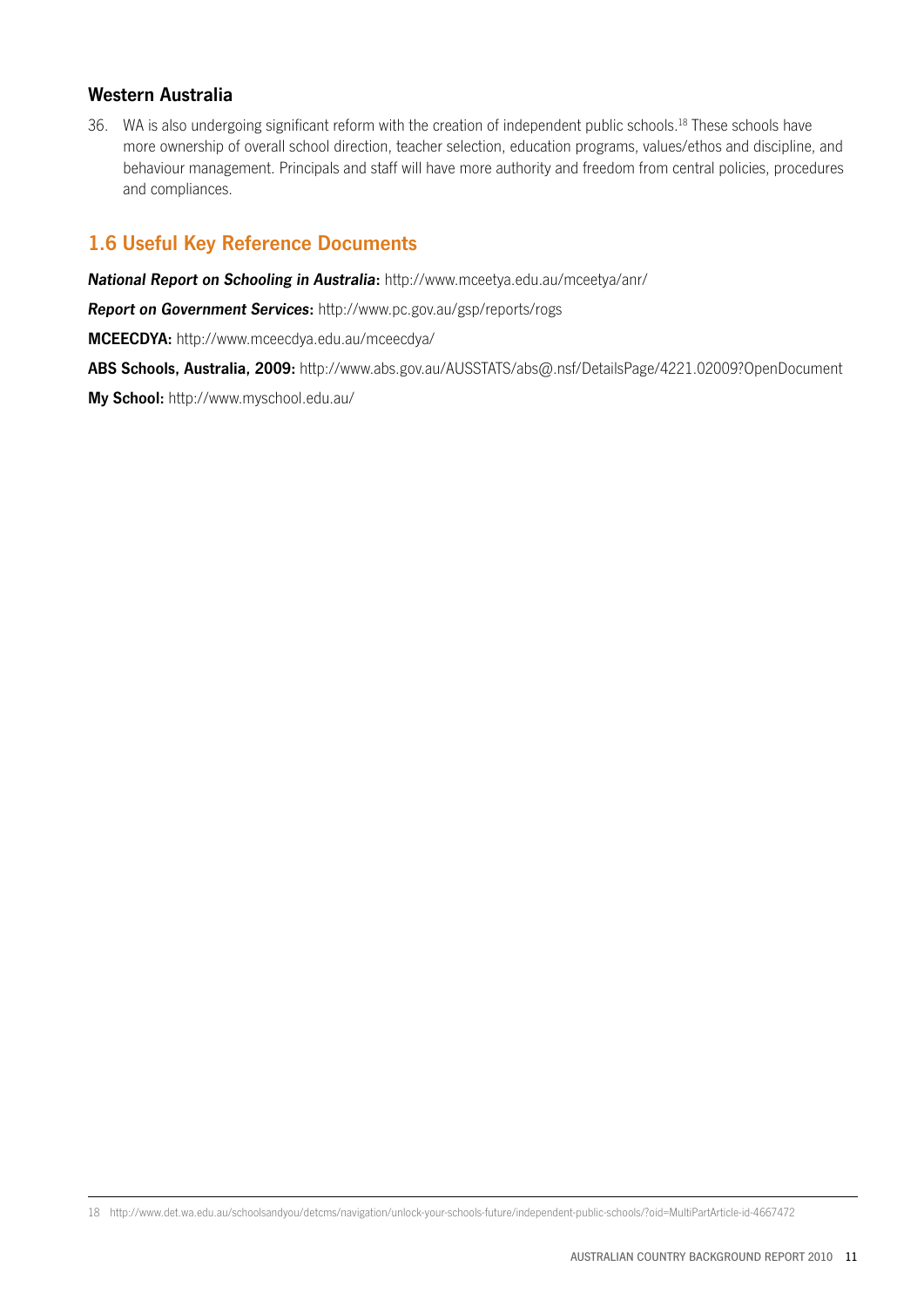### Western Australia

36. WA is also undergoing significant reform with the creation of independent public schools.[18] These schools have more ownership of overall school direction, teacher selection, education programs, values/ethos and discipline, and behaviour management. Principals and staff will have more authority and freedom from central policies, procedures and compliances.

## 1.6 Useful Key Reference Documents

***National Report on Schooling in Australia*:** http://www.mceetya.edu.au/mceetya/anr/

***Report on Government Services*:** http://www.pc.gov.au/gsp/reports/rogs

**MCEECDYA:** http://www.mceecdya.edu.au/mceecdya/

**ABS Schools, Australia, 2009:** http://www.abs.gov.au/AUSSTATS/abs@.nsf/DetailsPage/4221.02009?OpenDocument

**My School:** http://www.myschool.edu.au/

---

18 http://www.det.wa.edu.au/schoolsandyou/detcms/navigation/unlock-your-schools-future/independent-public-schools/?oid=MultiPartArticle-id-4667472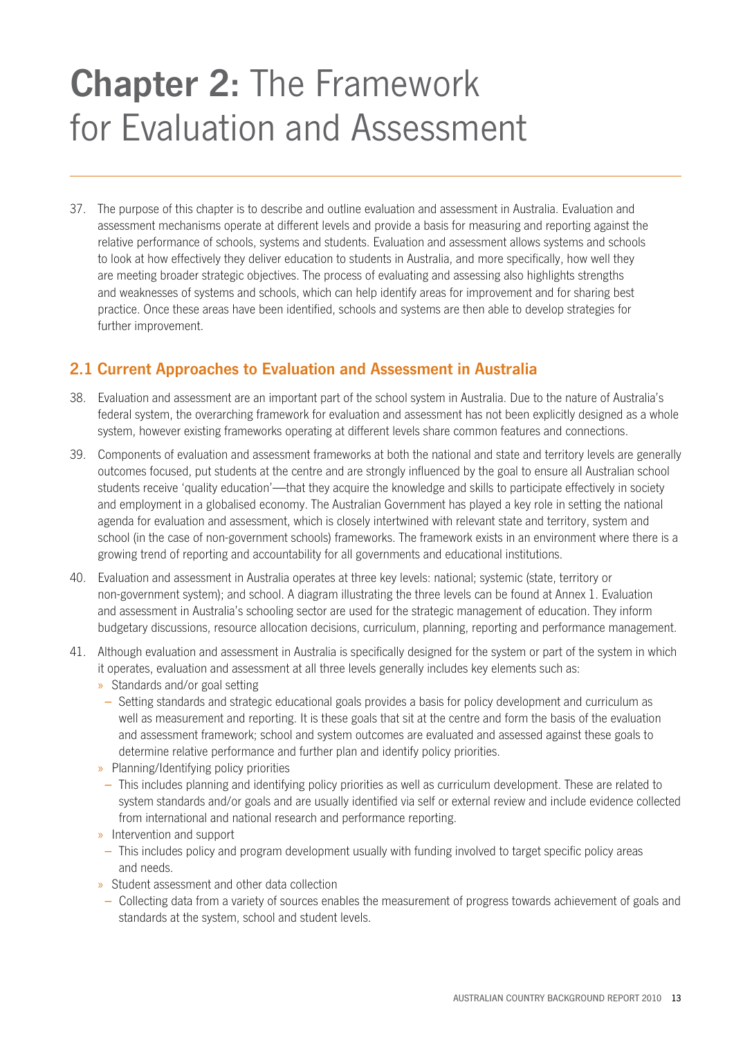# **Chapter 2:** The Framework for Evaluation and Assessment

37. The purpose of this chapter is to describe and outline evaluation and assessment in Australia. Evaluation and assessment mechanisms operate at different levels and provide a basis for measuring and reporting against the relative performance of schools, systems and students. Evaluation and assessment allows systems and schools to look at how effectively they deliver education to students in Australia, and more specifically, how well they are meeting broader strategic objectives. The process of evaluating and assessing also highlights strengths and weaknesses of systems and schools, which can help identify areas for improvement and for sharing best practice. Once these areas have been identified, schools and systems are then able to develop strategies for further improvement.

## 2.1 Current Approaches to Evaluation and Assessment in Australia

38. Evaluation and assessment are an important part of the school system in Australia. Due to the nature of Australia's federal system, the overarching framework for evaluation and assessment has not been explicitly designed as a whole system, however existing frameworks operating at different levels share common features and connections.

39. Components of evaluation and assessment frameworks at both the national and state and territory levels are generally outcomes focused, put students at the centre and are strongly influenced by the goal to ensure all Australian school students receive 'quality education'—that they acquire the knowledge and skills to participate effectively in society and employment in a globalised economy. The Australian Government has played a key role in setting the national agenda for evaluation and assessment, which is closely intertwined with relevant state and territory, system and school (in the case of non-government schools) frameworks. The framework exists in an environment where there is a growing trend of reporting and accountability for all governments and educational institutions.

40. Evaluation and assessment in Australia operates at three key levels: national; systemic (state, territory or non-government system); and school. A diagram illustrating the three levels can be found at Annex 1. Evaluation and assessment in Australia's schooling sector are used for the strategic management of education. They inform budgetary discussions, resource allocation decisions, curriculum, planning, reporting and performance management.

41. Although evaluation and assessment in Australia is specifically designed for the system or part of the system in which it operates, evaluation and assessment at all three levels generally includes key elements such as:
    - Standards and/or goal setting
      - Setting standards and strategic educational goals provides a basis for policy development and curriculum as well as measurement and reporting. It is these goals that sit at the centre and form the basis of the evaluation and assessment framework; school and system outcomes are evaluated and assessed against these goals to determine relative performance and further plan and identify policy priorities.
    - Planning/Identifying policy priorities
      - This includes planning and identifying policy priorities as well as curriculum development. These are related to system standards and/or goals and are usually identified via self or external review and include evidence collected from international and national research and performance reporting.
    - Intervention and support
      - This includes policy and program development usually with funding involved to target specific policy areas and needs.
    - Student assessment and other data collection
      - Collecting data from a variety of sources enables the measurement of progress towards achievement of goals and standards at the system, school and student levels.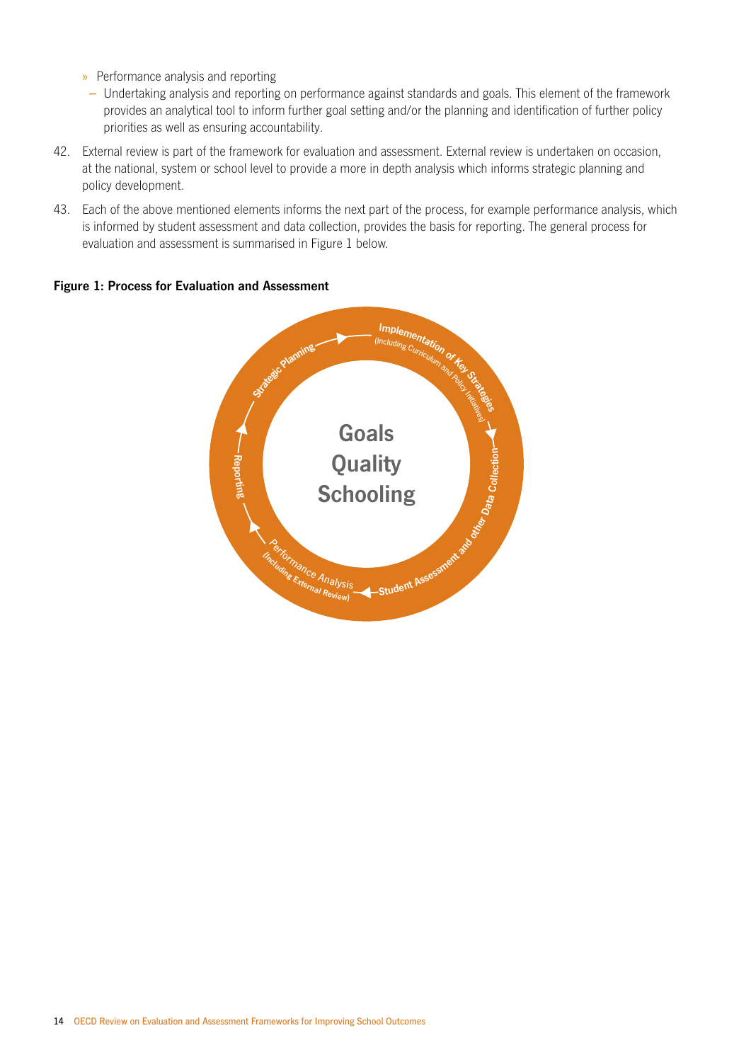- Performance analysis and reporting
  - Undertaking analysis and reporting on performance against standards and goals. This element of the framework provides an analytical tool to inform further goal setting and/or the planning and identification of further policy priorities as well as ensuring accountability.

42. External review is part of the framework for evaluation and assessment. External review is undertaken on occasion, at the national, system or school level to provide a more in depth analysis which informs strategic planning and policy development.

43. Each of the above mentioned elements informs the next part of the process, for example performance analysis, which is informed by student assessment and data collection, provides the basis for reporting. The general process for evaluation and assessment is summarised in Figure 1 below.

**Figure 1: Process for Evaluation and Assessment**

Goals Quality Schooling

Strategic Planning → Implementation of Key Strategies (Including Curriculum and Policy Initiatives) → Student Assessment and other Data Collection → Performance Analysis (Including External Review) → Reporting → Strategic Planning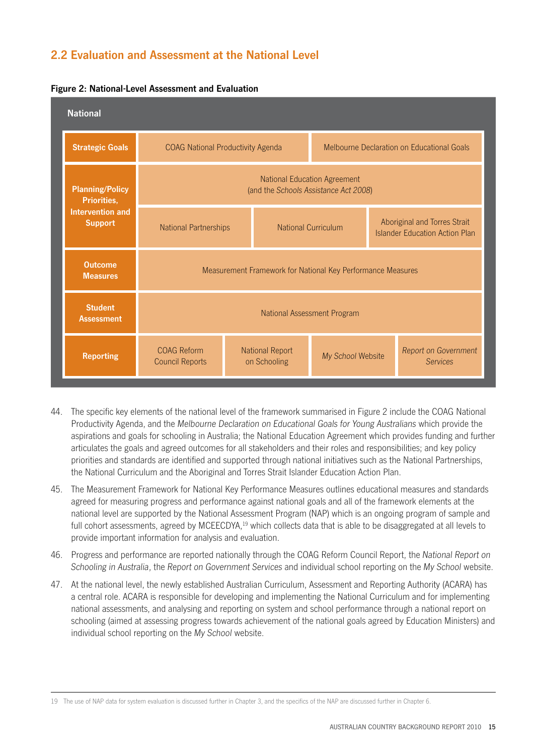## 2.2 Evaluation and Assessment at the National Level

**Figure 2: National-Level Assessment and Evaluation**

| National | | | | |
|---|---|---|---|---|
| **Strategic Goals** | COAG National Productivity Agenda | | Melbourne Declaration on Educational Goals | |
| **Planning/Policy Priorities, Intervention and Support** | National Education Agreement (and the *Schools Assistance Act 2008*) | | | |
| | National Partnerships | National Curriculum | Aboriginal and Torres Strait Islander Education Action Plan | |
| **Outcome Measures** | Measurement Framework for National Key Performance Measures | | | |
| **Student Assessment** | National Assessment Program | | | |
| **Reporting** | COAG Reform Council Reports | National Report on Schooling | *My School* Website | *Report on Government Services* |

44. The specific key elements of the national level of the framework summarised in Figure 2 include the COAG National Productivity Agenda, and the *Melbourne Declaration on Educational Goals for Young Australians* which provide the aspirations and goals for schooling in Australia; the National Education Agreement which provides funding and further articulates the goals and agreed outcomes for all stakeholders and their roles and responsibilities; and key policy priorities and standards are identified and supported through national initiatives such as the National Partnerships, the National Curriculum and the Aboriginal and Torres Strait Islander Education Action Plan.

45. The Measurement Framework for National Key Performance Measures outlines educational measures and standards agreed for measuring progress and performance against national goals and all of the framework elements at the national level are supported by the National Assessment Program (NAP) which is an ongoing program of sample and full cohort assessments, agreed by MCEECDYA,[19] which collects data that is able to be disaggregated at all levels to provide important information for analysis and evaluation.

46. Progress and performance are reported nationally through the COAG Reform Council Report, the *National Report on Schooling in Australia*, the *Report on Government Services* and individual school reporting on the *My School* website.

47. At the national level, the newly established Australian Curriculum, Assessment and Reporting Authority (ACARA) has a central role. ACARA is responsible for developing and implementing the National Curriculum and for implementing national assessments, and analysing and reporting on system and school performance through a national report on schooling (aimed at assessing progress towards achievement of the national goals agreed by Education Ministers) and individual school reporting on the *My School* website.

---

19 The use of NAP data for system evaluation is discussed further in Chapter 3, and the specifics of the NAP are discussed further in Chapter 6.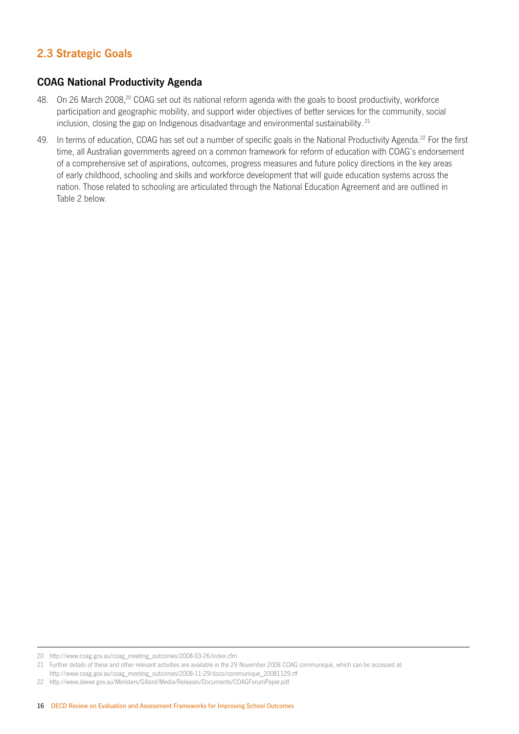## 2.3 Strategic Goals

### COAG National Productivity Agenda

48. On 26 March 2008,[20] COAG set out its national reform agenda with the goals to boost productivity, workforce participation and geographic mobility, and support wider objectives of better services for the community, social inclusion, closing the gap on Indigenous disadvantage and environmental sustainability.[21]

49. In terms of education, COAG has set out a number of specific goals in the National Productivity Agenda.[22] For the first time, all Australian governments agreed on a common framework for reform of education with COAG's endorsement of a comprehensive set of aspirations, outcomes, progress measures and future policy directions in the key areas of early childhood, schooling and skills and workforce development that will guide education systems across the nation. Those related to schooling are articulated through the National Education Agreement and are outlined in Table 2 below.

---

20 http://www.coag.gov.au/coag_meeting_outcomes/2008-03-26/index.cfm

21 Further details of these and other relevant activities are available in the 29 November 2008 COAG communiqué, which can be accessed at: http://www.coag.gov.au/coag_meeting_outcomes/2008-11-29/docs/communique_20081129.rtf

22 http://www.deewr.gov.au/Ministers/Gillard/Media/Releases/Documents/COAGForumPaper.pdf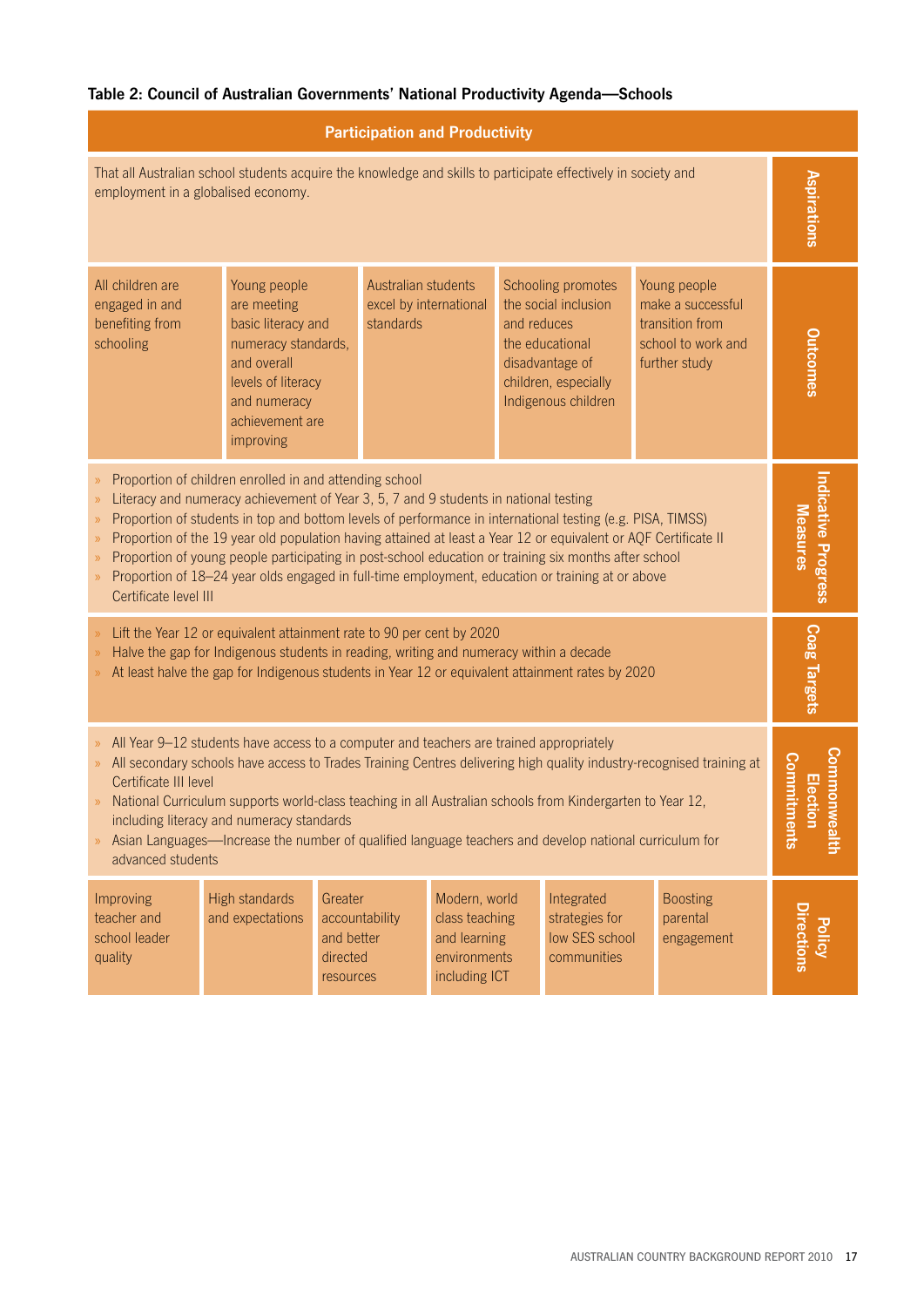**Table 2: Council of Australian Governments' National Productivity Agenda—Schools**

| Participation and Productivity | | | | | | |
|---|---|---|---|---|---|---|
| **Aspirations** | That all Australian school students acquire the knowledge and skills to participate effectively in society and employment in a globalised economy. | | | | | |
| **Outcomes** | All children are engaged in and benefiting from schooling | Young people are meeting basic literacy and numeracy standards, and overall levels of literacy and numeracy achievement are improving | Australian students excel by international standards | Schooling promotes the social inclusion and reduces the educational disadvantage of children, especially Indigenous children | Young people make a successful transition from school to work and further study | |
| **Indicative Progress Measures** | » Proportion of children enrolled in and attending school<br>» Literacy and numeracy achievement of Year 3, 5, 7 and 9 students in national testing<br>» Proportion of students in top and bottom levels of performance in international testing (e.g. PISA, TIMSS)<br>» Proportion of the 19 year old population having attained at least a Year 12 or equivalent or AQF Certificate II<br>» Proportion of young people participating in post-school education or training six months after school<br>» Proportion of 18–24 year olds engaged in full-time employment, education or training at or above Certificate level III | | | | | |
| **Coag Targets** | » Lift the Year 12 or equivalent attainment rate to 90 per cent by 2020<br>» Halve the gap for Indigenous students in reading, writing and numeracy within a decade<br>» At least halve the gap for Indigenous students in Year 12 or equivalent attainment rates by 2020 | | | | | |
| **Commonwealth Election Commitments** | » All Year 9–12 students have access to a computer and teachers are trained appropriately<br>» All secondary schools have access to Trades Training Centres delivering high quality industry-recognised training at Certificate III level<br>» National Curriculum supports world-class teaching in all Australian schools from Kindergarten to Year 12, including literacy and numeracy standards<br>» Asian Languages—Increase the number of qualified language teachers and develop national curriculum for advanced students | | | | | |
| **Policy Directions** | Improving teacher and school leader quality | High standards and expectations | Greater accountability and better directed resources | Modern, world class teaching and learning environments including ICT | Integrated strategies for low SES school communities | Boosting parental engagement |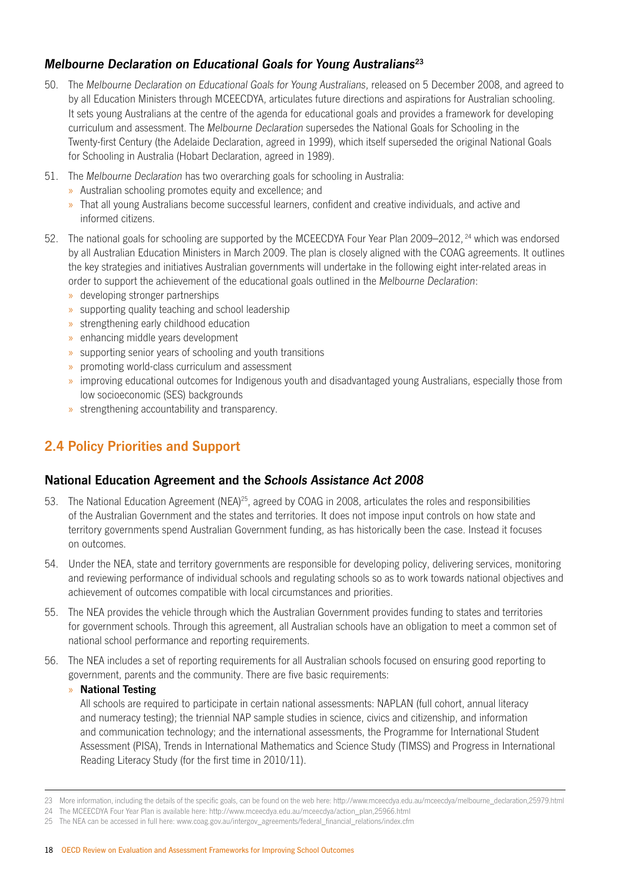### *Melbourne Declaration on Educational Goals for Young Australians*[23]

50. The *Melbourne Declaration on Educational Goals for Young Australians*, released on 5 December 2008, and agreed to by all Education Ministers through MCEECDYA, articulates future directions and aspirations for Australian schooling. It sets young Australians at the centre of the agenda for educational goals and provides a framework for developing curriculum and assessment. The *Melbourne Declaration* supersedes the National Goals for Schooling in the Twenty-first Century (the Adelaide Declaration, agreed in 1999), which itself superseded the original National Goals for Schooling in Australia (Hobart Declaration, agreed in 1989).

51. The *Melbourne Declaration* has two overarching goals for schooling in Australia:
    - Australian schooling promotes equity and excellence; and
    - That all young Australians become successful learners, confident and creative individuals, and active and informed citizens.

52. The national goals for schooling are supported by the MCEECDYA Four Year Plan 2009–2012, [24] which was endorsed by all Australian Education Ministers in March 2009. The plan is closely aligned with the COAG agreements. It outlines the key strategies and initiatives Australian governments will undertake in the following eight inter-related areas in order to support the achievement of the educational goals outlined in the *Melbourne Declaration*:
    - developing stronger partnerships
    - supporting quality teaching and school leadership
    - strengthening early childhood education
    - enhancing middle years development
    - supporting senior years of schooling and youth transitions
    - promoting world-class curriculum and assessment
    - improving educational outcomes for Indigenous youth and disadvantaged young Australians, especially those from low socioeconomic (SES) backgrounds
    - strengthening accountability and transparency.

## 2.4 Policy Priorities and Support

### National Education Agreement and the *Schools Assistance Act 2008*

53. The National Education Agreement (NEA)[25], agreed by COAG in 2008, articulates the roles and responsibilities of the Australian Government and the states and territories. It does not impose input controls on how state and territory governments spend Australian Government funding, as has historically been the case. Instead it focuses on outcomes.

54. Under the NEA, state and territory governments are responsible for developing policy, delivering services, monitoring and reviewing performance of individual schools and regulating schools so as to work towards national objectives and achievement of outcomes compatible with local circumstances and priorities.

55. The NEA provides the vehicle through which the Australian Government provides funding to states and territories for government schools. Through this agreement, all Australian schools have an obligation to meet a common set of national school performance and reporting requirements.

56. The NEA includes a set of reporting requirements for all Australian schools focused on ensuring good reporting to government, parents and the community. There are five basic requirements:
    - **National Testing**
      All schools are required to participate in certain national assessments: NAPLAN (full cohort, annual literacy and numeracy testing); the triennial NAP sample studies in science, civics and citizenship, and information and communication technology; and the international assessments, the Programme for International Student Assessment (PISA), Trends in International Mathematics and Science Study (TIMSS) and Progress in International Reading Literacy Study (for the first time in 2010/11).

---

23 More information, including the details of the specific goals, can be found on the web here: http://www.mceecdya.edu.au/mceecdya/melbourne_declaration,25979.html

24 The MCEECDYA Four Year Plan is available here: http://www.mceecdya.edu.au/mceecdya/action_plan,25966.html

25 The NEA can be accessed in full here: www.coag.gov.au/intergov_agreements/federal_financial_relations/index.cfm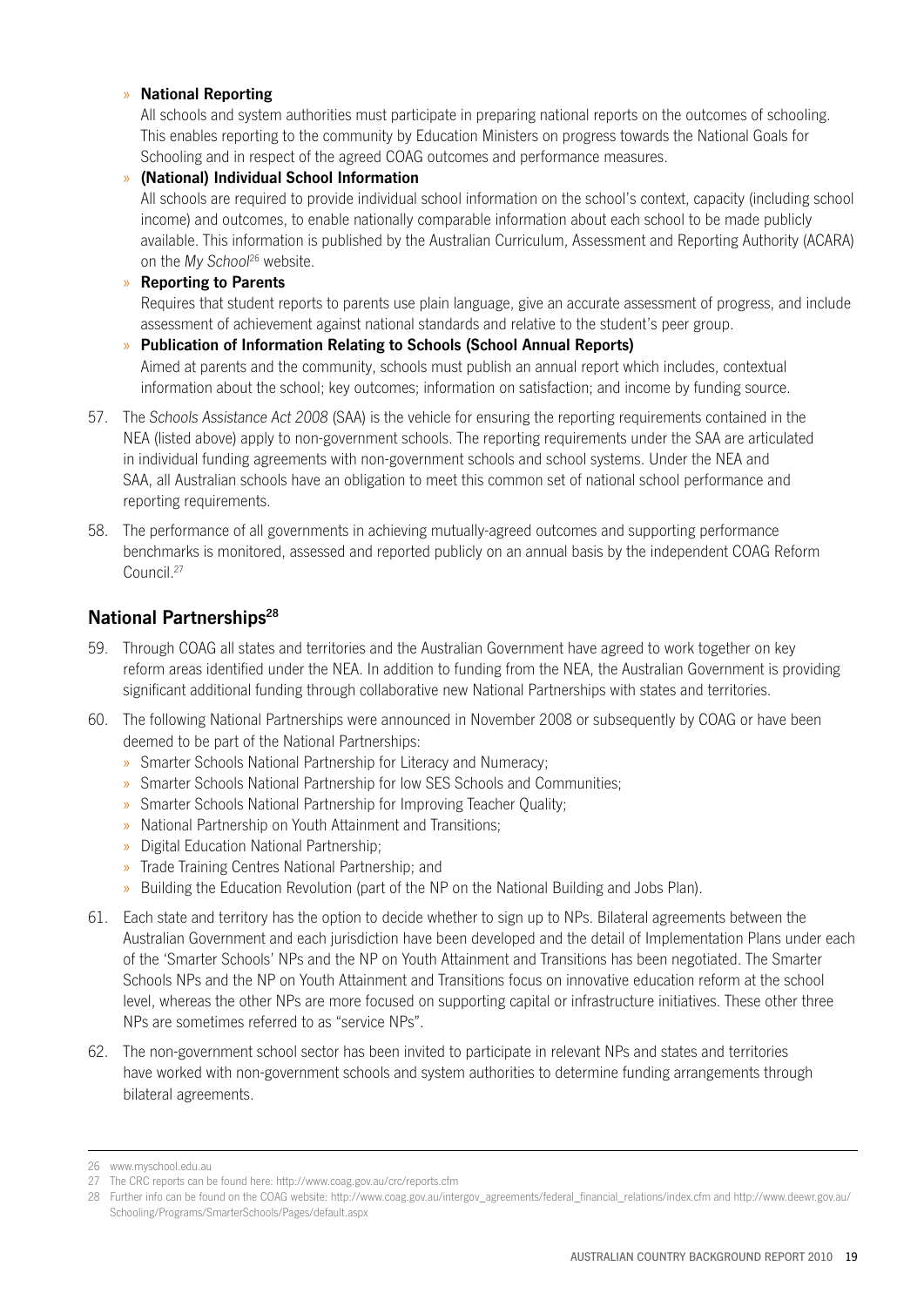- **National Reporting**
  All schools and system authorities must participate in preparing national reports on the outcomes of schooling. This enables reporting to the community by Education Ministers on progress towards the National Goals for Schooling and in respect of the agreed COAG outcomes and performance measures.
- **(National) Individual School Information**
  All schools are required to provide individual school information on the school's context, capacity (including school income) and outcomes, to enable nationally comparable information about each school to be made publicly available. This information is published by the Australian Curriculum, Assessment and Reporting Authority (ACARA) on the *My School*[26] website.
- **Reporting to Parents**
  Requires that student reports to parents use plain language, give an accurate assessment of progress, and include assessment of achievement against national standards and relative to the student's peer group.
- **Publication of Information Relating to Schools (School Annual Reports)**
  Aimed at parents and the community, schools must publish an annual report which includes, contextual information about the school; key outcomes; information on satisfaction; and income by funding source.

57. The *Schools Assistance Act 2008* (SAA) is the vehicle for ensuring the reporting requirements contained in the NEA (listed above) apply to non-government schools. The reporting requirements under the SAA are articulated in individual funding agreements with non-government schools and school systems. Under the NEA and SAA, all Australian schools have an obligation to meet this common set of national school performance and reporting requirements.

58. The performance of all governments in achieving mutually-agreed outcomes and supporting performance benchmarks is monitored, assessed and reported publicly on an annual basis by the independent COAG Reform Council.[27]

## National Partnerships[28]

59. Through COAG all states and territories and the Australian Government have agreed to work together on key reform areas identified under the NEA. In addition to funding from the NEA, the Australian Government is providing significant additional funding through collaborative new National Partnerships with states and territories.

60. The following National Partnerships were announced in November 2008 or subsequently by COAG or have been deemed to be part of the National Partnerships:
    - Smarter Schools National Partnership for Literacy and Numeracy;
    - Smarter Schools National Partnership for low SES Schools and Communities;
    - Smarter Schools National Partnership for Improving Teacher Quality;
    - National Partnership on Youth Attainment and Transitions;
    - Digital Education National Partnership;
    - Trade Training Centres National Partnership; and
    - Building the Education Revolution (part of the NP on the National Building and Jobs Plan).

61. Each state and territory has the option to decide whether to sign up to NPs. Bilateral agreements between the Australian Government and each jurisdiction have been developed and the detail of Implementation Plans under each of the 'Smarter Schools' NPs and the NP on Youth Attainment and Transitions has been negotiated. The Smarter Schools NPs and the NP on Youth Attainment and Transitions focus on innovative education reform at the school level, whereas the other NPs are more focused on supporting capital or infrastructure initiatives. These other three NPs are sometimes referred to as "service NPs".

62. The non-government school sector has been invited to participate in relevant NPs and states and territories have worked with non-government schools and system authorities to determine funding arrangements through bilateral agreements.

---

26 www.myschool.edu.au

27 The CRC reports can be found here: http://www.coag.gov.au/crc/reports.cfm

28 Further info can be found on the COAG website: http://www.coag.gov.au/intergov_agreements/federal_financial_relations/index.cfm and http://www.deewr.gov.au/Schooling/Programs/SmarterSchools/Pages/default.aspx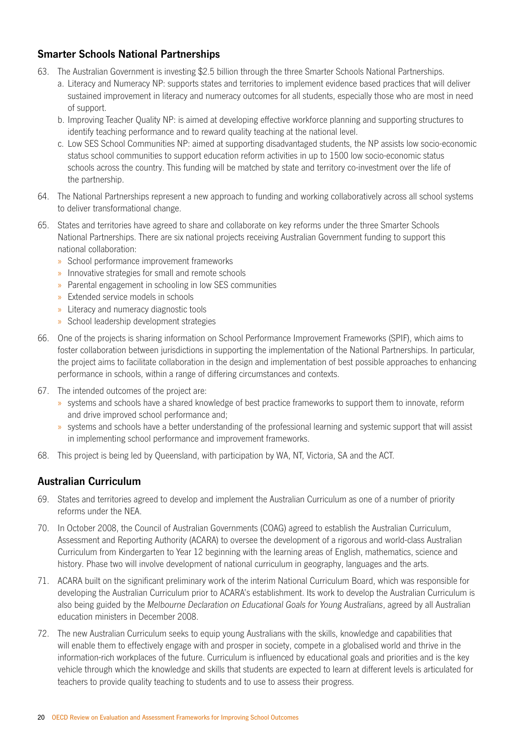## Smarter Schools National Partnerships

63. The Australian Government is investing $2.5 billion through the three Smarter Schools National Partnerships.
    a. Literacy and Numeracy NP: supports states and territories to implement evidence based practices that will deliver sustained improvement in literacy and numeracy outcomes for all students, especially those who are most in need of support.
    b. Improving Teacher Quality NP: is aimed at developing effective workforce planning and supporting structures to identify teaching performance and to reward quality teaching at the national level.
    c. Low SES School Communities NP: aimed at supporting disadvantaged students, the NP assists low socio-economic status school communities to support education reform activities in up to 1500 low socio-economic status schools across the country. This funding will be matched by state and territory co-investment over the life of the partnership.

64. The National Partnerships represent a new approach to funding and working collaboratively across all school systems to deliver transformational change.

65. States and territories have agreed to share and collaborate on key reforms under the three Smarter Schools National Partnerships. There are six national projects receiving Australian Government funding to support this national collaboration:
    - School performance improvement frameworks
    - Innovative strategies for small and remote schools
    - Parental engagement in schooling in low SES communities
    - Extended service models in schools
    - Literacy and numeracy diagnostic tools
    - School leadership development strategies

66. One of the projects is sharing information on School Performance Improvement Frameworks (SPIF), which aims to foster collaboration between jurisdictions in supporting the implementation of the National Partnerships. In particular, the project aims to facilitate collaboration in the design and implementation of best possible approaches to enhancing performance in schools, within a range of differing circumstances and contexts.

67. The intended outcomes of the project are:
    - systems and schools have a shared knowledge of best practice frameworks to support them to innovate, reform and drive improved school performance and;
    - systems and schools have a better understanding of the professional learning and systemic support that will assist in implementing school performance and improvement frameworks.

68. This project is being led by Queensland, with participation by WA, NT, Victoria, SA and the ACT.

## Australian Curriculum

69. States and territories agreed to develop and implement the Australian Curriculum as one of a number of priority reforms under the NEA.

70. In October 2008, the Council of Australian Governments (COAG) agreed to establish the Australian Curriculum, Assessment and Reporting Authority (ACARA) to oversee the development of a rigorous and world-class Australian Curriculum from Kindergarten to Year 12 beginning with the learning areas of English, mathematics, science and history. Phase two will involve development of national curriculum in geography, languages and the arts.

71. ACARA built on the significant preliminary work of the interim National Curriculum Board, which was responsible for developing the Australian Curriculum prior to ACARA's establishment. Its work to develop the Australian Curriculum is also being guided by the *Melbourne Declaration on Educational Goals for Young Australians*, agreed by all Australian education ministers in December 2008.

72. The new Australian Curriculum seeks to equip young Australians with the skills, knowledge and capabilities that will enable them to effectively engage with and prosper in society, compete in a globalised world and thrive in the information-rich workplaces of the future. Curriculum is influenced by educational goals and priorities and is the key vehicle through which the knowledge and skills that students are expected to learn at different levels is articulated for teachers to provide quality teaching to students and to use to assess their progress.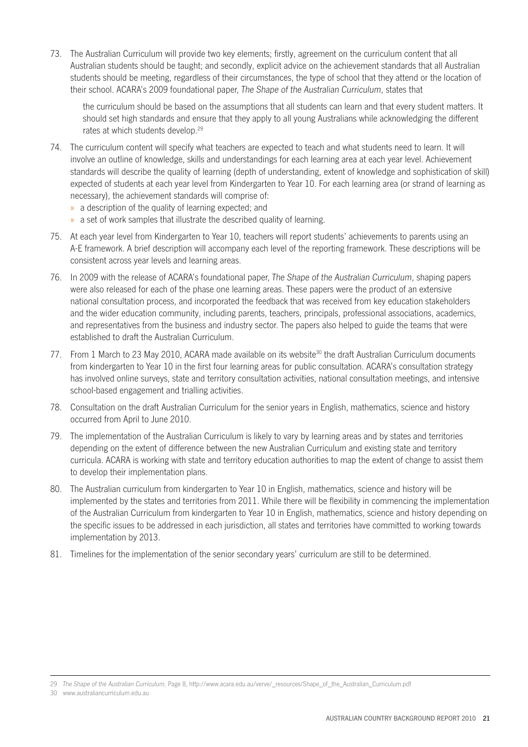73. The Australian Curriculum will provide two key elements; firstly, agreement on the curriculum content that all Australian students should be taught; and secondly, explicit advice on the achievement standards that all Australian students should be meeting, regardless of their circumstances, the type of school that they attend or the location of their school. ACARA's 2009 foundational paper, *The Shape of the Australian Curriculum*, states that

    > the curriculum should be based on the assumptions that all students can learn and that every student matters. It should set high standards and ensure that they apply to all young Australians while acknowledging the different rates at which students develop.[29]

74. The curriculum content will specify what teachers are expected to teach and what students need to learn. It will involve an outline of knowledge, skills and understandings for each learning area at each year level. Achievement standards will describe the quality of learning (depth of understanding, extent of knowledge and sophistication of skill) expected of students at each year level from Kindergarten to Year 10. For each learning area (or strand of learning as necessary), the achievement standards will comprise of:
    - a description of the quality of learning expected; and
    - a set of work samples that illustrate the described quality of learning.

75. At each year level from Kindergarten to Year 10, teachers will report students' achievements to parents using an A-E framework. A brief description will accompany each level of the reporting framework. These descriptions will be consistent across year levels and learning areas.

76. In 2009 with the release of ACARA's foundational paper, *The Shape of the Australian Curriculum*, shaping papers were also released for each of the phase one learning areas. These papers were the product of an extensive national consultation process, and incorporated the feedback that was received from key education stakeholders and the wider education community, including parents, teachers, principals, professional associations, academics, and representatives from the business and industry sector. The papers also helped to guide the teams that were established to draft the Australian Curriculum.

77. From 1 March to 23 May 2010, ACARA made available on its website[30] the draft Australian Curriculum documents from kindergarten to Year 10 in the first four learning areas for public consultation. ACARA's consultation strategy has involved online surveys, state and territory consultation activities, national consultation meetings, and intensive school-based engagement and trialling activities.

78. Consultation on the draft Australian Curriculum for the senior years in English, mathematics, science and history occurred from April to June 2010.

79. The implementation of the Australian Curriculum is likely to vary by learning areas and by states and territories depending on the extent of difference between the new Australian Curriculum and existing state and territory curricula. ACARA is working with state and territory education authorities to map the extent of change to assist them to develop their implementation plans.

80. The Australian curriculum from kindergarten to Year 10 in English, mathematics, science and history will be implemented by the states and territories from 2011. While there will be flexibility in commencing the implementation of the Australian Curriculum from kindergarten to Year 10 in English, mathematics, science and history depending on the specific issues to be addressed in each jurisdiction, all states and territories have committed to working towards implementation by 2013.

81. Timelines for the implementation of the senior secondary years' curriculum are still to be determined.

---

29 *The Shape of the Australian Curriculum,* Page 8, http://www.acara.edu.au/verve/_resources/Shape_of_the_Australian_Curriculum.pdf

30 www.australiancurriculum.edu.au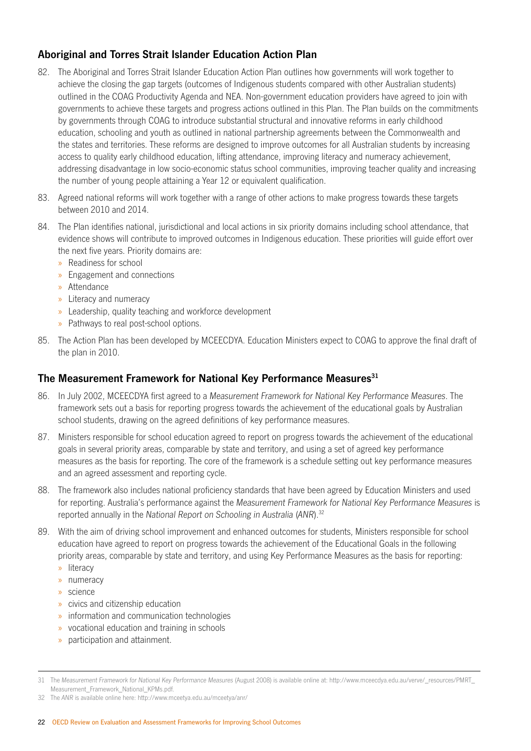## Aboriginal and Torres Strait Islander Education Action Plan

82. The Aboriginal and Torres Strait Islander Education Action Plan outlines how governments will work together to achieve the closing the gap targets (outcomes of Indigenous students compared with other Australian students) outlined in the COAG Productivity Agenda and NEA. Non-government education providers have agreed to join with governments to achieve these targets and progress actions outlined in this Plan. The Plan builds on the commitments by governments through COAG to introduce substantial structural and innovative reforms in early childhood education, schooling and youth as outlined in national partnership agreements between the Commonwealth and the states and territories. These reforms are designed to improve outcomes for all Australian students by increasing access to quality early childhood education, lifting attendance, improving literacy and numeracy achievement, addressing disadvantage in low socio-economic status school communities, improving teacher quality and increasing the number of young people attaining a Year 12 or equivalent qualification.

83. Agreed national reforms will work together with a range of other actions to make progress towards these targets between 2010 and 2014.

84. The Plan identifies national, jurisdictional and local actions in six priority domains including school attendance, that evidence shows will contribute to improved outcomes in Indigenous education. These priorities will guide effort over the next five years. Priority domains are:
    - Readiness for school
    - Engagement and connections
    - Attendance
    - Literacy and numeracy
    - Leadership, quality teaching and workforce development
    - Pathways to real post-school options.

85. The Action Plan has been developed by MCEECDYA. Education Ministers expect to COAG to approve the final draft of the plan in 2010.

## The Measurement Framework for National Key Performance Measures[31]

86. In July 2002, MCEECDYA first agreed to a *Measurement Framework for National Key Performance Measures*. The framework sets out a basis for reporting progress towards the achievement of the educational goals by Australian school students, drawing on the agreed definitions of key performance measures.

87. Ministers responsible for school education agreed to report on progress towards the achievement of the educational goals in several priority areas, comparable by state and territory, and using a set of agreed key performance measures as the basis for reporting. The core of the framework is a schedule setting out key performance measures and an agreed assessment and reporting cycle.

88. The framework also includes national proficiency standards that have been agreed by Education Ministers and used for reporting. Australia's performance against the *Measurement Framework for National Key Performance Measures* is reported annually in the *National Report on Schooling in Australia* (*ANR*).[32]

89. With the aim of driving school improvement and enhanced outcomes for students, Ministers responsible for school education have agreed to report on progress towards the achievement of the Educational Goals in the following priority areas, comparable by state and territory, and using Key Performance Measures as the basis for reporting:
    - literacy
    - numeracy
    - science
    - civics and citizenship education
    - information and communication technologies
    - vocational education and training in schools
    - participation and attainment.

---

31 The *Measurement Framework for National Key Performance Measures* (August 2008) is available online at: http://www.mceecdya.edu.au/verve/_resources/PMRT_Measurement_Framework_National_KPMs.pdf.

32 The *ANR* is available online here: http://www.mceetya.edu.au/mceetya/anr/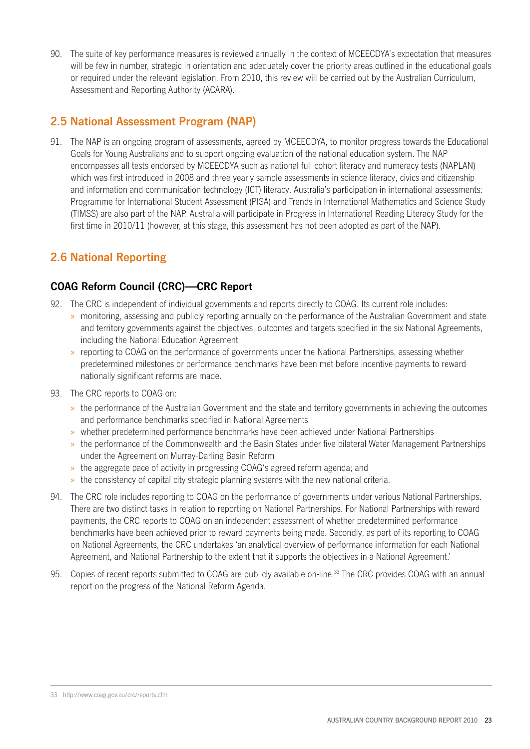90. The suite of key performance measures is reviewed annually in the context of MCEECDYA's expectation that measures will be few in number, strategic in orientation and adequately cover the priority areas outlined in the educational goals or required under the relevant legislation. From 2010, this review will be carried out by the Australian Curriculum, Assessment and Reporting Authority (ACARA).

## 2.5 National Assessment Program (NAP)

91. The NAP is an ongoing program of assessments, agreed by MCEECDYA, to monitor progress towards the Educational Goals for Young Australians and to support ongoing evaluation of the national education system. The NAP encompasses all tests endorsed by MCEECDYA such as national full cohort literacy and numeracy tests (NAPLAN) which was first introduced in 2008 and three-yearly sample assessments in science literacy, civics and citizenship and information and communication technology (ICT) literacy. Australia's participation in international assessments: Programme for International Student Assessment (PISA) and Trends in International Mathematics and Science Study (TIMSS) are also part of the NAP. Australia will participate in Progress in International Reading Literacy Study for the first time in 2010/11 (however, at this stage, this assessment has not been adopted as part of the NAP).

## 2.6 National Reporting

### COAG Reform Council (CRC)—CRC Report

92. The CRC is independent of individual governments and reports directly to COAG. Its current role includes:
    - monitoring, assessing and publicly reporting annually on the performance of the Australian Government and state and territory governments against the objectives, outcomes and targets specified in the six National Agreements, including the National Education Agreement
    - reporting to COAG on the performance of governments under the National Partnerships, assessing whether predetermined milestones or performance benchmarks have been met before incentive payments to reward nationally significant reforms are made.

93. The CRC reports to COAG on:
    - the performance of the Australian Government and the state and territory governments in achieving the outcomes and performance benchmarks specified in National Agreements
    - whether predetermined performance benchmarks have been achieved under National Partnerships
    - the performance of the Commonwealth and the Basin States under five bilateral Water Management Partnerships under the Agreement on Murray-Darling Basin Reform
    - the aggregate pace of activity in progressing COAG's agreed reform agenda; and
    - the consistency of capital city strategic planning systems with the new national criteria.

94. The CRC role includes reporting to COAG on the performance of governments under various National Partnerships. There are two distinct tasks in relation to reporting on National Partnerships. For National Partnerships with reward payments, the CRC reports to COAG on an independent assessment of whether predetermined performance benchmarks have been achieved prior to reward payments being made. Secondly, as part of its reporting to COAG on National Agreements, the CRC undertakes 'an analytical overview of performance information for each National Agreement, and National Partnership to the extent that it supports the objectives in a National Agreement.'

95. Copies of recent reports submitted to COAG are publicly available on-line.[33] The CRC provides COAG with an annual report on the progress of the National Reform Agenda.

---

33 http://www.coag.gov.au/crc/reports.cfm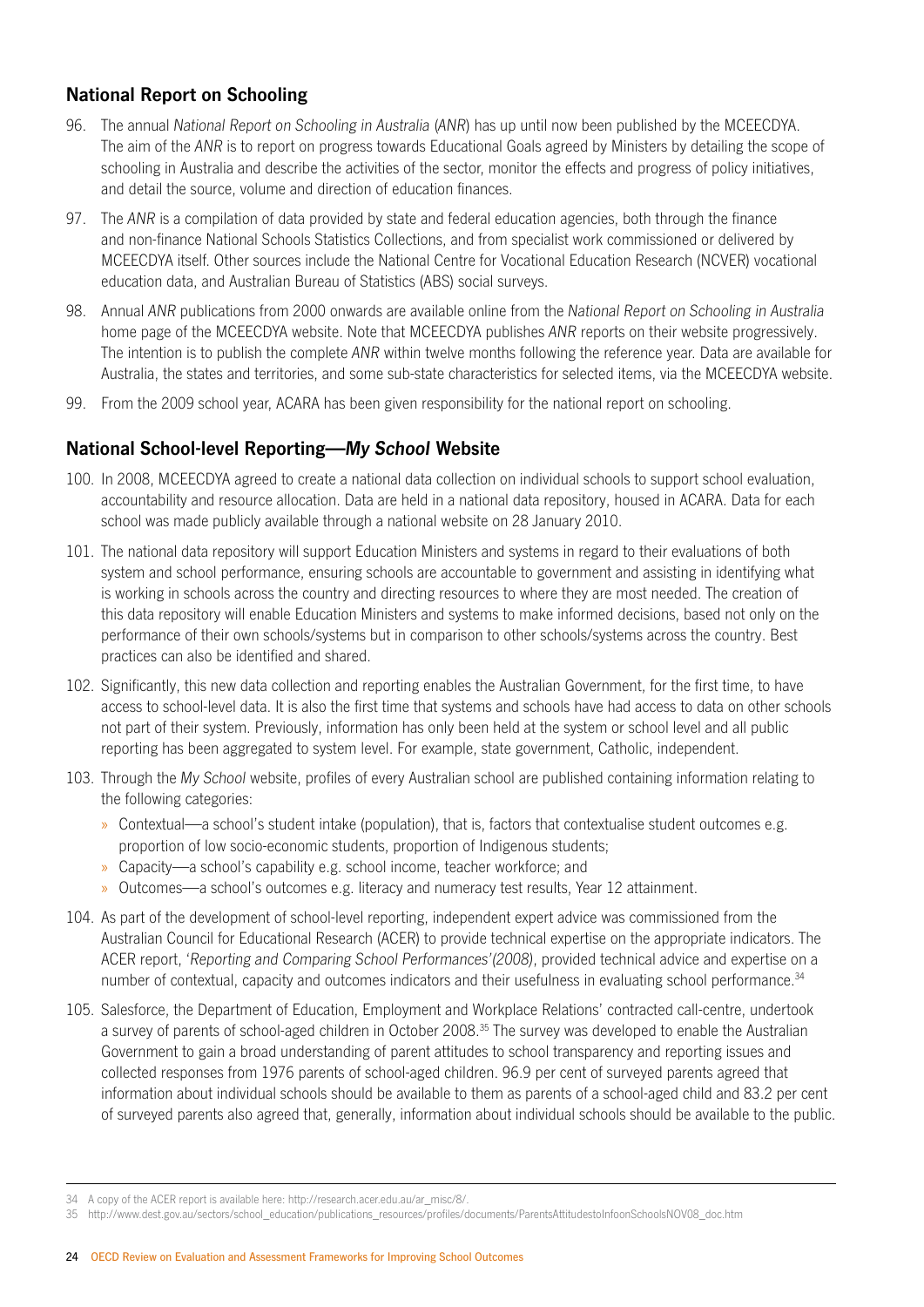## National Report on Schooling

96. The annual *National Report on Schooling in Australia* (*ANR*) has up until now been published by the MCEECDYA. The aim of the *ANR* is to report on progress towards Educational Goals agreed by Ministers by detailing the scope of schooling in Australia and describe the activities of the sector, monitor the effects and progress of policy initiatives, and detail the source, volume and direction of education finances.

97. The *ANR* is a compilation of data provided by state and federal education agencies, both through the finance and non-finance National Schools Statistics Collections, and from specialist work commissioned or delivered by MCEECDYA itself. Other sources include the National Centre for Vocational Education Research (NCVER) vocational education data, and Australian Bureau of Statistics (ABS) social surveys.

98. Annual *ANR* publications from 2000 onwards are available online from the *National Report on Schooling in Australia* home page of the MCEECDYA website. Note that MCEECDYA publishes *ANR* reports on their website progressively. The intention is to publish the complete *ANR* within twelve months following the reference year. Data are available for Australia, the states and territories, and some sub-state characteristics for selected items, via the MCEECDYA website.

99. From the 2009 school year, ACARA has been given responsibility for the national report on schooling.

## National School-level Reporting—*My School* Website

100. In 2008, MCEECDYA agreed to create a national data collection on individual schools to support school evaluation, accountability and resource allocation. Data are held in a national data repository, housed in ACARA. Data for each school was made publicly available through a national website on 28 January 2010.

101. The national data repository will support Education Ministers and systems in regard to their evaluations of both system and school performance, ensuring schools are accountable to government and assisting in identifying what is working in schools across the country and directing resources to where they are most needed. The creation of this data repository will enable Education Ministers and systems to make informed decisions, based not only on the performance of their own schools/systems but in comparison to other schools/systems across the country. Best practices can also be identified and shared.

102. Significantly, this new data collection and reporting enables the Australian Government, for the first time, to have access to school-level data. It is also the first time that systems and schools have had access to data on other schools not part of their system. Previously, information has only been held at the system or school level and all public reporting has been aggregated to system level. For example, state government, Catholic, independent.

103. Through the *My School* website, profiles of every Australian school are published containing information relating to the following categories:
    - Contextual—a school's student intake (population), that is, factors that contextualise student outcomes e.g. proportion of low socio-economic students, proportion of Indigenous students;
    - Capacity—a school's capability e.g. school income, teacher workforce; and
    - Outcomes—a school's outcomes e.g. literacy and numeracy test results, Year 12 attainment.

104. As part of the development of school-level reporting, independent expert advice was commissioned from the Australian Council for Educational Research (ACER) to provide technical expertise on the appropriate indicators. The ACER report, '*Reporting and Comparing School Performances'(2008)*, provided technical advice and expertise on a number of contextual, capacity and outcomes indicators and their usefulness in evaluating school performance.[34]

105. Salesforce, the Department of Education, Employment and Workplace Relations' contracted call-centre, undertook a survey of parents of school-aged children in October 2008.[35] The survey was developed to enable the Australian Government to gain a broad understanding of parent attitudes to school transparency and reporting issues and collected responses from 1976 parents of school-aged children. 96.9 per cent of surveyed parents agreed that information about individual schools should be available to them as parents of a school-aged child and 83.2 per cent of surveyed parents also agreed that, generally, information about individual schools should be available to the public.

---

34 A copy of the ACER report is available here: http://research.acer.edu.au/ar_misc/8/.

35 http://www.dest.gov.au/sectors/school_education/publications_resources/profiles/documents/ParentsAttitudestoInfoonSchoolsNOV08_doc.htm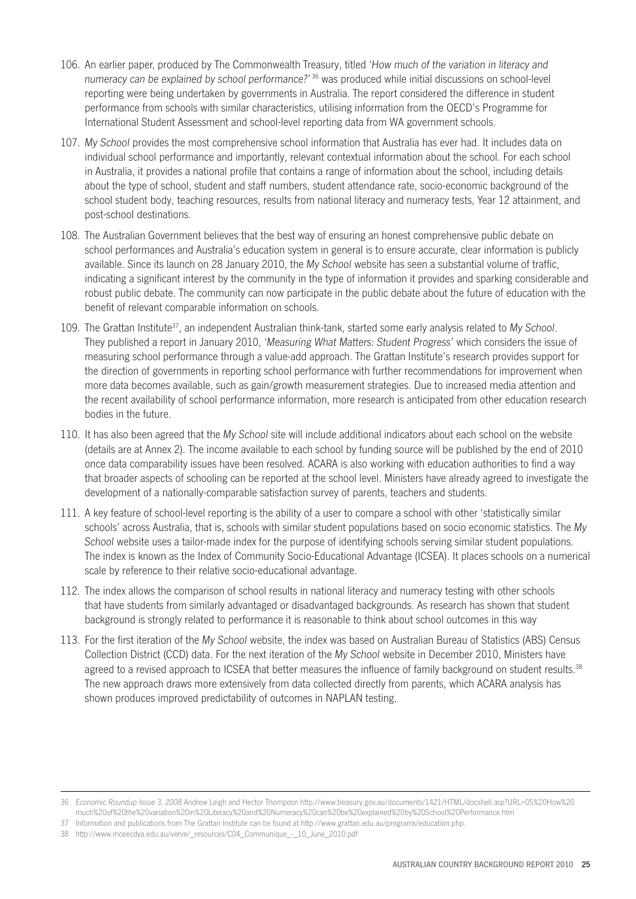106. An earlier paper, produced by The Commonwealth Treasury, titled *'How much of the variation in literacy and numeracy can be explained by school performance?'* [36] was produced while initial discussions on school-level reporting were being undertaken by governments in Australia. The report considered the difference in student performance from schools with similar characteristics, utilising information from the OECD's Programme for International Student Assessment and school-level reporting data from WA government schools.

107. *My School* provides the most comprehensive school information that Australia has ever had. It includes data on individual school performance and importantly, relevant contextual information about the school. For each school in Australia, it provides a national profile that contains a range of information about the school, including details about the type of school, student and staff numbers, student attendance rate, socio-economic background of the school student body, teaching resources, results from national literacy and numeracy tests, Year 12 attainment, and post-school destinations.

108. The Australian Government believes that the best way of ensuring an honest comprehensive public debate on school performances and Australia's education system in general is to ensure accurate, clear information is publicly available. Since its launch on 28 January 2010, the *My School* website has seen a substantial volume of traffic, indicating a significant interest by the community in the type of information it provides and sparking considerable and robust public debate. The community can now participate in the public debate about the future of education with the benefit of relevant comparable information on schools.

109. The Grattan Institute[37], an independent Australian think-tank, started some early analysis related to *My School*. They published a report in January 2010, *'Measuring What Matters: Student Progress'* which considers the issue of measuring school performance through a value-add approach. The Grattan Institute's research provides support for the direction of governments in reporting school performance with further recommendations for improvement when more data becomes available, such as gain/growth measurement strategies. Due to increased media attention and the recent availability of school performance information, more research is anticipated from other education research bodies in the future.

110. It has also been agreed that the *My School* site will include additional indicators about each school on the website (details are at Annex 2). The income available to each school by funding source will be published by the end of 2010 once data comparability issues have been resolved. ACARA is also working with education authorities to find a way that broader aspects of schooling can be reported at the school level. Ministers have already agreed to investigate the development of a nationally-comparable satisfaction survey of parents, teachers and students.

111. A key feature of school-level reporting is the ability of a user to compare a school with other 'statistically similar schools' across Australia, that is, schools with similar student populations based on socio economic statistics. The *My School* website uses a tailor-made index for the purpose of identifying schools serving similar student populations. The index is known as the Index of Community Socio-Educational Advantage (ICSEA). It places schools on a numerical scale by reference to their relative socio-educational advantage.

112. The index allows the comparison of school results in national literacy and numeracy testing with other schools that have students from similarly advantaged or disadvantaged backgrounds. As research has shown that student background is strongly related to performance it is reasonable to think about school outcomes in this way

113. For the first iteration of the *My School* website, the index was based on Australian Bureau of Statistics (ABS) Census Collection District (CCD) data. For the next iteration of the *My School* website in December 2010, Ministers have agreed to a revised approach to ICSEA that better measures the influence of family background on student results.[38] The new approach draws more extensively from data collected directly from parents, which ACARA analysis has shown produces improved predictability of outcomes in NAPLAN testing.

---

36 *Economic Roundup Issue 3, 2008* Andrew Leigh and Hector Thompson http://www.treasury.gov.au/documents/1421/HTML/docshell.asp?URL=05%20How%20much%20of%20the%20variation%20in%20Literacy%20and%20Numeracy%20can%20be%20explained%20by%20School%20Performance.htm

37 Information and publications from The Grattan Institute can be found at http://www.grattan.edu.au/programs/education.php.

38 http://www.mceecdya.edu.au/verve/_resources/C04_Communique_-_10_June_2010.pdf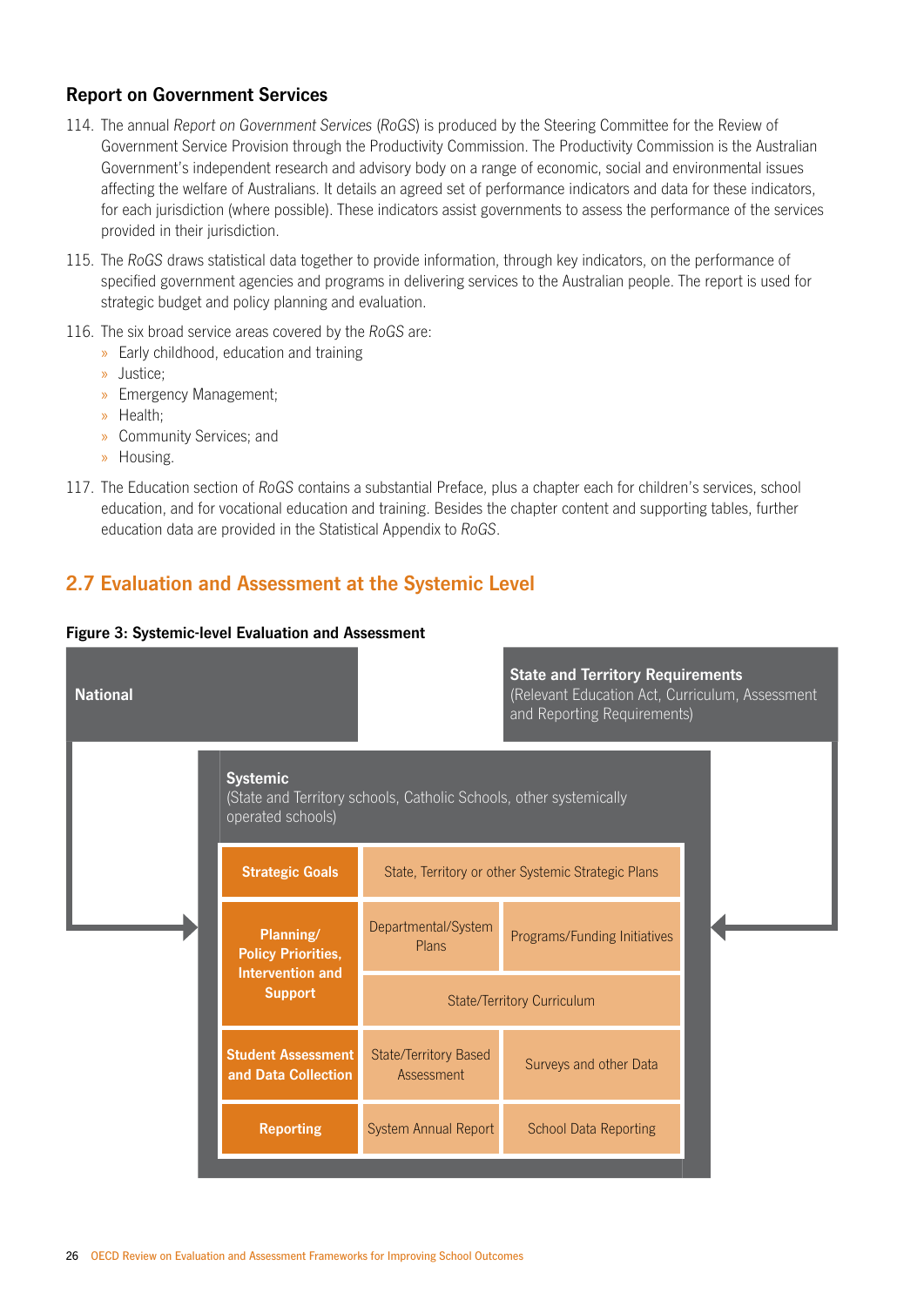### Report on Government Services

114. The annual *Report on Government Services* (*RoGS*) is produced by the Steering Committee for the Review of Government Service Provision through the Productivity Commission. The Productivity Commission is the Australian Government's independent research and advisory body on a range of economic, social and environmental issues affecting the welfare of Australians. It details an agreed set of performance indicators and data for these indicators, for each jurisdiction (where possible). These indicators assist governments to assess the performance of the services provided in their jurisdiction.

115. The *RoGS* draws statistical data together to provide information, through key indicators, on the performance of specified government agencies and programs in delivering services to the Australian people. The report is used for strategic budget and policy planning and evaluation.

116. The six broad service areas covered by the *RoGS* are:
   - Early childhood, education and training
   - Justice;
   - Emergency Management;
   - Health;
   - Community Services; and
   - Housing.

117. The Education section of *RoGS* contains a substantial Preface, plus a chapter each for children's services, school education, and for vocational education and training. Besides the chapter content and supporting tables, further education data are provided in the Statistical Appendix to *RoGS*.

## 2.7 Evaluation and Assessment at the Systemic Level

**Figure 3: Systemic-level Evaluation and Assessment**

**National**

**State and Territory Requirements**
(Relevant Education Act, Curriculum, Assessment and Reporting Requirements)

**Systemic**
(State and Territory schools, Catholic Schools, other systemically operated schools)

| | | |
|---|---|---|
| **Strategic Goals** | State, Territory or other Systemic Strategic Plans | |
| **Planning/ Policy Priorities, Intervention and Support** | Departmental/System Plans | Programs/Funding Initiatives |
| | State/Territory Curriculum | |
| **Student Assessment and Data Collection** | State/Territory Based Assessment | Surveys and other Data |
| **Reporting** | System Annual Report | School Data Reporting |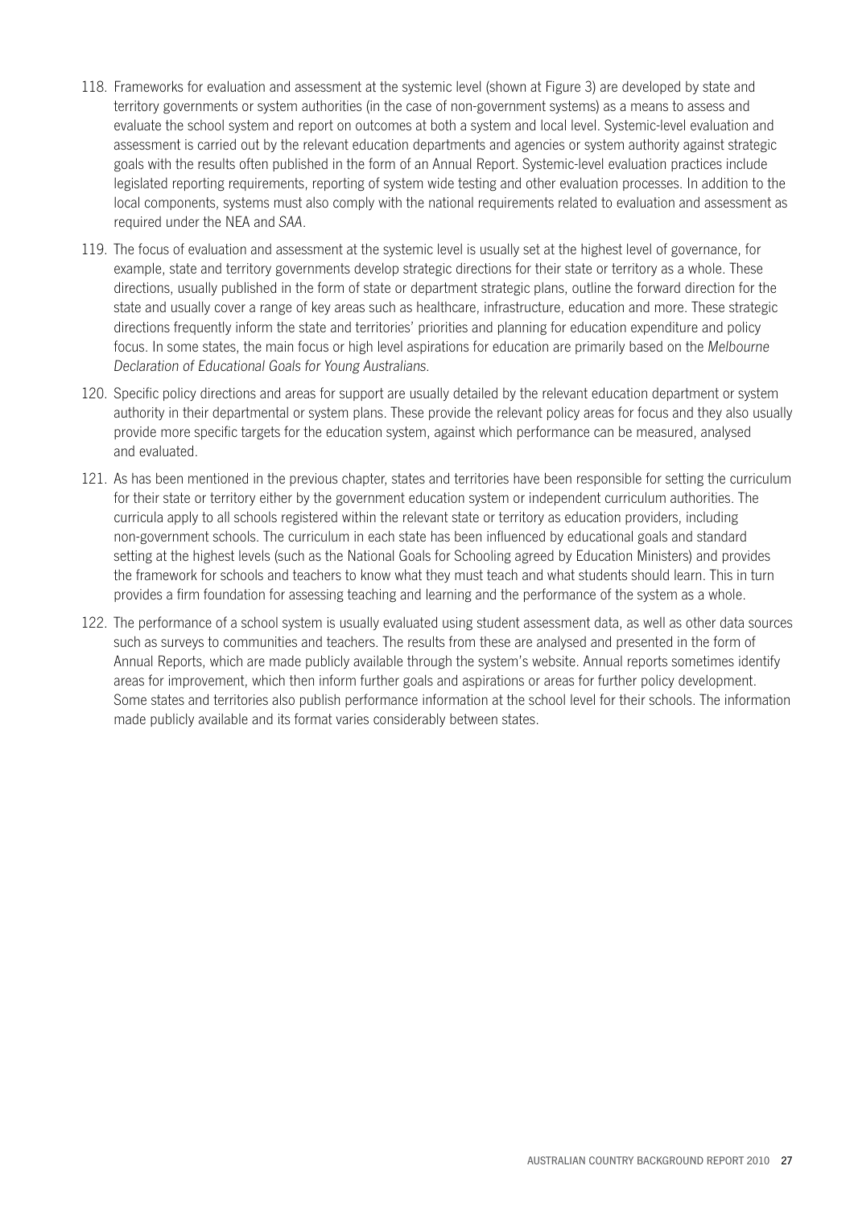118. Frameworks for evaluation and assessment at the systemic level (shown at Figure 3) are developed by state and territory governments or system authorities (in the case of non-government systems) as a means to assess and evaluate the school system and report on outcomes at both a system and local level. Systemic-level evaluation and assessment is carried out by the relevant education departments and agencies or system authority against strategic goals with the results often published in the form of an Annual Report. Systemic-level evaluation practices include legislated reporting requirements, reporting of system wide testing and other evaluation processes. In addition to the local components, systems must also comply with the national requirements related to evaluation and assessment as required under the NEA and *SAA*.

119. The focus of evaluation and assessment at the systemic level is usually set at the highest level of governance, for example, state and territory governments develop strategic directions for their state or territory as a whole. These directions, usually published in the form of state or department strategic plans, outline the forward direction for the state and usually cover a range of key areas such as healthcare, infrastructure, education and more. These strategic directions frequently inform the state and territories' priorities and planning for education expenditure and policy focus. In some states, the main focus or high level aspirations for education are primarily based on the *Melbourne Declaration of Educational Goals for Young Australians*.

120. Specific policy directions and areas for support are usually detailed by the relevant education department or system authority in their departmental or system plans. These provide the relevant policy areas for focus and they also usually provide more specific targets for the education system, against which performance can be measured, analysed and evaluated.

121. As has been mentioned in the previous chapter, states and territories have been responsible for setting the curriculum for their state or territory either by the government education system or independent curriculum authorities. The curricula apply to all schools registered within the relevant state or territory as education providers, including non-government schools. The curriculum in each state has been influenced by educational goals and standard setting at the highest levels (such as the National Goals for Schooling agreed by Education Ministers) and provides the framework for schools and teachers to know what they must teach and what students should learn. This in turn provides a firm foundation for assessing teaching and learning and the performance of the system as a whole.

122. The performance of a school system is usually evaluated using student assessment data, as well as other data sources such as surveys to communities and teachers. The results from these are analysed and presented in the form of Annual Reports, which are made publicly available through the system's website. Annual reports sometimes identify areas for improvement, which then inform further goals and aspirations or areas for further policy development. Some states and territories also publish performance information at the school level for their schools. The information made publicly available and its format varies considerably between states.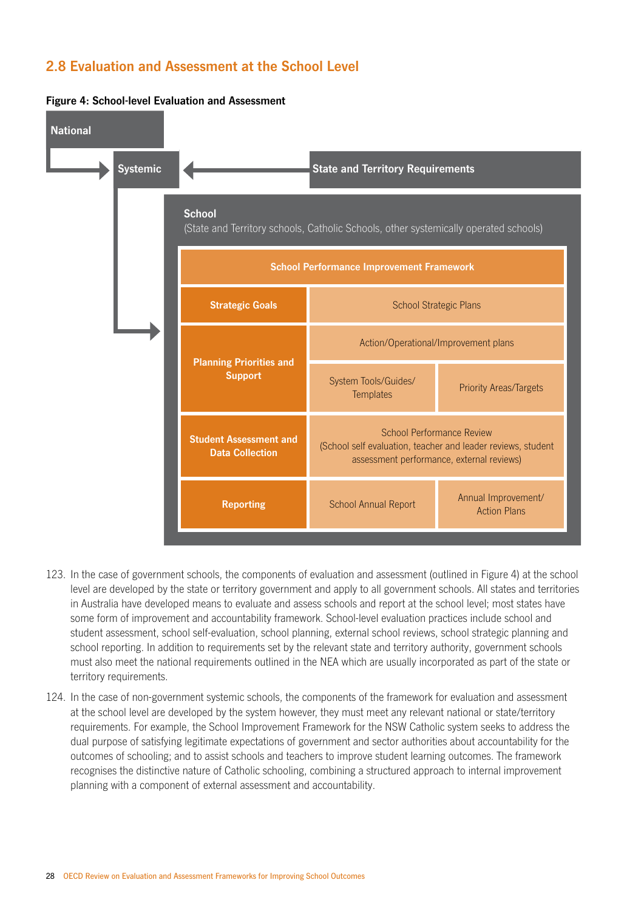## 2.8 Evaluation and Assessment at the School Level

**Figure 4: School-level Evaluation and Assessment**

**National** → **Systemic** ← **State and Territory Requirements**

**School**
(State and Territory schools, Catholic Schools, other systemically operated schools)

| School Performance Improvement Framework | | |
|---|---|---|
| **Strategic Goals** | School Strategic Plans | |
| **Planning Priorities and Support** | Action/Operational/Improvement plans | |
| | System Tools/Guides/ Templates | Priority Areas/Targets |
| **Student Assessment and Data Collection** | School Performance Review (School self evaluation, teacher and leader reviews, student assessment performance, external reviews) | |
| **Reporting** | School Annual Report | Annual Improvement/ Action Plans |

123. In the case of government schools, the components of evaluation and assessment (outlined in Figure 4) at the school level are developed by the state or territory government and apply to all government schools. All states and territories in Australia have developed means to evaluate and assess schools and report at the school level; most states have some form of improvement and accountability framework. School-level evaluation practices include school and student assessment, school self-evaluation, school planning, external school reviews, school strategic planning and school reporting. In addition to requirements set by the relevant state and territory authority, government schools must also meet the national requirements outlined in the NEA which are usually incorporated as part of the state or territory requirements.

124. In the case of non-government systemic schools, the components of the framework for evaluation and assessment at the school level are developed by the system however, they must meet any relevant national or state/territory requirements. For example, the School Improvement Framework for the NSW Catholic system seeks to address the dual purpose of satisfying legitimate expectations of government and sector authorities about accountability for the outcomes of schooling; and to assist schools and teachers to improve student learning outcomes. The framework recognises the distinctive nature of Catholic schooling, combining a structured approach to internal improvement planning with a component of external assessment and accountability.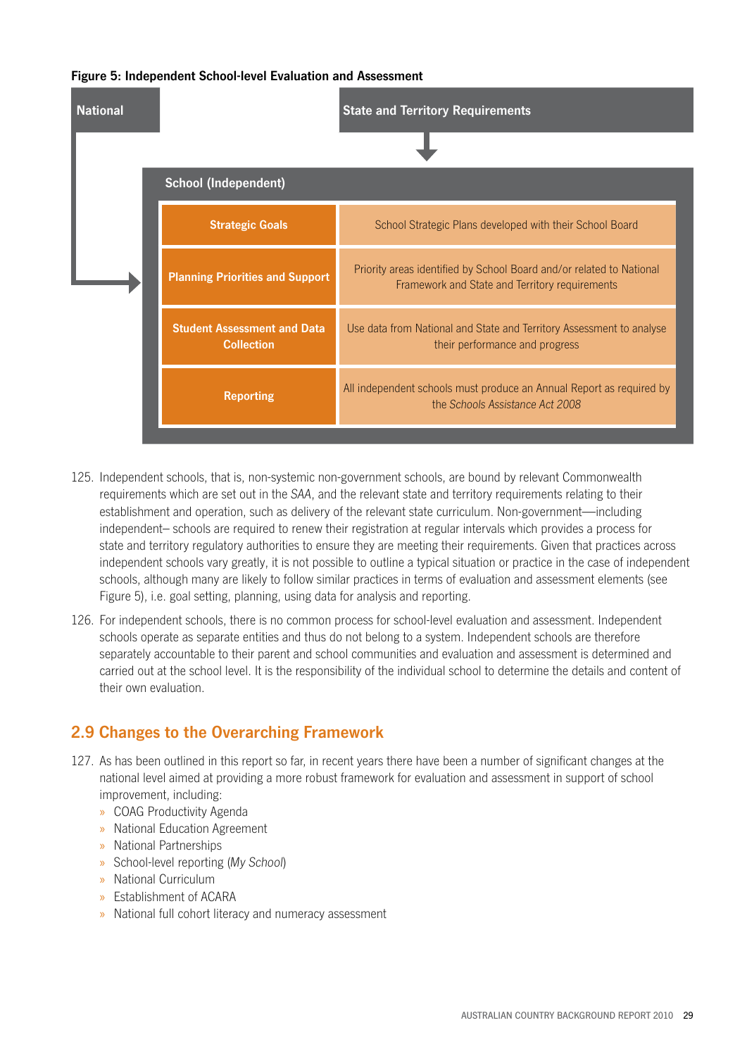**Figure 5: Independent School-level Evaluation and Assessment**

National

State and Territory Requirements

School (Independent)

| | |
|---|---|
| **Strategic Goals** | School Strategic Plans developed with their School Board |
| **Planning Priorities and Support** | Priority areas identified by School Board and/or related to National Framework and State and Territory requirements |
| **Student Assessment and Data Collection** | Use data from National and State and Territory Assessment to analyse their performance and progress |
| **Reporting** | All independent schools must produce an Annual Report as required by the *Schools Assistance Act 2008* |

125. Independent schools, that is, non-systemic non-government schools, are bound by relevant Commonwealth requirements which are set out in the *SAA*, and the relevant state and territory requirements relating to their establishment and operation, such as delivery of the relevant state curriculum. Non-government—including independent– schools are required to renew their registration at regular intervals which provides a process for state and territory regulatory authorities to ensure they are meeting their requirements. Given that practices across independent schools vary greatly, it is not possible to outline a typical situation or practice in the case of independent schools, although many are likely to follow similar practices in terms of evaluation and assessment elements (see Figure 5), i.e. goal setting, planning, using data for analysis and reporting.

126. For independent schools, there is no common process for school-level evaluation and assessment. Independent schools operate as separate entities and thus do not belong to a system. Independent schools are therefore separately accountable to their parent and school communities and evaluation and assessment is determined and carried out at the school level. It is the responsibility of the individual school to determine the details and content of their own evaluation.

## 2.9 Changes to the Overarching Framework

127. As has been outlined in this report so far, in recent years there have been a number of significant changes at the national level aimed at providing a more robust framework for evaluation and assessment in support of school improvement, including:
    - COAG Productivity Agenda
    - National Education Agreement
    - National Partnerships
    - School-level reporting (*My School*)
    - National Curriculum
    - Establishment of ACARA
    - National full cohort literacy and numeracy assessment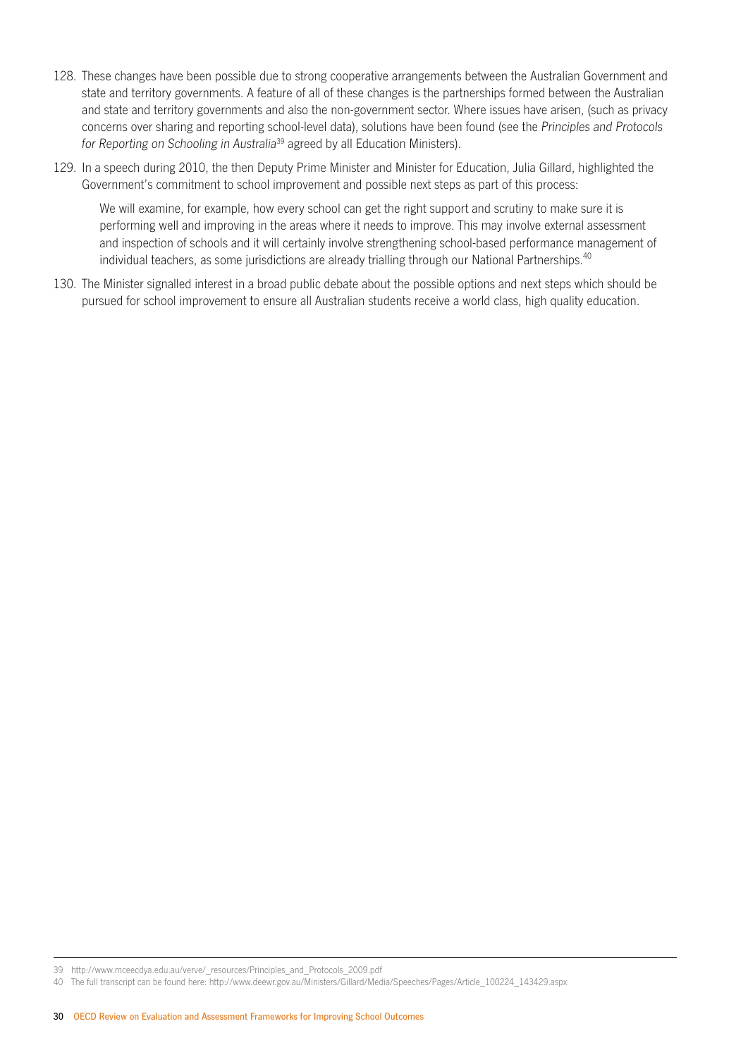128. These changes have been possible due to strong cooperative arrangements between the Australian Government and state and territory governments. A feature of all of these changes is the partnerships formed between the Australian and state and territory governments and also the non-government sector. Where issues have arisen, (such as privacy concerns over sharing and reporting school-level data), solutions have been found (see the *Principles and Protocols for Reporting on Schooling in Australia*[39] agreed by all Education Ministers).

129. In a speech during 2010, the then Deputy Prime Minister and Minister for Education, Julia Gillard, highlighted the Government's commitment to school improvement and possible next steps as part of this process:

> We will examine, for example, how every school can get the right support and scrutiny to make sure it is performing well and improving in the areas where it needs to improve. This may involve external assessment and inspection of schools and it will certainly involve strengthening school-based performance management of individual teachers, as some jurisdictions are already trialling through our National Partnerships.[40]

130. The Minister signalled interest in a broad public debate about the possible options and next steps which should be pursued for school improvement to ensure all Australian students receive a world class, high quality education.

---

39 http://www.mceecdya.edu.au/verve/_resources/Principles_and_Protocols_2009.pdf

40 The full transcript can be found here: http://www.deewr.gov.au/Ministers/Gillard/Media/Speeches/Pages/Article_100224_143429.aspx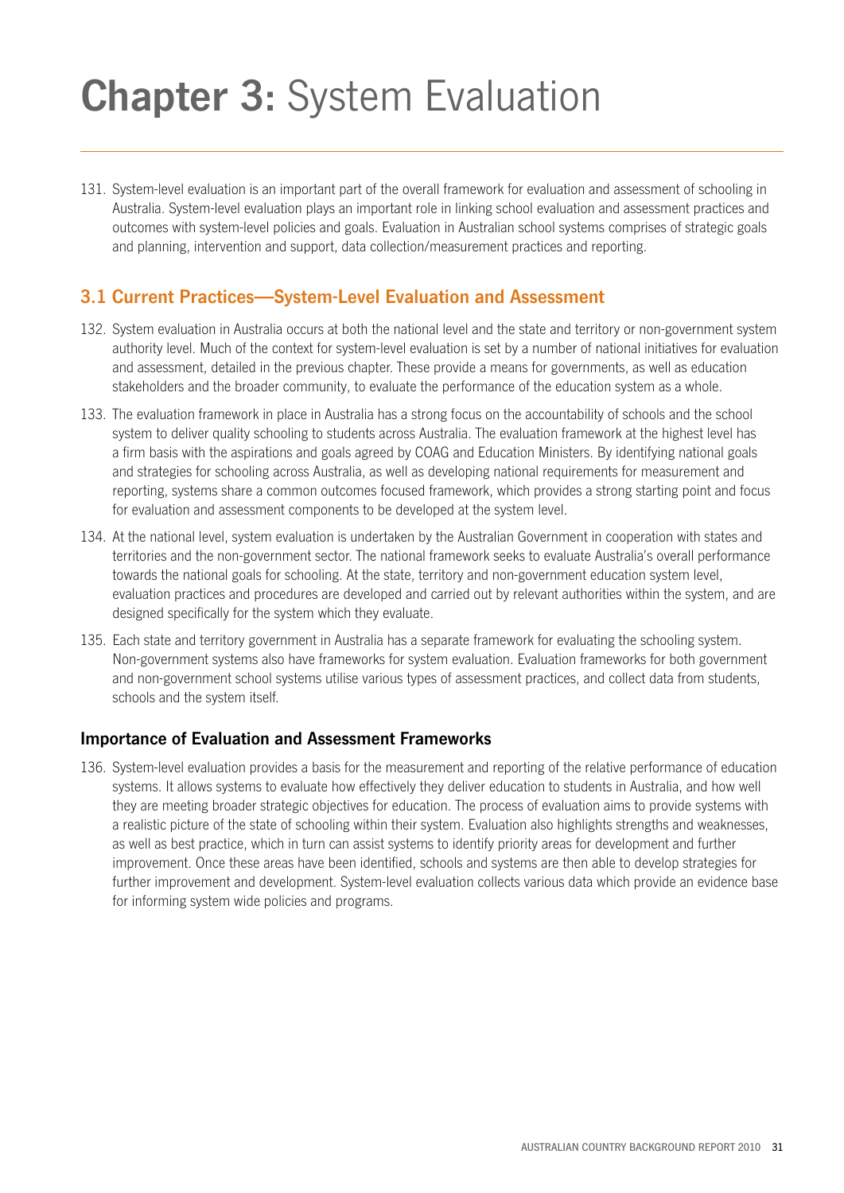# **Chapter 3:** System Evaluation

131. System-level evaluation is an important part of the overall framework for evaluation and assessment of schooling in Australia. System-level evaluation plays an important role in linking school evaluation and assessment practices and outcomes with system-level policies and goals. Evaluation in Australian school systems comprises of strategic goals and planning, intervention and support, data collection/measurement practices and reporting.

## 3.1 Current Practices—System-Level Evaluation and Assessment

132. System evaluation in Australia occurs at both the national level and the state and territory or non-government system authority level. Much of the context for system-level evaluation is set by a number of national initiatives for evaluation and assessment, detailed in the previous chapter. These provide a means for governments, as well as education stakeholders and the broader community, to evaluate the performance of the education system as a whole.

133. The evaluation framework in place in Australia has a strong focus on the accountability of schools and the school system to deliver quality schooling to students across Australia. The evaluation framework at the highest level has a firm basis with the aspirations and goals agreed by COAG and Education Ministers. By identifying national goals and strategies for schooling across Australia, as well as developing national requirements for measurement and reporting, systems share a common outcomes focused framework, which provides a strong starting point and focus for evaluation and assessment components to be developed at the system level.

134. At the national level, system evaluation is undertaken by the Australian Government in cooperation with states and territories and the non-government sector. The national framework seeks to evaluate Australia's overall performance towards the national goals for schooling. At the state, territory and non-government education system level, evaluation practices and procedures are developed and carried out by relevant authorities within the system, and are designed specifically for the system which they evaluate.

135. Each state and territory government in Australia has a separate framework for evaluating the schooling system. Non-government systems also have frameworks for system evaluation. Evaluation frameworks for both government and non-government school systems utilise various types of assessment practices, and collect data from students, schools and the system itself.

### Importance of Evaluation and Assessment Frameworks

136. System-level evaluation provides a basis for the measurement and reporting of the relative performance of education systems. It allows systems to evaluate how effectively they deliver education to students in Australia, and how well they are meeting broader strategic objectives for education. The process of evaluation aims to provide systems with a realistic picture of the state of schooling within their system. Evaluation also highlights strengths and weaknesses, as well as best practice, which in turn can assist systems to identify priority areas for development and further improvement. Once these areas have been identified, schools and systems are then able to develop strategies for further improvement and development. System-level evaluation collects various data which provide an evidence base for informing system wide policies and programs.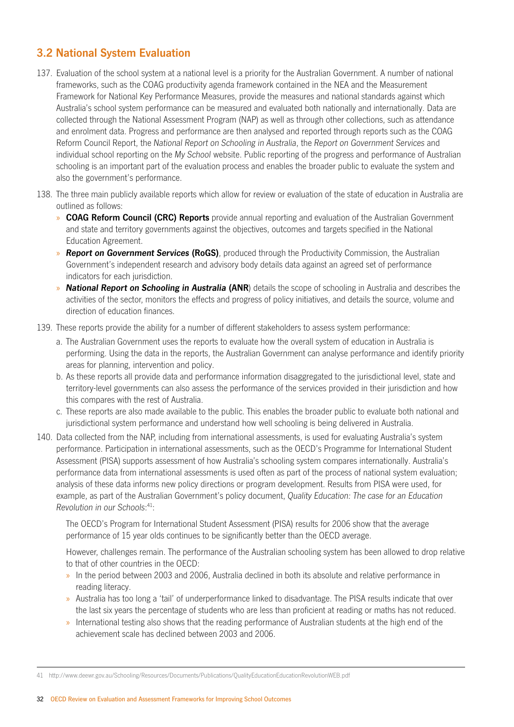## 3.2 National System Evaluation

137. Evaluation of the school system at a national level is a priority for the Australian Government. A number of national frameworks, such as the COAG productivity agenda framework contained in the NEA and the Measurement Framework for National Key Performance Measures, provide the measures and national standards against which Australia's school system performance can be measured and evaluated both nationally and internationally. Data are collected through the National Assessment Program (NAP) as well as through other collections, such as attendance and enrolment data. Progress and performance are then analysed and reported through reports such as the COAG Reform Council Report, the *National Report on Schooling in Australia*, the *Report on Government Services* and individual school reporting on the *My School* website. Public reporting of the progress and performance of Australian schooling is an important part of the evaluation process and enables the broader public to evaluate the system and also the government's performance.

138. The three main publicly available reports which allow for review or evaluation of the state of education in Australia are outlined as follows:
    - **COAG Reform Council (CRC) Reports** provide annual reporting and evaluation of the Australian Government and state and territory governments against the objectives, outcomes and targets specified in the National Education Agreement.
    - ***Report on Government Services* (RoGS)**, produced through the Productivity Commission, the Australian Government's independent research and advisory body details data against an agreed set of performance indicators for each jurisdiction.
    - ***National Report on Schooling in Australia* (ANR**) details the scope of schooling in Australia and describes the activities of the sector, monitors the effects and progress of policy initiatives, and details the source, volume and direction of education finances.

139. These reports provide the ability for a number of different stakeholders to assess system performance:
    a. The Australian Government uses the reports to evaluate how the overall system of education in Australia is performing. Using the data in the reports, the Australian Government can analyse performance and identify priority areas for planning, intervention and policy.
    b. As these reports all provide data and performance information disaggregated to the jurisdictional level, state and territory-level governments can also assess the performance of the services provided in their jurisdiction and how this compares with the rest of Australia.
    c. These reports are also made available to the public. This enables the broader public to evaluate both national and jurisdictional system performance and understand how well schooling is being delivered in Australia.

140. Data collected from the NAP, including from international assessments, is used for evaluating Australia's system performance. Participation in international assessments, such as the OECD's Programme for International Student Assessment (PISA) supports assessment of how Australia's schooling system compares internationally. Australia's performance data from international assessments is used often as part of the process of national system evaluation; analysis of these data informs new policy directions or program development. Results from PISA were used, for example, as part of the Australian Government's policy document, *Quality Education: The case for an Education Revolution in our Schools*:[41]:

    The OECD's Program for International Student Assessment (PISA) results for 2006 show that the average performance of 15 year olds continues to be significantly better than the OECD average.

    However, challenges remain. The performance of the Australian schooling system has been allowed to drop relative to that of other countries in the OECD:
    - In the period between 2003 and 2006, Australia declined in both its absolute and relative performance in reading literacy.
    - Australia has too long a 'tail' of underperformance linked to disadvantage. The PISA results indicate that over the last six years the percentage of students who are less than proficient at reading or maths has not reduced.
    - International testing also shows that the reading performance of Australian students at the high end of the achievement scale has declined between 2003 and 2006.

---

41 http://www.deewr.gov.au/Schooling/Resources/Documents/Publications/QualityEducationEducationRevolutionWEB.pdf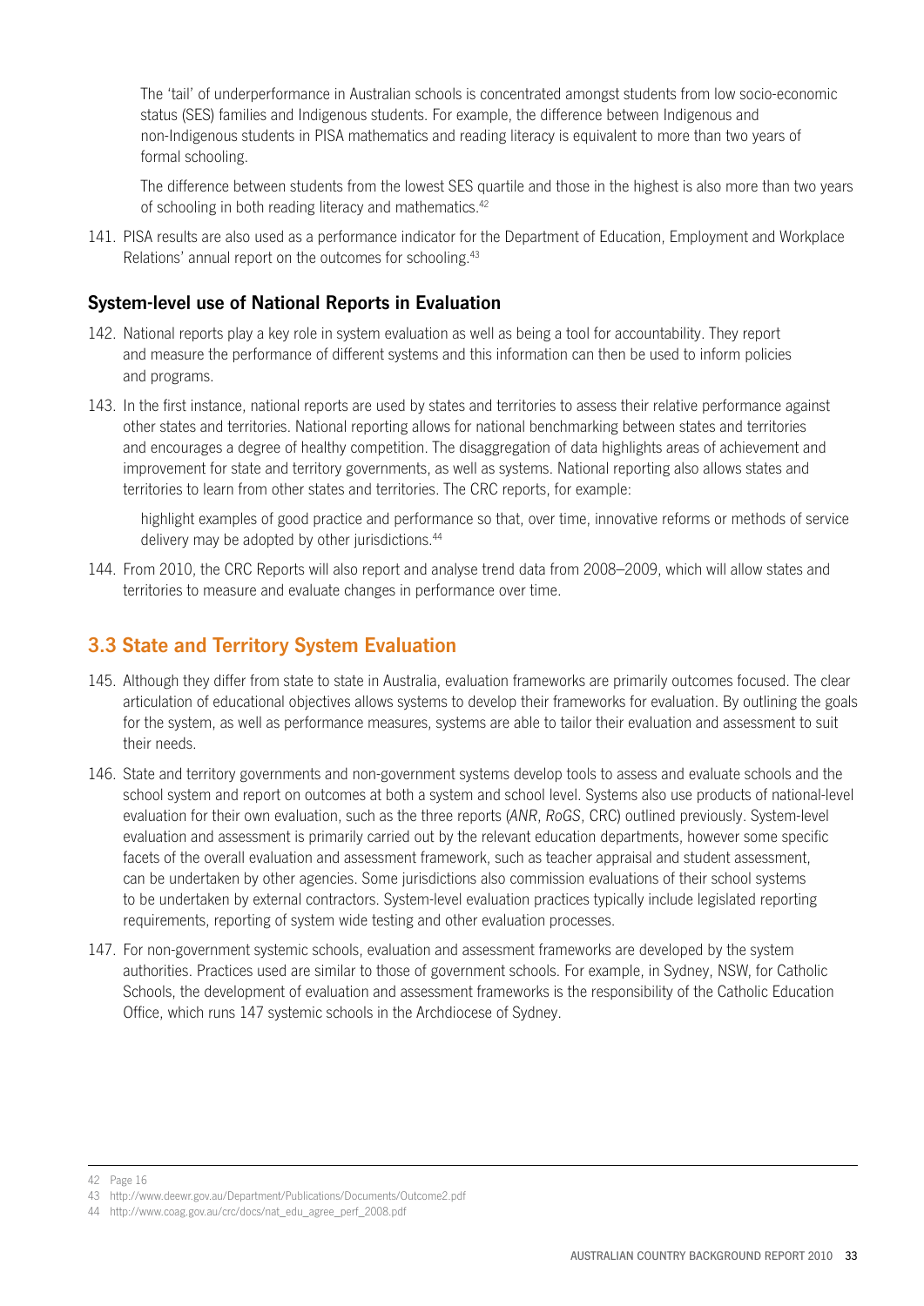The 'tail' of underperformance in Australian schools is concentrated amongst students from low socio-economic status (SES) families and Indigenous students. For example, the difference between Indigenous and non-Indigenous students in PISA mathematics and reading literacy is equivalent to more than two years of formal schooling.

The difference between students from the lowest SES quartile and those in the highest is also more than two years of schooling in both reading literacy and mathematics.[42]

141. PISA results are also used as a performance indicator for the Department of Education, Employment and Workplace Relations' annual report on the outcomes for schooling.[43]

### System-level use of National Reports in Evaluation

142. National reports play a key role in system evaluation as well as being a tool for accountability. They report and measure the performance of different systems and this information can then be used to inform policies and programs.

143. In the first instance, national reports are used by states and territories to assess their relative performance against other states and territories. National reporting allows for national benchmarking between states and territories and encourages a degree of healthy competition. The disaggregation of data highlights areas of achievement and improvement for state and territory governments, as well as systems. National reporting also allows states and territories to learn from other states and territories. The CRC reports, for example:

    highlight examples of good practice and performance so that, over time, innovative reforms or methods of service delivery may be adopted by other jurisdictions.[44]

144. From 2010, the CRC Reports will also report and analyse trend data from 2008–2009, which will allow states and territories to measure and evaluate changes in performance over time.

## 3.3 State and Territory System Evaluation

145. Although they differ from state to state in Australia, evaluation frameworks are primarily outcomes focused. The clear articulation of educational objectives allows systems to develop their frameworks for evaluation. By outlining the goals for the system, as well as performance measures, systems are able to tailor their evaluation and assessment to suit their needs.

146. State and territory governments and non-government systems develop tools to assess and evaluate schools and the school system and report on outcomes at both a system and school level. Systems also use products of national-level evaluation for their own evaluation, such as the three reports (*ANR*, *RoGS*, CRC) outlined previously. System-level evaluation and assessment is primarily carried out by the relevant education departments, however some specific facets of the overall evaluation and assessment framework, such as teacher appraisal and student assessment, can be undertaken by other agencies. Some jurisdictions also commission evaluations of their school systems to be undertaken by external contractors. System-level evaluation practices typically include legislated reporting requirements, reporting of system wide testing and other evaluation processes.

147. For non-government systemic schools, evaluation and assessment frameworks are developed by the system authorities. Practices used are similar to those of government schools. For example, in Sydney, NSW, for Catholic Schools, the development of evaluation and assessment frameworks is the responsibility of the Catholic Education Office, which runs 147 systemic schools in the Archdiocese of Sydney.

---

42 Page 16

43 http://www.deewr.gov.au/Department/Publications/Documents/Outcome2.pdf

44 http://www.coag.gov.au/crc/docs/nat_edu_agree_perf_2008.pdf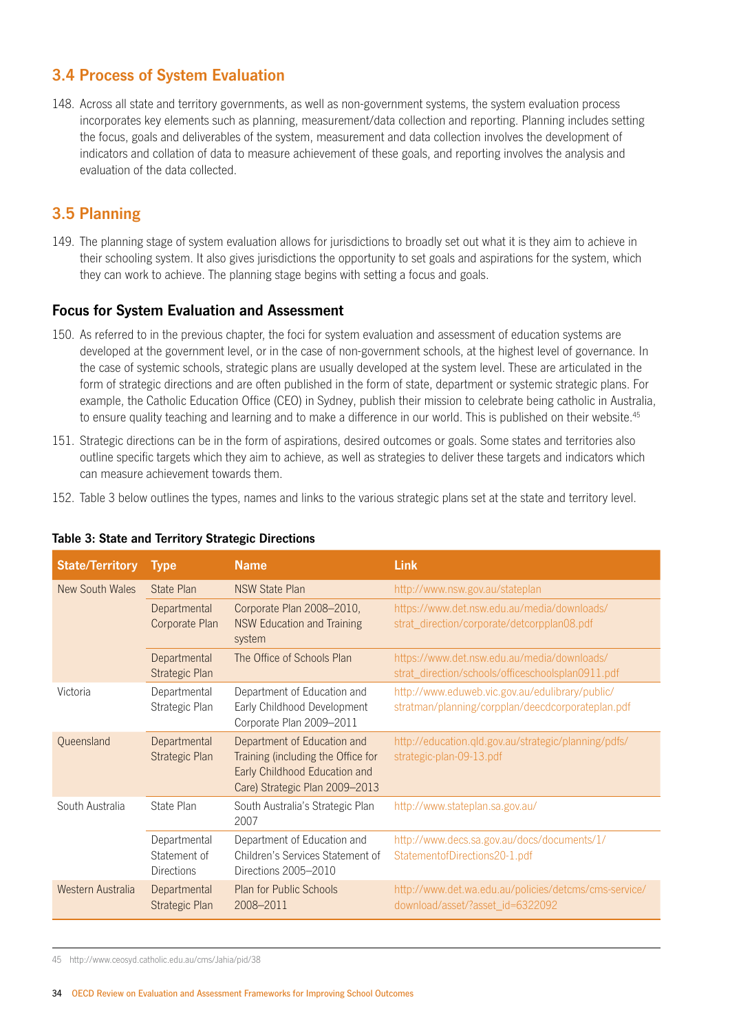## 3.4 Process of System Evaluation

148. Across all state and territory governments, as well as non-government systems, the system evaluation process incorporates key elements such as planning, measurement/data collection and reporting. Planning includes setting the focus, goals and deliverables of the system, measurement and data collection involves the development of indicators and collation of data to measure achievement of these goals, and reporting involves the analysis and evaluation of the data collected.

## 3.5 Planning

149. The planning stage of system evaluation allows for jurisdictions to broadly set out what it is they aim to achieve in their schooling system. It also gives jurisdictions the opportunity to set goals and aspirations for the system, which they can work to achieve. The planning stage begins with setting a focus and goals.

### Focus for System Evaluation and Assessment

150. As referred to in the previous chapter, the foci for system evaluation and assessment of education systems are developed at the government level, or in the case of non-government schools, at the highest level of governance. In the case of systemic schools, strategic plans are usually developed at the system level. These are articulated in the form of strategic directions and are often published in the form of state, department or systemic strategic plans. For example, the Catholic Education Office (CEO) in Sydney, publish their mission to celebrate being catholic in Australia, to ensure quality teaching and learning and to make a difference in our world. This is published on their website.[45]

151. Strategic directions can be in the form of aspirations, desired outcomes or goals. Some states and territories also outline specific targets which they aim to achieve, as well as strategies to deliver these targets and indicators which can measure achievement towards them.

152. Table 3 below outlines the types, names and links to the various strategic plans set at the state and territory level.

**Table 3: State and Territory Strategic Directions**

| State/Territory | Type | Name | Link |
|---|---|---|---|
| New South Wales | State Plan | NSW State Plan | http://www.nsw.gov.au/stateplan |
| | Departmental Corporate Plan | Corporate Plan 2008–2010, NSW Education and Training system | https://www.det.nsw.edu.au/media/downloads/strat_direction/corporate/detcorpplan08.pdf |
| | Departmental Strategic Plan | The Office of Schools Plan | https://www.det.nsw.edu.au/media/downloads/strat_direction/schools/officeschoolsplan0911.pdf |
| Victoria | Departmental Strategic Plan | Department of Education and Early Childhood Development Corporate Plan 2009–2011 | http://www.eduweb.vic.gov.au/edulibrary/public/stratman/planning/corpplan/deecdcorporateplan.pdf |
| Queensland | Departmental Strategic Plan | Department of Education and Training (including the Office for Early Childhood Education and Care) Strategic Plan 2009–2013 | http://education.qld.gov.au/strategic/planning/pdfs/strategic-plan-09-13.pdf |
| South Australia | State Plan | South Australia's Strategic Plan 2007 | http://www.stateplan.sa.gov.au/ |
| | Departmental Statement of Directions | Department of Education and Children's Services Statement of Directions 2005–2010 | http://www.decs.sa.gov.au/docs/documents/1/StatementofDirections20-1.pdf |
| Western Australia | Departmental Strategic Plan | Plan for Public Schools 2008–2011 | http://www.det.wa.edu.au/policies/detcms/cms-service/download/asset/?asset_id=6322092 |

45 http://www.ceosyd.catholic.edu.au/cms/Jahia/pid/38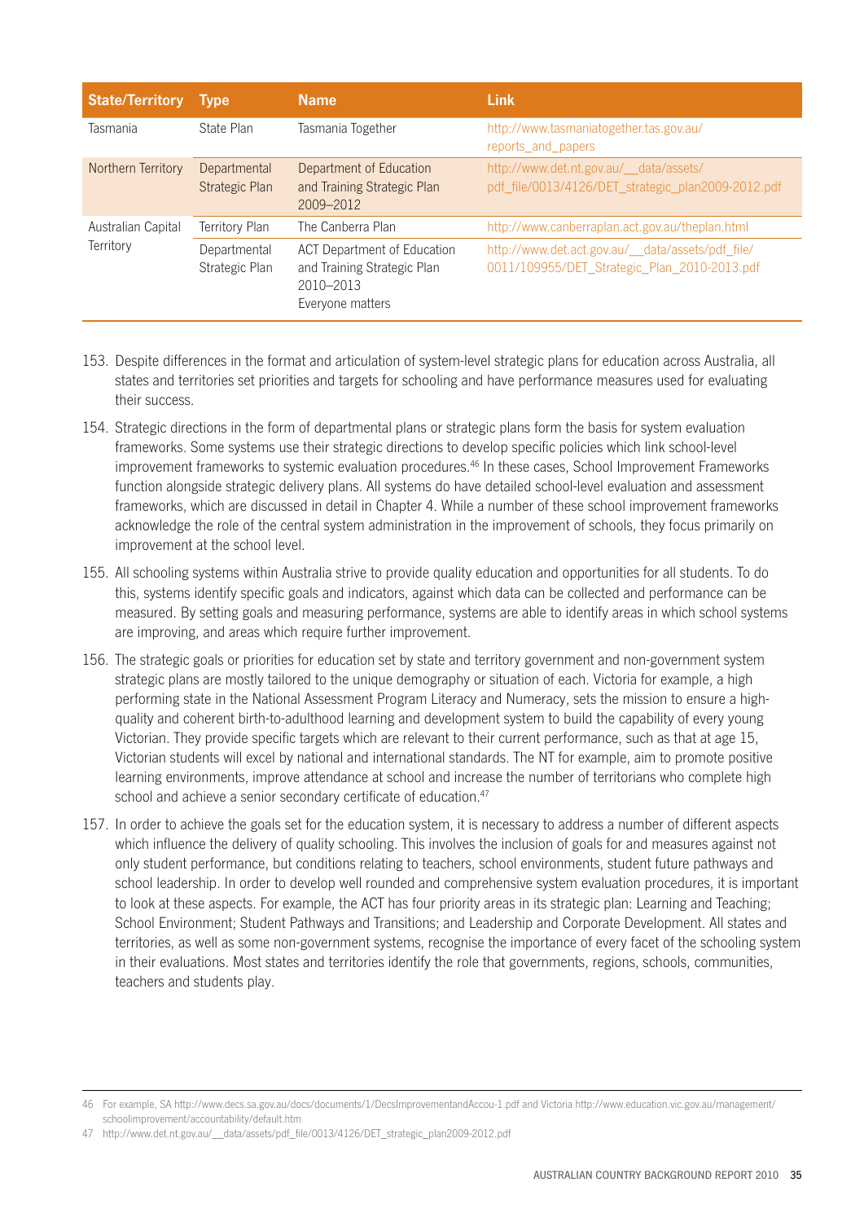| State/Territory | Type | Name | Link |
|---|---|---|---|
| Tasmania | State Plan | Tasmania Together | http://www.tasmaniatogether.tas.gov.au/reports_and_papers |
| Northern Territory | Departmental Strategic Plan | Department of Education and Training Strategic Plan 2009–2012 | http://www.det.nt.gov.au/__data/assets/pdf_file/0013/4126/DET_strategic_plan2009-2012.pdf |
| Australian Capital Territory | Territory Plan | The Canberra Plan | http://www.canberraplan.act.gov.au/theplan.html |
| | Departmental Strategic Plan | ACT Department of Education and Training Strategic Plan 2010–2013 Everyone matters | http://www.det.act.gov.au/__data/assets/pdf_file/0011/109955/DET_Strategic_Plan_2010-2013.pdf |

153. Despite differences in the format and articulation of system-level strategic plans for education across Australia, all states and territories set priorities and targets for schooling and have performance measures used for evaluating their success.

154. Strategic directions in the form of departmental plans or strategic plans form the basis for system evaluation frameworks. Some systems use their strategic directions to develop specific policies which link school-level improvement frameworks to systemic evaluation procedures.[46] In these cases, School Improvement Frameworks function alongside strategic delivery plans. All systems do have detailed school-level evaluation and assessment frameworks, which are discussed in detail in Chapter 4. While a number of these school improvement frameworks acknowledge the role of the central system administration in the improvement of schools, they focus primarily on improvement at the school level.

155. All schooling systems within Australia strive to provide quality education and opportunities for all students. To do this, systems identify specific goals and indicators, against which data can be collected and performance can be measured. By setting goals and measuring performance, systems are able to identify areas in which school systems are improving, and areas which require further improvement.

156. The strategic goals or priorities for education set by state and territory government and non-government system strategic plans are mostly tailored to the unique demography or situation of each. Victoria for example, a high performing state in the National Assessment Program Literacy and Numeracy, sets the mission to ensure a high-quality and coherent birth-to-adulthood learning and development system to build the capability of every young Victorian. They provide specific targets which are relevant to their current performance, such as that at age 15, Victorian students will excel by national and international standards. The NT for example, aim to promote positive learning environments, improve attendance at school and increase the number of territorians who complete high school and achieve a senior secondary certificate of education.[47]

157. In order to achieve the goals set for the education system, it is necessary to address a number of different aspects which influence the delivery of quality schooling. This involves the inclusion of goals for and measures against not only student performance, but conditions relating to teachers, school environments, student future pathways and school leadership. In order to develop well rounded and comprehensive system evaluation procedures, it is important to look at these aspects. For example, the ACT has four priority areas in its strategic plan: Learning and Teaching; School Environment; Student Pathways and Transitions; and Leadership and Corporate Development. All states and territories, as well as some non-government systems, recognise the importance of every facet of the schooling system in their evaluations. Most states and territories identify the role that governments, regions, schools, communities, teachers and students play.

46 For example, SA http://www.decs.sa.gov.au/docs/documents/1/DecsImprovementandAccou-1.pdf and Victoria http://www.education.vic.gov.au/management/schoolimprovement/accountability/default.htm

47 http://www.det.nt.gov.au/__data/assets/pdf_file/0013/4126/DET_strategic_plan2009-2012.pdf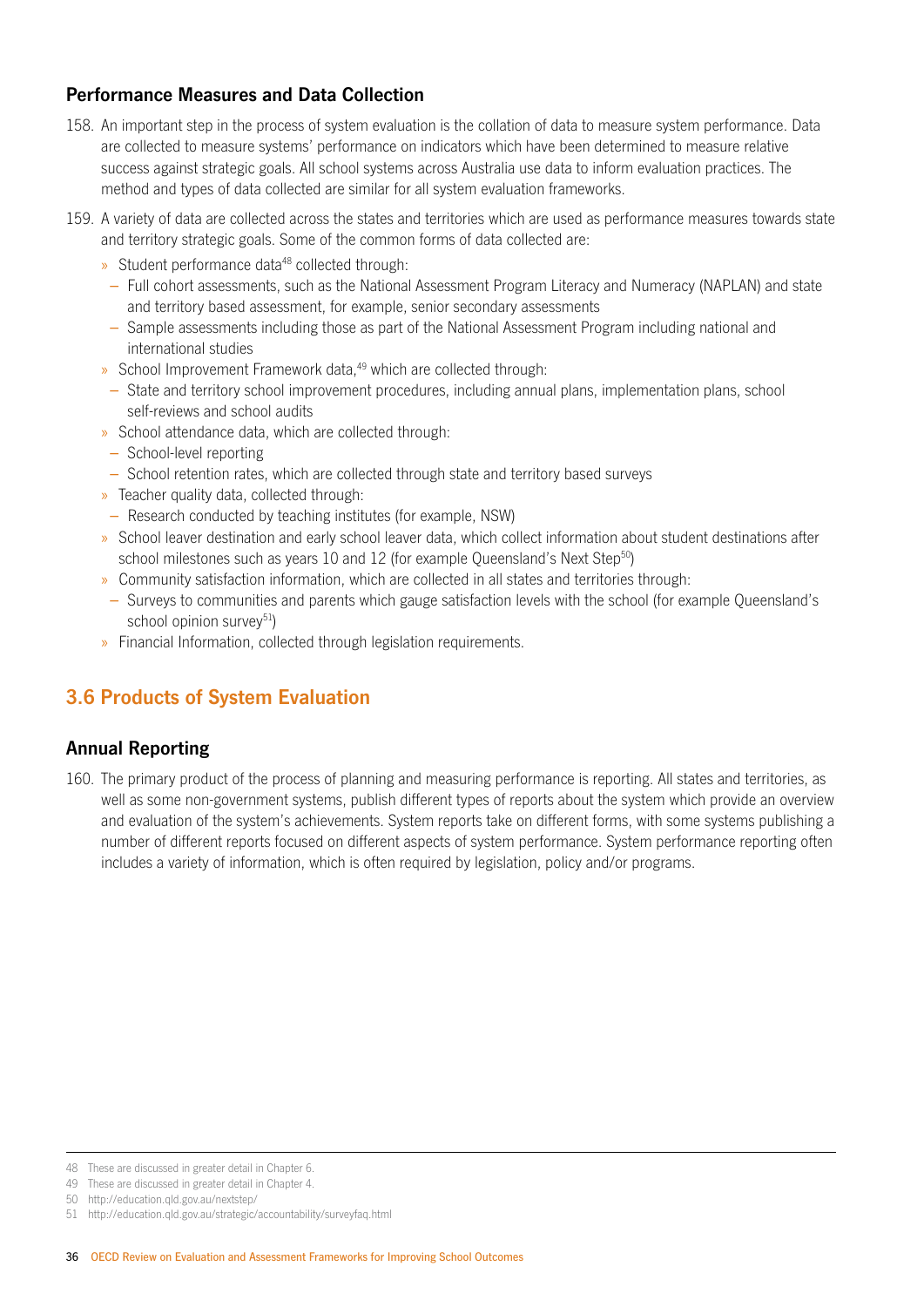### Performance Measures and Data Collection

158. An important step in the process of system evaluation is the collation of data to measure system performance. Data are collected to measure systems' performance on indicators which have been determined to measure relative success against strategic goals. All school systems across Australia use data to inform evaluation practices. The method and types of data collected are similar for all system evaluation frameworks.

159. A variety of data are collected across the states and territories which are used as performance measures towards state and territory strategic goals. Some of the common forms of data collected are:
    - Student performance data[48] collected through:
      - Full cohort assessments, such as the National Assessment Program Literacy and Numeracy (NAPLAN) and state and territory based assessment, for example, senior secondary assessments
      - Sample assessments including those as part of the National Assessment Program including national and international studies
    - School Improvement Framework data,[49] which are collected through:
      - State and territory school improvement procedures, including annual plans, implementation plans, school self-reviews and school audits
    - School attendance data, which are collected through:
      - School-level reporting
      - School retention rates, which are collected through state and territory based surveys
    - Teacher quality data, collected through:
      - Research conducted by teaching institutes (for example, NSW)
    - School leaver destination and early school leaver data, which collect information about student destinations after school milestones such as years 10 and 12 (for example Queensland's Next Step[50])
    - Community satisfaction information, which are collected in all states and territories through:
      - Surveys to communities and parents which gauge satisfaction levels with the school (for example Queensland's school opinion survey[51])
    - Financial Information, collected through legislation requirements.

## 3.6 Products of System Evaluation

### Annual Reporting

160. The primary product of the process of planning and measuring performance is reporting. All states and territories, as well as some non-government systems, publish different types of reports about the system which provide an overview and evaluation of the system's achievements. System reports take on different forms, with some systems publishing a number of different reports focused on different aspects of system performance. System performance reporting often includes a variety of information, which is often required by legislation, policy and/or programs.

---

48 These are discussed in greater detail in Chapter 6.

49 These are discussed in greater detail in Chapter 4.

50 http://education.qld.gov.au/nextstep/

51 http://education.qld.gov.au/strategic/accountability/surveyfaq.html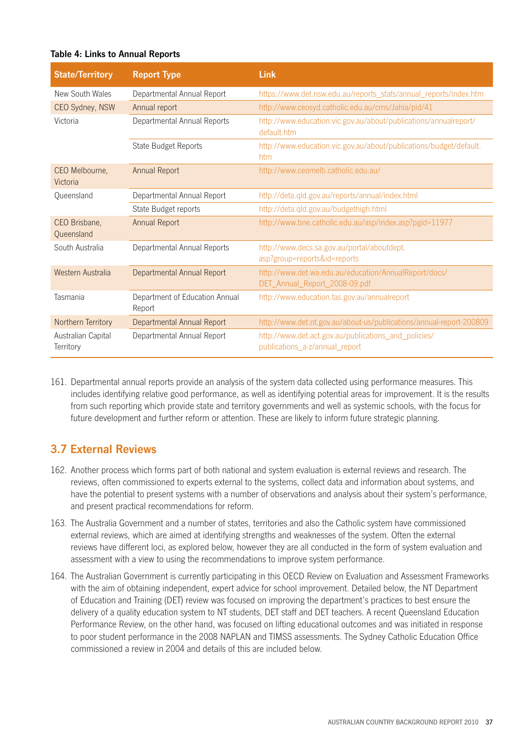**Table 4: Links to Annual Reports**

| State/Territory | Report Type | Link |
|---|---|---|
| New South Wales | Departmental Annual Report | https://www.det.nsw.edu.au/reports_stats/annual_reports/index.htm |
| CEO Sydney, NSW | Annual report | http://www.ceosyd.catholic.edu.au/cms/Jahia/pid/41 |
| Victoria | Departmental Annual Reports | http://www.education.vic.gov.au/about/publications/annualreport/default.htm |
| | State Budget Reports | http://www.education.vic.gov.au/about/publications/budget/default.htm |
| CEO Melbourne, Victoria | Annual Report | http://www.ceomelb.catholic.edu.au/ |
| Queensland | Departmental Annual Report | http://deta.qld.gov.au/reports/annual/index.html |
| | State Budget reports | http://deta.qld.gov.au/budgethigh.html |
| CEO Brisbane, Queensland | Annual Report | http://www.bne.catholic.edu.au/asp/index.asp?pgid=11977 |
| South Australia | Departmental Annual Reports | http://www.decs.sa.gov.au/portal/aboutdept.asp?group=reports&id=reports |
| Western Australia | Departmental Annual Report | http://www.det.wa.edu.au/education/AnnualReport/docs/DET_Annual_Report_2008-09.pdf |
| Tasmania | Department of Education Annual Report | http://www.education.tas.gov.au/annualreport |
| Northern Territory | Departmental Annual Report | http://www.det.nt.gov.au/about-us/publications/annual-report-200809 |
| Australian Capital Territory | Departmental Annual Report | http://www.det.act.gov.au/publications_and_policies/publications_a-z/annual_report |

161. Departmental annual reports provide an analysis of the system data collected using performance measures. This includes identifying relative good performance, as well as identifying potential areas for improvement. It is the results from such reporting which provide state and territory governments and well as systemic schools, with the focus for future development and further reform or attention. These are likely to inform future strategic planning.

## 3.7 External Reviews

162. Another process which forms part of both national and system evaluation is external reviews and research. The reviews, often commissioned to experts external to the systems, collect data and information about systems, and have the potential to present systems with a number of observations and analysis about their system's performance, and present practical recommendations for reform.

163. The Australia Government and a number of states, territories and also the Catholic system have commissioned external reviews, which are aimed at identifying strengths and weaknesses of the system. Often the external reviews have different loci, as explored below, however they are all conducted in the form of system evaluation and assessment with a view to using the recommendations to improve system performance.

164. The Australian Government is currently participating in this OECD Review on Evaluation and Assessment Frameworks with the aim of obtaining independent, expert advice for school improvement. Detailed below, the NT Department of Education and Training (DET) review was focused on improving the department's practices to best ensure the delivery of a quality education system to NT students, DET staff and DET teachers. A recent Queensland Education Performance Review, on the other hand, was focused on lifting educational outcomes and was initiated in response to poor student performance in the 2008 NAPLAN and TIMSS assessments. The Sydney Catholic Education Office commissioned a review in 2004 and details of this are included below.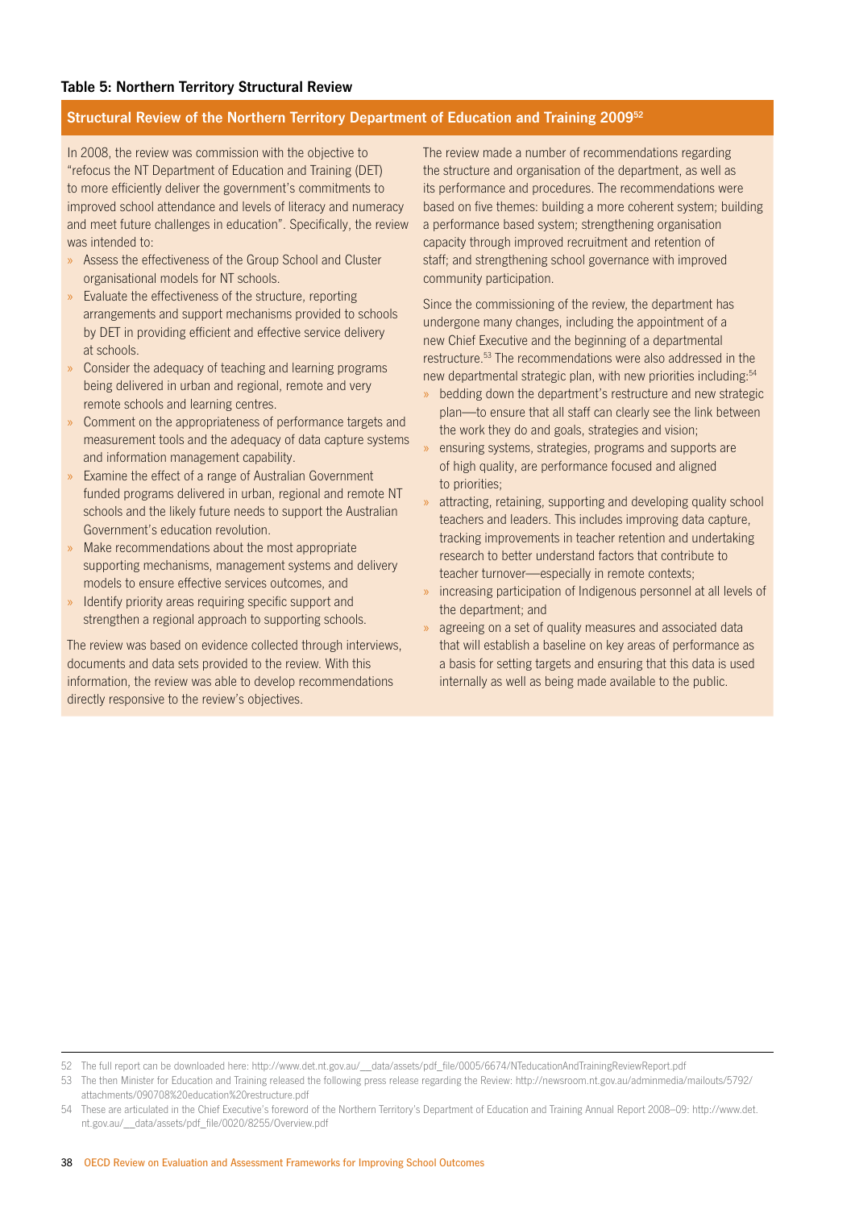**Table 5: Northern Territory Structural Review**

### Structural Review of the Northern Territory Department of Education and Training 2009[52]

In 2008, the review was commission with the objective to "refocus the NT Department of Education and Training (DET) to more efficiently deliver the government's commitments to improved school attendance and levels of literacy and numeracy and meet future challenges in education". Specifically, the review was intended to:

- Assess the effectiveness of the Group School and Cluster organisational models for NT schools.
- Evaluate the effectiveness of the structure, reporting arrangements and support mechanisms provided to schools by DET in providing efficient and effective service delivery at schools.
- Consider the adequacy of teaching and learning programs being delivered in urban and regional, remote and very remote schools and learning centres.
- Comment on the appropriateness of performance targets and measurement tools and the adequacy of data capture systems and information management capability.
- Examine the effect of a range of Australian Government funded programs delivered in urban, regional and remote NT schools and the likely future needs to support the Australian Government's education revolution.
- Make recommendations about the most appropriate supporting mechanisms, management systems and delivery models to ensure effective services outcomes, and
- Identify priority areas requiring specific support and strengthen a regional approach to supporting schools.

The review was based on evidence collected through interviews, documents and data sets provided to the review. With this information, the review was able to develop recommendations directly responsive to the review's objectives.

The review made a number of recommendations regarding the structure and organisation of the department, as well as its performance and procedures. The recommendations were based on five themes: building a more coherent system; building a performance based system; strengthening organisation capacity through improved recruitment and retention of staff; and strengthening school governance with improved community participation.

Since the commissioning of the review, the department has undergone many changes, including the appointment of a new Chief Executive and the beginning of a departmental restructure.[53] The recommendations were also addressed in the new departmental strategic plan, with new priorities including:[54]

- bedding down the department's restructure and new strategic plan—to ensure that all staff can clearly see the link between the work they do and goals, strategies and vision;
- ensuring systems, strategies, programs and supports are of high quality, are performance focused and aligned to priorities;
- attracting, retaining, supporting and developing quality school teachers and leaders. This includes improving data capture, tracking improvements in teacher retention and undertaking research to better understand factors that contribute to teacher turnover—especially in remote contexts;
- increasing participation of Indigenous personnel at all levels of the department; and
- agreeing on a set of quality measures and associated data that will establish a baseline on key areas of performance as a basis for setting targets and ensuring that this data is used internally as well as being made available to the public.

---

52 The full report can be downloaded here: http://www.det.nt.gov.au/__data/assets/pdf_file/0005/6674/NTeducationAndTrainingReviewReport.pdf

53 The then Minister for Education and Training released the following press release regarding the Review: http://newsroom.nt.gov.au/adminmedia/mailouts/5792/attachments/090708%20education%20restructure.pdf

54 These are articulated in the Chief Executive's foreword of the Northern Territory's Department of Education and Training Annual Report 2008–09: http://www.det.nt.gov.au/__data/assets/pdf_file/0020/8255/Overview.pdf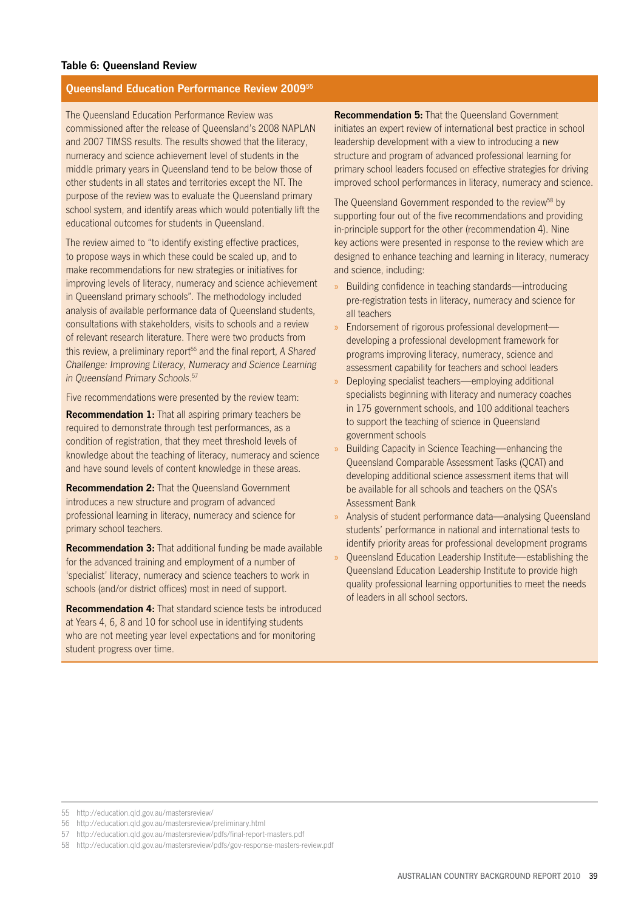**Table 6: Queensland Review**

## Queensland Education Performance Review 2009[55]

The Queensland Education Performance Review was commissioned after the release of Queensland's 2008 NAPLAN and 2007 TIMSS results. The results showed that the literacy, numeracy and science achievement level of students in the middle primary years in Queensland tend to be below those of other students in all states and territories except the NT. The purpose of the review was to evaluate the Queensland primary school system, and identify areas which would potentially lift the educational outcomes for students in Queensland.

The review aimed to "to identify existing effective practices, to propose ways in which these could be scaled up, and to make recommendations for new strategies or initiatives for improving levels of literacy, numeracy and science achievement in Queensland primary schools". The methodology included analysis of available performance data of Queensland students, consultations with stakeholders, visits to schools and a review of relevant research literature. There were two products from this review, a preliminary report[56] and the final report, *A Shared Challenge: Improving Literacy, Numeracy and Science Learning in Queensland Primary Schools*.[57]

Five recommendations were presented by the review team:

**Recommendation 1:** That all aspiring primary teachers be required to demonstrate through test performances, as a condition of registration, that they meet threshold levels of knowledge about the teaching of literacy, numeracy and science and have sound levels of content knowledge in these areas.

**Recommendation 2:** That the Queensland Government introduces a new structure and program of advanced professional learning in literacy, numeracy and science for primary school teachers.

**Recommendation 3:** That additional funding be made available for the advanced training and employment of a number of 'specialist' literacy, numeracy and science teachers to work in schools (and/or district offices) most in need of support.

**Recommendation 4:** That standard science tests be introduced at Years 4, 6, 8 and 10 for school use in identifying students who are not meeting year level expectations and for monitoring student progress over time.

**Recommendation 5:** That the Queensland Government initiates an expert review of international best practice in school leadership development with a view to introducing a new structure and program of advanced professional learning for primary school leaders focused on effective strategies for driving improved school performances in literacy, numeracy and science.

The Queensland Government responded to the review[58] by supporting four out of the five recommendations and providing in-principle support for the other (recommendation 4). Nine key actions were presented in response to the review which are designed to enhance teaching and learning in literacy, numeracy and science, including:

- Building confidence in teaching standards—introducing pre-registration tests in literacy, numeracy and science for all teachers
- Endorsement of rigorous professional development—developing a professional development framework for programs improving literacy, numeracy, science and assessment capability for teachers and school leaders
- Deploying specialist teachers—employing additional specialists beginning with literacy and numeracy coaches in 175 government schools, and 100 additional teachers to support the teaching of science in Queensland government schools
- Building Capacity in Science Teaching—enhancing the Queensland Comparable Assessment Tasks (QCAT) and developing additional science assessment items that will be available for all schools and teachers on the QSA's Assessment Bank
- Analysis of student performance data—analysing Queensland students' performance in national and international tests to identify priority areas for professional development programs
- Queensland Education Leadership Institute—establishing the Queensland Education Leadership Institute to provide high quality professional learning opportunities to meet the needs of leaders in all school sectors.

---

55 http://education.qld.gov.au/mastersreview/

56 http://education.qld.gov.au/mastersreview/preliminary.html

57 http://education.qld.gov.au/mastersreview/pdfs/final-report-masters.pdf

58 http://education.qld.gov.au/mastersreview/pdfs/gov-response-masters-review.pdf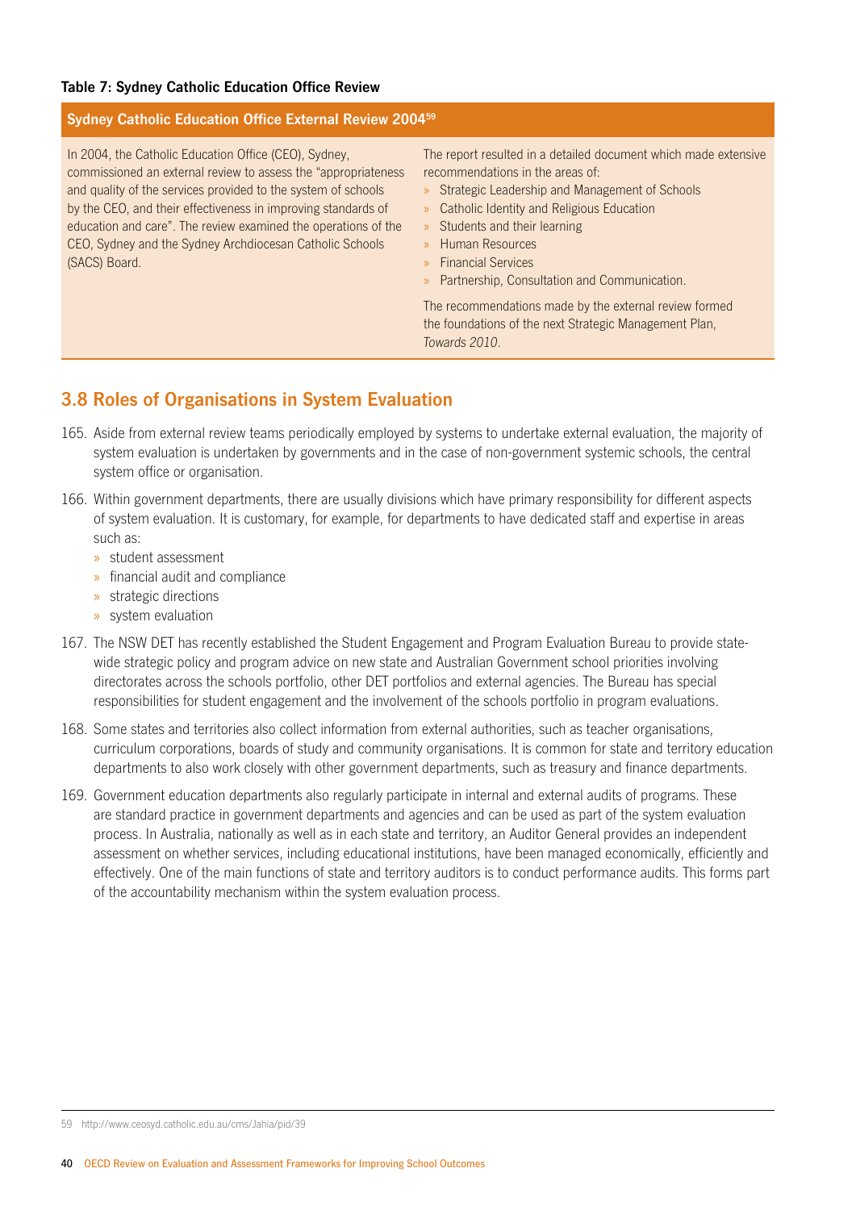**Table 7: Sydney Catholic Education Office Review**

| Sydney Catholic Education Office External Review 2004[59] | |
|---|---|
| In 2004, the Catholic Education Office (CEO), Sydney, commissioned an external review to assess the "appropriateness and quality of the services provided to the system of schools by the CEO, and their effectiveness in improving standards of education and care". The review examined the operations of the CEO, Sydney and the Sydney Archdiocesan Catholic Schools (SACS) Board. | The report resulted in a detailed document which made extensive recommendations in the areas of: <br>» Strategic Leadership and Management of Schools <br>» Catholic Identity and Religious Education <br>» Students and their learning <br>» Human Resources <br>» Financial Services <br>» Partnership, Consultation and Communication. <br><br>The recommendations made by the external review formed the foundations of the next Strategic Management Plan, *Towards 2010*. |

## 3.8 Roles of Organisations in System Evaluation

165. Aside from external review teams periodically employed by systems to undertake external evaluation, the majority of system evaluation is undertaken by governments and in the case of non-government systemic schools, the central system office or organisation.

166. Within government departments, there are usually divisions which have primary responsibility for different aspects of system evaluation. It is customary, for example, for departments to have dedicated staff and expertise in areas such as:
    - student assessment
    - financial audit and compliance
    - strategic directions
    - system evaluation

167. The NSW DET has recently established the Student Engagement and Program Evaluation Bureau to provide state-wide strategic policy and program advice on new state and Australian Government school priorities involving directorates across the schools portfolio, other DET portfolios and external agencies. The Bureau has special responsibilities for student engagement and the involvement of the schools portfolio in program evaluations.

168. Some states and territories also collect information from external authorities, such as teacher organisations, curriculum corporations, boards of study and community organisations. It is common for state and territory education departments to also work closely with other government departments, such as treasury and finance departments.

169. Government education departments also regularly participate in internal and external audits of programs. These are standard practice in government departments and agencies and can be used as part of the system evaluation process. In Australia, nationally as well as in each state and territory, an Auditor General provides an independent assessment on whether services, including educational institutions, have been managed economically, efficiently and effectively. One of the main functions of state and territory auditors is to conduct performance audits. This forms part of the accountability mechanism within the system evaluation process.

59 http://www.ceosyd.catholic.edu.au/cms/Jahia/pid/39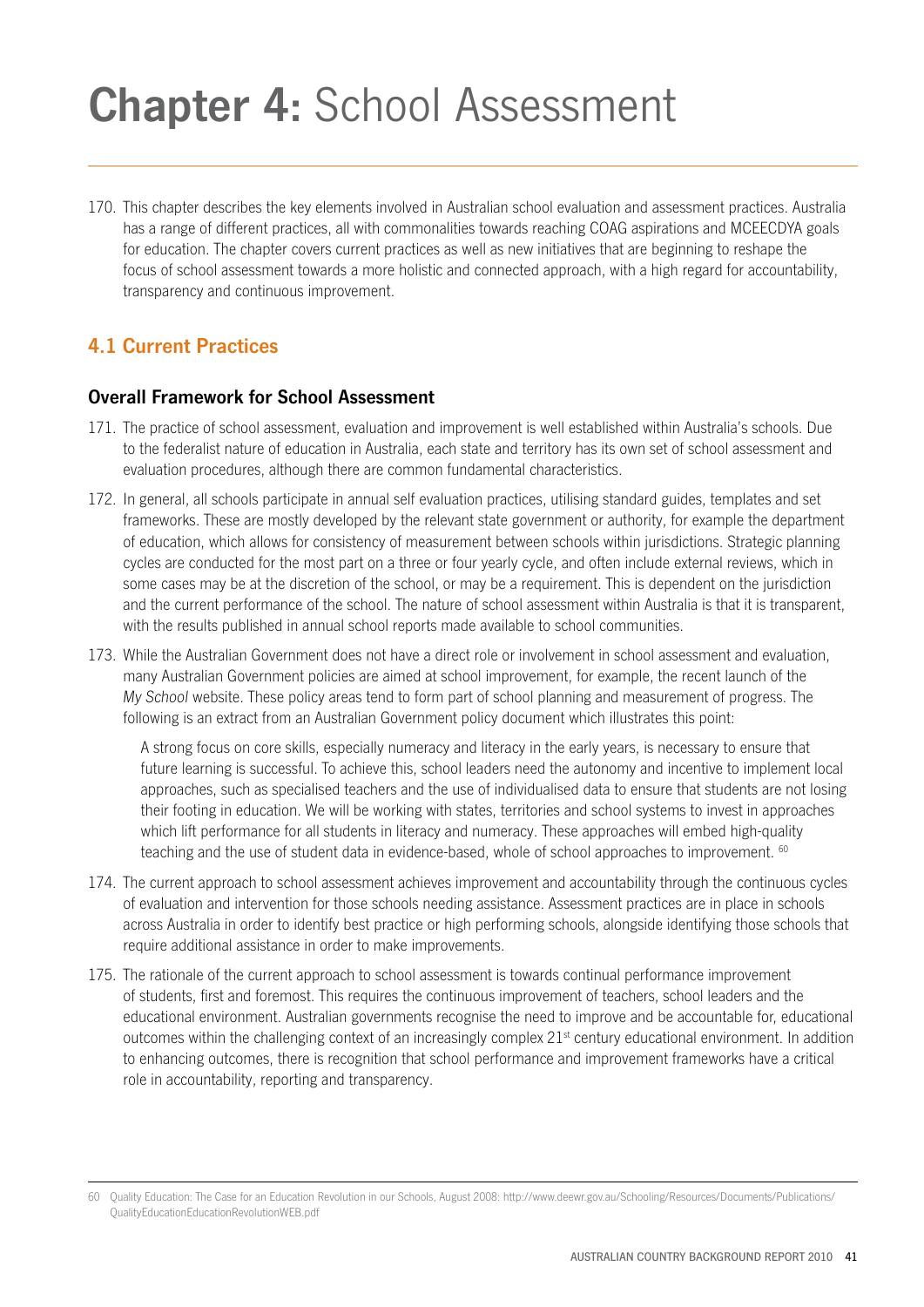# **Chapter 4:** School Assessment

170. This chapter describes the key elements involved in Australian school evaluation and assessment practices. Australia has a range of different practices, all with commonalities towards reaching COAG aspirations and MCEECDYA goals for education. The chapter covers current practices as well as new initiatives that are beginning to reshape the focus of school assessment towards a more holistic and connected approach, with a high regard for accountability, transparency and continuous improvement.

## 4.1 Current Practices

### Overall Framework for School Assessment

171. The practice of school assessment, evaluation and improvement is well established within Australia's schools. Due to the federalist nature of education in Australia, each state and territory has its own set of school assessment and evaluation procedures, although there are common fundamental characteristics.

172. In general, all schools participate in annual self evaluation practices, utilising standard guides, templates and set frameworks. These are mostly developed by the relevant state government or authority, for example the department of education, which allows for consistency of measurement between schools within jurisdictions. Strategic planning cycles are conducted for the most part on a three or four yearly cycle, and often include external reviews, which in some cases may be at the discretion of the school, or may be a requirement. This is dependent on the jurisdiction and the current performance of the school. The nature of school assessment within Australia is that it is transparent, with the results published in annual school reports made available to school communities.

173. While the Australian Government does not have a direct role or involvement in school assessment and evaluation, many Australian Government policies are aimed at school improvement, for example, the recent launch of the *My School* website. These policy areas tend to form part of school planning and measurement of progress. The following is an extract from an Australian Government policy document which illustrates this point:

    A strong focus on core skills, especially numeracy and literacy in the early years, is necessary to ensure that future learning is successful. To achieve this, school leaders need the autonomy and incentive to implement local approaches, such as specialised teachers and the use of individualised data to ensure that students are not losing their footing in education. We will be working with states, territories and school systems to invest in approaches which lift performance for all students in literacy and numeracy. These approaches will embed high-quality teaching and the use of student data in evidence-based, whole of school approaches to improvement. [60]

174. The current approach to school assessment achieves improvement and accountability through the continuous cycles of evaluation and intervention for those schools needing assistance. Assessment practices are in place in schools across Australia in order to identify best practice or high performing schools, alongside identifying those schools that require additional assistance in order to make improvements.

175. The rationale of the current approach to school assessment is towards continual performance improvement of students, first and foremost. This requires the continuous improvement of teachers, school leaders and the educational environment. Australian governments recognise the need to improve and be accountable for, educational outcomes within the challenging context of an increasingly complex 21st century educational environment. In addition to enhancing outcomes, there is recognition that school performance and improvement frameworks have a critical role in accountability, reporting and transparency.

---

60 Quality Education: The Case for an Education Revolution in our Schools, August 2008: http://www.deewr.gov.au/Schooling/Resources/Documents/Publications/QualityEducationEducationRevolutionWEB.pdf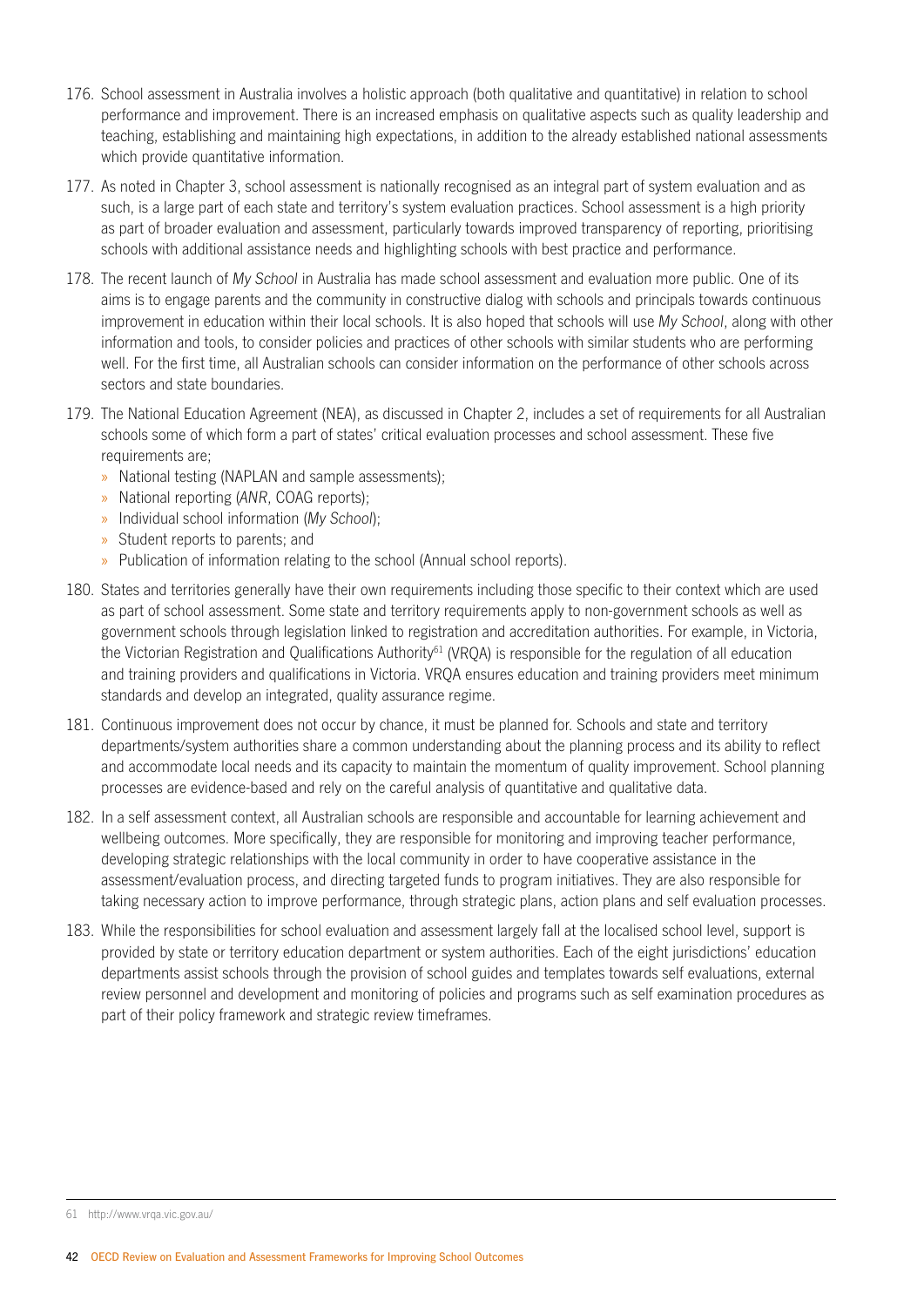176. School assessment in Australia involves a holistic approach (both qualitative and quantitative) in relation to school performance and improvement. There is an increased emphasis on qualitative aspects such as quality leadership and teaching, establishing and maintaining high expectations, in addition to the already established national assessments which provide quantitative information.

177. As noted in Chapter 3, school assessment is nationally recognised as an integral part of system evaluation and as such, is a large part of each state and territory's system evaluation practices. School assessment is a high priority as part of broader evaluation and assessment, particularly towards improved transparency of reporting, prioritising schools with additional assistance needs and highlighting schools with best practice and performance.

178. The recent launch of *My School* in Australia has made school assessment and evaluation more public. One of its aims is to engage parents and the community in constructive dialog with schools and principals towards continuous improvement in education within their local schools. It is also hoped that schools will use *My School*, along with other information and tools, to consider policies and practices of other schools with similar students who are performing well. For the first time, all Australian schools can consider information on the performance of other schools across sectors and state boundaries.

179. The National Education Agreement (NEA), as discussed in Chapter 2, includes a set of requirements for all Australian schools some of which form a part of states' critical evaluation processes and school assessment. These five requirements are;
    - National testing (NAPLAN and sample assessments);
    - National reporting (*ANR*, COAG reports);
    - Individual school information (*My School*);
    - Student reports to parents; and
    - Publication of information relating to the school (Annual school reports).

180. States and territories generally have their own requirements including those specific to their context which are used as part of school assessment. Some state and territory requirements apply to non-government schools as well as government schools through legislation linked to registration and accreditation authorities. For example, in Victoria, the Victorian Registration and Qualifications Authority[61] (VRQA) is responsible for the regulation of all education and training providers and qualifications in Victoria. VRQA ensures education and training providers meet minimum standards and develop an integrated, quality assurance regime.

181. Continuous improvement does not occur by chance, it must be planned for. Schools and state and territory departments/system authorities share a common understanding about the planning process and its ability to reflect and accommodate local needs and its capacity to maintain the momentum of quality improvement. School planning processes are evidence-based and rely on the careful analysis of quantitative and qualitative data.

182. In a self assessment context, all Australian schools are responsible and accountable for learning achievement and wellbeing outcomes. More specifically, they are responsible for monitoring and improving teacher performance, developing strategic relationships with the local community in order to have cooperative assistance in the assessment/evaluation process, and directing targeted funds to program initiatives. They are also responsible for taking necessary action to improve performance, through strategic plans, action plans and self evaluation processes.

183. While the responsibilities for school evaluation and assessment largely fall at the localised school level, support is provided by state or territory education department or system authorities. Each of the eight jurisdictions' education departments assist schools through the provision of school guides and templates towards self evaluations, external review personnel and development and monitoring of policies and programs such as self examination procedures as part of their policy framework and strategic review timeframes.

---

61 http://www.vrqa.vic.gov.au/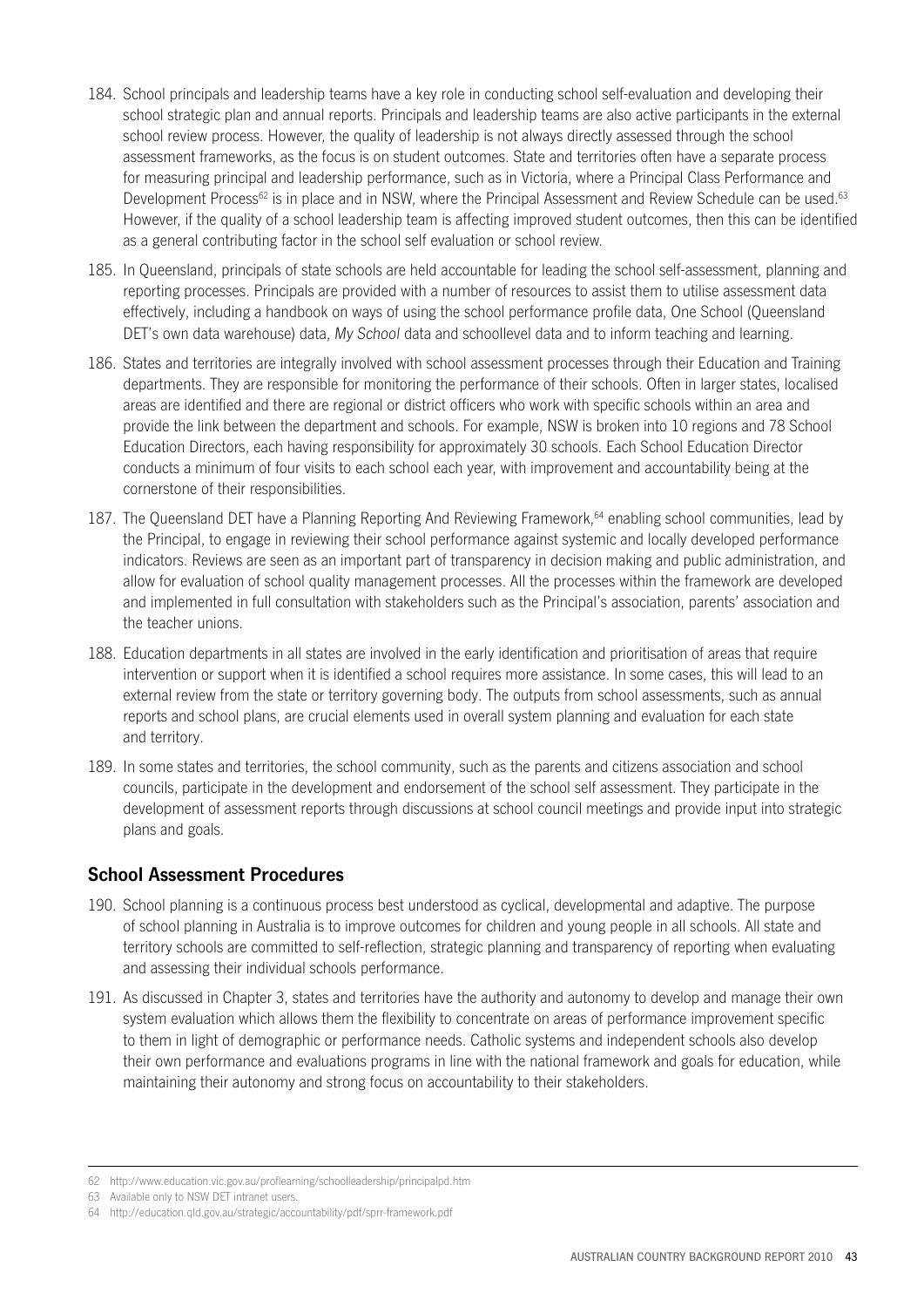184. School principals and leadership teams have a key role in conducting school self-evaluation and developing their school strategic plan and annual reports. Principals and leadership teams are also active participants in the external school review process. However, the quality of leadership is not always directly assessed through the school assessment frameworks, as the focus is on student outcomes. State and territories often have a separate process for measuring principal and leadership performance, such as in Victoria, where a Principal Class Performance and Development Process[62] is in place and in NSW, where the Principal Assessment and Review Schedule can be used.[63] However, if the quality of a school leadership team is affecting improved student outcomes, then this can be identified as a general contributing factor in the school self evaluation or school review.

185. In Queensland, principals of state schools are held accountable for leading the school self-assessment, planning and reporting processes. Principals are provided with a number of resources to assist them to utilise assessment data effectively, including a handbook on ways of using the school performance profile data, One School (Queensland DET's own data warehouse) data, *My School* data and schoollevel data and to inform teaching and learning.

186. States and territories are integrally involved with school assessment processes through their Education and Training departments. They are responsible for monitoring the performance of their schools. Often in larger states, localised areas are identified and there are regional or district officers who work with specific schools within an area and provide the link between the department and schools. For example, NSW is broken into 10 regions and 78 School Education Directors, each having responsibility for approximately 30 schools. Each School Education Director conducts a minimum of four visits to each school each year, with improvement and accountability being at the cornerstone of their responsibilities.

187. The Queensland DET have a Planning Reporting And Reviewing Framework,[64] enabling school communities, lead by the Principal, to engage in reviewing their school performance against systemic and locally developed performance indicators. Reviews are seen as an important part of transparency in decision making and public administration, and allow for evaluation of school quality management processes. All the processes within the framework are developed and implemented in full consultation with stakeholders such as the Principal's association, parents' association and the teacher unions.

188. Education departments in all states are involved in the early identification and prioritisation of areas that require intervention or support when it is identified a school requires more assistance. In some cases, this will lead to an external review from the state or territory governing body. The outputs from school assessments, such as annual reports and school plans, are crucial elements used in overall system planning and evaluation for each state and territory.

189. In some states and territories, the school community, such as the parents and citizens association and school councils, participate in the development and endorsement of the school self assessment. They participate in the development of assessment reports through discussions at school council meetings and provide input into strategic plans and goals.

## School Assessment Procedures

190. School planning is a continuous process best understood as cyclical, developmental and adaptive. The purpose of school planning in Australia is to improve outcomes for children and young people in all schools. All state and territory schools are committed to self-reflection, strategic planning and transparency of reporting when evaluating and assessing their individual schools performance.

191. As discussed in Chapter 3, states and territories have the authority and autonomy to develop and manage their own system evaluation which allows them the flexibility to concentrate on areas of performance improvement specific to them in light of demographic or performance needs. Catholic systems and independent schools also develop their own performance and evaluations programs in line with the national framework and goals for education, while maintaining their autonomy and strong focus on accountability to their stakeholders.

---

62 http://www.education.vic.gov.au/proflearning/schoolleadership/principalpd.htm

63 Available only to NSW DET intranet users.

64 http://education.qld.gov.au/strategic/accountability/pdf/sprr-framework.pdf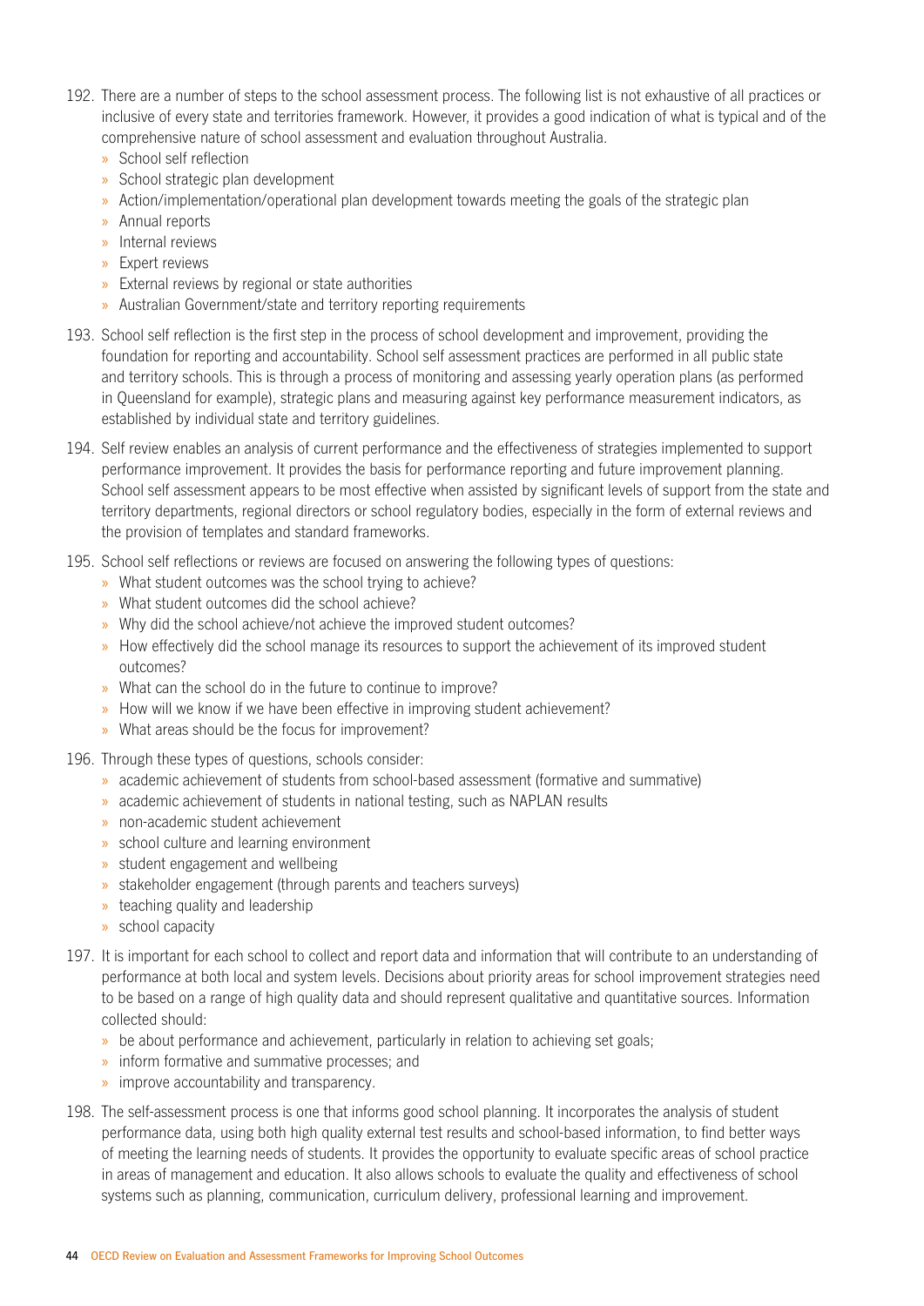192. There are a number of steps to the school assessment process. The following list is not exhaustive of all practices or inclusive of every state and territories framework. However, it provides a good indication of what is typical and of the comprehensive nature of school assessment and evaluation throughout Australia.
    - School self reflection
    - School strategic plan development
    - Action/implementation/operational plan development towards meeting the goals of the strategic plan
    - Annual reports
    - Internal reviews
    - Expert reviews
    - External reviews by regional or state authorities
    - Australian Government/state and territory reporting requirements

193. School self reflection is the first step in the process of school development and improvement, providing the foundation for reporting and accountability. School self assessment practices are performed in all public state and territory schools. This is through a process of monitoring and assessing yearly operation plans (as performed in Queensland for example), strategic plans and measuring against key performance measurement indicators, as established by individual state and territory guidelines.

194. Self review enables an analysis of current performance and the effectiveness of strategies implemented to support performance improvement. It provides the basis for performance reporting and future improvement planning. School self assessment appears to be most effective when assisted by significant levels of support from the state and territory departments, regional directors or school regulatory bodies, especially in the form of external reviews and the provision of templates and standard frameworks.

195. School self reflections or reviews are focused on answering the following types of questions:
    - What student outcomes was the school trying to achieve?
    - What student outcomes did the school achieve?
    - Why did the school achieve/not achieve the improved student outcomes?
    - How effectively did the school manage its resources to support the achievement of its improved student outcomes?
    - What can the school do in the future to continue to improve?
    - How will we know if we have been effective in improving student achievement?
    - What areas should be the focus for improvement?

196. Through these types of questions, schools consider:
    - academic achievement of students from school-based assessment (formative and summative)
    - academic achievement of students in national testing, such as NAPLAN results
    - non-academic student achievement
    - school culture and learning environment
    - student engagement and wellbeing
    - stakeholder engagement (through parents and teachers surveys)
    - teaching quality and leadership
    - school capacity

197. It is important for each school to collect and report data and information that will contribute to an understanding of performance at both local and system levels. Decisions about priority areas for school improvement strategies need to be based on a range of high quality data and should represent qualitative and quantitative sources. Information collected should:
    - be about performance and achievement, particularly in relation to achieving set goals;
    - inform formative and summative processes; and
    - improve accountability and transparency.

198. The self-assessment process is one that informs good school planning. It incorporates the analysis of student performance data, using both high quality external test results and school-based information, to find better ways of meeting the learning needs of students. It provides the opportunity to evaluate specific areas of school practice in areas of management and education. It also allows schools to evaluate the quality and effectiveness of school systems such as planning, communication, curriculum delivery, professional learning and improvement.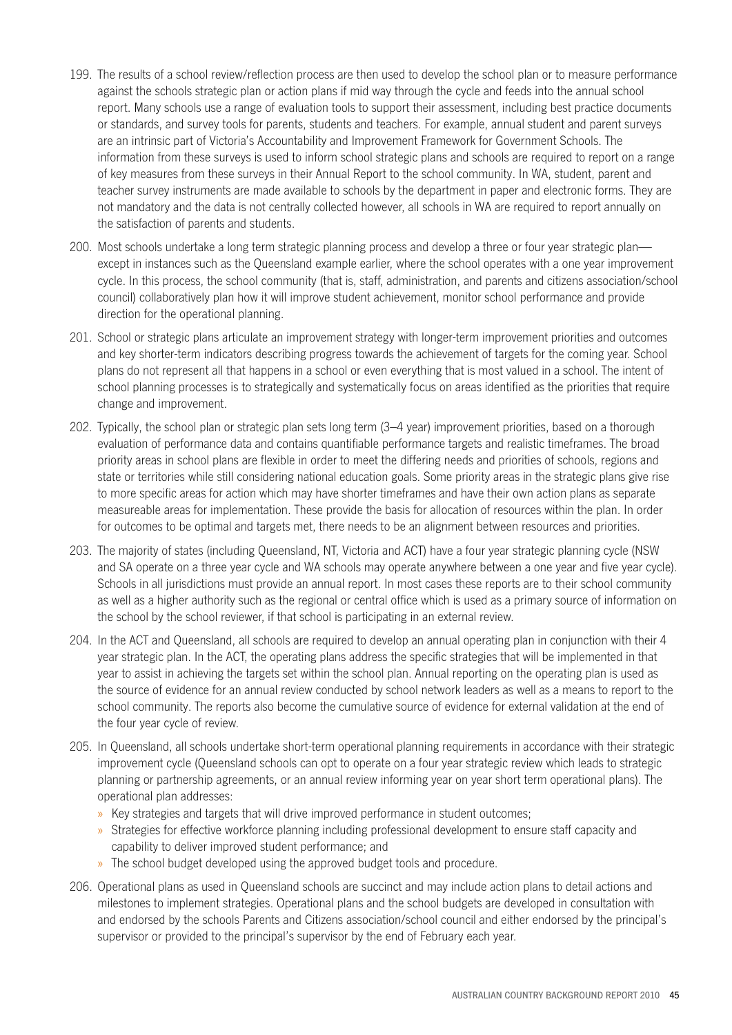199. The results of a school review/reflection process are then used to develop the school plan or to measure performance against the schools strategic plan or action plans if mid way through the cycle and feeds into the annual school report. Many schools use a range of evaluation tools to support their assessment, including best practice documents or standards, and survey tools for parents, students and teachers. For example, annual student and parent surveys are an intrinsic part of Victoria's Accountability and Improvement Framework for Government Schools. The information from these surveys is used to inform school strategic plans and schools are required to report on a range of key measures from these surveys in their Annual Report to the school community. In WA, student, parent and teacher survey instruments are made available to schools by the department in paper and electronic forms. They are not mandatory and the data is not centrally collected however, all schools in WA are required to report annually on the satisfaction of parents and students.

200. Most schools undertake a long term strategic planning process and develop a three or four year strategic plan—except in instances such as the Queensland example earlier, where the school operates with a one year improvement cycle. In this process, the school community (that is, staff, administration, and parents and citizens association/school council) collaboratively plan how it will improve student achievement, monitor school performance and provide direction for the operational planning.

201. School or strategic plans articulate an improvement strategy with longer-term improvement priorities and outcomes and key shorter-term indicators describing progress towards the achievement of targets for the coming year. School plans do not represent all that happens in a school or even everything that is most valued in a school. The intent of school planning processes is to strategically and systematically focus on areas identified as the priorities that require change and improvement.

202. Typically, the school plan or strategic plan sets long term (3–4 year) improvement priorities, based on a thorough evaluation of performance data and contains quantifiable performance targets and realistic timeframes. The broad priority areas in school plans are flexible in order to meet the differing needs and priorities of schools, regions and state or territories while still considering national education goals. Some priority areas in the strategic plans give rise to more specific areas for action which may have shorter timeframes and have their own action plans as separate measureable areas for implementation. These provide the basis for allocation of resources within the plan. In order for outcomes to be optimal and targets met, there needs to be an alignment between resources and priorities.

203. The majority of states (including Queensland, NT, Victoria and ACT) have a four year strategic planning cycle (NSW and SA operate on a three year cycle and WA schools may operate anywhere between a one year and five year cycle). Schools in all jurisdictions must provide an annual report. In most cases these reports are to their school community as well as a higher authority such as the regional or central office which is used as a primary source of information on the school by the school reviewer, if that school is participating in an external review.

204. In the ACT and Queensland, all schools are required to develop an annual operating plan in conjunction with their 4 year strategic plan. In the ACT, the operating plans address the specific strategies that will be implemented in that year to assist in achieving the targets set within the school plan. Annual reporting on the operating plan is used as the source of evidence for an annual review conducted by school network leaders as well as a means to report to the school community. The reports also become the cumulative source of evidence for external validation at the end of the four year cycle of review.

205. In Queensland, all schools undertake short-term operational planning requirements in accordance with their strategic improvement cycle (Queensland schools can opt to operate on a four year strategic review which leads to strategic planning or partnership agreements, or an annual review informing year on year short term operational plans). The operational plan addresses:
    - Key strategies and targets that will drive improved performance in student outcomes;
    - Strategies for effective workforce planning including professional development to ensure staff capacity and capability to deliver improved student performance; and
    - The school budget developed using the approved budget tools and procedure.

206. Operational plans as used in Queensland schools are succinct and may include action plans to detail actions and milestones to implement strategies. Operational plans and the school budgets are developed in consultation with and endorsed by the schools Parents and Citizens association/school council and either endorsed by the principal's supervisor or provided to the principal's supervisor by the end of February each year.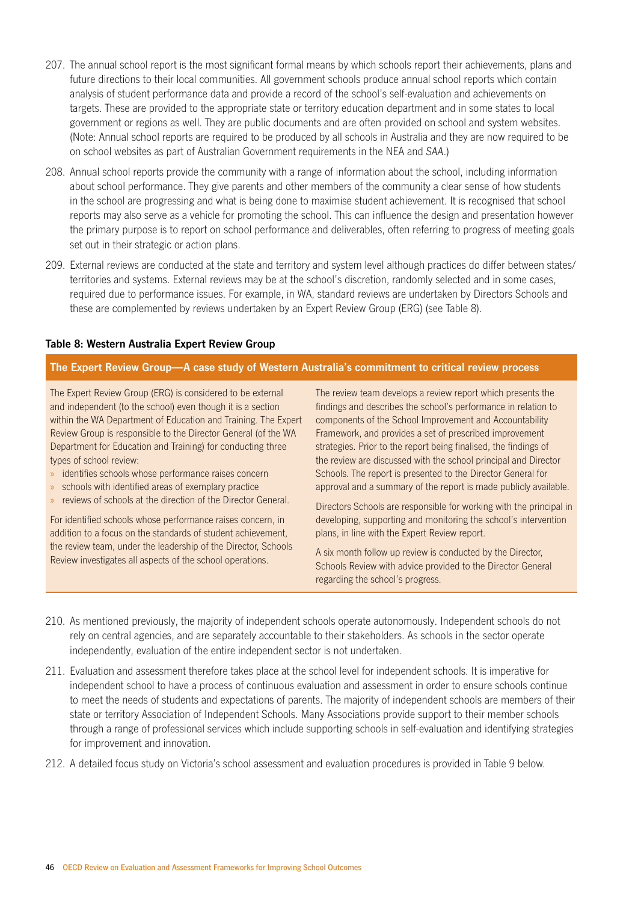207. The annual school report is the most significant formal means by which schools report their achievements, plans and future directions to their local communities. All government schools produce annual school reports which contain analysis of student performance data and provide a record of the school's self-evaluation and achievements on targets. These are provided to the appropriate state or territory education department and in some states to local government or regions as well. They are public documents and are often provided on school and system websites. (Note: Annual school reports are required to be produced by all schools in Australia and they are now required to be on school websites as part of Australian Government requirements in the NEA and *SAA*.)

208. Annual school reports provide the community with a range of information about the school, including information about school performance. They give parents and other members of the community a clear sense of how students in the school are progressing and what is being done to maximise student achievement. It is recognised that school reports may also serve as a vehicle for promoting the school. This can influence the design and presentation however the primary purpose is to report on school performance and deliverables, often referring to progress of meeting goals set out in their strategic or action plans.

209. External reviews are conducted at the state and territory and system level although practices do differ between states/territories and systems. External reviews may be at the school's discretion, randomly selected and in some cases, required due to performance issues. For example, in WA, standard reviews are undertaken by Directors Schools and these are complemented by reviews undertaken by an Expert Review Group (ERG) (see Table 8).

**Table 8: Western Australia Expert Review Group**

**The Expert Review Group—A case study of Western Australia's commitment to critical review process**

The Expert Review Group (ERG) is considered to be external and independent (to the school) even though it is a section within the WA Department of Education and Training. The Expert Review Group is responsible to the Director General (of the WA Department for Education and Training) for conducting three types of school review:

- identifies schools whose performance raises concern
- schools with identified areas of exemplary practice
- reviews of schools at the direction of the Director General.

For identified schools whose performance raises concern, in addition to a focus on the standards of student achievement, the review team, under the leadership of the Director, Schools Review investigates all aspects of the school operations.

The review team develops a review report which presents the findings and describes the school's performance in relation to components of the School Improvement and Accountability Framework, and provides a set of prescribed improvement strategies. Prior to the report being finalised, the findings of the review are discussed with the school principal and Director Schools. The report is presented to the Director General for approval and a summary of the report is made publicly available.

Directors Schools are responsible for working with the principal in developing, supporting and monitoring the school's intervention plans, in line with the Expert Review report.

A six month follow up review is conducted by the Director, Schools Review with advice provided to the Director General regarding the school's progress.

210. As mentioned previously, the majority of independent schools operate autonomously. Independent schools do not rely on central agencies, and are separately accountable to their stakeholders. As schools in the sector operate independently, evaluation of the entire independent sector is not undertaken.

211. Evaluation and assessment therefore takes place at the school level for independent schools. It is imperative for independent school to have a process of continuous evaluation and assessment in order to ensure schools continue to meet the needs of students and expectations of parents. The majority of independent schools are members of their state or territory Association of Independent Schools. Many Associations provide support to their member schools through a range of professional services which include supporting schools in self-evaluation and identifying strategies for improvement and innovation.

212. A detailed focus study on Victoria's school assessment and evaluation procedures is provided in Table 9 below.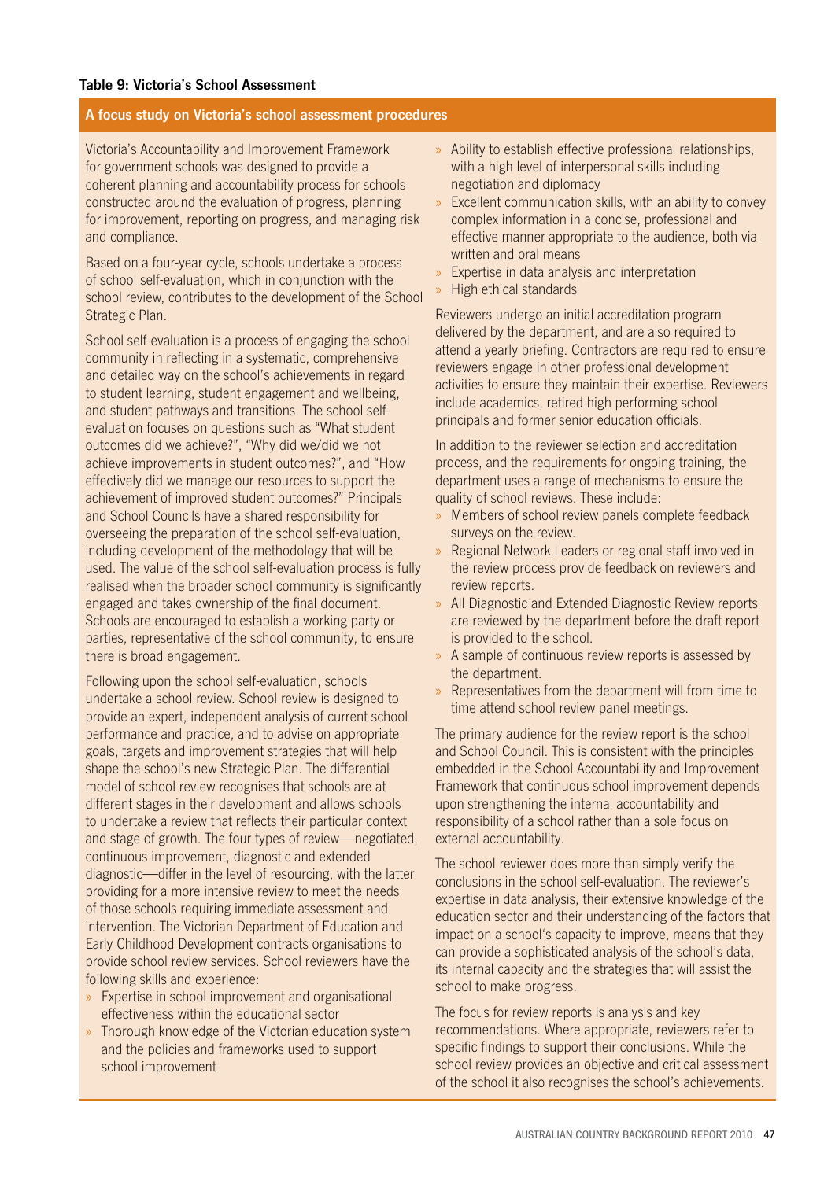**Table 9: Victoria's School Assessment**

### A focus study on Victoria's school assessment procedures

Victoria's Accountability and Improvement Framework for government schools was designed to provide a coherent planning and accountability process for schools constructed around the evaluation of progress, planning for improvement, reporting on progress, and managing risk and compliance.

Based on a four-year cycle, schools undertake a process of school self-evaluation, which in conjunction with the school review, contributes to the development of the School Strategic Plan.

School self-evaluation is a process of engaging the school community in reflecting in a systematic, comprehensive and detailed way on the school's achievements in regard to student learning, student engagement and wellbeing, and student pathways and transitions. The school self-evaluation focuses on questions such as "What student outcomes did we achieve?", "Why did we/did we not achieve improvements in student outcomes?", and "How effectively did we manage our resources to support the achievement of improved student outcomes?" Principals and School Councils have a shared responsibility for overseeing the preparation of the school self-evaluation, including development of the methodology that will be used. The value of the school self-evaluation process is fully realised when the broader school community is significantly engaged and takes ownership of the final document. Schools are encouraged to establish a working party or parties, representative of the school community, to ensure there is broad engagement.

Following upon the school self-evaluation, schools undertake a school review. School review is designed to provide an expert, independent analysis of current school performance and practice, and to advise on appropriate goals, targets and improvement strategies that will help shape the school's new Strategic Plan. The differential model of school review recognises that schools are at different stages in their development and allows schools to undertake a review that reflects their particular context and stage of growth. The four types of review—negotiated, continuous improvement, diagnostic and extended diagnostic—differ in the level of resourcing, with the latter providing for a more intensive review to meet the needs of those schools requiring immediate assessment and intervention. The Victorian Department of Education and Early Childhood Development contracts organisations to provide school review services. School reviewers have the following skills and experience:

- Expertise in school improvement and organisational effectiveness within the educational sector
- Thorough knowledge of the Victorian education system and the policies and frameworks used to support school improvement
- Ability to establish effective professional relationships, with a high level of interpersonal skills including negotiation and diplomacy
- Excellent communication skills, with an ability to convey complex information in a concise, professional and effective manner appropriate to the audience, both via written and oral means
- Expertise in data analysis and interpretation
- High ethical standards

Reviewers undergo an initial accreditation program delivered by the department, and are also required to attend a yearly briefing. Contractors are required to ensure reviewers engage in other professional development activities to ensure they maintain their expertise. Reviewers include academics, retired high performing school principals and former senior education officials.

In addition to the reviewer selection and accreditation process, and the requirements for ongoing training, the department uses a range of mechanisms to ensure the quality of school reviews. These include:

- Members of school review panels complete feedback surveys on the review.
- Regional Network Leaders or regional staff involved in the review process provide feedback on reviewers and review reports.
- All Diagnostic and Extended Diagnostic Review reports are reviewed by the department before the draft report is provided to the school.
- A sample of continuous review reports is assessed by the department.
- Representatives from the department will from time to time attend school review panel meetings.

The primary audience for the review report is the school and School Council. This is consistent with the principles embedded in the School Accountability and Improvement Framework that continuous school improvement depends upon strengthening the internal accountability and responsibility of a school rather than a sole focus on external accountability.

The school reviewer does more than simply verify the conclusions in the school self-evaluation. The reviewer's expertise in data analysis, their extensive knowledge of the education sector and their understanding of the factors that impact on a school's capacity to improve, means that they can provide a sophisticated analysis of the school's data, its internal capacity and the strategies that will assist the school to make progress.

The focus for review reports is analysis and key recommendations. Where appropriate, reviewers refer to specific findings to support their conclusions. While the school review provides an objective and critical assessment of the school it also recognises the school's achievements.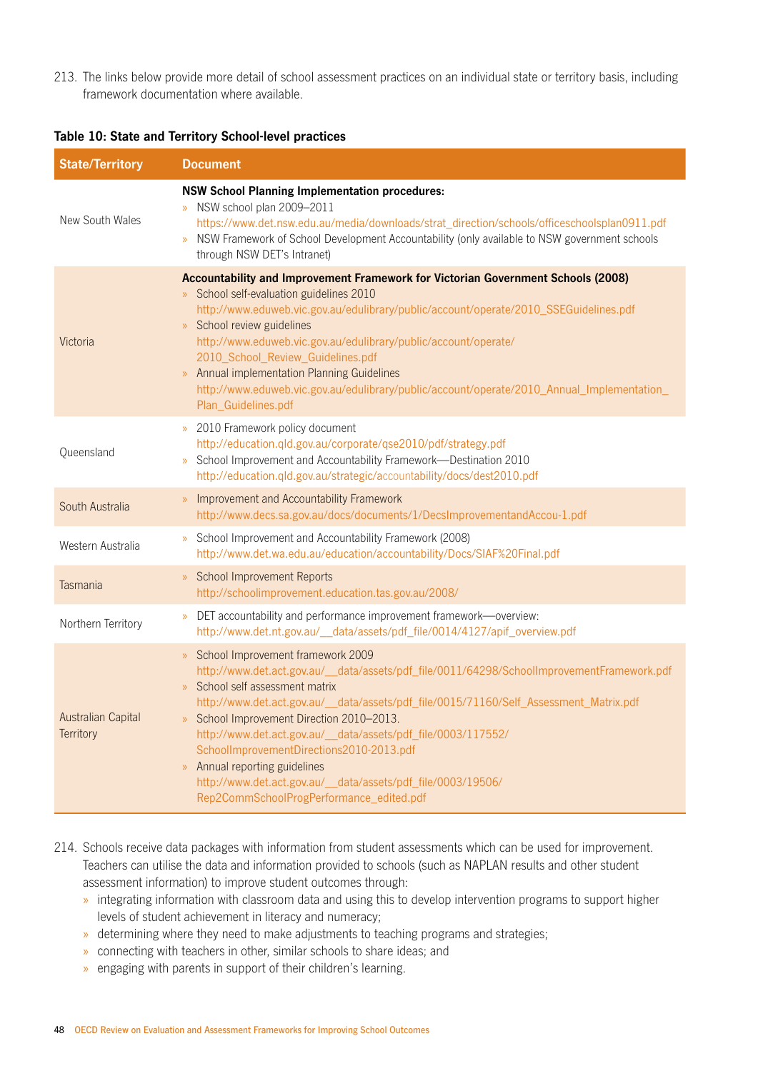213. The links below provide more detail of school assessment practices on an individual state or territory basis, including framework documentation where available.

**Table 10: State and Territory School-level practices**

| State/Territory | Document |
|---|---|
| New South Wales | **NSW School Planning Implementation procedures:** <br> » NSW school plan 2009–2011 https://www.det.nsw.edu.au/media/downloads/strat_direction/schools/officeschoolsplan0911.pdf <br> » NSW Framework of School Development Accountability (only available to NSW government schools through NSW DET's Intranet) |
| Victoria | **Accountability and Improvement Framework for Victorian Government Schools (2008)** <br> » School self-evaluation guidelines 2010 http://www.eduweb.vic.gov.au/edulibrary/public/account/operate/2010_SSEGuidelines.pdf <br> » School review guidelines http://www.eduweb.vic.gov.au/edulibrary/public/account/operate/2010_School_Review_Guidelines.pdf <br> » Annual implementation Planning Guidelines http://www.eduweb.vic.gov.au/edulibrary/public/account/operate/2010_Annual_Implementation_Plan_Guidelines.pdf |
| Queensland | » 2010 Framework policy document http://education.qld.gov.au/corporate/qse2010/pdf/strategy.pdf <br> » School Improvement and Accountability Framework—Destination 2010 http://education.qld.gov.au/strategic/accountability/docs/dest2010.pdf |
| South Australia | » Improvement and Accountability Framework http://www.decs.sa.gov.au/docs/documents/1/DecsImprovementandAccou-1.pdf |
| Western Australia | » School Improvement and Accountability Framework (2008) http://www.det.wa.edu.au/education/accountability/Docs/SIAF%20Final.pdf |
| Tasmania | » School Improvement Reports http://schoolimprovement.education.tas.gov.au/2008/ |
| Northern Territory | » DET accountability and performance improvement framework—overview: http://www.det.nt.gov.au/__data/assets/pdf_file/0014/4127/apif_overview.pdf |
| Australian Capital Territory | » School Improvement framework 2009 http://www.det.act.gov.au/__data/assets/pdf_file/0011/64298/SchoolImprovementFramework.pdf <br> » School self assessment matrix http://www.det.act.gov.au/__data/assets/pdf_file/0015/71160/Self_Assessment_Matrix.pdf <br> » School Improvement Direction 2010–2013. http://www.det.act.gov.au/__data/assets/pdf_file/0003/117552/SchoolImprovementDirections2010-2013.pdf <br> » Annual reporting guidelines http://www.det.act.gov.au/__data/assets/pdf_file/0003/19506/Rep2CommSchoolProgPerformance_edited.pdf |

214. Schools receive data packages with information from student assessments which can be used for improvement. Teachers can utilise the data and information provided to schools (such as NAPLAN results and other student assessment information) to improve student outcomes through:
   - integrating information with classroom data and using this to develop intervention programs to support higher levels of student achievement in literacy and numeracy;
   - determining where they need to make adjustments to teaching programs and strategies;
   - connecting with teachers in other, similar schools to share ideas; and
   - engaging with parents in support of their children's learning.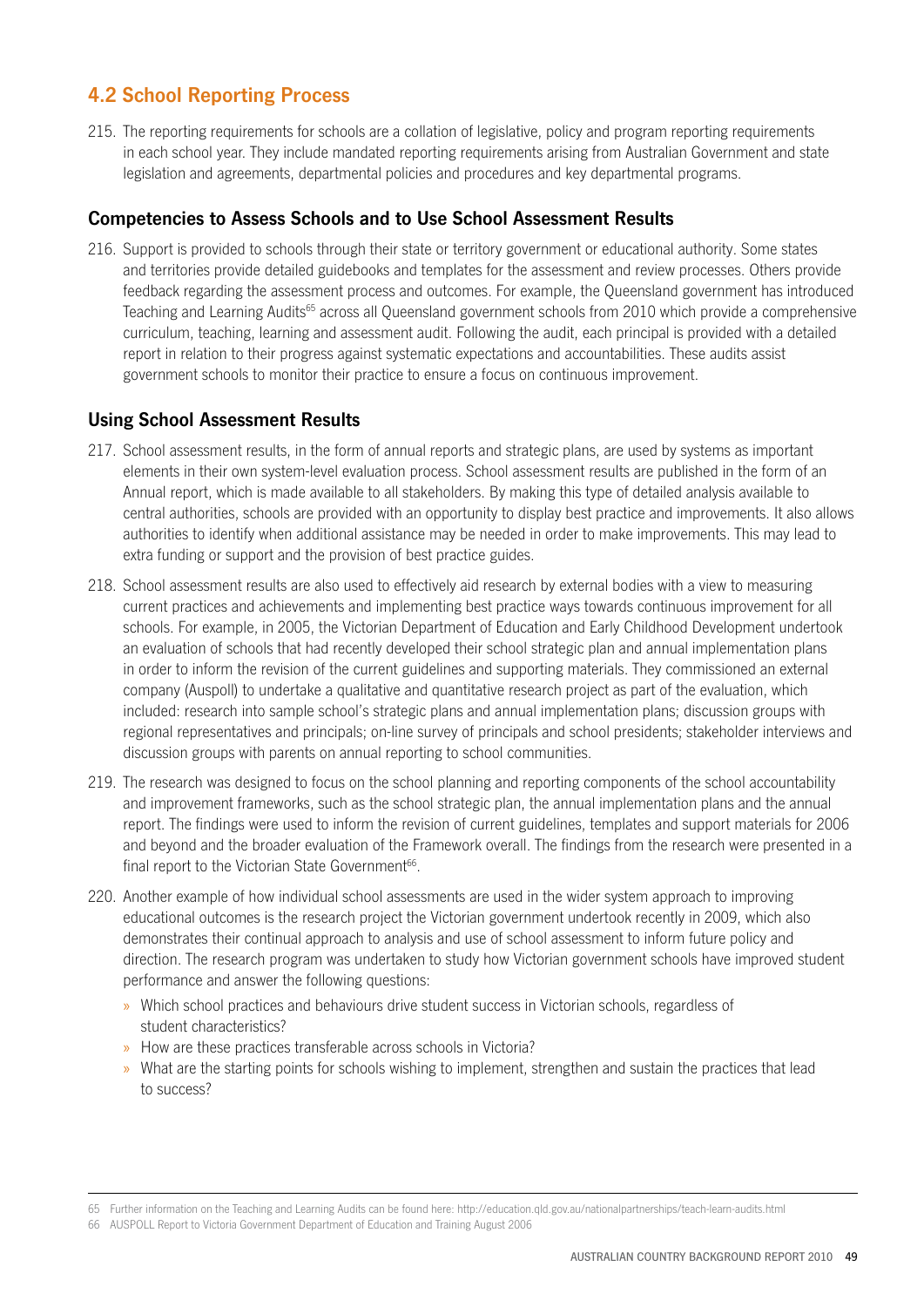## 4.2 School Reporting Process

215. The reporting requirements for schools are a collation of legislative, policy and program reporting requirements in each school year. They include mandated reporting requirements arising from Australian Government and state legislation and agreements, departmental policies and procedures and key departmental programs.

### Competencies to Assess Schools and to Use School Assessment Results

216. Support is provided to schools through their state or territory government or educational authority. Some states and territories provide detailed guidebooks and templates for the assessment and review processes. Others provide feedback regarding the assessment process and outcomes. For example, the Queensland government has introduced Teaching and Learning Audits[65] across all Queensland government schools from 2010 which provide a comprehensive curriculum, teaching, learning and assessment audit. Following the audit, each principal is provided with a detailed report in relation to their progress against systematic expectations and accountabilities. These audits assist government schools to monitor their practice to ensure a focus on continuous improvement.

### Using School Assessment Results

217. School assessment results, in the form of annual reports and strategic plans, are used by systems as important elements in their own system-level evaluation process. School assessment results are published in the form of an Annual report, which is made available to all stakeholders. By making this type of detailed analysis available to central authorities, schools are provided with an opportunity to display best practice and improvements. It also allows authorities to identify when additional assistance may be needed in order to make improvements. This may lead to extra funding or support and the provision of best practice guides.

218. School assessment results are also used to effectively aid research by external bodies with a view to measuring current practices and achievements and implementing best practice ways towards continuous improvement for all schools. For example, in 2005, the Victorian Department of Education and Early Childhood Development undertook an evaluation of schools that had recently developed their school strategic plan and annual implementation plans in order to inform the revision of the current guidelines and supporting materials. They commissioned an external company (Auspoll) to undertake a qualitative and quantitative research project as part of the evaluation, which included: research into sample school's strategic plans and annual implementation plans; discussion groups with regional representatives and principals; on-line survey of principals and school presidents; stakeholder interviews and discussion groups with parents on annual reporting to school communities.

219. The research was designed to focus on the school planning and reporting components of the school accountability and improvement frameworks, such as the school strategic plan, the annual implementation plans and the annual report. The findings were used to inform the revision of current guidelines, templates and support materials for 2006 and beyond and the broader evaluation of the Framework overall. The findings from the research were presented in a final report to the Victorian State Government[66].

220. Another example of how individual school assessments are used in the wider system approach to improving educational outcomes is the research project the Victorian government undertook recently in 2009, which also demonstrates their continual approach to analysis and use of school assessment to inform future policy and direction. The research program was undertaken to study how Victorian government schools have improved student performance and answer the following questions:

    - Which school practices and behaviours drive student success in Victorian schools, regardless of student characteristics?
    - How are these practices transferable across schools in Victoria?
    - What are the starting points for schools wishing to implement, strengthen and sustain the practices that lead to success?

---

65 Further information on the Teaching and Learning Audits can be found here: http://education.qld.gov.au/nationalpartnerships/teach-learn-audits.html

66 AUSPOLL Report to Victoria Government Department of Education and Training August 2006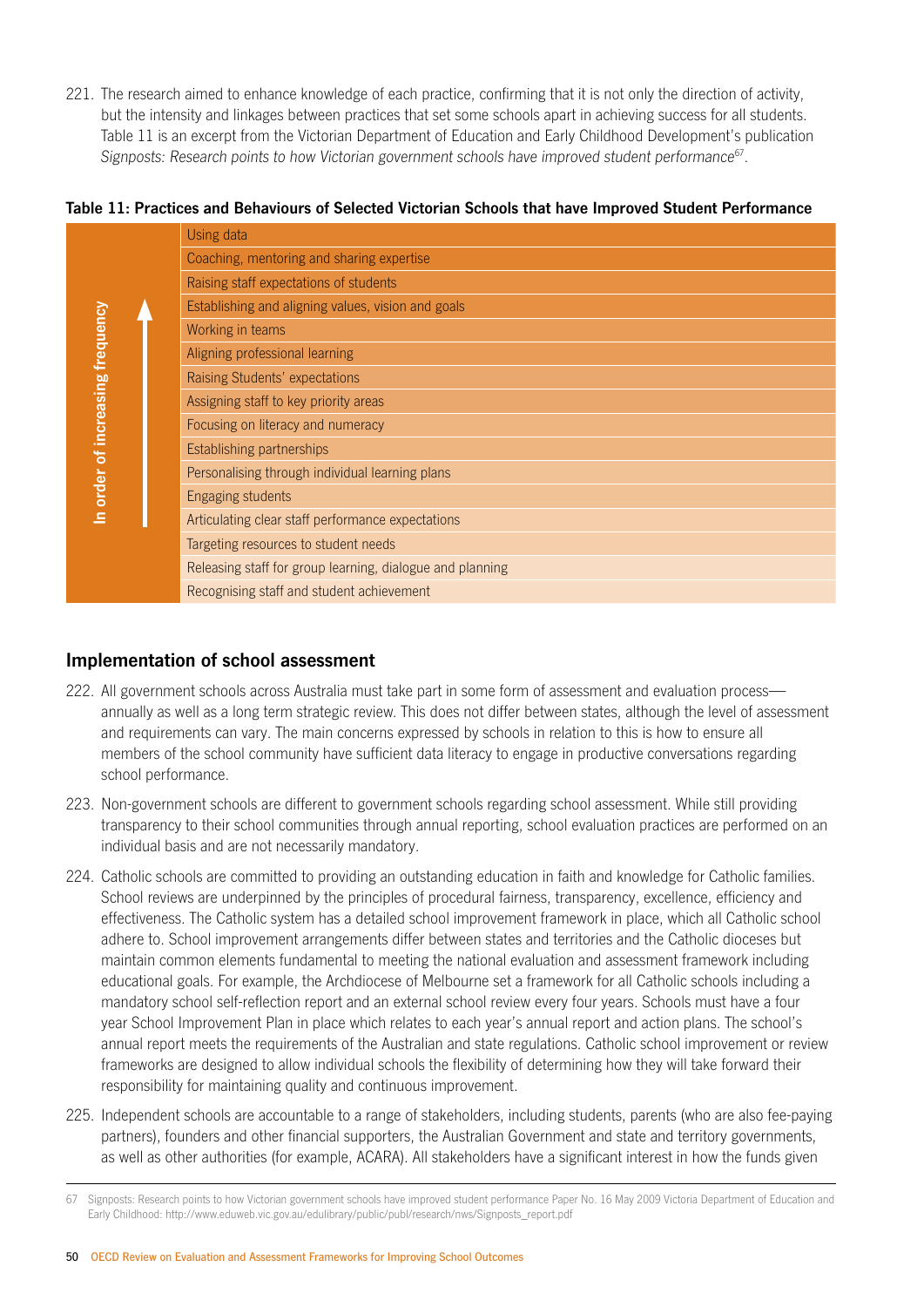221. The research aimed to enhance knowledge of each practice, confirming that it is not only the direction of activity, but the intensity and linkages between practices that set some schools apart in achieving success for all students. Table 11 is an excerpt from the Victorian Department of Education and Early Childhood Development's publication *Signposts: Research points to how Victorian government schools have improved student performance*[67].

**Table 11: Practices and Behaviours of Selected Victorian Schools that have Improved Student Performance**

| In order of increasing frequency | Practice |
|---|---|
| ↑ | Using data |
| | Coaching, mentoring and sharing expertise |
| | Raising staff expectations of students |
| | Establishing and aligning values, vision and goals |
| | Working in teams |
| | Aligning professional learning |
| | Raising Students' expectations |
| | Assigning staff to key priority areas |
| | Focusing on literacy and numeracy |
| | Establishing partnerships |
| | Personalising through individual learning plans |
| | Engaging students |
| | Articulating clear staff performance expectations |
| | Targeting resources to student needs |
| | Releasing staff for group learning, dialogue and planning |
| | Recognising staff and student achievement |

## Implementation of school assessment

222. All government schools across Australia must take part in some form of assessment and evaluation process—annually as well as a long term strategic review. This does not differ between states, although the level of assessment and requirements can vary. The main concerns expressed by schools in relation to this is how to ensure all members of the school community have sufficient data literacy to engage in productive conversations regarding school performance.

223. Non-government schools are different to government schools regarding school assessment. While still providing transparency to their school communities through annual reporting, school evaluation practices are performed on an individual basis and are not necessarily mandatory.

224. Catholic schools are committed to providing an outstanding education in faith and knowledge for Catholic families. School reviews are underpinned by the principles of procedural fairness, transparency, excellence, efficiency and effectiveness. The Catholic system has a detailed school improvement framework in place, which all Catholic school adhere to. School improvement arrangements differ between states and territories and the Catholic dioceses but maintain common elements fundamental to meeting the national evaluation and assessment framework including educational goals. For example, the Archdiocese of Melbourne set a framework for all Catholic schools including a mandatory school self-reflection report and an external school review every four years. Schools must have a four year School Improvement Plan in place which relates to each year's annual report and action plans. The school's annual report meets the requirements of the Australian and state regulations. Catholic school improvement or review frameworks are designed to allow individual schools the flexibility of determining how they will take forward their responsibility for maintaining quality and continuous improvement.

225. Independent schools are accountable to a range of stakeholders, including students, parents (who are also fee-paying partners), founders and other financial supporters, the Australian Government and state and territory governments, as well as other authorities (for example, ACARA). All stakeholders have a significant interest in how the funds given

---

67 Signposts: Research points to how Victorian government schools have improved student performance Paper No. 16 May 2009 Victoria Department of Education and Early Childhood: http://www.eduweb.vic.gov.au/edulibrary/public/publ/research/nws/Signposts_report.pdf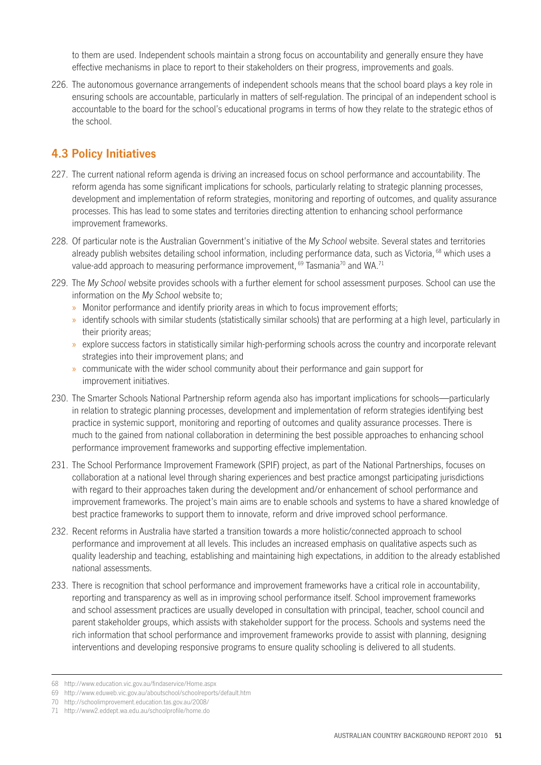to them are used. Independent schools maintain a strong focus on accountability and generally ensure they have effective mechanisms in place to report to their stakeholders on their progress, improvements and goals.

226. The autonomous governance arrangements of independent schools means that the school board plays a key role in ensuring schools are accountable, particularly in matters of self-regulation. The principal of an independent school is accountable to the board for the school's educational programs in terms of how they relate to the strategic ethos of the school.

## 4.3 Policy Initiatives

227. The current national reform agenda is driving an increased focus on school performance and accountability. The reform agenda has some significant implications for schools, particularly relating to strategic planning processes, development and implementation of reform strategies, monitoring and reporting of outcomes, and quality assurance processes. This has lead to some states and territories directing attention to enhancing school performance improvement frameworks.

228. Of particular note is the Australian Government's initiative of the *My School* website. Several states and territories already publish websites detailing school information, including performance data, such as Victoria,[68] which uses a value-add approach to measuring performance improvement,[69] Tasmania[70] and WA.[71]

229. The *My School* website provides schools with a further element for school assessment purposes. School can use the information on the *My School* website to;
    - Monitor performance and identify priority areas in which to focus improvement efforts;
    - identify schools with similar students (statistically similar schools) that are performing at a high level, particularly in their priority areas;
    - explore success factors in statistically similar high-performing schools across the country and incorporate relevant strategies into their improvement plans; and
    - communicate with the wider school community about their performance and gain support for improvement initiatives.

230. The Smarter Schools National Partnership reform agenda also has important implications for schools—particularly in relation to strategic planning processes, development and implementation of reform strategies identifying best practice in systemic support, monitoring and reporting of outcomes and quality assurance processes. There is much to the gained from national collaboration in determining the best possible approaches to enhancing school performance improvement frameworks and supporting effective implementation.

231. The School Performance Improvement Framework (SPIF) project, as part of the National Partnerships, focuses on collaboration at a national level through sharing experiences and best practice amongst participating jurisdictions with regard to their approaches taken during the development and/or enhancement of school performance and improvement frameworks. The project's main aims are to enable schools and systems to have a shared knowledge of best practice frameworks to support them to innovate, reform and drive improved school performance.

232. Recent reforms in Australia have started a transition towards a more holistic/connected approach to school performance and improvement at all levels. This includes an increased emphasis on qualitative aspects such as quality leadership and teaching, establishing and maintaining high expectations, in addition to the already established national assessments.

233. There is recognition that school performance and improvement frameworks have a critical role in accountability, reporting and transparency as well as in improving school performance itself. School improvement frameworks and school assessment practices are usually developed in consultation with principal, teacher, school council and parent stakeholder groups, which assists with stakeholder support for the process. Schools and systems need the rich information that school performance and improvement frameworks provide to assist with planning, designing interventions and developing responsive programs to ensure quality schooling is delivered to all students.

---

68 http://www.education.vic.gov.au/findaservice/Home.aspx

69 http://www.eduweb.vic.gov.au/aboutschool/schoolreports/default.htm

70 http://schoolimprovement.education.tas.gov.au/2008/

71 http://www2.eddept.wa.edu.au/schoolprofile/home.do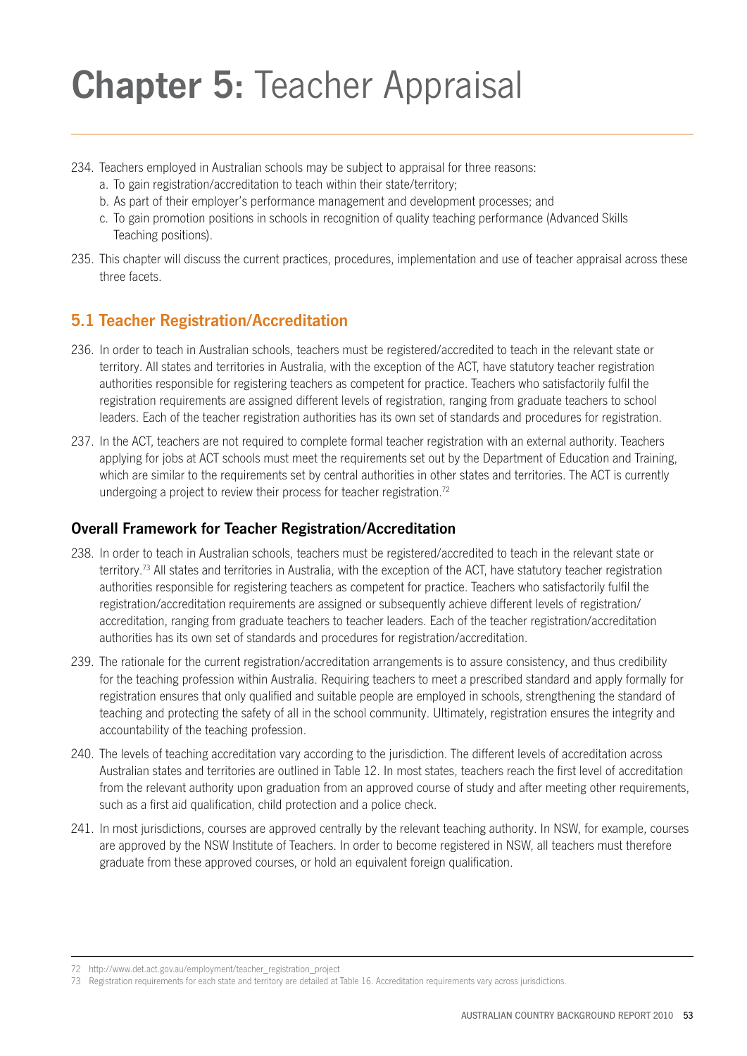# Chapter 5: Teacher Appraisal

234. Teachers employed in Australian schools may be subject to appraisal for three reasons:
    a. To gain registration/accreditation to teach within their state/territory;
    b. As part of their employer's performance management and development processes; and
    c. To gain promotion positions in schools in recognition of quality teaching performance (Advanced Skills Teaching positions).

235. This chapter will discuss the current practices, procedures, implementation and use of teacher appraisal across these three facets.

## 5.1 Teacher Registration/Accreditation

236. In order to teach in Australian schools, teachers must be registered/accredited to teach in the relevant state or territory. All states and territories in Australia, with the exception of the ACT, have statutory teacher registration authorities responsible for registering teachers as competent for practice. Teachers who satisfactorily fulfil the registration requirements are assigned different levels of registration, ranging from graduate teachers to school leaders. Each of the teacher registration authorities has its own set of standards and procedures for registration.

237. In the ACT, teachers are not required to complete formal teacher registration with an external authority. Teachers applying for jobs at ACT schools must meet the requirements set out by the Department of Education and Training, which are similar to the requirements set by central authorities in other states and territories. The ACT is currently undergoing a project to review their process for teacher registration.[72]

### Overall Framework for Teacher Registration/Accreditation

238. In order to teach in Australian schools, teachers must be registered/accredited to teach in the relevant state or territory.[73] All states and territories in Australia, with the exception of the ACT, have statutory teacher registration authorities responsible for registering teachers as competent for practice. Teachers who satisfactorily fulfil the registration/accreditation requirements are assigned or subsequently achieve different levels of registration/accreditation, ranging from graduate teachers to teacher leaders. Each of the teacher registration/accreditation authorities has its own set of standards and procedures for registration/accreditation.

239. The rationale for the current registration/accreditation arrangements is to assure consistency, and thus credibility for the teaching profession within Australia. Requiring teachers to meet a prescribed standard and apply formally for registration ensures that only qualified and suitable people are employed in schools, strengthening the standard of teaching and protecting the safety of all in the school community. Ultimately, registration ensures the integrity and accountability of the teaching profession.

240. The levels of teaching accreditation vary according to the jurisdiction. The different levels of accreditation across Australian states and territories are outlined in Table 12. In most states, teachers reach the first level of accreditation from the relevant authority upon graduation from an approved course of study and after meeting other requirements, such as a first aid qualification, child protection and a police check.

241. In most jurisdictions, courses are approved centrally by the relevant teaching authority. In NSW, for example, courses are approved by the NSW Institute of Teachers. In order to become registered in NSW, all teachers must therefore graduate from these approved courses, or hold an equivalent foreign qualification.

---

72 http://www.det.act.gov.au/employment/teacher_registration_project

73 Registration requirements for each state and territory are detailed at Table 16. Accreditation requirements vary across jurisdictions.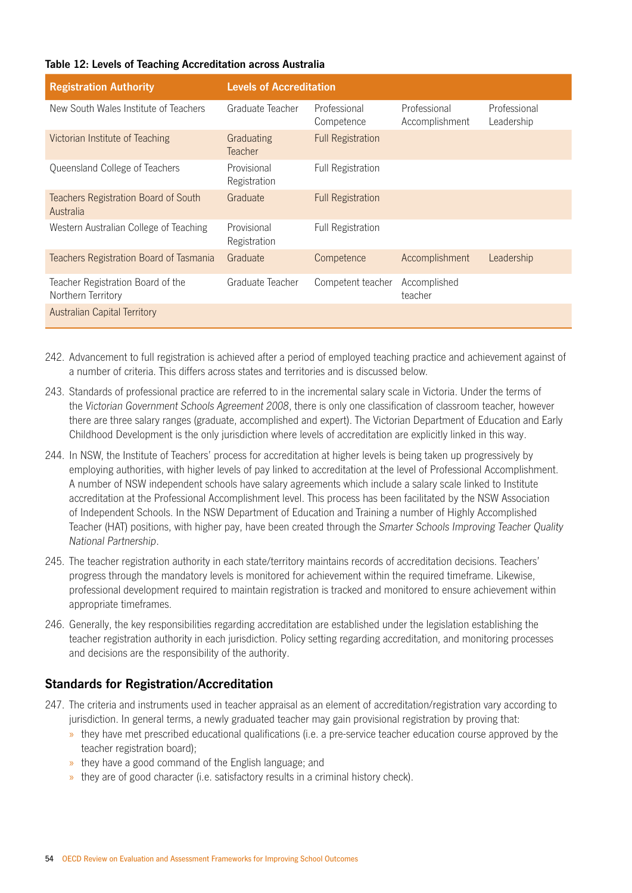**Table 12: Levels of Teaching Accreditation across Australia**

| Registration Authority | Levels of Accreditation | | | |
|---|---|---|---|---|
| New South Wales Institute of Teachers | Graduate Teacher | Professional Competence | Professional Accomplishment | Professional Leadership |
| Victorian Institute of Teaching | Graduating Teacher | Full Registration | | |
| Queensland College of Teachers | Provisional Registration | Full Registration | | |
| Teachers Registration Board of South Australia | Graduate | Full Registration | | |
| Western Australian College of Teaching | Provisional Registration | Full Registration | | |
| Teachers Registration Board of Tasmania | Graduate | Competence | Accomplishment | Leadership |
| Teacher Registration Board of the Northern Territory | Graduate Teacher | Competent teacher | Accomplished teacher | |
| Australian Capital Territory | | | | |

242. Advancement to full registration is achieved after a period of employed teaching practice and achievement against of a number of criteria. This differs across states and territories and is discussed below.

243. Standards of professional practice are referred to in the incremental salary scale in Victoria. Under the terms of the *Victorian Government Schools Agreement 2008*, there is only one classification of classroom teacher, however there are three salary ranges (graduate, accomplished and expert). The Victorian Department of Education and Early Childhood Development is the only jurisdiction where levels of accreditation are explicitly linked in this way.

244. In NSW, the Institute of Teachers' process for accreditation at higher levels is being taken up progressively by employing authorities, with higher levels of pay linked to accreditation at the level of Professional Accomplishment. A number of NSW independent schools have salary agreements which include a salary scale linked to Institute accreditation at the Professional Accomplishment level. This process has been facilitated by the NSW Association of Independent Schools. In the NSW Department of Education and Training a number of Highly Accomplished Teacher (HAT) positions, with higher pay, have been created through the *Smarter Schools Improving Teacher Quality National Partnership*.

245. The teacher registration authority in each state/territory maintains records of accreditation decisions. Teachers' progress through the mandatory levels is monitored for achievement within the required timeframe. Likewise, professional development required to maintain registration is tracked and monitored to ensure achievement within appropriate timeframes.

246. Generally, the key responsibilities regarding accreditation are established under the legislation establishing the teacher registration authority in each jurisdiction. Policy setting regarding accreditation, and monitoring processes and decisions are the responsibility of the authority.

## Standards for Registration/Accreditation

247. The criteria and instruments used in teacher appraisal as an element of accreditation/registration vary according to jurisdiction. In general terms, a newly graduated teacher may gain provisional registration by proving that:
    - they have met prescribed educational qualifications (i.e. a pre-service teacher education course approved by the teacher registration board);
    - they have a good command of the English language; and
    - they are of good character (i.e. satisfactory results in a criminal history check).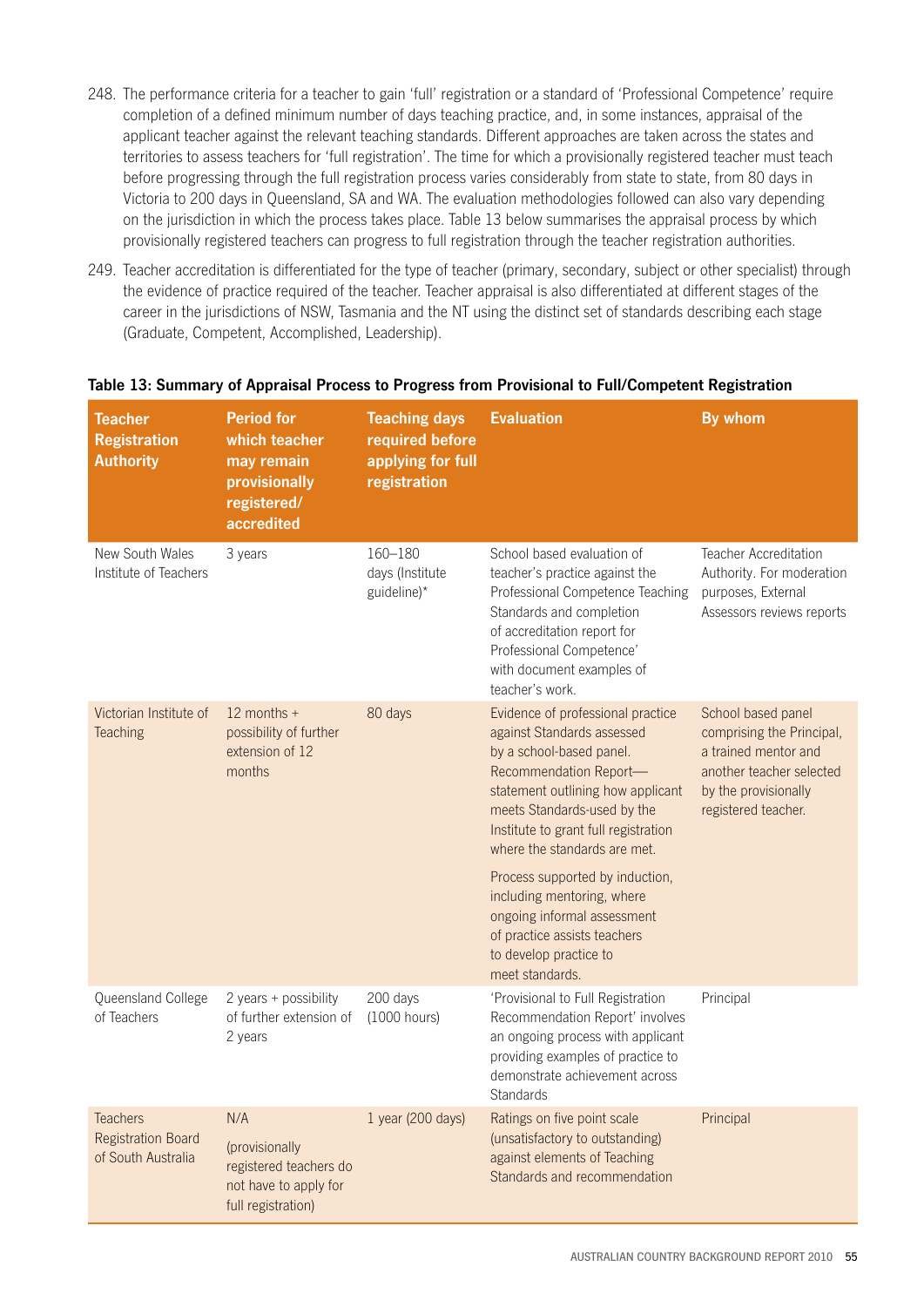248. The performance criteria for a teacher to gain 'full' registration or a standard of 'Professional Competence' require completion of a defined minimum number of days teaching practice, and, in some instances, appraisal of the applicant teacher against the relevant teaching standards. Different approaches are taken across the states and territories to assess teachers for 'full registration'. The time for which a provisionally registered teacher must teach before progressing through the full registration process varies considerably from state to state, from 80 days in Victoria to 200 days in Queensland, SA and WA. The evaluation methodologies followed can also vary depending on the jurisdiction in which the process takes place. Table 13 below summarises the appraisal process by which provisionally registered teachers can progress to full registration through the teacher registration authorities.

249. Teacher accreditation is differentiated for the type of teacher (primary, secondary, subject or other specialist) through the evidence of practice required of the teacher. Teacher appraisal is also differentiated at different stages of the career in the jurisdictions of NSW, Tasmania and the NT using the distinct set of standards describing each stage (Graduate, Competent, Accomplished, Leadership).

**Table 13: Summary of Appraisal Process to Progress from Provisional to Full/Competent Registration**

| Teacher Registration Authority | Period for which teacher may remain provisionally registered/ accredited | Teaching days required before applying for full registration | Evaluation | By whom |
|---|---|---|---|---|
| New South Wales Institute of Teachers | 3 years | 160–180 days (Institute guideline)* | School based evaluation of teacher's practice against the Professional Competence Teaching Standards and completion of accreditation report for Professional Competence' with document examples of teacher's work. | Teacher Accreditation Authority. For moderation purposes, External Assessors reviews reports |
| Victorian Institute of Teaching | 12 months + possibility of further extension of 12 months | 80 days | Evidence of professional practice against Standards assessed by a school-based panel. Recommendation Report—statement outlining how applicant meets Standards-used by the Institute to grant full registration where the standards are met.<br><br>Process supported by induction, including mentoring, where ongoing informal assessment of practice assists teachers to develop practice to meet standards. | School based panel comprising the Principal, a trained mentor and another teacher selected by the provisionally registered teacher. |
| Queensland College of Teachers | 2 years + possibility of further extension of 2 years | 200 days (1000 hours) | 'Provisional to Full Registration Recommendation Report' involves an ongoing process with applicant providing examples of practice to demonstrate achievement across Standards | Principal |
| Teachers Registration Board of South Australia | N/A<br><br>(provisionally registered teachers do not have to apply for full registration) | 1 year (200 days) | Ratings on five point scale (unsatisfactory to outstanding) against elements of Teaching Standards and recommendation | Principal |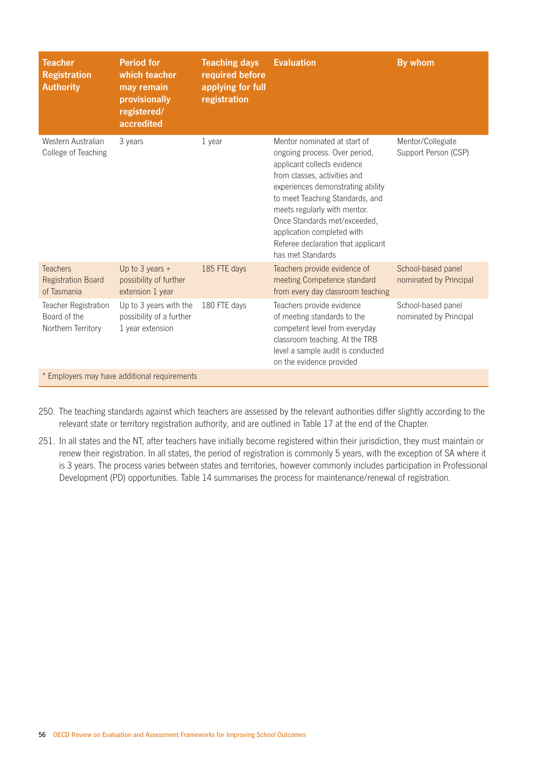| Teacher Registration Authority | Period for which teacher may remain provisionally registered/ accredited | Teaching days required before applying for full registration | Evaluation | By whom |
|---|---|---|---|---|
| Western Australian College of Teaching | 3 years | 1 year | Mentor nominated at start of ongoing process. Over period, applicant collects evidence from classes, activities and experiences demonstrating ability to meet Teaching Standards, and meets regularly with mentor. Once Standards met/exceeded, application completed with Referee declaration that applicant has met Standards | Mentor/Collegiate Support Person (CSP) |
| Teachers Registration Board of Tasmania | Up to 3 years + possibility of further extension 1 year | 185 FTE days | Teachers provide evidence of meeting Competence standard from every day classroom teaching | School-based panel nominated by Principal |
| Teacher Registration Board of the Northern Territory | Up to 3 years with the possibility of a further 1 year extension | 180 FTE days | Teachers provide evidence of meeting standards to the competent level from everyday classroom teaching. At the TRB level a sample audit is conducted on the evidence provided | School-based panel nominated by Principal |
| * Employers may have additional requirements | | | | |

250. The teaching standards against which teachers are assessed by the relevant authorities differ slightly according to the relevant state or territory registration authority, and are outlined in Table 17 at the end of the Chapter.

251. In all states and the NT, after teachers have initially become registered within their jurisdiction, they must maintain or renew their registration. In all states, the period of registration is commonly 5 years, with the exception of SA where it is 3 years. The process varies between states and territories, however commonly includes participation in Professional Development (PD) opportunities. Table 14 summarises the process for maintenance/renewal of registration.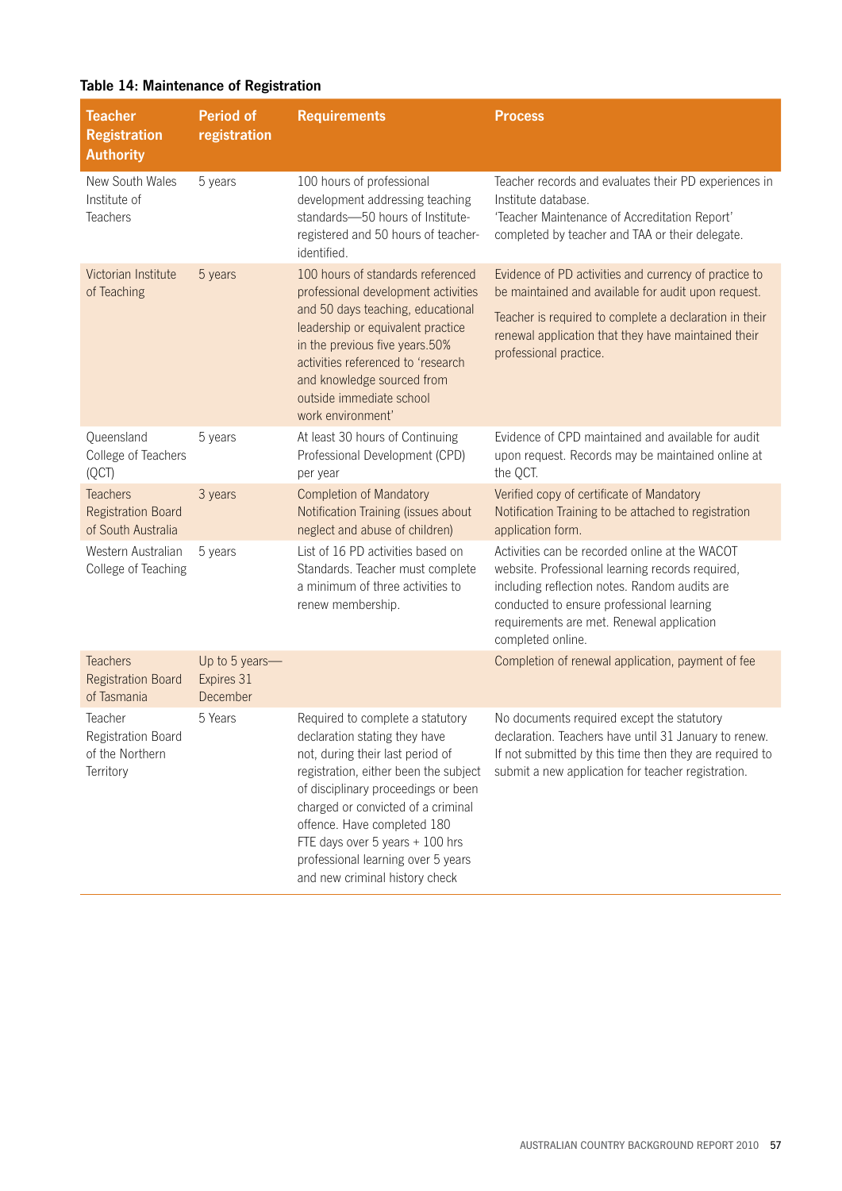**Table 14: Maintenance of Registration**

| Teacher Registration Authority | Period of registration | Requirements | Process |
|---|---|---|---|
| New South Wales Institute of Teachers | 5 years | 100 hours of professional development addressing teaching standards—50 hours of Institute-registered and 50 hours of teacher-identified. | Teacher records and evaluates their PD experiences in Institute database.<br>'Teacher Maintenance of Accreditation Report' completed by teacher and TAA or their delegate. |
| Victorian Institute of Teaching | 5 years | 100 hours of standards referenced professional development activities and 50 days teaching, educational leadership or equivalent practice in the previous five years.50% activities referenced to 'research and knowledge sourced from outside immediate school work environment' | Evidence of PD activities and currency of practice to be maintained and available for audit upon request.<br>Teacher is required to complete a declaration in their renewal application that they have maintained their professional practice. |
| Queensland College of Teachers (QCT) | 5 years | At least 30 hours of Continuing Professional Development (CPD) per year | Evidence of CPD maintained and available for audit upon request. Records may be maintained online at the QCT. |
| Teachers Registration Board of South Australia | 3 years | Completion of Mandatory Notification Training (issues about neglect and abuse of children) | Verified copy of certificate of Mandatory Notification Training to be attached to registration application form. |
| Western Australian College of Teaching | 5 years | List of 16 PD activities based on Standards. Teacher must complete a minimum of three activities to renew membership. | Activities can be recorded online at the WACOT website. Professional learning records required, including reflection notes. Random audits are conducted to ensure professional learning requirements are met. Renewal application completed online. |
| Teachers Registration Board of Tasmania | Up to 5 years—Expires 31 December | | Completion of renewal application, payment of fee |
| Teacher Registration Board of the Northern Territory | 5 Years | Required to complete a statutory declaration stating they have not, during their last period of registration, either been the subject of disciplinary proceedings or been charged or convicted of a criminal offence. Have completed 180 FTE days over 5 years + 100 hrs professional learning over 5 years and new criminal history check | No documents required except the statutory declaration. Teachers have until 31 January to renew. If not submitted by this time then they are required to submit a new application for teacher registration. |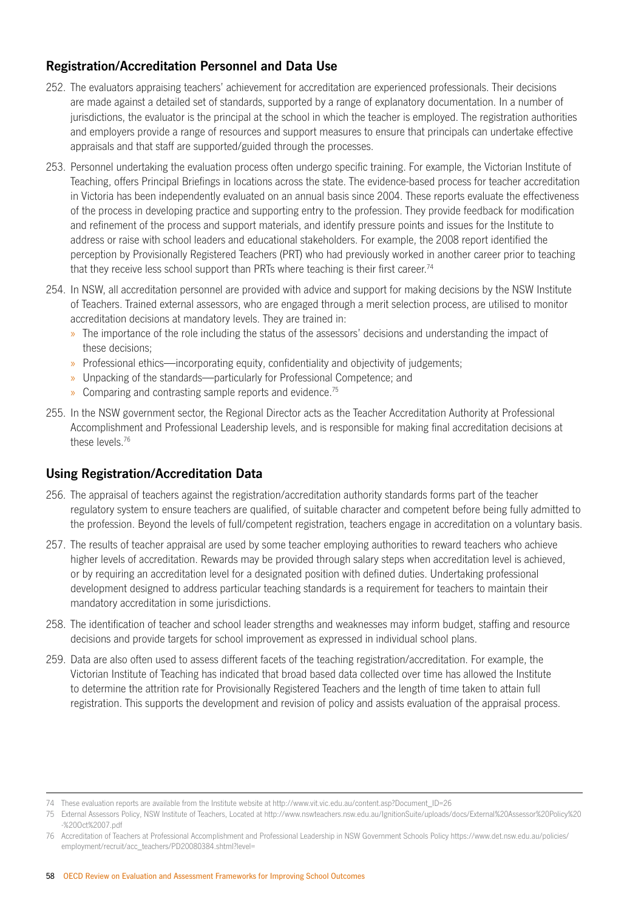## Registration/Accreditation Personnel and Data Use

252. The evaluators appraising teachers' achievement for accreditation are experienced professionals. Their decisions are made against a detailed set of standards, supported by a range of explanatory documentation. In a number of jurisdictions, the evaluator is the principal at the school in which the teacher is employed. The registration authorities and employers provide a range of resources and support measures to ensure that principals can undertake effective appraisals and that staff are supported/guided through the processes.

253. Personnel undertaking the evaluation process often undergo specific training. For example, the Victorian Institute of Teaching, offers Principal Briefings in locations across the state. The evidence-based process for teacher accreditation in Victoria has been independently evaluated on an annual basis since 2004. These reports evaluate the effectiveness of the process in developing practice and supporting entry to the profession. They provide feedback for modification and refinement of the process and support materials, and identify pressure points and issues for the Institute to address or raise with school leaders and educational stakeholders. For example, the 2008 report identified the perception by Provisionally Registered Teachers (PRT) who had previously worked in another career prior to teaching that they receive less school support than PRTs where teaching is their first career.[74]

254. In NSW, all accreditation personnel are provided with advice and support for making decisions by the NSW Institute of Teachers. Trained external assessors, who are engaged through a merit selection process, are utilised to monitor accreditation decisions at mandatory levels. They are trained in:
    - The importance of the role including the status of the assessors' decisions and understanding the impact of these decisions;
    - Professional ethics—incorporating equity, confidentiality and objectivity of judgements;
    - Unpacking of the standards—particularly for Professional Competence; and
    - Comparing and contrasting sample reports and evidence.[75]

255. In the NSW government sector, the Regional Director acts as the Teacher Accreditation Authority at Professional Accomplishment and Professional Leadership levels, and is responsible for making final accreditation decisions at these levels.[76]

## Using Registration/Accreditation Data

256. The appraisal of teachers against the registration/accreditation authority standards forms part of the teacher regulatory system to ensure teachers are qualified, of suitable character and competent before being fully admitted to the profession. Beyond the levels of full/competent registration, teachers engage in accreditation on a voluntary basis.

257. The results of teacher appraisal are used by some teacher employing authorities to reward teachers who achieve higher levels of accreditation. Rewards may be provided through salary steps when accreditation level is achieved, or by requiring an accreditation level for a designated position with defined duties. Undertaking professional development designed to address particular teaching standards is a requirement for teachers to maintain their mandatory accreditation in some jurisdictions.

258. The identification of teacher and school leader strengths and weaknesses may inform budget, staffing and resource decisions and provide targets for school improvement as expressed in individual school plans.

259. Data are also often used to assess different facets of the teaching registration/accreditation. For example, the Victorian Institute of Teaching has indicated that broad based data collected over time has allowed the Institute to determine the attrition rate for Provisionally Registered Teachers and the length of time taken to attain full registration. This supports the development and revision of policy and assists evaluation of the appraisal process.

---

74 These evaluation reports are available from the Institute website at http://www.vit.vic.edu.au/content.asp?Document_ID=26

75 External Assessors Policy, NSW Institute of Teachers, Located at http://www.nswteachers.nsw.edu.au/IgnitionSuite/uploads/docs/External%20Assessor%20Policy%20-%20Oct%2007.pdf

76 Accreditation of Teachers at Professional Accomplishment and Professional Leadership in NSW Government Schools Policy https://www.det.nsw.edu.au/policies/employment/recruit/acc_teachers/PD20080384.shtml?level=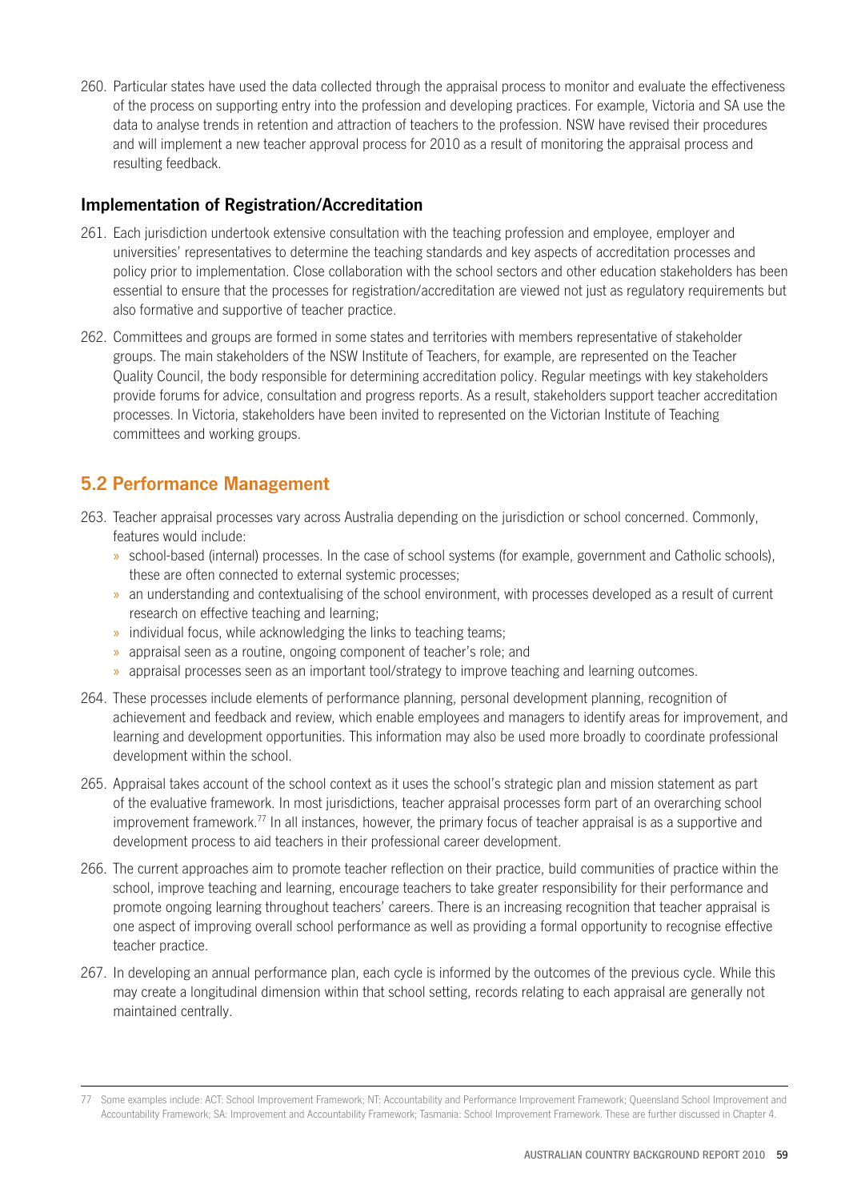260. Particular states have used the data collected through the appraisal process to monitor and evaluate the effectiveness of the process on supporting entry into the profession and developing practices. For example, Victoria and SA use the data to analyse trends in retention and attraction of teachers to the profession. NSW have revised their procedures and will implement a new teacher approval process for 2010 as a result of monitoring the appraisal process and resulting feedback.

### Implementation of Registration/Accreditation

261. Each jurisdiction undertook extensive consultation with the teaching profession and employee, employer and universities' representatives to determine the teaching standards and key aspects of accreditation processes and policy prior to implementation. Close collaboration with the school sectors and other education stakeholders has been essential to ensure that the processes for registration/accreditation are viewed not just as regulatory requirements but also formative and supportive of teacher practice.

262. Committees and groups are formed in some states and territories with members representative of stakeholder groups. The main stakeholders of the NSW Institute of Teachers, for example, are represented on the Teacher Quality Council, the body responsible for determining accreditation policy. Regular meetings with key stakeholders provide forums for advice, consultation and progress reports. As a result, stakeholders support teacher accreditation processes. In Victoria, stakeholders have been invited to represented on the Victorian Institute of Teaching committees and working groups.

## 5.2 Performance Management

263. Teacher appraisal processes vary across Australia depending on the jurisdiction or school concerned. Commonly, features would include:
    - school-based (internal) processes. In the case of school systems (for example, government and Catholic schools), these are often connected to external systemic processes;
    - an understanding and contextualising of the school environment, with processes developed as a result of current research on effective teaching and learning;
    - individual focus, while acknowledging the links to teaching teams;
    - appraisal seen as a routine, ongoing component of teacher's role; and
    - appraisal processes seen as an important tool/strategy to improve teaching and learning outcomes.

264. These processes include elements of performance planning, personal development planning, recognition of achievement and feedback and review, which enable employees and managers to identify areas for improvement, and learning and development opportunities. This information may also be used more broadly to coordinate professional development within the school.

265. Appraisal takes account of the school context as it uses the school's strategic plan and mission statement as part of the evaluative framework. In most jurisdictions, teacher appraisal processes form part of an overarching school improvement framework.[77] In all instances, however, the primary focus of teacher appraisal is as a supportive and development process to aid teachers in their professional career development.

266. The current approaches aim to promote teacher reflection on their practice, build communities of practice within the school, improve teaching and learning, encourage teachers to take greater responsibility for their performance and promote ongoing learning throughout teachers' careers. There is an increasing recognition that teacher appraisal is one aspect of improving overall school performance as well as providing a formal opportunity to recognise effective teacher practice.

267. In developing an annual performance plan, each cycle is informed by the outcomes of the previous cycle. While this may create a longitudinal dimension within that school setting, records relating to each appraisal are generally not maintained centrally.

---

77 Some examples include: ACT: School Improvement Framework; NT: Accountability and Performance Improvement Framework; Queensland School Improvement and Accountability Framework; SA: Improvement and Accountability Framework; Tasmania: School Improvement Framework. These are further discussed in Chapter 4.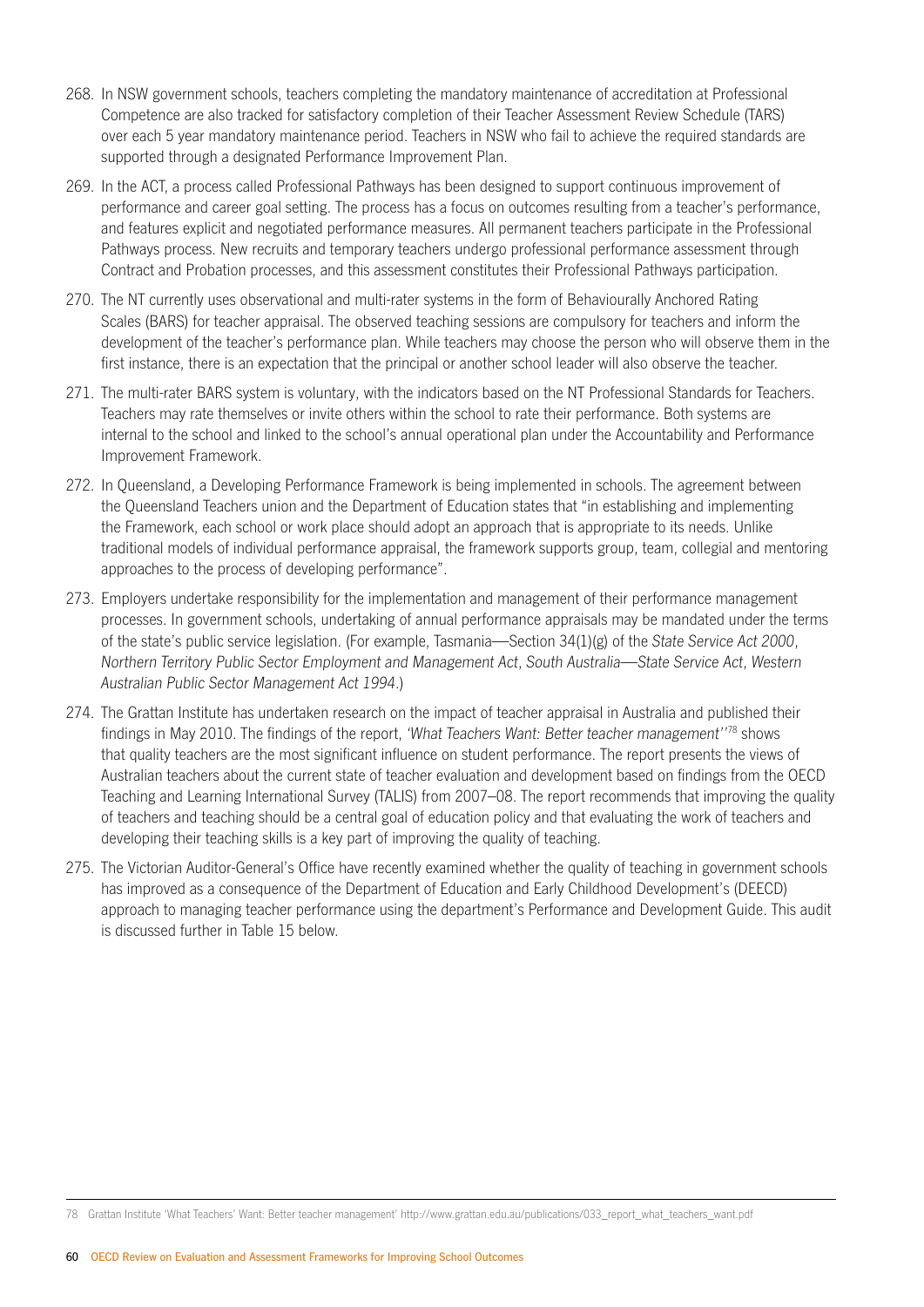268. In NSW government schools, teachers completing the mandatory maintenance of accreditation at Professional Competence are also tracked for satisfactory completion of their Teacher Assessment Review Schedule (TARS) over each 5 year mandatory maintenance period. Teachers in NSW who fail to achieve the required standards are supported through a designated Performance Improvement Plan.

269. In the ACT, a process called Professional Pathways has been designed to support continuous improvement of performance and career goal setting. The process has a focus on outcomes resulting from a teacher's performance, and features explicit and negotiated performance measures. All permanent teachers participate in the Professional Pathways process. New recruits and temporary teachers undergo professional performance assessment through Contract and Probation processes, and this assessment constitutes their Professional Pathways participation.

270. The NT currently uses observational and multi-rater systems in the form of Behaviourally Anchored Rating Scales (BARS) for teacher appraisal. The observed teaching sessions are compulsory for teachers and inform the development of the teacher's performance plan. While teachers may choose the person who will observe them in the first instance, there is an expectation that the principal or another school leader will also observe the teacher.

271. The multi-rater BARS system is voluntary, with the indicators based on the NT Professional Standards for Teachers. Teachers may rate themselves or invite others within the school to rate their performance. Both systems are internal to the school and linked to the school's annual operational plan under the Accountability and Performance Improvement Framework.

272. In Queensland, a Developing Performance Framework is being implemented in schools. The agreement between the Queensland Teachers union and the Department of Education states that "in establishing and implementing the Framework, each school or work place should adopt an approach that is appropriate to its needs. Unlike traditional models of individual performance appraisal, the framework supports group, team, collegial and mentoring approaches to the process of developing performance".

273. Employers undertake responsibility for the implementation and management of their performance management processes. In government schools, undertaking of annual performance appraisals may be mandated under the terms of the state's public service legislation. (For example, Tasmania—Section 34(1)(g) of the *State Service Act 2000*, *Northern Territory Public Sector Employment and Management Act*, *South Australia—State Service Act*, *Western Australian Public Sector Management Act 1994*.)

274. The Grattan Institute has undertaken research on the impact of teacher appraisal in Australia and published their findings in May 2010. The findings of the report, *'What Teachers Want: Better teacher management''*[78] shows that quality teachers are the most significant influence on student performance. The report presents the views of Australian teachers about the current state of teacher evaluation and development based on findings from the OECD Teaching and Learning International Survey (TALIS) from 2007–08. The report recommends that improving the quality of teachers and teaching should be a central goal of education policy and that evaluating the work of teachers and developing their teaching skills is a key part of improving the quality of teaching.

275. The Victorian Auditor-General's Office have recently examined whether the quality of teaching in government schools has improved as a consequence of the Department of Education and Early Childhood Development's (DEECD) approach to managing teacher performance using the department's Performance and Development Guide. This audit is discussed further in Table 15 below.

---

78 Grattan Institute 'What Teachers' Want: Better teacher management' http://www.grattan.edu.au/publications/033_report_what_teachers_want.pdf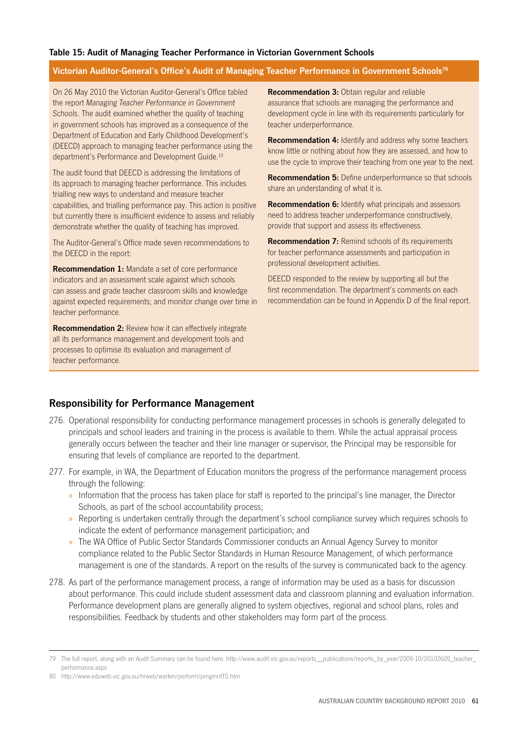**Table 15: Audit of Managing Teacher Performance in Victorian Government Schools**

**Victorian Auditor-General's Office's Audit of Managing Teacher Performance in Government Schools**[79]

On 26 May 2010 the Victorian Auditor-General's Office tabled the report *Managing Teacher Performance in Government Schools*. The audit examined whether the quality of teaching in government schools has improved as a consequence of the Department of Education and Early Childhood Development's (DEECD) approach to managing teacher performance using the department's Performance and Development Guide.[10]

The audit found that DEECD is addressing the limitations of its approach to managing teacher performance. This includes trialling new ways to understand and measure teacher capabilities, and trialling performance pay. This action is positive but currently there is insufficient evidence to assess and reliably demonstrate whether the quality of teaching has improved.

The Auditor-General's Office made seven recommendations to the DEECD in the report:

**Recommendation 1:** Mandate a set of core performance indicators and an assessment scale against which schools can assess and grade teacher classroom skills and knowledge against expected requirements; and monitor change over time in teacher performance.

**Recommendation 2:** Review how it can effectively integrate all its performance management and development tools and processes to optimise its evaluation and management of teacher performance.

**Recommendation 3:** Obtain regular and reliable assurance that schools are managing the performance and development cycle in line with its requirements particularly for teacher underperformance.

**Recommendation 4:** Identify and address why some teachers know little or nothing about how they are assessed, and how to use the cycle to improve their teaching from one year to the next.

**Recommendation 5:** Define underperformance so that schools share an understanding of what it is.

**Recommendation 6:** Identify what principals and assessors need to address teacher underperformance constructively, provide that support and assess its effectiveness.

**Recommendation 7:** Remind schools of its requirements for teacher performance assessments and participation in professional development activities.

DEECD responded to the review by supporting all but the first recommendation. The department's comments on each recommendation can be found in Appendix D of the final report.

## Responsibility for Performance Management

276. Operational responsibility for conducting performance management processes in schools is generally delegated to principals and school leaders and training in the process is available to them. While the actual appraisal process generally occurs between the teacher and their line manager or supervisor, the Principal may be responsible for ensuring that levels of compliance are reported to the department.

277. For example, in WA, the Department of Education monitors the progress of the performance management process through the following:
    - Information that the process has taken place for staff is reported to the principal's line manager, the Director Schools, as part of the school accountability process;
    - Reporting is undertaken centrally through the department's school compliance survey which requires schools to indicate the extent of performance management participation; and
    - The WA Office of Public Sector Standards Commissioner conducts an Annual Agency Survey to monitor compliance related to the Public Sector Standards in Human Resource Management, of which performance management is one of the standards. A report on the results of the survey is communicated back to the agency.

278. As part of the performance management process, a range of information may be used as a basis for discussion about performance. This could include student assessment data and classroom planning and evaluation information. Performance development plans are generally aligned to system objectives, regional and school plans, roles and responsibilities. Feedback by students and other stakeholders may form part of the process.

---

79 The full report, along with an Audit Summary can be found here: http://www.audit.vic.gov.au/reports__publications/reports_by_year/2009-10/20102605_teacher_performance.aspx

80 http://www.eduweb.vic.gov.au/hrweb/workm/perform/pmgmntTS.htm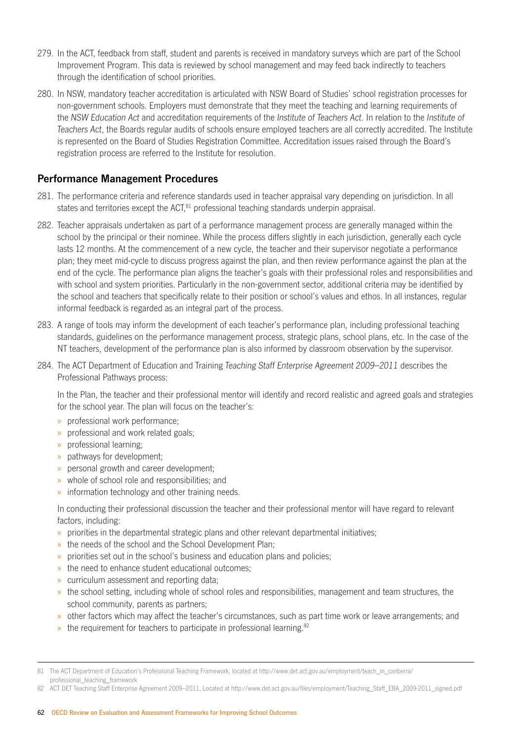279. In the ACT, feedback from staff, student and parents is received in mandatory surveys which are part of the School Improvement Program. This data is reviewed by school management and may feed back indirectly to teachers through the identification of school priorities.

280. In NSW, mandatory teacher accreditation is articulated with NSW Board of Studies' school registration processes for non-government schools. Employers must demonstrate that they meet the teaching and learning requirements of the *NSW Education Act* and accreditation requirements of the *Institute of Teachers Act*. In relation to the *Institute of Teachers Act*, the Boards regular audits of schools ensure employed teachers are all correctly accredited. The Institute is represented on the Board of Studies Registration Committee. Accreditation issues raised through the Board's registration process are referred to the Institute for resolution.

## Performance Management Procedures

281. The performance criteria and reference standards used in teacher appraisal vary depending on jurisdiction. In all states and territories except the ACT,[81] professional teaching standards underpin appraisal.

282. Teacher appraisals undertaken as part of a performance management process are generally managed within the school by the principal or their nominee. While the process differs slightly in each jurisdiction, generally each cycle lasts 12 months. At the commencement of a new cycle, the teacher and their supervisor negotiate a performance plan; they meet mid-cycle to discuss progress against the plan, and then review performance against the plan at the end of the cycle. The performance plan aligns the teacher's goals with their professional roles and responsibilities and with school and system priorities. Particularly in the non-government sector, additional criteria may be identified by the school and teachers that specifically relate to their position or school's values and ethos. In all instances, regular informal feedback is regarded as an integral part of the process.

283. A range of tools may inform the development of each teacher's performance plan, including professional teaching standards, guidelines on the performance management process, strategic plans, school plans, etc. In the case of the NT teachers, development of the performance plan is also informed by classroom observation by the supervisor.

284. The ACT Department of Education and Training *Teaching Staff Enterprise Agreement 2009–2011* describes the Professional Pathways process:

In the Plan, the teacher and their professional mentor will identify and record realistic and agreed goals and strategies for the school year. The plan will focus on the teacher's:

- professional work performance;
- professional and work related goals;
- professional learning;
- pathways for development;
- personal growth and career development;
- whole of school role and responsibilities; and
- information technology and other training needs.

In conducting their professional discussion the teacher and their professional mentor will have regard to relevant factors, including:

- priorities in the departmental strategic plans and other relevant departmental initiatives;
- the needs of the school and the School Development Plan;
- priorities set out in the school's business and education plans and policies;
- the need to enhance student educational outcomes;
- curriculum assessment and reporting data;
- the school setting, including whole of school roles and responsibilities, management and team structures, the school community, parents as partners;
- other factors which may affect the teacher's circumstances, such as part time work or leave arrangements; and
- the requirement for teachers to participate in professional learning.[82]

---

81 The ACT Department of Education's Professional Teaching Framework, located at http://www.det.act.gov.au/employment/teach_in_canberra/professional_teaching_framework

82 ACT DET Teaching Staff Enterprise Agreement 2009–2011, Located at http://www.det.act.gov.au/files/employment/Teaching_Staff_EBA_2009-2011_signed.pdf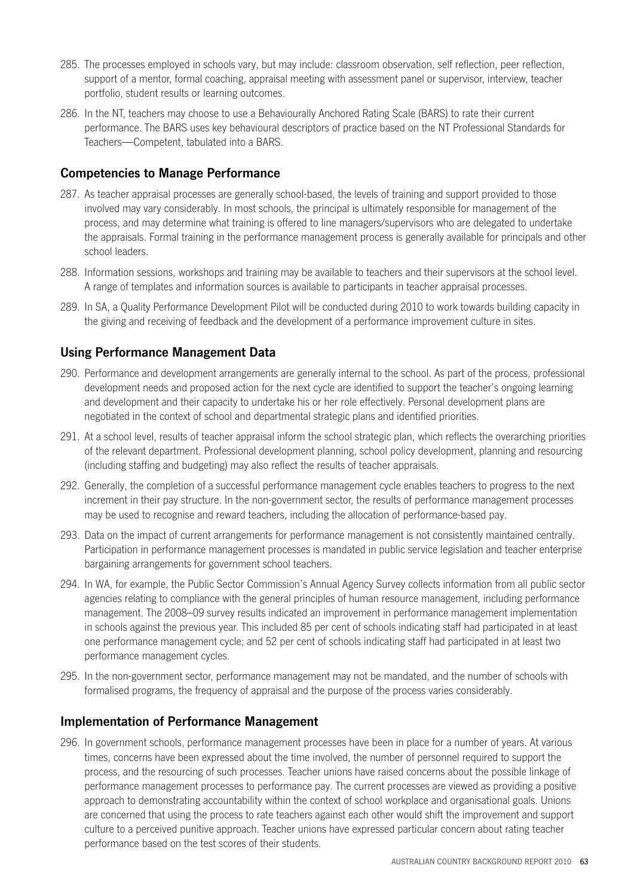285. The processes employed in schools vary, but may include: classroom observation, self reflection, peer reflection, support of a mentor, formal coaching, appraisal meeting with assessment panel or supervisor, interview, teacher portfolio, student results or learning outcomes.

286. In the NT, teachers may choose to use a Behaviourally Anchored Rating Scale (BARS) to rate their current performance. The BARS uses key behavioural descriptors of practice based on the NT Professional Standards for Teachers—Competent, tabulated into a BARS.

### Competencies to Manage Performance

287. As teacher appraisal processes are generally school-based, the levels of training and support provided to those involved may vary considerably. In most schools, the principal is ultimately responsible for management of the process, and may determine what training is offered to line managers/supervisors who are delegated to undertake the appraisals. Formal training in the performance management process is generally available for principals and other school leaders.

288. Information sessions, workshops and training may be available to teachers and their supervisors at the school level. A range of templates and information sources is available to participants in teacher appraisal processes.

289. In SA, a Quality Performance Development Pilot will be conducted during 2010 to work towards building capacity in the giving and receiving of feedback and the development of a performance improvement culture in sites.

### Using Performance Management Data

290. Performance and development arrangements are generally internal to the school. As part of the process, professional development needs and proposed action for the next cycle are identified to support the teacher's ongoing learning and development and their capacity to undertake his or her role effectively. Personal development plans are negotiated in the context of school and departmental strategic plans and identified priorities.

291. At a school level, results of teacher appraisal inform the school strategic plan, which reflects the overarching priorities of the relevant department. Professional development planning, school policy development, planning and resourcing (including staffing and budgeting) may also reflect the results of teacher appraisals.

292. Generally, the completion of a successful performance management cycle enables teachers to progress to the next increment in their pay structure. In the non-government sector, the results of performance management processes may be used to recognise and reward teachers, including the allocation of performance-based pay.

293. Data on the impact of current arrangements for performance management is not consistently maintained centrally. Participation in performance management processes is mandated in public service legislation and teacher enterprise bargaining arrangements for government school teachers.

294. In WA, for example, the Public Sector Commission's Annual Agency Survey collects information from all public sector agencies relating to compliance with the general principles of human resource management, including performance management. The 2008–09 survey results indicated an improvement in performance management implementation in schools against the previous year. This included 85 per cent of schools indicating staff had participated in at least one performance management cycle; and 52 per cent of schools indicating staff had participated in at least two performance management cycles.

295. In the non-government sector, performance management may not be mandated, and the number of schools with formalised programs, the frequency of appraisal and the purpose of the process varies considerably.

### Implementation of Performance Management

296. In government schools, performance management processes have been in place for a number of years. At various times, concerns have been expressed about the time involved, the number of personnel required to support the process, and the resourcing of such processes. Teacher unions have raised concerns about the possible linkage of performance management processes to performance pay. The current processes are viewed as providing a positive approach to demonstrating accountability within the context of school workplace and organisational goals. Unions are concerned that using the process to rate teachers against each other would shift the improvement and support culture to a perceived punitive approach. Teacher unions have expressed particular concern about rating teacher performance based on the test scores of their students.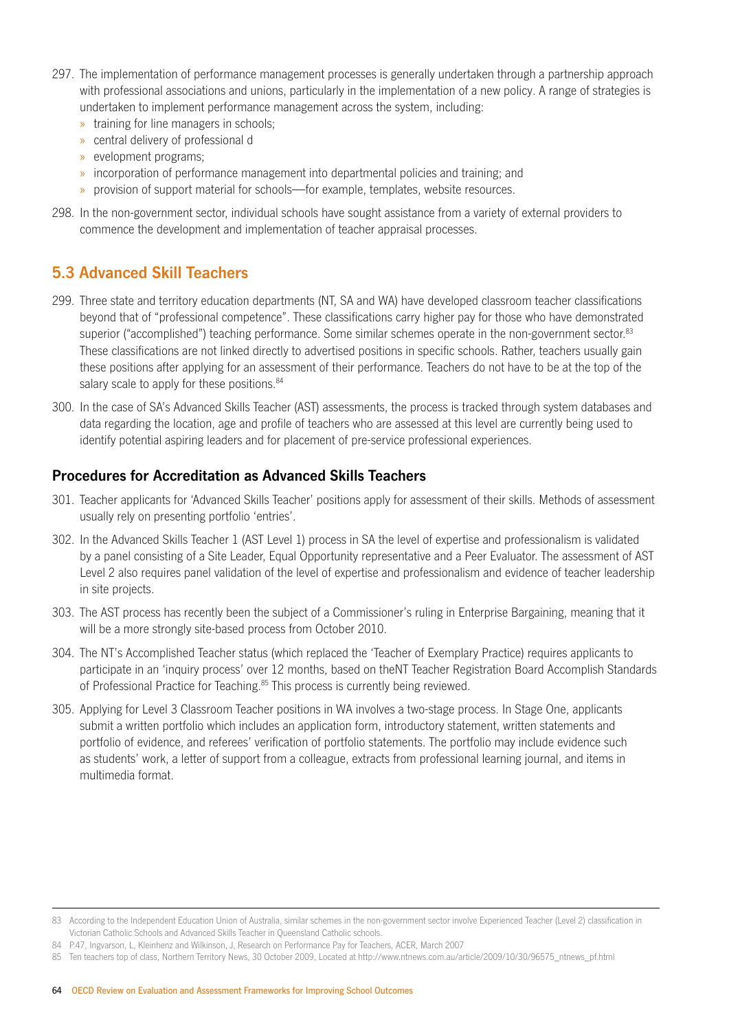297. The implementation of performance management processes is generally undertaken through a partnership approach with professional associations and unions, particularly in the implementation of a new policy. A range of strategies is undertaken to implement performance management across the system, including:
    - training for line managers in schools;
    - central delivery of professional d
    - evelopment programs;
    - incorporation of performance management into departmental policies and training; and
    - provision of support material for schools—for example, templates, website resources.

298. In the non-government sector, individual schools have sought assistance from a variety of external providers to commence the development and implementation of teacher appraisal processes.

## 5.3 Advanced Skill Teachers

299. Three state and territory education departments (NT, SA and WA) have developed classroom teacher classifications beyond that of "professional competence". These classifications carry higher pay for those who have demonstrated superior ("accomplished") teaching performance. Some similar schemes operate in the non-government sector.[83] These classifications are not linked directly to advertised positions in specific schools. Rather, teachers usually gain these positions after applying for an assessment of their performance. Teachers do not have to be at the top of the salary scale to apply for these positions.[84]

300. In the case of SA's Advanced Skills Teacher (AST) assessments, the process is tracked through system databases and data regarding the location, age and profile of teachers who are assessed at this level are currently being used to identify potential aspiring leaders and for placement of pre-service professional experiences.

### Procedures for Accreditation as Advanced Skills Teachers

301. Teacher applicants for 'Advanced Skills Teacher' positions apply for assessment of their skills. Methods of assessment usually rely on presenting portfolio 'entries'.

302. In the Advanced Skills Teacher 1 (AST Level 1) process in SA the level of expertise and professionalism is validated by a panel consisting of a Site Leader, Equal Opportunity representative and a Peer Evaluator. The assessment of AST Level 2 also requires panel validation of the level of expertise and professionalism and evidence of teacher leadership in site projects.

303. The AST process has recently been the subject of a Commissioner's ruling in Enterprise Bargaining, meaning that it will be a more strongly site-based process from October 2010.

304. The NT's Accomplished Teacher status (which replaced the 'Teacher of Exemplary Practice) requires applicants to participate in an 'inquiry process' over 12 months, based on theNT Teacher Registration Board Accomplish Standards of Professional Practice for Teaching.[85] This process is currently being reviewed.

305. Applying for Level 3 Classroom Teacher positions in WA involves a two-stage process. In Stage One, applicants submit a written portfolio which includes an application form, introductory statement, written statements and portfolio of evidence, and referees' verification of portfolio statements. The portfolio may include evidence such as students' work, a letter of support from a colleague, extracts from professional learning journal, and items in multimedia format.

---

83 According to the Independent Education Union of Australia, similar schemes in the non-government sector involve Experienced Teacher (Level 2) classification in Victorian Catholic Schools and Advanced Skills Teacher in Queensland Catholic schools.

84 P.47, Ingvarson, L, Kleinhenz and Wilkinson, J, Research on Performance Pay for Teachers, ACER, March 2007

85 Ten teachers top of class, Northern Territory News, 30 October 2009, Located at http://www.ntnews.com.au/article/2009/10/30/96575_ntnews_pf.html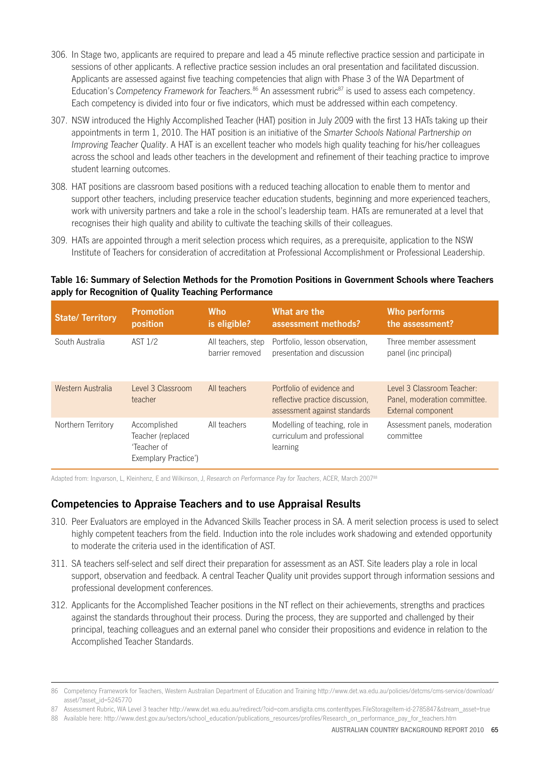306. In Stage two, applicants are required to prepare and lead a 45 minute reflective practice session and participate in sessions of other applicants. A reflective practice session includes an oral presentation and facilitated discussion. Applicants are assessed against five teaching competencies that align with Phase 3 of the WA Department of Education's *Competency Framework for Teachers.*[86] An assessment rubric[87] is used to assess each competency. Each competency is divided into four or five indicators, which must be addressed within each competency.

307. NSW introduced the Highly Accomplished Teacher (HAT) position in July 2009 with the first 13 HATs taking up their appointments in term 1, 2010. The HAT position is an initiative of the *Smarter Schools National Partnership on Improving Teacher Quality*. A HAT is an excellent teacher who models high quality teaching for his/her colleagues across the school and leads other teachers in the development and refinement of their teaching practice to improve student learning outcomes.

308. HAT positions are classroom based positions with a reduced teaching allocation to enable them to mentor and support other teachers, including preservice teacher education students, beginning and more experienced teachers, work with university partners and take a role in the school's leadership team. HATs are remunerated at a level that recognises their high quality and ability to cultivate the teaching skills of their colleagues.

309. HATs are appointed through a merit selection process which requires, as a prerequisite, application to the NSW Institute of Teachers for consideration of accreditation at Professional Accomplishment or Professional Leadership.

**Table 16: Summary of Selection Methods for the Promotion Positions in Government Schools where Teachers apply for Recognition of Quality Teaching Performance**

| State/ Territory | Promotion position | Who is eligible? | What are the assessment methods? | Who performs the assessment? |
|---|---|---|---|---|
| South Australia | AST 1/2 | All teachers, step barrier removed | Portfolio, lesson observation, presentation and discussion | Three member assessment panel (inc principal) |
| Western Australia | Level 3 Classroom teacher | All teachers | Portfolio of evidence and reflective practice discussion, assessment against standards | Level 3 Classroom Teacher: Panel, moderation committee. External component |
| Northern Territory | Accomplished Teacher (replaced 'Teacher of Exemplary Practice') | All teachers | Modelling of teaching, role in curriculum and professional learning | Assessment panels, moderation committee |

Adapted from: Ingvarson, L, Kleinhenz, E and Wilkinson, J, *Research on Performance Pay for Teachers*, ACER, March 2007[88]

## Competencies to Appraise Teachers and to use Appraisal Results

310. Peer Evaluators are employed in the Advanced Skills Teacher process in SA. A merit selection process is used to select highly competent teachers from the field. Induction into the role includes work shadowing and extended opportunity to moderate the criteria used in the identification of AST.

311. SA teachers self-select and self direct their preparation for assessment as an AST. Site leaders play a role in local support, observation and feedback. A central Teacher Quality unit provides support through information sessions and professional development conferences.

312. Applicants for the Accomplished Teacher positions in the NT reflect on their achievements, strengths and practices against the standards throughout their process. During the process, they are supported and challenged by their principal, teaching colleagues and an external panel who consider their propositions and evidence in relation to the Accomplished Teacher Standards.

86 Competency Framework for Teachers, Western Australian Department of Education and Training http://www.det.wa.edu.au/policies/detcms/cms-service/download/asset/?asset_id=5245770

87 Assessment Rubric, WA Level 3 teacher http://www.det.wa.edu.au/redirect/?oid=com.arsdigita.cms.contenttypes.FileStorageItem-id-2785847&stream_asset=true

88 Available here: http://www.dest.gov.au/sectors/school_education/publications_resources/profiles/Research_on_performance_pay_for_teachers.htm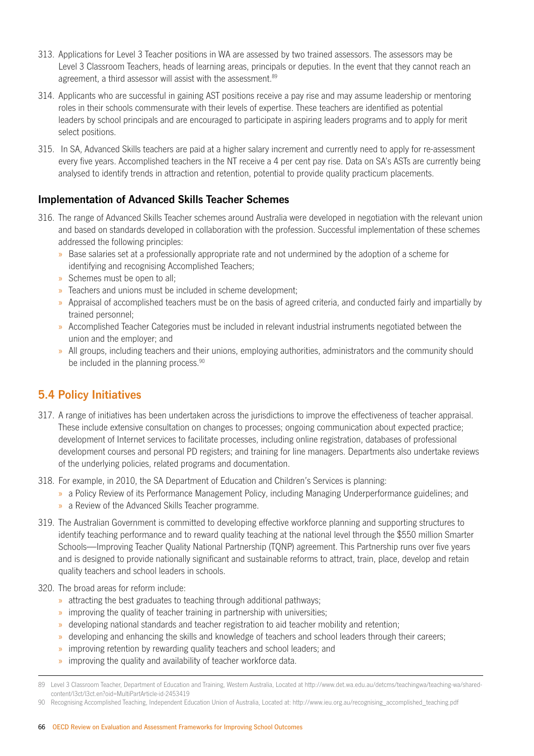313. Applications for Level 3 Teacher positions in WA are assessed by two trained assessors. The assessors may be Level 3 Classroom Teachers, heads of learning areas, principals or deputies. In the event that they cannot reach an agreement, a third assessor will assist with the assessment.[89]

314. Applicants who are successful in gaining AST positions receive a pay rise and may assume leadership or mentoring roles in their schools commensurate with their levels of expertise. These teachers are identified as potential leaders by school principals and are encouraged to participate in aspiring leaders programs and to apply for merit select positions.

315. In SA, Advanced Skills teachers are paid at a higher salary increment and currently need to apply for re-assessment every five years. Accomplished teachers in the NT receive a 4 per cent pay rise. Data on SA's ASTs are currently being analysed to identify trends in attraction and retention, potential to provide quality practicum placements.

### Implementation of Advanced Skills Teacher Schemes

316. The range of Advanced Skills Teacher schemes around Australia were developed in negotiation with the relevant union and based on standards developed in collaboration with the profession. Successful implementation of these schemes addressed the following principles:
    - Base salaries set at a professionally appropriate rate and not undermined by the adoption of a scheme for identifying and recognising Accomplished Teachers;
    - Schemes must be open to all;
    - Teachers and unions must be included in scheme development;
    - Appraisal of accomplished teachers must be on the basis of agreed criteria, and conducted fairly and impartially by trained personnel;
    - Accomplished Teacher Categories must be included in relevant industrial instruments negotiated between the union and the employer; and
    - All groups, including teachers and their unions, employing authorities, administrators and the community should be included in the planning process.[90]

## 5.4 Policy Initiatives

317. A range of initiatives has been undertaken across the jurisdictions to improve the effectiveness of teacher appraisal. These include extensive consultation on changes to processes; ongoing communication about expected practice; development of Internet services to facilitate processes, including online registration, databases of professional development courses and personal PD registers; and training for line managers. Departments also undertake reviews of the underlying policies, related programs and documentation.

318. For example, in 2010, the SA Department of Education and Children's Services is planning:
    - a Policy Review of its Performance Management Policy, including Managing Underperformance guidelines; and
    - a Review of the Advanced Skills Teacher programme.

319. The Australian Government is committed to developing effective workforce planning and supporting structures to identify teaching performance and to reward quality teaching at the national level through the $550 million Smarter Schools—Improving Teacher Quality National Partnership (TQNP) agreement. This Partnership runs over five years and is designed to provide nationally significant and sustainable reforms to attract, train, place, develop and retain quality teachers and school leaders in schools.

320. The broad areas for reform include:
    - attracting the best graduates to teaching through additional pathways;
    - improving the quality of teacher training in partnership with universities;
    - developing national standards and teacher registration to aid teacher mobility and retention;
    - developing and enhancing the skills and knowledge of teachers and school leaders through their careers;
    - improving retention by rewarding quality teachers and school leaders; and
    - improving the quality and availability of teacher workforce data.

---

89 Level 3 Classroom Teacher, Department of Education and Training, Western Australia, Located at http://www.det.wa.edu.au/detcms/teachingwa/teaching-wa/shared-content/l3ct/l3ct.en?oid=MultiPartArticle-id-2453419

90 Recognising Accomplished Teaching, Independent Education Union of Australia, Located at: http://www.ieu.org.au/recognising_accomplished_teaching.pdf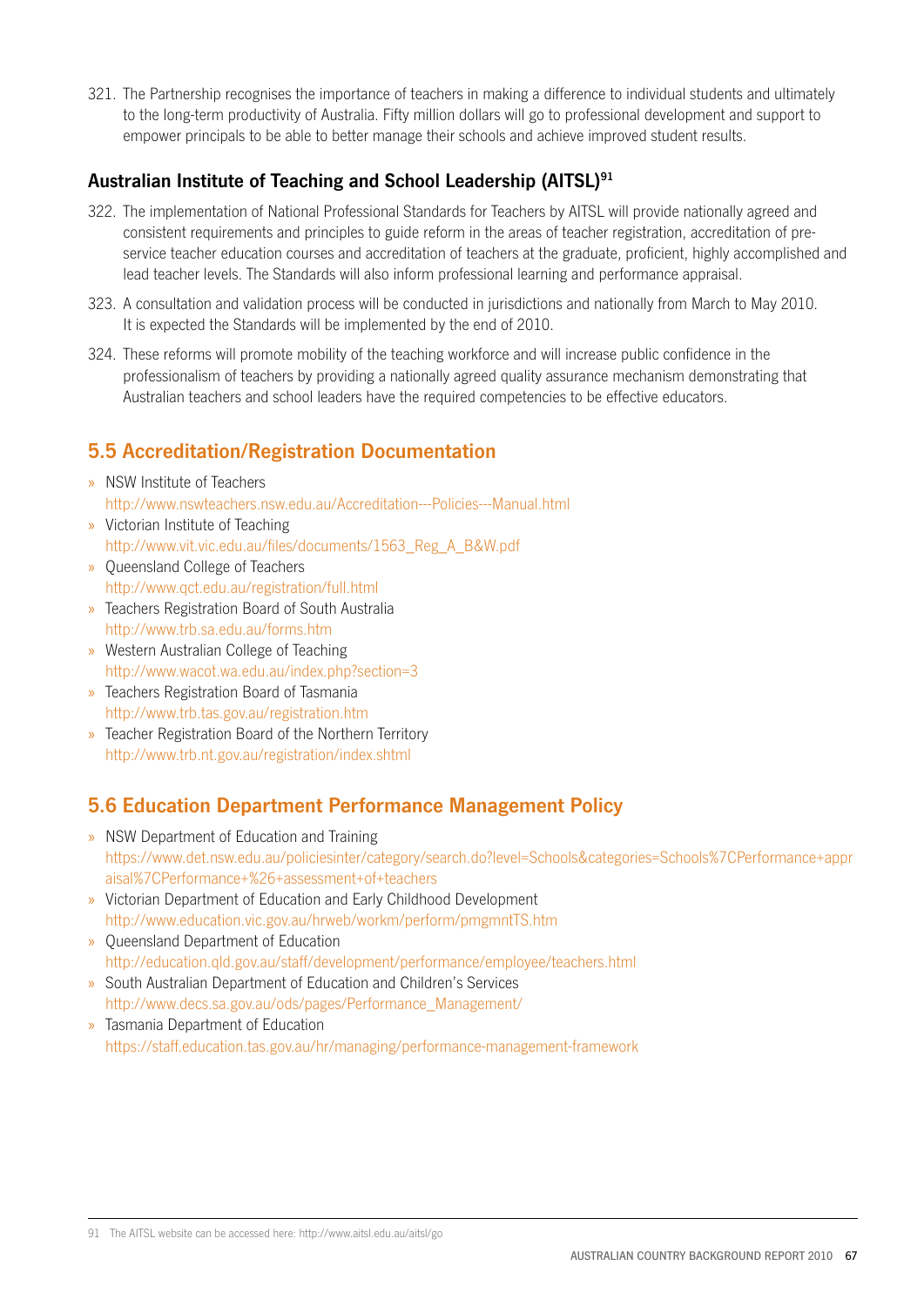321. The Partnership recognises the importance of teachers in making a difference to individual students and ultimately to the long-term productivity of Australia. Fifty million dollars will go to professional development and support to empower principals to be able to better manage their schools and achieve improved student results.

### Australian Institute of Teaching and School Leadership (AITSL)[91]

322. The implementation of National Professional Standards for Teachers by AITSL will provide nationally agreed and consistent requirements and principles to guide reform in the areas of teacher registration, accreditation of pre-service teacher education courses and accreditation of teachers at the graduate, proficient, highly accomplished and lead teacher levels. The Standards will also inform professional learning and performance appraisal.

323. A consultation and validation process will be conducted in jurisdictions and nationally from March to May 2010. It is expected the Standards will be implemented by the end of 2010.

324. These reforms will promote mobility of the teaching workforce and will increase public confidence in the professionalism of teachers by providing a nationally agreed quality assurance mechanism demonstrating that Australian teachers and school leaders have the required competencies to be effective educators.

## 5.5 Accreditation/Registration Documentation

- NSW Institute of Teachers
  http://www.nswteachers.nsw.edu.au/Accreditation---Policies---Manual.html
- Victorian Institute of Teaching
  http://www.vit.vic.edu.au/files/documents/1563_Reg_A_B&W.pdf
- Queensland College of Teachers
  http://www.qct.edu.au/registration/full.html
- Teachers Registration Board of South Australia
  http://www.trb.sa.edu.au/forms.htm
- Western Australian College of Teaching
  http://www.wacot.wa.edu.au/index.php?section=3
- Teachers Registration Board of Tasmania
  http://www.trb.tas.gov.au/registration.htm
- Teacher Registration Board of the Northern Territory
  http://www.trb.nt.gov.au/registration/index.shtml

## 5.6 Education Department Performance Management Policy

- NSW Department of Education and Training
  https://www.det.nsw.edu.au/policiesinter/category/search.do?level=Schools&categories=Schools%7CPerformance+appraisal%7CPerformance+%26+assessment+of+teachers
- Victorian Department of Education and Early Childhood Development
  http://www.education.vic.gov.au/hrweb/workm/perform/pmgmntTS.htm
- Queensland Department of Education
  http://education.qld.gov.au/staff/development/performance/employee/teachers.html
- South Australian Department of Education and Children's Services
  http://www.decs.sa.gov.au/ods/pages/Performance_Management/
- Tasmania Department of Education
  https://staff.education.tas.gov.au/hr/managing/performance-management-framework

---

91 The AITSL website can be accessed here: http://www.aitsl.edu.au/aitsl/go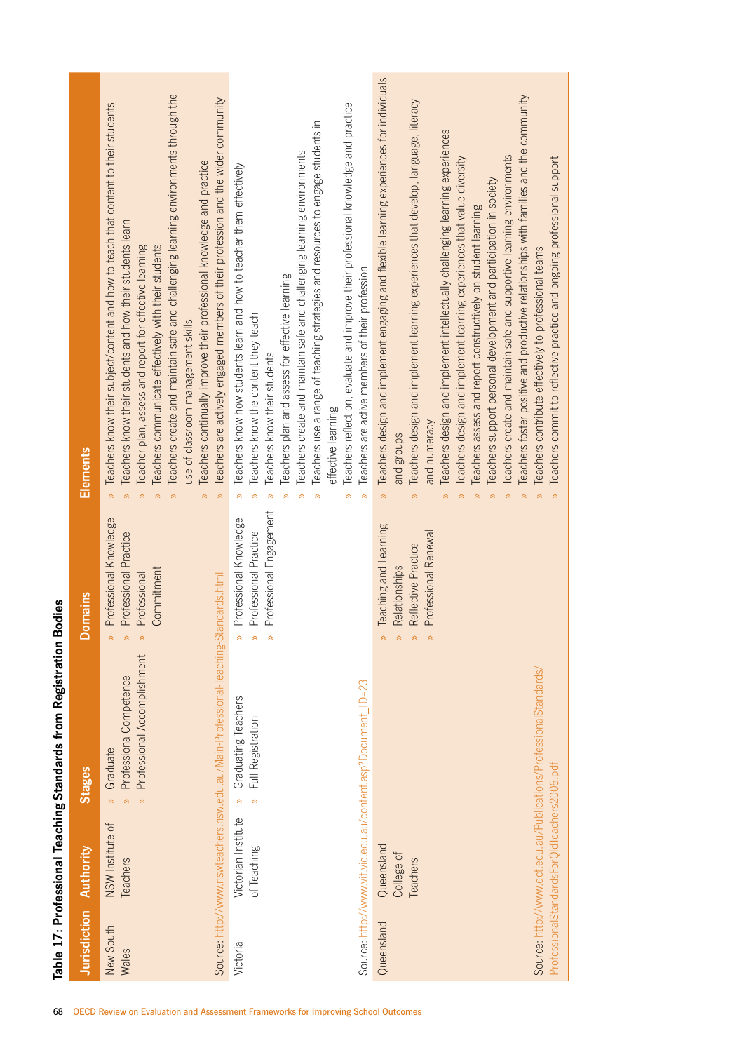**Table 17: Professional Teaching Standards from Registration Bodies**

| Jurisdiction | Authority | Stages | Domains | Elements |
|---|---|---|---|---|
| New South Wales | NSW Institute of Teachers | » Graduate<br>» Professiona Competence<br>» Professional Accomplishment | » Professional Knowledge<br>» Professional Practice<br>» Professional Commitment | » Teachers know their subject/content and how to teach that content to their students<br>» Teachers know their students and how their students learn<br>» Teacher plan, assess and report for effective learning<br>» Teachers communicate effectively with their students<br>» Teachers create and maintain safe and challenging learning environments through the use of classroom management skills<br>» Teachers continually improve their professional knowledge and practice<br>» Teachers are actively engaged members of their profession and the wider community |
| Source: http://www.nswteachers.nsw.edu.au/Main-Professional-Teaching-Standards.html | | | | |
| Victoria | Victorian Institute of Teaching | » Graduating Teachers<br>» Full Registration | » Professional Knowledge<br>» Professional Practice<br>» Professional Engagement | » Teachers know how students learn and how to teacher them effectively<br>» Teachers know the content they teach<br>» Teachers know their students<br>» Teachers plan and assess for effective learning<br>» Teachers create and maintain safe and challenging learning environments<br>» Teachers use a range of teaching strategies and resources to engage students in effective learning<br>» Teachers reflect on, evaluate and improve their professional knowledge and practice<br>» Teachers are active members of their profession |
| Source: http://www.vit.vic.edu.au/content.asp?Document_ID=23 | | | | |
| Queensland | Queensland College of Teachers | | » Teaching and Learning<br>» Relationships<br>» Reflective Practice<br>» Professional Renewal | » Teachers design and implement engaging and flexible learning experiences for individuals and groups<br>» Teachers design and implement learning experiences that develop, language, literacy and numeracy<br>» Teachers design and implement intellectually challenging learning experiences<br>» Teachers design and implement learning experiences that value diversity<br>» Teachers assess and report constructively on student learning<br>» Teachers support personal development and participation in society<br>» Teachers create and maintain safe and supportive learning environments<br>» Teachers foster positive and productive relationships with families and the community<br>» Teachers contribute effectively to professional teams<br>» Teachers commit to reflective practice and ongoing professional support |
| Source: http://www.qct.edu.au/Publications/ProfessionalStandards/ProfessionalStandardsForQldTeachers2006.pdf | | | | |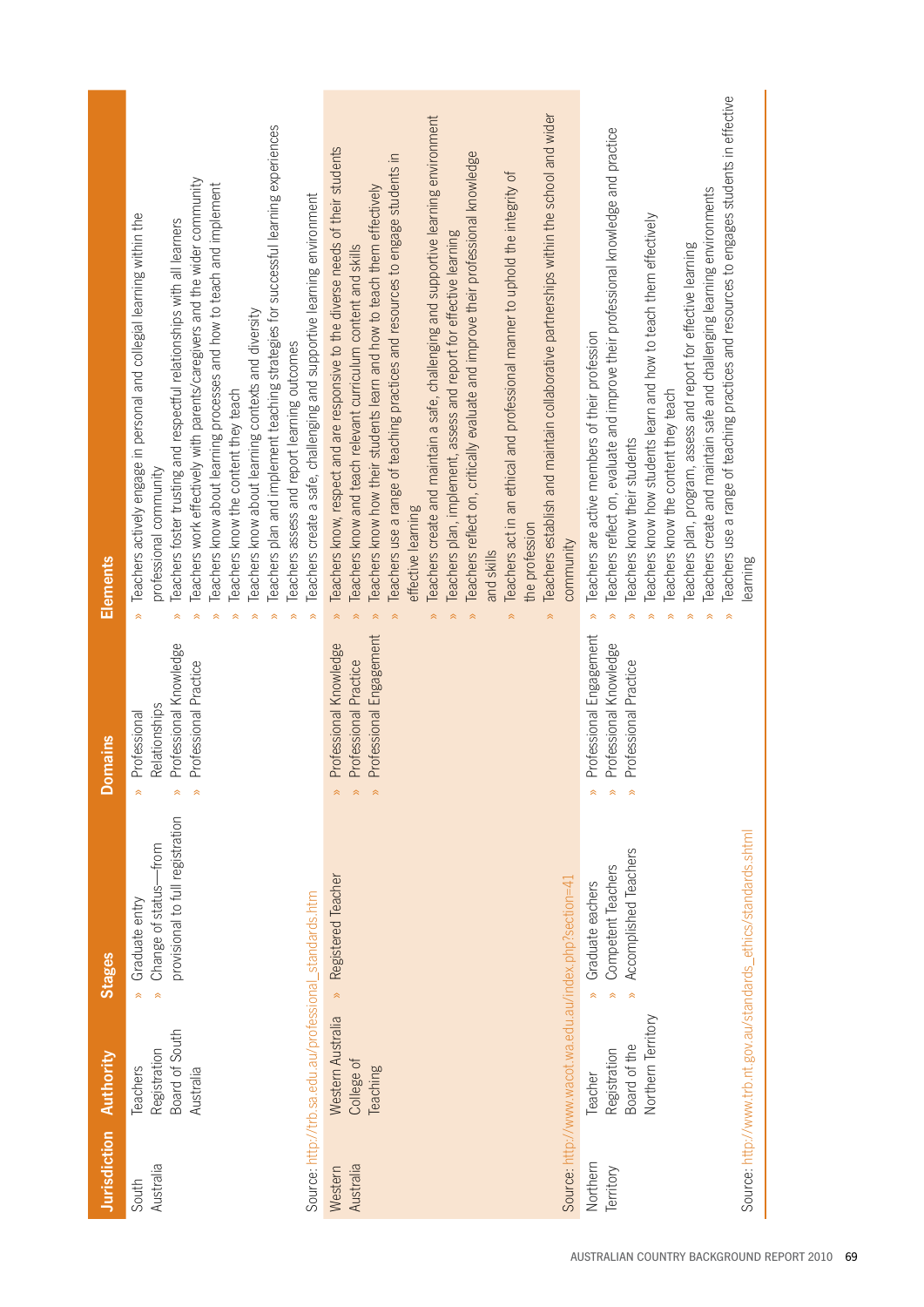| Jurisdiction | Authority | Stages | Domains | Elements |
|---|---|---|---|---|
| South Australia | Teachers Registration Board of South Australia | » Graduate entry<br>» Change of status—from provisional to full registration | » Professional Relationships<br>» Professional Knowledge<br>» Professional Practice | » Teachers actively engage in personal and collegial learning within the professional community<br>» Teachers foster trusting and respectful relationships with all learners<br>» Teachers work effectively with parents/caregivers and the wider community<br>» Teachers know about learning processes and how to teach and implement<br>» Teachers know the content they teach<br>» Teachers know about learning contexts and diversity<br>» Teachers plan and implement teaching strategies for successful learning experiences<br>» Teachers assess and report learning outcomes<br>» Teachers create a safe, challenging and supportive learning environment |
| Source: http://trb.sa.edu.au/professional_standards.htm | | | | |
| Western Australia | Western Australia College of Teaching | » Registered Teacher | » Professional Knowledge<br>» Professional Practice<br>» Professional Engagement | » Teachers know, respect and are responsive to the diverse needs of their students<br>» Teachers know and teach relevant curriculum content and skills<br>» Teachers know how their students learn and how to teach them effectively<br>» Teachers use a range of teaching practices and resources to engage students in effective learning<br>» Teachers create and maintain a safe, challenging and supportive learning environment<br>» Teachers plan, implement, assess and report for effective learning<br>» Teachers reflect on, critically evaluate and improve their professional knowledge and skills<br>» Teachers act in an ethical and professional manner to uphold the integrity of the profession<br>» Teachers establish and maintain collaborative partnerships within the school and wider community |
| Source: http://www.wacot.wa.edu.au/index.php?section=41 | | | | |
| Northern Territory | Teacher Registration Board of the Northern Territory | » Graduate eachers<br>» Competent Teachers<br>» Accomplished Teachers | » Professional Engagement<br>» Professional Knowledge<br>» Professional Practice | » Teachers are active members of their profession<br>» Teachers reflect on, evaluate and improve their professional knowledge and practice<br>» Teachers know their students<br>» Teachers know how students learn and how to teach them effectively<br>» Teachers know the content they teach<br>» Teachers plan, program, assess and report for effective learning<br>» Teachers create and maintain safe and challenging learning environments<br>» Teachers use a range of teaching practices and resources to engages students in effective learning |
| Source: http://www.trb.nt.gov.au/standards_ethics/standards.shtml | | | | |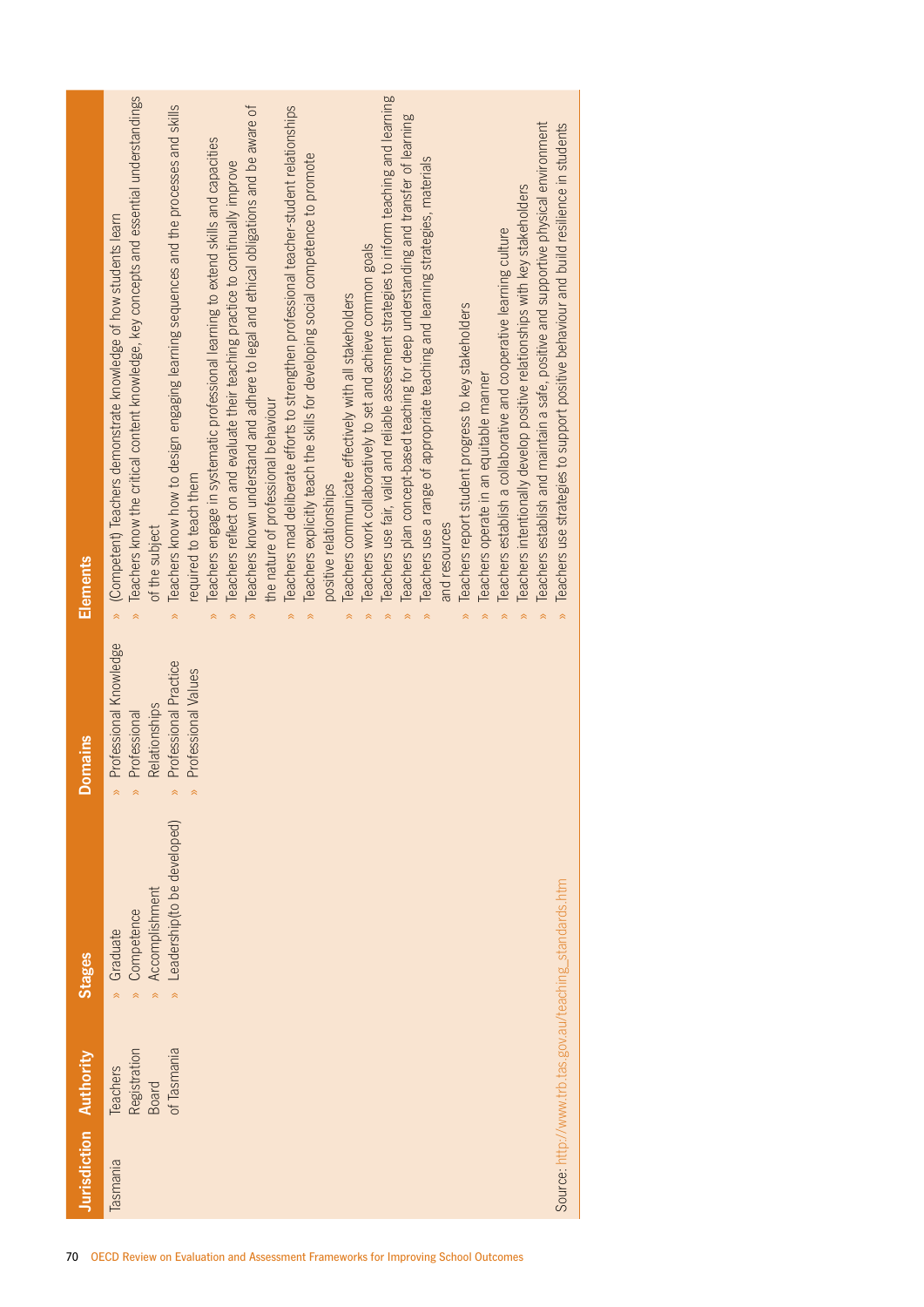| Jurisdiction | Authority | Stages | Domains | Elements |
|---|---|---|---|---|
| Tasmania | Teachers Registration Board of Tasmania | » Graduate<br>» Competence<br>» Accomplishment<br>» Leadership(to be developed) | » Professional Knowledge<br>» Professional Relationships<br>» Professional Practice<br>» Professional Values | » (Competent) Teachers demonstrate knowledge of how students learn<br>» Teachers know the critical content knowledge, key concepts and essential understandings of the subject<br>» Teachers know how to design engaging learning sequences and the processes and skills required to teach them<br>» Teachers engage in systematic professional learning to extend skills and capacities<br>» Teachers reflect on and evaluate their teaching practice to continually improve<br>» Teachers known understand and adhere to legal and ethical obligations and be aware of the nature of professional behaviour<br>» Teachers mad deliberate efforts to strengthen professional teacher-student relationships<br>» Teachers explicitly teach the skills for developing social competence to promote positive relationships<br>» Teachers communicate effectively with all stakeholders<br>» Teachers work collaboratively to set and achieve common goals<br>» Teachers use fair, valid and reliable assessment strategies to inform teaching and learning<br>» Teachers plan concept-based teaching for deep understanding and transfer of learning<br>» Teachers use a range of appropriate teaching and learning strategies, materials and resources<br>» Teachers report student progress to key stakeholders<br>» Teachers operate in an equitable manner<br>» Teachers establish a collaborative and cooperative learning culture<br>» Teachers intentionally develop positive relationships with key stakeholders<br>» Teachers establish and maintain a safe, positive and supportive physical environment<br>» Teachers use strategies to support positive behaviour and build resilience in students |

Source: http://www.trb.tas.gov.au/teaching_standards.htm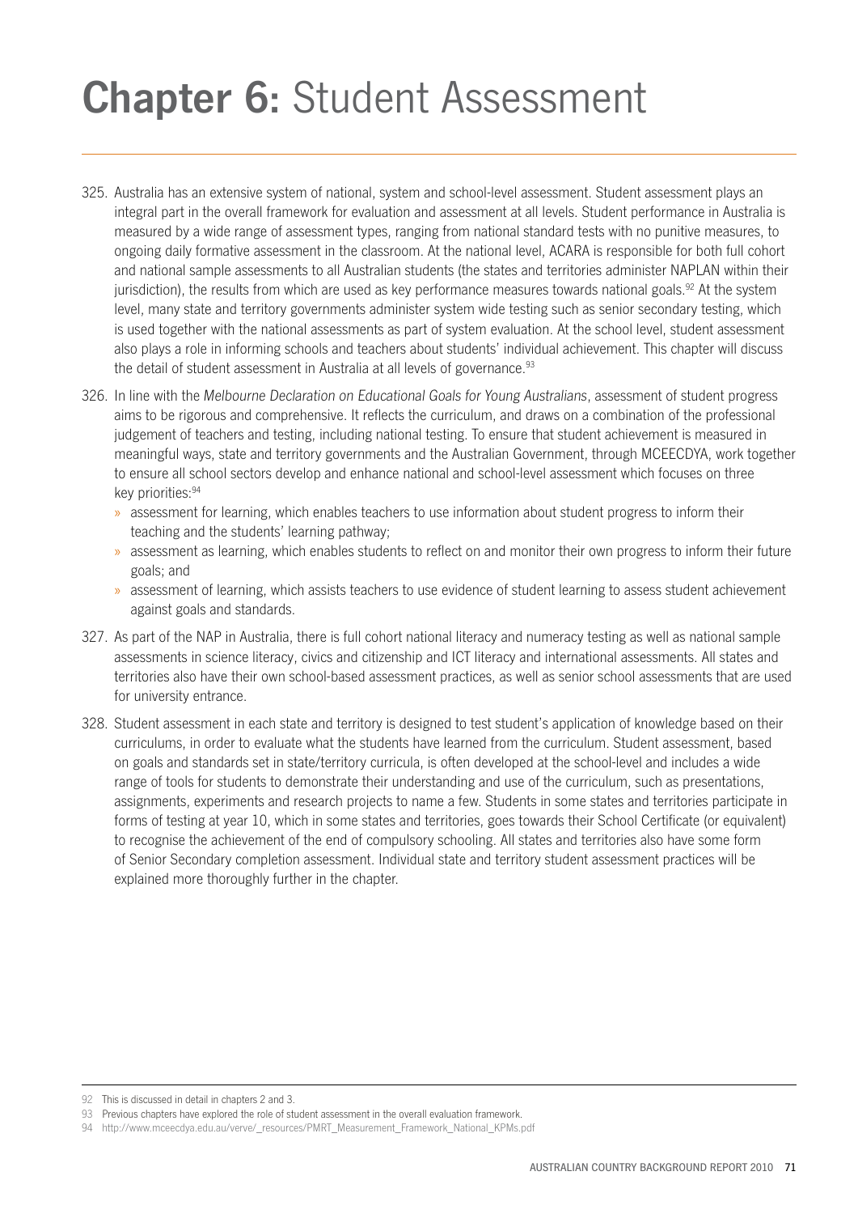# **Chapter 6:** Student Assessment

325. Australia has an extensive system of national, system and school-level assessment. Student assessment plays an integral part in the overall framework for evaluation and assessment at all levels. Student performance in Australia is measured by a wide range of assessment types, ranging from national standard tests with no punitive measures, to ongoing daily formative assessment in the classroom. At the national level, ACARA is responsible for both full cohort and national sample assessments to all Australian students (the states and territories administer NAPLAN within their jurisdiction), the results from which are used as key performance measures towards national goals.[92] At the system level, many state and territory governments administer system wide testing such as senior secondary testing, which is used together with the national assessments as part of system evaluation. At the school level, student assessment also plays a role in informing schools and teachers about students' individual achievement. This chapter will discuss the detail of student assessment in Australia at all levels of governance.[93]

326. In line with the *Melbourne Declaration on Educational Goals for Young Australians*, assessment of student progress aims to be rigorous and comprehensive. It reflects the curriculum, and draws on a combination of the professional judgement of teachers and testing, including national testing. To ensure that student achievement is measured in meaningful ways, state and territory governments and the Australian Government, through MCEECDYA, work together to ensure all school sectors develop and enhance national and school-level assessment which focuses on three key priorities:[94]
    - assessment for learning, which enables teachers to use information about student progress to inform their teaching and the students' learning pathway;
    - assessment as learning, which enables students to reflect on and monitor their own progress to inform their future goals; and
    - assessment of learning, which assists teachers to use evidence of student learning to assess student achievement against goals and standards.

327. As part of the NAP in Australia, there is full cohort national literacy and numeracy testing as well as national sample assessments in science literacy, civics and citizenship and ICT literacy and international assessments. All states and territories also have their own school-based assessment practices, as well as senior school assessments that are used for university entrance.

328. Student assessment in each state and territory is designed to test student's application of knowledge based on their curriculums, in order to evaluate what the students have learned from the curriculum. Student assessment, based on goals and standards set in state/territory curricula, is often developed at the school-level and includes a wide range of tools for students to demonstrate their understanding and use of the curriculum, such as presentations, assignments, experiments and research projects to name a few. Students in some states and territories participate in forms of testing at year 10, which in some states and territories, goes towards their School Certificate (or equivalent) to recognise the achievement of the end of compulsory schooling. All states and territories also have some form of Senior Secondary completion assessment. Individual state and territory student assessment practices will be explained more thoroughly further in the chapter.

---

92 This is discussed in detail in chapters 2 and 3.

93 Previous chapters have explored the role of student assessment in the overall evaluation framework.

94 http://www.mceecdya.edu.au/verve/_resources/PMRT_Measurement_Framework_National_KPMs.pdf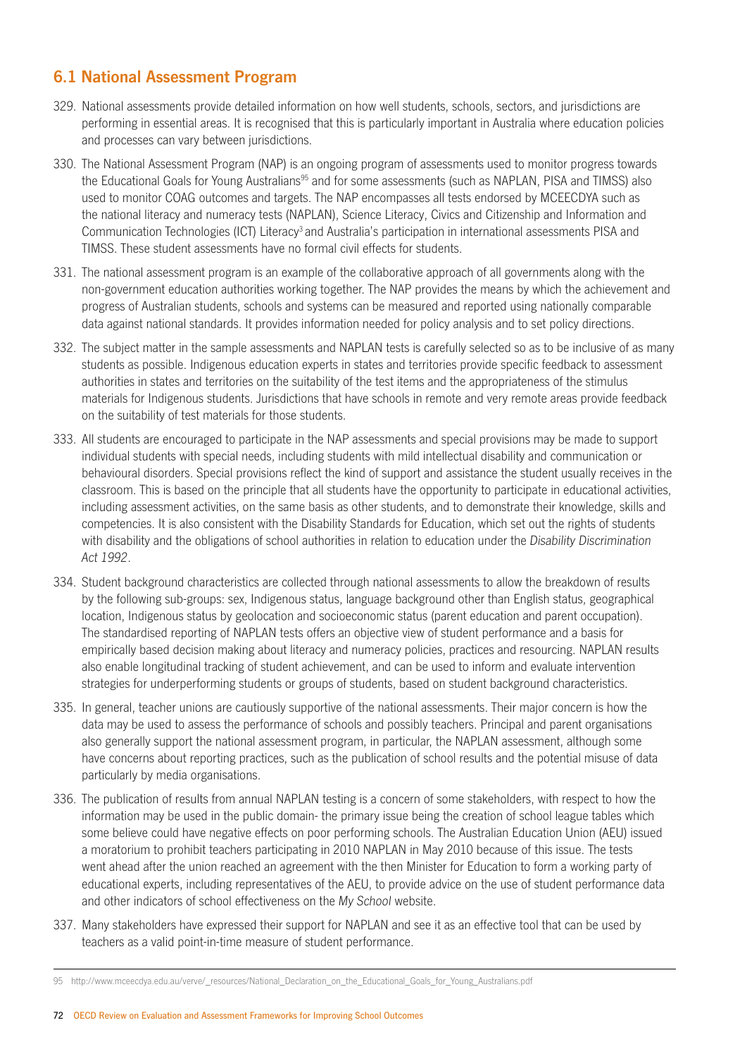## 6.1 National Assessment Program

329. National assessments provide detailed information on how well students, schools, sectors, and jurisdictions are performing in essential areas. It is recognised that this is particularly important in Australia where education policies and processes can vary between jurisdictions.

330. The National Assessment Program (NAP) is an ongoing program of assessments used to monitor progress towards the Educational Goals for Young Australians[95] and for some assessments (such as NAPLAN, PISA and TIMSS) also used to monitor COAG outcomes and targets. The NAP encompasses all tests endorsed by MCEECDYA such as the national literacy and numeracy tests (NAPLAN), Science Literacy, Civics and Citizenship and Information and Communication Technologies (ICT) Literacy[3] and Australia's participation in international assessments PISA and TIMSS. These student assessments have no formal civil effects for students.

331. The national assessment program is an example of the collaborative approach of all governments along with the non-government education authorities working together. The NAP provides the means by which the achievement and progress of Australian students, schools and systems can be measured and reported using nationally comparable data against national standards. It provides information needed for policy analysis and to set policy directions.

332. The subject matter in the sample assessments and NAPLAN tests is carefully selected so as to be inclusive of as many students as possible. Indigenous education experts in states and territories provide specific feedback to assessment authorities in states and territories on the suitability of the test items and the appropriateness of the stimulus materials for Indigenous students. Jurisdictions that have schools in remote and very remote areas provide feedback on the suitability of test materials for those students.

333. All students are encouraged to participate in the NAP assessments and special provisions may be made to support individual students with special needs, including students with mild intellectual disability and communication or behavioural disorders. Special provisions reflect the kind of support and assistance the student usually receives in the classroom. This is based on the principle that all students have the opportunity to participate in educational activities, including assessment activities, on the same basis as other students, and to demonstrate their knowledge, skills and competencies. It is also consistent with the Disability Standards for Education, which set out the rights of students with disability and the obligations of school authorities in relation to education under the *Disability Discrimination Act 1992*.

334. Student background characteristics are collected through national assessments to allow the breakdown of results by the following sub-groups: sex, Indigenous status, language background other than English status, geographical location, Indigenous status by geolocation and socioeconomic status (parent education and parent occupation). The standardised reporting of NAPLAN tests offers an objective view of student performance and a basis for empirically based decision making about literacy and numeracy policies, practices and resourcing. NAPLAN results also enable longitudinal tracking of student achievement, and can be used to inform and evaluate intervention strategies for underperforming students or groups of students, based on student background characteristics.

335. In general, teacher unions are cautiously supportive of the national assessments. Their major concern is how the data may be used to assess the performance of schools and possibly teachers. Principal and parent organisations also generally support the national assessment program, in particular, the NAPLAN assessment, although some have concerns about reporting practices, such as the publication of school results and the potential misuse of data particularly by media organisations.

336. The publication of results from annual NAPLAN testing is a concern of some stakeholders, with respect to how the information may be used in the public domain- the primary issue being the creation of school league tables which some believe could have negative effects on poor performing schools. The Australian Education Union (AEU) issued a moratorium to prohibit teachers participating in 2010 NAPLAN in May 2010 because of this issue. The tests went ahead after the union reached an agreement with the then Minister for Education to form a working party of educational experts, including representatives of the AEU, to provide advice on the use of student performance data and other indicators of school effectiveness on the *My School* website.

337. Many stakeholders have expressed their support for NAPLAN and see it as an effective tool that can be used by teachers as a valid point-in-time measure of student performance.

---

95 http://www.mceecdya.edu.au/verve/_resources/National_Declaration_on_the_Educational_Goals_for_Young_Australians.pdf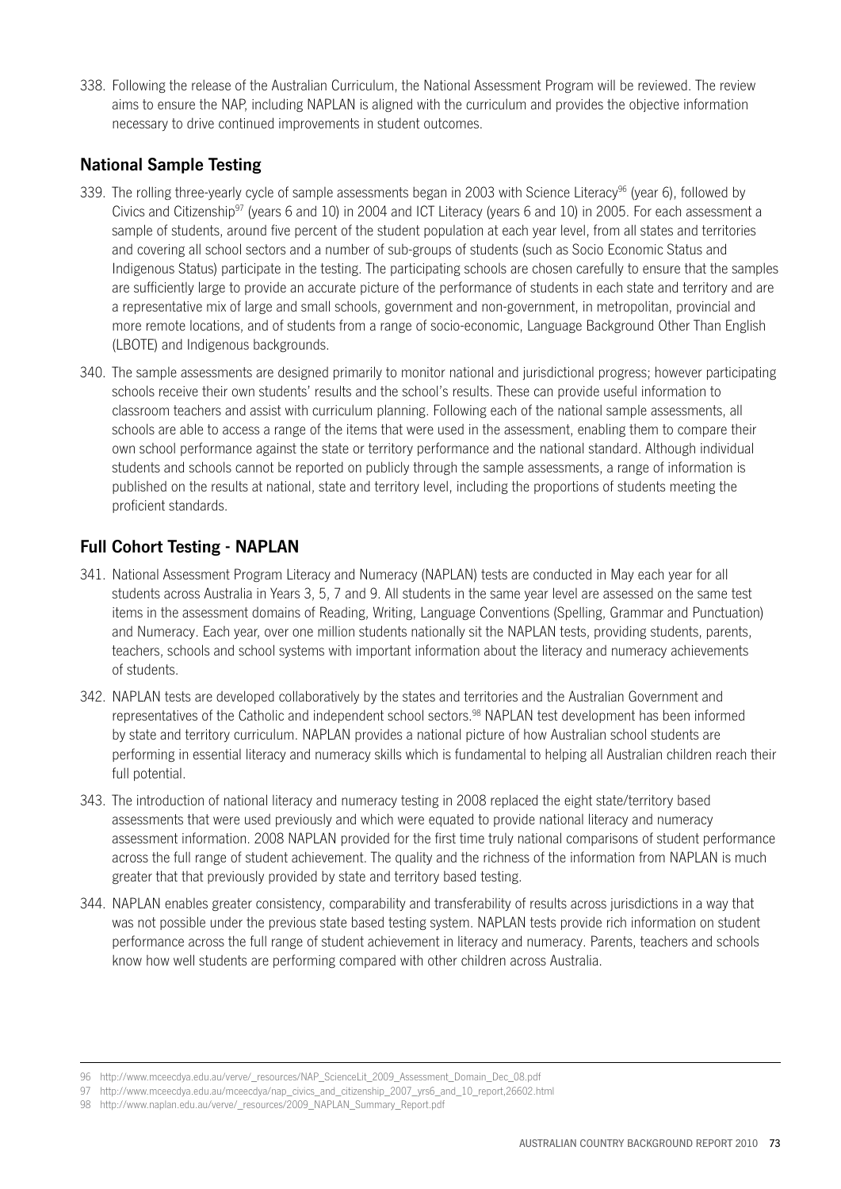338. Following the release of the Australian Curriculum, the National Assessment Program will be reviewed. The review aims to ensure the NAP, including NAPLAN is aligned with the curriculum and provides the objective information necessary to drive continued improvements in student outcomes.

## National Sample Testing

339. The rolling three-yearly cycle of sample assessments began in 2003 with Science Literacy[96] (year 6), followed by Civics and Citizenship[97] (years 6 and 10) in 2004 and ICT Literacy (years 6 and 10) in 2005. For each assessment a sample of students, around five percent of the student population at each year level, from all states and territories and covering all school sectors and a number of sub-groups of students (such as Socio Economic Status and Indigenous Status) participate in the testing. The participating schools are chosen carefully to ensure that the samples are sufficiently large to provide an accurate picture of the performance of students in each state and territory and are a representative mix of large and small schools, government and non-government, in metropolitan, provincial and more remote locations, and of students from a range of socio-economic, Language Background Other Than English (LBOTE) and Indigenous backgrounds.

340. The sample assessments are designed primarily to monitor national and jurisdictional progress; however participating schools receive their own students' results and the school's results. These can provide useful information to classroom teachers and assist with curriculum planning. Following each of the national sample assessments, all schools are able to access a range of the items that were used in the assessment, enabling them to compare their own school performance against the state or territory performance and the national standard. Although individual students and schools cannot be reported on publicly through the sample assessments, a range of information is published on the results at national, state and territory level, including the proportions of students meeting the proficient standards.

## Full Cohort Testing - NAPLAN

341. National Assessment Program Literacy and Numeracy (NAPLAN) tests are conducted in May each year for all students across Australia in Years 3, 5, 7 and 9. All students in the same year level are assessed on the same test items in the assessment domains of Reading, Writing, Language Conventions (Spelling, Grammar and Punctuation) and Numeracy. Each year, over one million students nationally sit the NAPLAN tests, providing students, parents, teachers, schools and school systems with important information about the literacy and numeracy achievements of students.

342. NAPLAN tests are developed collaboratively by the states and territories and the Australian Government and representatives of the Catholic and independent school sectors.[98] NAPLAN test development has been informed by state and territory curriculum. NAPLAN provides a national picture of how Australian school students are performing in essential literacy and numeracy skills which is fundamental to helping all Australian children reach their full potential.

343. The introduction of national literacy and numeracy testing in 2008 replaced the eight state/territory based assessments that were used previously and which were equated to provide national literacy and numeracy assessment information. 2008 NAPLAN provided for the first time truly national comparisons of student performance across the full range of student achievement. The quality and the richness of the information from NAPLAN is much greater that that previously provided by state and territory based testing.

344. NAPLAN enables greater consistency, comparability and transferability of results across jurisdictions in a way that was not possible under the previous state based testing system. NAPLAN tests provide rich information on student performance across the full range of student achievement in literacy and numeracy. Parents, teachers and schools know how well students are performing compared with other children across Australia.

---

96 http://www.mceecdya.edu.au/verve/_resources/NAP_ScienceLit_2009_Assessment_Domain_Dec_08.pdf

97 http://www.mceecdya.edu.au/mceecdya/nap_civics_and_citizenship_2007_yrs6_and_10_report,26602.html

98 http://www.naplan.edu.au/verve/_resources/2009_NAPLAN_Summary_Report.pdf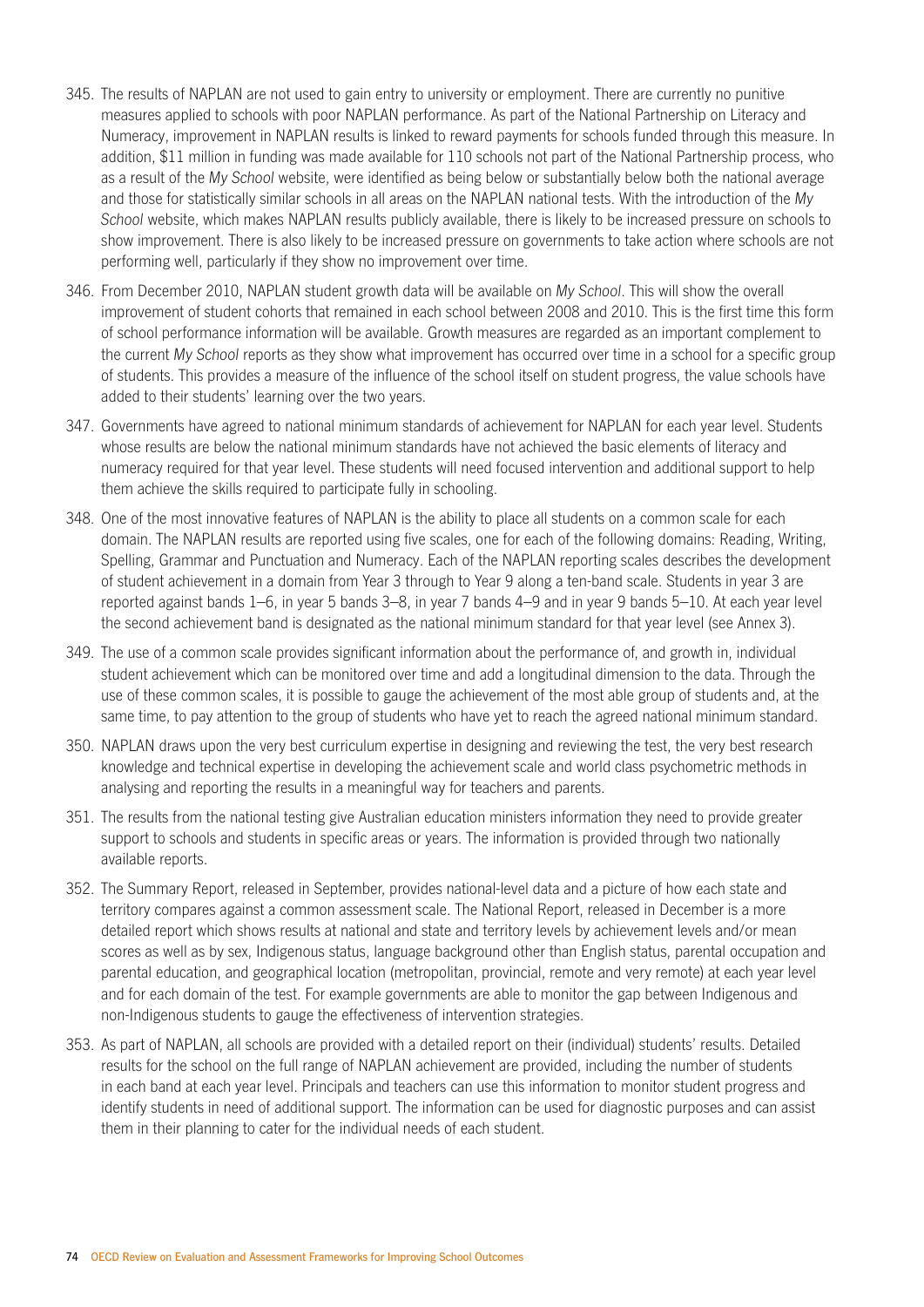345. The results of NAPLAN are not used to gain entry to university or employment. There are currently no punitive measures applied to schools with poor NAPLAN performance. As part of the National Partnership on Literacy and Numeracy, improvement in NAPLAN results is linked to reward payments for schools funded through this measure. In addition, $11 million in funding was made available for 110 schools not part of the National Partnership process, who as a result of the *My School* website, were identified as being below or substantially below both the national average and those for statistically similar schools in all areas on the NAPLAN national tests. With the introduction of the *My School* website, which makes NAPLAN results publicly available, there is likely to be increased pressure on schools to show improvement. There is also likely to be increased pressure on governments to take action where schools are not performing well, particularly if they show no improvement over time.

346. From December 2010, NAPLAN student growth data will be available on *My School*. This will show the overall improvement of student cohorts that remained in each school between 2008 and 2010. This is the first time this form of school performance information will be available. Growth measures are regarded as an important complement to the current *My School* reports as they show what improvement has occurred over time in a school for a specific group of students. This provides a measure of the influence of the school itself on student progress, the value schools have added to their students' learning over the two years.

347. Governments have agreed to national minimum standards of achievement for NAPLAN for each year level. Students whose results are below the national minimum standards have not achieved the basic elements of literacy and numeracy required for that year level. These students will need focused intervention and additional support to help them achieve the skills required to participate fully in schooling.

348. One of the most innovative features of NAPLAN is the ability to place all students on a common scale for each domain. The NAPLAN results are reported using five scales, one for each of the following domains: Reading, Writing, Spelling, Grammar and Punctuation and Numeracy. Each of the NAPLAN reporting scales describes the development of student achievement in a domain from Year 3 through to Year 9 along a ten-band scale. Students in year 3 are reported against bands 1–6, in year 5 bands 3–8, in year 7 bands 4–9 and in year 9 bands 5–10. At each year level the second achievement band is designated as the national minimum standard for that year level (see Annex 3).

349. The use of a common scale provides significant information about the performance of, and growth in, individual student achievement which can be monitored over time and add a longitudinal dimension to the data. Through the use of these common scales, it is possible to gauge the achievement of the most able group of students and, at the same time, to pay attention to the group of students who have yet to reach the agreed national minimum standard.

350. NAPLAN draws upon the very best curriculum expertise in designing and reviewing the test, the very best research knowledge and technical expertise in developing the achievement scale and world class psychometric methods in analysing and reporting the results in a meaningful way for teachers and parents.

351. The results from the national testing give Australian education ministers information they need to provide greater support to schools and students in specific areas or years. The information is provided through two nationally available reports.

352. The Summary Report, released in September, provides national-level data and a picture of how each state and territory compares against a common assessment scale. The National Report, released in December is a more detailed report which shows results at national and state and territory levels by achievement levels and/or mean scores as well as by sex, Indigenous status, language background other than English status, parental occupation and parental education, and geographical location (metropolitan, provincial, remote and very remote) at each year level and for each domain of the test. For example governments are able to monitor the gap between Indigenous and non-Indigenous students to gauge the effectiveness of intervention strategies.

353. As part of NAPLAN, all schools are provided with a detailed report on their (individual) students' results. Detailed results for the school on the full range of NAPLAN achievement are provided, including the number of students in each band at each year level. Principals and teachers can use this information to monitor student progress and identify students in need of additional support. The information can be used for diagnostic purposes and can assist them in their planning to cater for the individual needs of each student.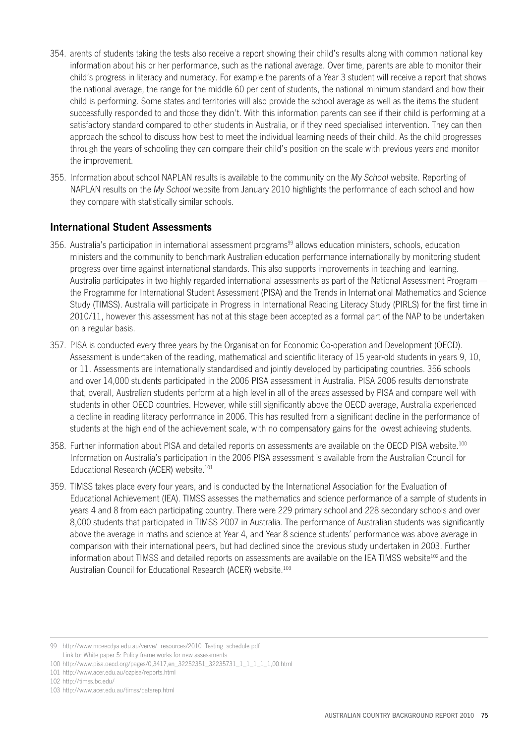354. arents of students taking the tests also receive a report showing their child's results along with common national key information about his or her performance, such as the national average. Over time, parents are able to monitor their child's progress in literacy and numeracy. For example the parents of a Year 3 student will receive a report that shows the national average, the range for the middle 60 per cent of students, the national minimum standard and how their child is performing. Some states and territories will also provide the school average as well as the items the student successfully responded to and those they didn't. With this information parents can see if their child is performing at a satisfactory standard compared to other students in Australia, or if they need specialised intervention. They can then approach the school to discuss how best to meet the individual learning needs of their child. As the child progresses through the years of schooling they can compare their child's position on the scale with previous years and monitor the improvement.

355. Information about school NAPLAN results is available to the community on the *My School* website. Reporting of NAPLAN results on the *My School* website from January 2010 highlights the performance of each school and how they compare with statistically similar schools.

## International Student Assessments

356. Australia's participation in international assessment programs[99] allows education ministers, schools, education ministers and the community to benchmark Australian education performance internationally by monitoring student progress over time against international standards. This also supports improvements in teaching and learning. Australia participates in two highly regarded international assessments as part of the National Assessment Program—the Programme for International Student Assessment (PISA) and the Trends in International Mathematics and Science Study (TIMSS). Australia will participate in Progress in International Reading Literacy Study (PIRLS) for the first time in 2010/11, however this assessment has not at this stage been accepted as a formal part of the NAP to be undertaken on a regular basis.

357. PISA is conducted every three years by the Organisation for Economic Co-operation and Development (OECD). Assessment is undertaken of the reading, mathematical and scientific literacy of 15 year-old students in years 9, 10, or 11. Assessments are internationally standardised and jointly developed by participating countries. 356 schools and over 14,000 students participated in the 2006 PISA assessment in Australia. PISA 2006 results demonstrate that, overall, Australian students perform at a high level in all of the areas assessed by PISA and compare well with students in other OECD countries. However, while still significantly above the OECD average, Australia experienced a decline in reading literacy performance in 2006. This has resulted from a significant decline in the performance of students at the high end of the achievement scale, with no compensatory gains for the lowest achieving students.

358. Further information about PISA and detailed reports on assessments are available on the OECD PISA website.[100] Information on Australia's participation in the 2006 PISA assessment is available from the Australian Council for Educational Research (ACER) website.[101]

359. TIMSS takes place every four years, and is conducted by the International Association for the Evaluation of Educational Achievement (IEA). TIMSS assesses the mathematics and science performance of a sample of students in years 4 and 8 from each participating country. There were 229 primary school and 228 secondary schools and over 8,000 students that participated in TIMSS 2007 in Australia. The performance of Australian students was significantly above the average in maths and science at Year 4, and Year 8 science students' performance was above average in comparison with their international peers, but had declined since the previous study undertaken in 2003. Further information about TIMSS and detailed reports on assessments are available on the IEA TIMSS website[102] and the Australian Council for Educational Research (ACER) website.[103]

---

99 http://www.mceecdya.edu.au/verve/_resources/2010_Testing_schedule.pdf
Link to: White paper 5: Policy frame works for new assessments

100 http://www.pisa.oecd.org/pages/0,3417,en_32252351_32235731_1_1_1_1_1,00.html

101 http://www.acer.edu.au/ozpisa/reports.html

102 http://timss.bc.edu/

103 http://www.acer.edu.au/timss/datarep.html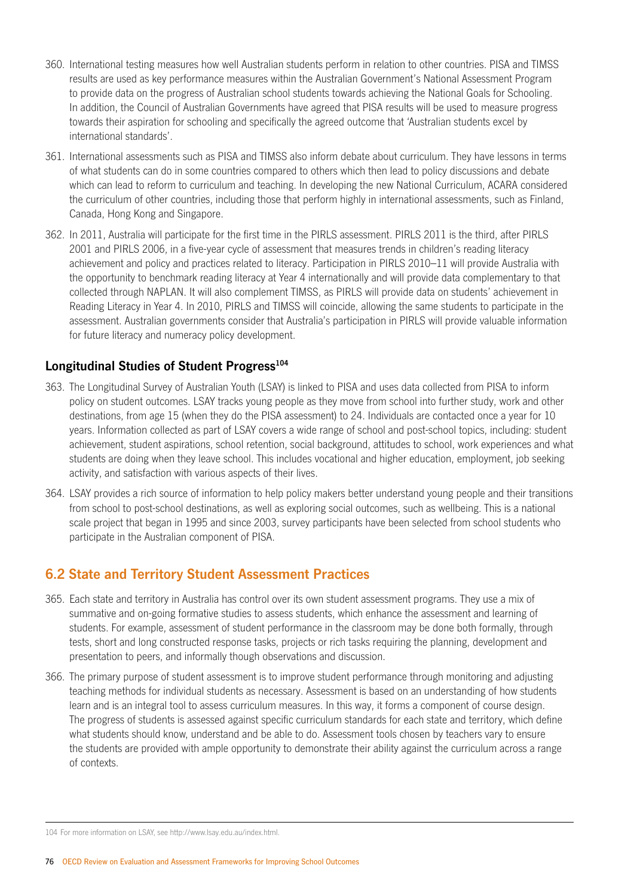360. International testing measures how well Australian students perform in relation to other countries. PISA and TIMSS results are used as key performance measures within the Australian Government's National Assessment Program to provide data on the progress of Australian school students towards achieving the National Goals for Schooling. In addition, the Council of Australian Governments have agreed that PISA results will be used to measure progress towards their aspiration for schooling and specifically the agreed outcome that 'Australian students excel by international standards'.

361. International assessments such as PISA and TIMSS also inform debate about curriculum. They have lessons in terms of what students can do in some countries compared to others which then lead to policy discussions and debate which can lead to reform to curriculum and teaching. In developing the new National Curriculum, ACARA considered the curriculum of other countries, including those that perform highly in international assessments, such as Finland, Canada, Hong Kong and Singapore.

362. In 2011, Australia will participate for the first time in the PIRLS assessment. PIRLS 2011 is the third, after PIRLS 2001 and PIRLS 2006, in a five-year cycle of assessment that measures trends in children's reading literacy achievement and policy and practices related to literacy. Participation in PIRLS 2010–11 will provide Australia with the opportunity to benchmark reading literacy at Year 4 internationally and will provide data complementary to that collected through NAPLAN. It will also complement TIMSS, as PIRLS will provide data on students' achievement in Reading Literacy in Year 4. In 2010, PIRLS and TIMSS will coincide, allowing the same students to participate in the assessment. Australian governments consider that Australia's participation in PIRLS will provide valuable information for future literacy and numeracy policy development.

### Longitudinal Studies of Student Progress[104]

363. The Longitudinal Survey of Australian Youth (LSAY) is linked to PISA and uses data collected from PISA to inform policy on student outcomes. LSAY tracks young people as they move from school into further study, work and other destinations, from age 15 (when they do the PISA assessment) to 24. Individuals are contacted once a year for 10 years. Information collected as part of LSAY covers a wide range of school and post-school topics, including: student achievement, student aspirations, school retention, social background, attitudes to school, work experiences and what students are doing when they leave school. This includes vocational and higher education, employment, job seeking activity, and satisfaction with various aspects of their lives.

364. LSAY provides a rich source of information to help policy makers better understand young people and their transitions from school to post-school destinations, as well as exploring social outcomes, such as wellbeing. This is a national scale project that began in 1995 and since 2003, survey participants have been selected from school students who participate in the Australian component of PISA.

## 6.2 State and Territory Student Assessment Practices

365. Each state and territory in Australia has control over its own student assessment programs. They use a mix of summative and on-going formative studies to assess students, which enhance the assessment and learning of students. For example, assessment of student performance in the classroom may be done both formally, through tests, short and long constructed response tasks, projects or rich tasks requiring the planning, development and presentation to peers, and informally though observations and discussion.

366. The primary purpose of student assessment is to improve student performance through monitoring and adjusting teaching methods for individual students as necessary. Assessment is based on an understanding of how students learn and is an integral tool to assess curriculum measures. In this way, it forms a component of course design. The progress of students is assessed against specific curriculum standards for each state and territory, which define what students should know, understand and be able to do. Assessment tools chosen by teachers vary to ensure the students are provided with ample opportunity to demonstrate their ability against the curriculum across a range of contexts.

---

104 For more information on LSAY, see http://www.lsay.edu.au/index.html.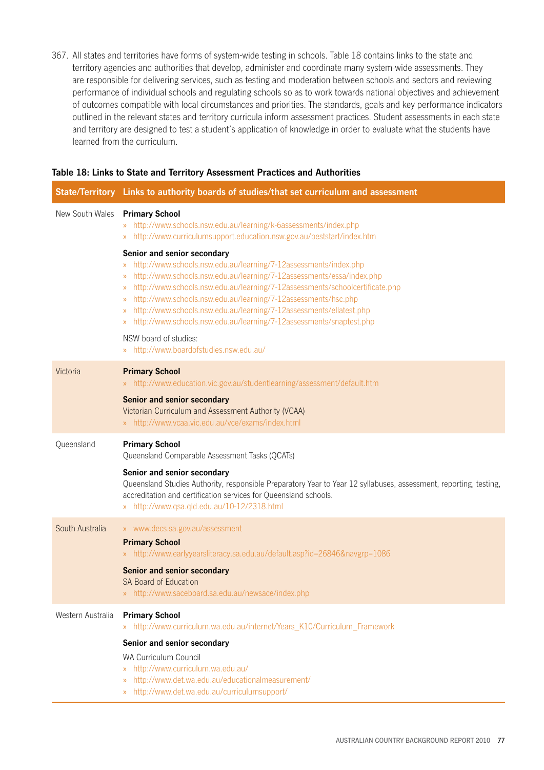367. All states and territories have forms of system-wide testing in schools. Table 18 contains links to the state and territory agencies and authorities that develop, administer and coordinate many system-wide assessments. They are responsible for delivering services, such as testing and moderation between schools and sectors and reviewing performance of individual schools and regulating schools so as to work towards national objectives and achievement of outcomes compatible with local circumstances and priorities. The standards, goals and key performance indicators outlined in the relevant states and territory curricula inform assessment practices. Student assessments in each state and territory are designed to test a student's application of knowledge in order to evaluate what the students have learned from the curriculum.

**Table 18: Links to State and Territory Assessment Practices and Authorities**

| State/Territory | Links to authority boards of studies/that set curriculum and assessment |
|---|---|
| New South Wales | **Primary School**<br>» http://www.schools.nsw.edu.au/learning/k-6assessments/index.php<br>» http://www.curriculumsupport.education.nsw.gov.au/beststart/index.htm<br>**Senior and senior secondary**<br>» http://www.schools.nsw.edu.au/learning/7-12assessments/index.php<br>» http://www.schools.nsw.edu.au/learning/7-12assessments/essa/index.php<br>» http://www.schools.nsw.edu.au/learning/7-12assessments/schoolcertificate.php<br>» http://www.schools.nsw.edu.au/learning/7-12assessments/hsc.php<br>» http://www.schools.nsw.edu.au/learning/7-12assessments/ellatest.php<br>» http://www.schools.nsw.edu.au/learning/7-12assessments/snaptest.php<br>NSW board of studies:<br>» http://www.boardofstudies.nsw.edu.au/ |
| Victoria | **Primary School**<br>» http://www.education.vic.gov.au/studentlearning/assessment/default.htm<br>**Senior and senior secondary**<br>Victorian Curriculum and Assessment Authority (VCAA)<br>» http://www.vcaa.vic.edu.au/vce/exams/index.html |
| Queensland | **Primary School**<br>Queensland Comparable Assessment Tasks (QCATs)<br>**Senior and senior secondary**<br>Queensland Studies Authority, responsible Preparatory Year to Year 12 syllabuses, assessment, reporting, testing, accreditation and certification services for Queensland schools.<br>» http://www.qsa.qld.edu.au/10-12/2318.html |
| South Australia | » www.decs.sa.gov.au/assessment<br>**Primary School**<br>» http://www.earlyyearsliteracy.sa.edu.au/default.asp?id=26846&navgrp=1086<br>**Senior and senior secondary**<br>SA Board of Education<br>» http://www.saceboard.sa.edu.au/newsace/index.php |
| Western Australia | **Primary School**<br>» http://www.curriculum.wa.edu.au/internet/Years_K10/Curriculum_Framework<br>**Senior and senior secondary**<br>WA Curriculum Council<br>» http://www.curriculum.wa.edu.au/<br>» http://www.det.wa.edu.au/educationalmeasurement/<br>» http://www.det.wa.edu.au/curriculumsupport/ |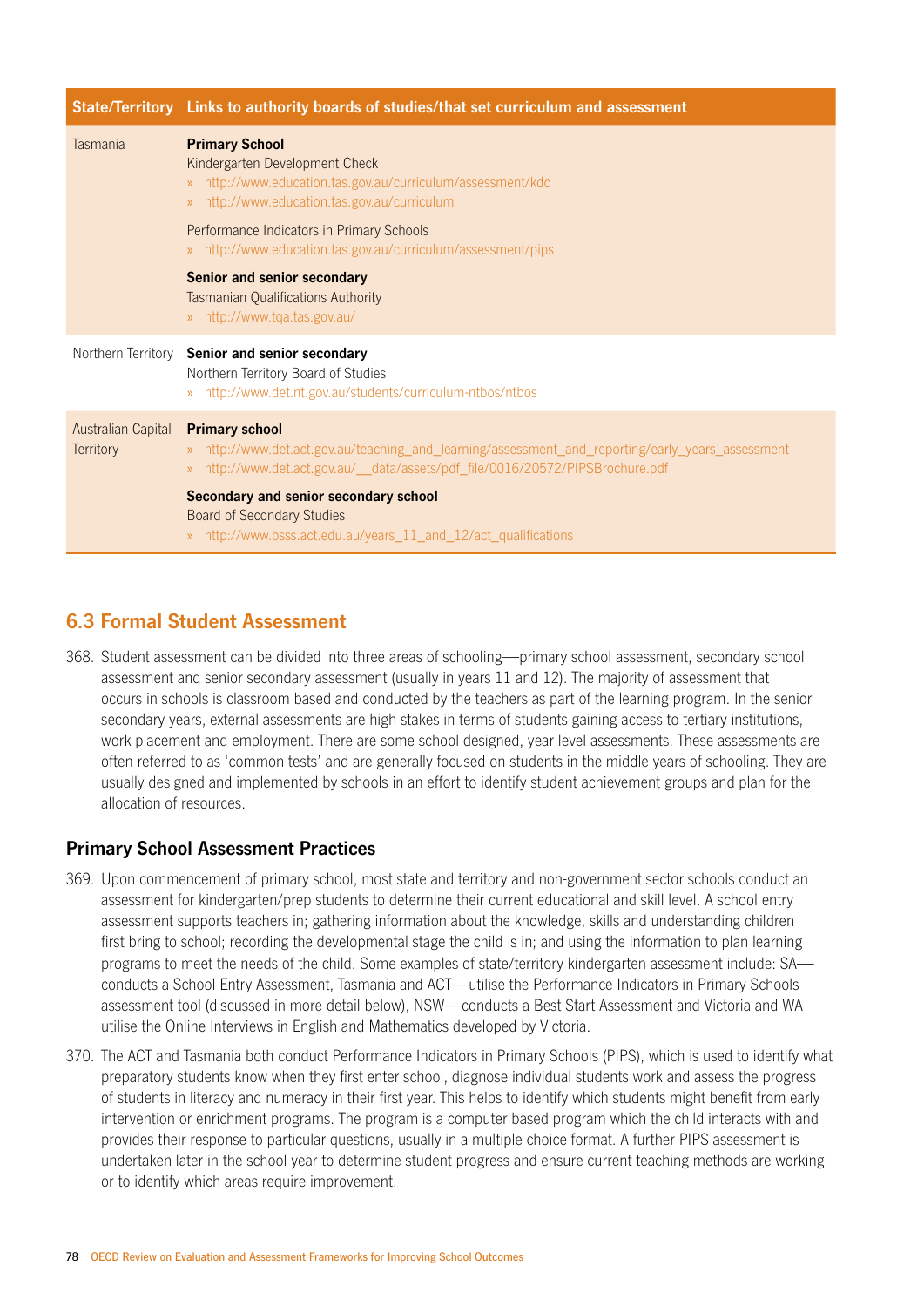| State/Territory | Links to authority boards of studies/that set curriculum and assessment |
|---|---|
| Tasmania | **Primary School**<br>Kindergarten Development Check<br>» http://www.education.tas.gov.au/curriculum/assessment/kdc<br>» http://www.education.tas.gov.au/curriculum<br><br>Performance Indicators in Primary Schools<br>» http://www.education.tas.gov.au/curriculum/assessment/pips<br><br>**Senior and senior secondary**<br>Tasmanian Qualifications Authority<br>» http://www.tqa.tas.gov.au/ |
| Northern Territory | **Senior and senior secondary**<br>Northern Territory Board of Studies<br>» http://www.det.nt.gov.au/students/curriculum-ntbos/ntbos |
| Australian Capital Territory | **Primary school**<br>» http://www.det.act.gov.au/teaching_and_learning/assessment_and_reporting/early_years_assessment<br>» http://www.det.act.gov.au/__data/assets/pdf_file/0016/20572/PIPSBrochure.pdf<br><br>**Secondary and senior secondary school**<br>Board of Secondary Studies<br>» http://www.bsss.act.edu.au/years_11_and_12/act_qualifications |

## 6.3 Formal Student Assessment

368. Student assessment can be divided into three areas of schooling—primary school assessment, secondary school assessment and senior secondary assessment (usually in years 11 and 12). The majority of assessment that occurs in schools is classroom based and conducted by the teachers as part of the learning program. In the senior secondary years, external assessments are high stakes in terms of students gaining access to tertiary institutions, work placement and employment. There are some school designed, year level assessments. These assessments are often referred to as 'common tests' and are generally focused on students in the middle years of schooling. They are usually designed and implemented by schools in an effort to identify student achievement groups and plan for the allocation of resources.

### Primary School Assessment Practices

369. Upon commencement of primary school, most state and territory and non-government sector schools conduct an assessment for kindergarten/prep students to determine their current educational and skill level. A school entry assessment supports teachers in; gathering information about the knowledge, skills and understanding children first bring to school; recording the developmental stage the child is in; and using the information to plan learning programs to meet the needs of the child. Some examples of state/territory kindergarten assessment include: SA—conducts a School Entry Assessment, Tasmania and ACT—utilise the Performance Indicators in Primary Schools assessment tool (discussed in more detail below), NSW—conducts a Best Start Assessment and Victoria and WA utilise the Online Interviews in English and Mathematics developed by Victoria.

370. The ACT and Tasmania both conduct Performance Indicators in Primary Schools (PIPS), which is used to identify what preparatory students know when they first enter school, diagnose individual students work and assess the progress of students in literacy and numeracy in their first year. This helps to identify which students might benefit from early intervention or enrichment programs. The program is a computer based program which the child interacts with and provides their response to particular questions, usually in a multiple choice format. A further PIPS assessment is undertaken later in the school year to determine student progress and ensure current teaching methods are working or to identify which areas require improvement.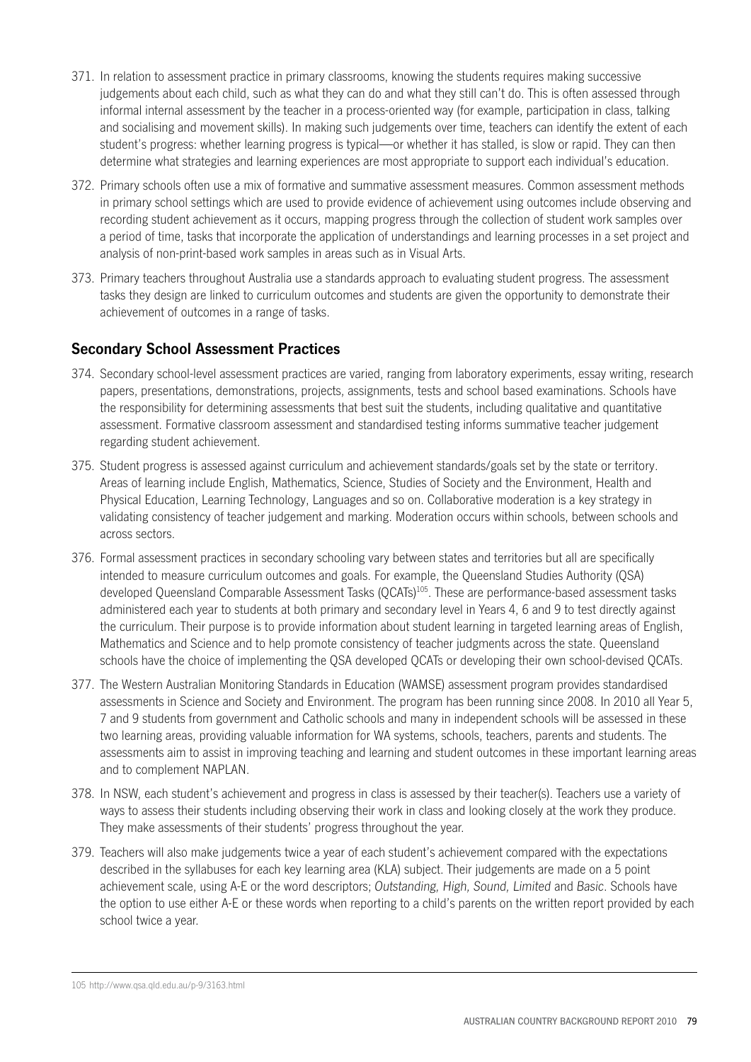371. In relation to assessment practice in primary classrooms, knowing the students requires making successive judgements about each child, such as what they can do and what they still can't do. This is often assessed through informal internal assessment by the teacher in a process-oriented way (for example, participation in class, talking and socialising and movement skills). In making such judgements over time, teachers can identify the extent of each student's progress: whether learning progress is typical—or whether it has stalled, is slow or rapid. They can then determine what strategies and learning experiences are most appropriate to support each individual's education.

372. Primary schools often use a mix of formative and summative assessment measures. Common assessment methods in primary school settings which are used to provide evidence of achievement using outcomes include observing and recording student achievement as it occurs, mapping progress through the collection of student work samples over a period of time, tasks that incorporate the application of understandings and learning processes in a set project and analysis of non-print-based work samples in areas such as in Visual Arts.

373. Primary teachers throughout Australia use a standards approach to evaluating student progress. The assessment tasks they design are linked to curriculum outcomes and students are given the opportunity to demonstrate their achievement of outcomes in a range of tasks.

## Secondary School Assessment Practices

374. Secondary school-level assessment practices are varied, ranging from laboratory experiments, essay writing, research papers, presentations, demonstrations, projects, assignments, tests and school based examinations. Schools have the responsibility for determining assessments that best suit the students, including qualitative and quantitative assessment. Formative classroom assessment and standardised testing informs summative teacher judgement regarding student achievement.

375. Student progress is assessed against curriculum and achievement standards/goals set by the state or territory. Areas of learning include English, Mathematics, Science, Studies of Society and the Environment, Health and Physical Education, Learning Technology, Languages and so on. Collaborative moderation is a key strategy in validating consistency of teacher judgement and marking. Moderation occurs within schools, between schools and across sectors.

376. Formal assessment practices in secondary schooling vary between states and territories but all are specifically intended to measure curriculum outcomes and goals. For example, the Queensland Studies Authority (QSA) developed Queensland Comparable Assessment Tasks (QCATs)[105]. These are performance-based assessment tasks administered each year to students at both primary and secondary level in Years 4, 6 and 9 to test directly against the curriculum. Their purpose is to provide information about student learning in targeted learning areas of English, Mathematics and Science and to help promote consistency of teacher judgments across the state. Queensland schools have the choice of implementing the QSA developed QCATs or developing their own school-devised QCATs.

377. The Western Australian Monitoring Standards in Education (WAMSE) assessment program provides standardised assessments in Science and Society and Environment. The program has been running since 2008. In 2010 all Year 5, 7 and 9 students from government and Catholic schools and many in independent schools will be assessed in these two learning areas, providing valuable information for WA systems, schools, teachers, parents and students. The assessments aim to assist in improving teaching and learning and student outcomes in these important learning areas and to complement NAPLAN.

378. In NSW, each student's achievement and progress in class is assessed by their teacher(s). Teachers use a variety of ways to assess their students including observing their work in class and looking closely at the work they produce. They make assessments of their students' progress throughout the year.

379. Teachers will also make judgements twice a year of each student's achievement compared with the expectations described in the syllabuses for each key learning area (KLA) subject. Their judgements are made on a 5 point achievement scale, using A-E or the word descriptors; *Outstanding, High, Sound, Limited* and *Basic*. Schools have the option to use either A-E or these words when reporting to a child's parents on the written report provided by each school twice a year.

---

105 http://www.qsa.qld.edu.au/p-9/3163.html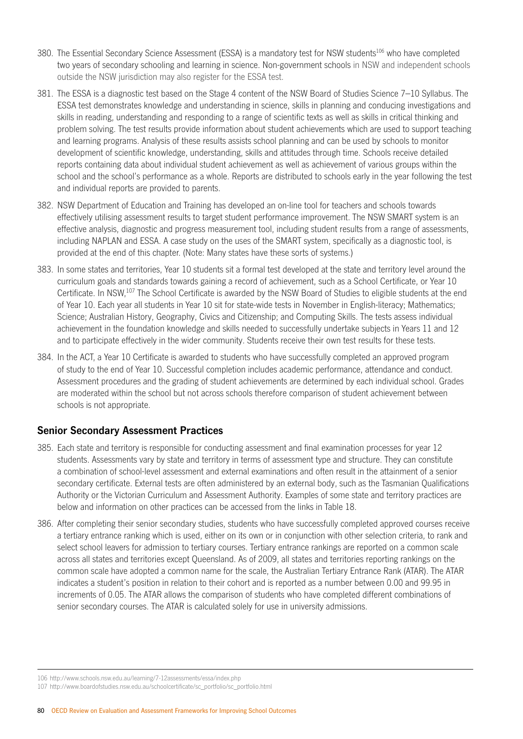380. The Essential Secondary Science Assessment (ESSA) is a mandatory test for NSW students[106] who have completed two years of secondary schooling and learning in science. Non-government schools in NSW and independent schools outside the NSW jurisdiction may also register for the ESSA test.

381. The ESSA is a diagnostic test based on the Stage 4 content of the NSW Board of Studies Science 7–10 Syllabus. The ESSA test demonstrates knowledge and understanding in science, skills in planning and conducing investigations and skills in reading, understanding and responding to a range of scientific texts as well as skills in critical thinking and problem solving. The test results provide information about student achievements which are used to support teaching and learning programs. Analysis of these results assists school planning and can be used by schools to monitor development of scientific knowledge, understanding, skills and attitudes through time. Schools receive detailed reports containing data about individual student achievement as well as achievement of various groups within the school and the school's performance as a whole. Reports are distributed to schools early in the year following the test and individual reports are provided to parents.

382. NSW Department of Education and Training has developed an on-line tool for teachers and schools towards effectively utilising assessment results to target student performance improvement. The NSW SMART system is an effective analysis, diagnostic and progress measurement tool, including student results from a range of assessments, including NAPLAN and ESSA. A case study on the uses of the SMART system, specifically as a diagnostic tool, is provided at the end of this chapter. (Note: Many states have these sorts of systems.)

383. In some states and territories, Year 10 students sit a formal test developed at the state and territory level around the curriculum goals and standards towards gaining a record of achievement, such as a School Certificate, or Year 10 Certificate. In NSW,[107] The School Certificate is awarded by the NSW Board of Studies to eligible students at the end of Year 10. Each year all students in Year 10 sit for state-wide tests in November in English-literacy; Mathematics; Science; Australian History, Geography, Civics and Citizenship; and Computing Skills. The tests assess individual achievement in the foundation knowledge and skills needed to successfully undertake subjects in Years 11 and 12 and to participate effectively in the wider community. Students receive their own test results for these tests.

384. In the ACT, a Year 10 Certificate is awarded to students who have successfully completed an approved program of study to the end of Year 10. Successful completion includes academic performance, attendance and conduct. Assessment procedures and the grading of student achievements are determined by each individual school. Grades are moderated within the school but not across schools therefore comparison of student achievement between schools is not appropriate.

## Senior Secondary Assessment Practices

385. Each state and territory is responsible for conducting assessment and final examination processes for year 12 students. Assessments vary by state and territory in terms of assessment type and structure. They can constitute a combination of school-level assessment and external examinations and often result in the attainment of a senior secondary certificate. External tests are often administered by an external body, such as the Tasmanian Qualifications Authority or the Victorian Curriculum and Assessment Authority. Examples of some state and territory practices are below and information on other practices can be accessed from the links in Table 18.

386. After completing their senior secondary studies, students who have successfully completed approved courses receive a tertiary entrance ranking which is used, either on its own or in conjunction with other selection criteria, to rank and select school leavers for admission to tertiary courses. Tertiary entrance rankings are reported on a common scale across all states and territories except Queensland. As of 2009, all states and territories reporting rankings on the common scale have adopted a common name for the scale, the Australian Tertiary Entrance Rank (ATAR). The ATAR indicates a student's position in relation to their cohort and is reported as a number between 0.00 and 99.95 in increments of 0.05. The ATAR allows the comparison of students who have completed different combinations of senior secondary courses. The ATAR is calculated solely for use in university admissions.

---

106 http://www.schools.nsw.edu.au/learning/7-12assessments/essa/index.php

107 http://www.boardofstudies.nsw.edu.au/schoolcertificate/sc_portfolio/sc_portfolio.html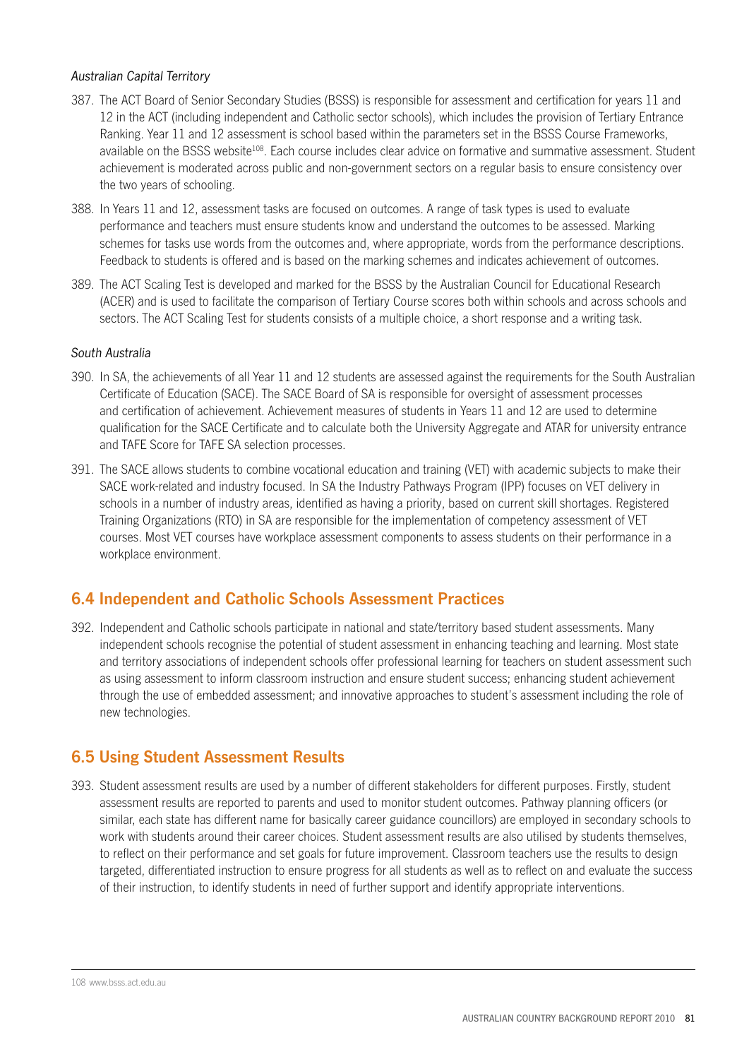*Australian Capital Territory*

387. The ACT Board of Senior Secondary Studies (BSSS) is responsible for assessment and certification for years 11 and 12 in the ACT (including independent and Catholic sector schools), which includes the provision of Tertiary Entrance Ranking. Year 11 and 12 assessment is school based within the parameters set in the BSSS Course Frameworks, available on the BSSS website[108]. Each course includes clear advice on formative and summative assessment. Student achievement is moderated across public and non-government sectors on a regular basis to ensure consistency over the two years of schooling.

388. In Years 11 and 12, assessment tasks are focused on outcomes. A range of task types is used to evaluate performance and teachers must ensure students know and understand the outcomes to be assessed. Marking schemes for tasks use words from the outcomes and, where appropriate, words from the performance descriptions. Feedback to students is offered and is based on the marking schemes and indicates achievement of outcomes.

389. The ACT Scaling Test is developed and marked for the BSSS by the Australian Council for Educational Research (ACER) and is used to facilitate the comparison of Tertiary Course scores both within schools and across schools and sectors. The ACT Scaling Test for students consists of a multiple choice, a short response and a writing task.

*South Australia*

390. In SA, the achievements of all Year 11 and 12 students are assessed against the requirements for the South Australian Certificate of Education (SACE). The SACE Board of SA is responsible for oversight of assessment processes and certification of achievement. Achievement measures of students in Years 11 and 12 are used to determine qualification for the SACE Certificate and to calculate both the University Aggregate and ATAR for university entrance and TAFE Score for TAFE SA selection processes.

391. The SACE allows students to combine vocational education and training (VET) with academic subjects to make their SACE work-related and industry focused. In SA the Industry Pathways Program (IPP) focuses on VET delivery in schools in a number of industry areas, identified as having a priority, based on current skill shortages. Registered Training Organizations (RTO) in SA are responsible for the implementation of competency assessment of VET courses. Most VET courses have workplace assessment components to assess students on their performance in a workplace environment.

## 6.4 Independent and Catholic Schools Assessment Practices

392. Independent and Catholic schools participate in national and state/territory based student assessments. Many independent schools recognise the potential of student assessment in enhancing teaching and learning. Most state and territory associations of independent schools offer professional learning for teachers on student assessment such as using assessment to inform classroom instruction and ensure student success; enhancing student achievement through the use of embedded assessment; and innovative approaches to student's assessment including the role of new technologies.

## 6.5 Using Student Assessment Results

393. Student assessment results are used by a number of different stakeholders for different purposes. Firstly, student assessment results are reported to parents and used to monitor student outcomes. Pathway planning officers (or similar, each state has different name for basically career guidance councillors) are employed in secondary schools to work with students around their career choices. Student assessment results are also utilised by students themselves, to reflect on their performance and set goals for future improvement. Classroom teachers use the results to design targeted, differentiated instruction to ensure progress for all students as well as to reflect on and evaluate the success of their instruction, to identify students in need of further support and identify appropriate interventions.

---

108 www.bsss.act.edu.au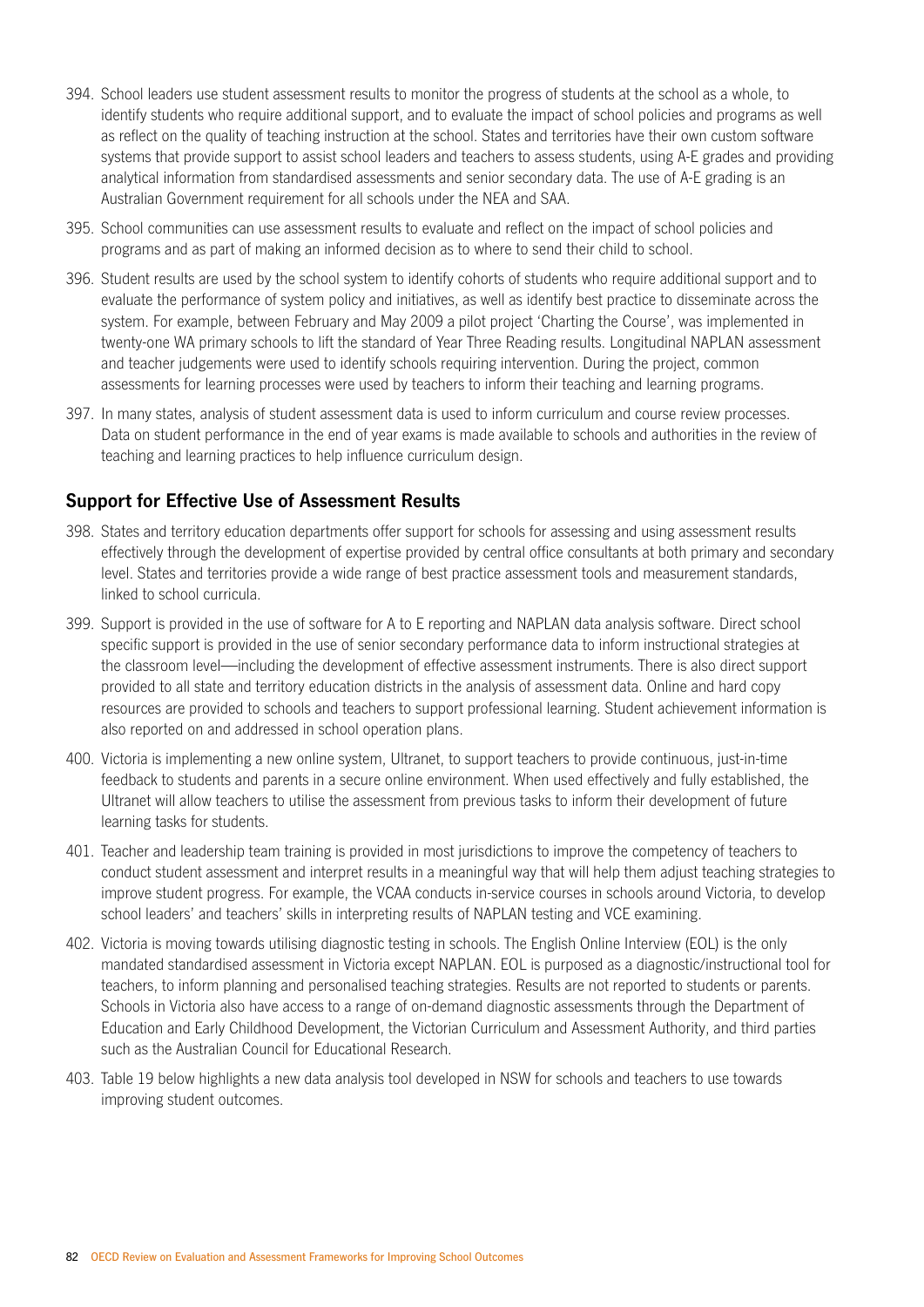394. School leaders use student assessment results to monitor the progress of students at the school as a whole, to identify students who require additional support, and to evaluate the impact of school policies and programs as well as reflect on the quality of teaching instruction at the school. States and territories have their own custom software systems that provide support to assist school leaders and teachers to assess students, using A-E grades and providing analytical information from standardised assessments and senior secondary data. The use of A-E grading is an Australian Government requirement for all schools under the NEA and SAA.

395. School communities can use assessment results to evaluate and reflect on the impact of school policies and programs and as part of making an informed decision as to where to send their child to school.

396. Student results are used by the school system to identify cohorts of students who require additional support and to evaluate the performance of system policy and initiatives, as well as identify best practice to disseminate across the system. For example, between February and May 2009 a pilot project 'Charting the Course', was implemented in twenty-one WA primary schools to lift the standard of Year Three Reading results. Longitudinal NAPLAN assessment and teacher judgements were used to identify schools requiring intervention. During the project, common assessments for learning processes were used by teachers to inform their teaching and learning programs.

397. In many states, analysis of student assessment data is used to inform curriculum and course review processes. Data on student performance in the end of year exams is made available to schools and authorities in the review of teaching and learning practices to help influence curriculum design.

## Support for Effective Use of Assessment Results

398. States and territory education departments offer support for schools for assessing and using assessment results effectively through the development of expertise provided by central office consultants at both primary and secondary level. States and territories provide a wide range of best practice assessment tools and measurement standards, linked to school curricula.

399. Support is provided in the use of software for A to E reporting and NAPLAN data analysis software. Direct school specific support is provided in the use of senior secondary performance data to inform instructional strategies at the classroom level—including the development of effective assessment instruments. There is also direct support provided to all state and territory education districts in the analysis of assessment data. Online and hard copy resources are provided to schools and teachers to support professional learning. Student achievement information is also reported on and addressed in school operation plans.

400. Victoria is implementing a new online system, Ultranet, to support teachers to provide continuous, just-in-time feedback to students and parents in a secure online environment. When used effectively and fully established, the Ultranet will allow teachers to utilise the assessment from previous tasks to inform their development of future learning tasks for students.

401. Teacher and leadership team training is provided in most jurisdictions to improve the competency of teachers to conduct student assessment and interpret results in a meaningful way that will help them adjust teaching strategies to improve student progress. For example, the VCAA conducts in-service courses in schools around Victoria, to develop school leaders' and teachers' skills in interpreting results of NAPLAN testing and VCE examining.

402. Victoria is moving towards utilising diagnostic testing in schools. The English Online Interview (EOL) is the only mandated standardised assessment in Victoria except NAPLAN. EOL is purposed as a diagnostic/instructional tool for teachers, to inform planning and personalised teaching strategies. Results are not reported to students or parents. Schools in Victoria also have access to a range of on-demand diagnostic assessments through the Department of Education and Early Childhood Development, the Victorian Curriculum and Assessment Authority, and third parties such as the Australian Council for Educational Research.

403. Table 19 below highlights a new data analysis tool developed in NSW for schools and teachers to use towards improving student outcomes.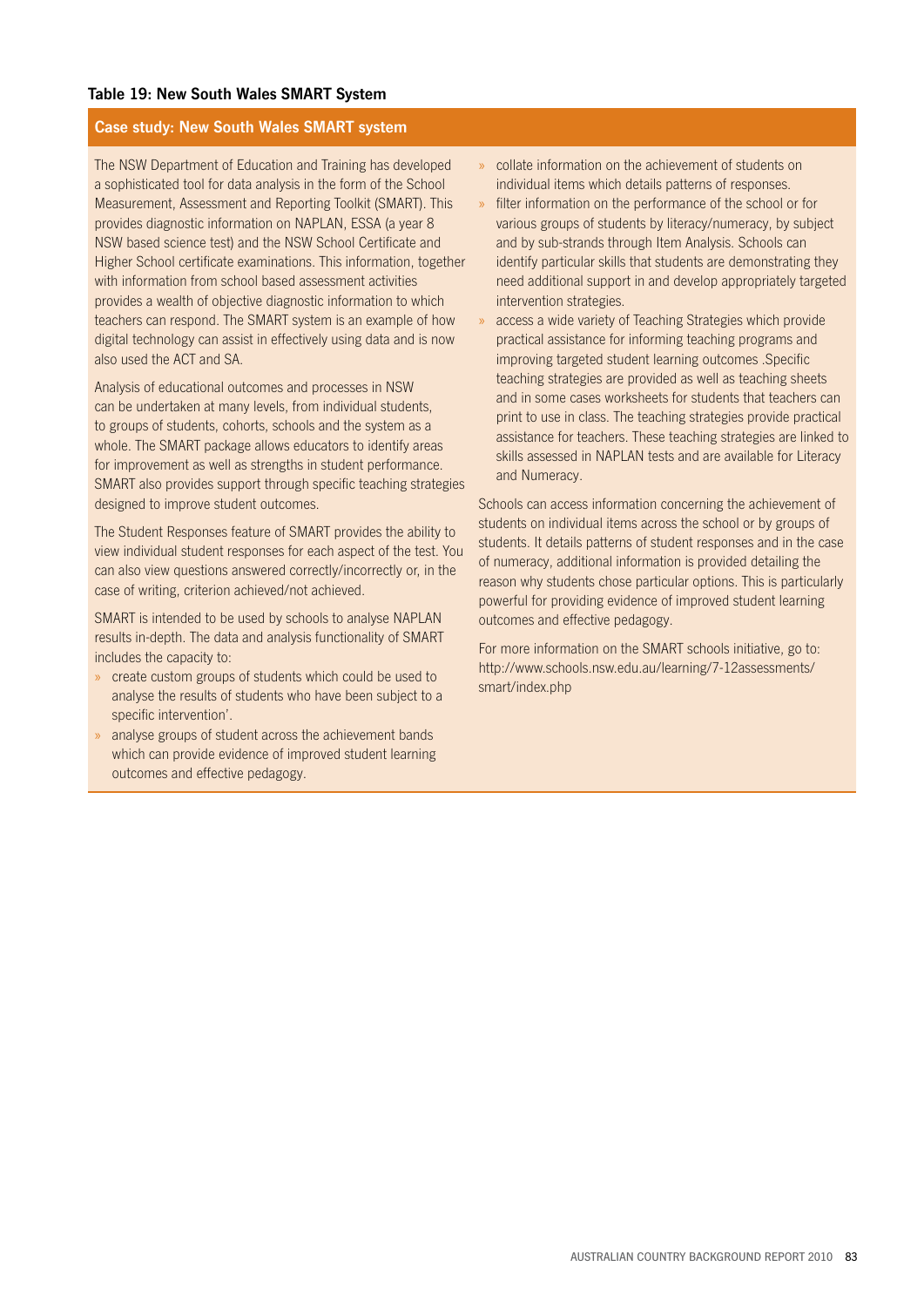**Table 19: New South Wales SMART System**

**Case study: New South Wales SMART system**

The NSW Department of Education and Training has developed a sophisticated tool for data analysis in the form of the School Measurement, Assessment and Reporting Toolkit (SMART). This provides diagnostic information on NAPLAN, ESSA (a year 8 NSW based science test) and the NSW School Certificate and Higher School certificate examinations. This information, together with information from school based assessment activities provides a wealth of objective diagnostic information to which teachers can respond. The SMART system is an example of how digital technology can assist in effectively using data and is now also used the ACT and SA.

Analysis of educational outcomes and processes in NSW can be undertaken at many levels, from individual students, to groups of students, cohorts, schools and the system as a whole. The SMART package allows educators to identify areas for improvement as well as strengths in student performance. SMART also provides support through specific teaching strategies designed to improve student outcomes.

The Student Responses feature of SMART provides the ability to view individual student responses for each aspect of the test. You can also view questions answered correctly/incorrectly or, in the case of writing, criterion achieved/not achieved.

SMART is intended to be used by schools to analyse NAPLAN results in-depth. The data and analysis functionality of SMART includes the capacity to:

- create custom groups of students which could be used to analyse the results of students who have been subject to a specific intervention'.
- analyse groups of student across the achievement bands which can provide evidence of improved student learning outcomes and effective pedagogy.
- collate information on the achievement of students on individual items which details patterns of responses.
- filter information on the performance of the school or for various groups of students by literacy/numeracy, by subject and by sub-strands through Item Analysis. Schools can identify particular skills that students are demonstrating they need additional support in and develop appropriately targeted intervention strategies.
- access a wide variety of Teaching Strategies which provide practical assistance for informing teaching programs and improving targeted student learning outcomes .Specific teaching strategies are provided as well as teaching sheets and in some cases worksheets for students that teachers can print to use in class. The teaching strategies provide practical assistance for teachers. These teaching strategies are linked to skills assessed in NAPLAN tests and are available for Literacy and Numeracy.

Schools can access information concerning the achievement of students on individual items across the school or by groups of students. It details patterns of student responses and in the case of numeracy, additional information is provided detailing the reason why students chose particular options. This is particularly powerful for providing evidence of improved student learning outcomes and effective pedagogy.

For more information on the SMART schools initiative, go to: http://www.schools.nsw.edu.au/learning/7-12assessments/smart/index.php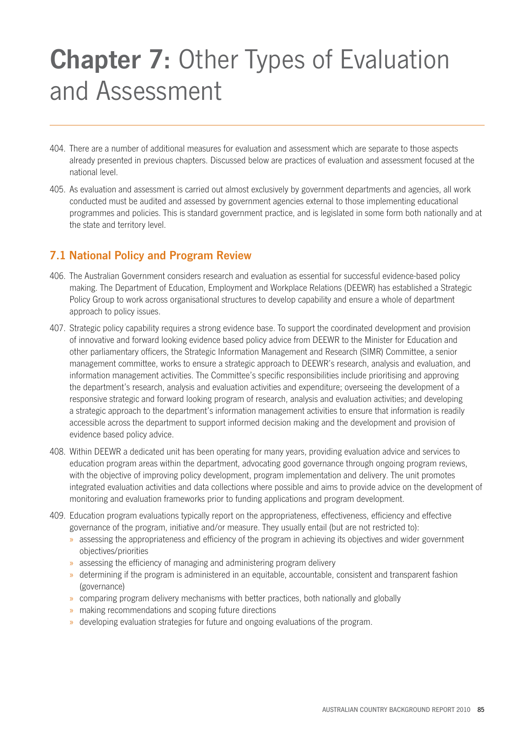# **Chapter 7:** Other Types of Evaluation and Assessment

404. There are a number of additional measures for evaluation and assessment which are separate to those aspects already presented in previous chapters. Discussed below are practices of evaluation and assessment focused at the national level.

405. As evaluation and assessment is carried out almost exclusively by government departments and agencies, all work conducted must be audited and assessed by government agencies external to those implementing educational programmes and policies. This is standard government practice, and is legislated in some form both nationally and at the state and territory level.

## 7.1 National Policy and Program Review

406. The Australian Government considers research and evaluation as essential for successful evidence-based policy making. The Department of Education, Employment and Workplace Relations (DEEWR) has established a Strategic Policy Group to work across organisational structures to develop capability and ensure a whole of department approach to policy issues.

407. Strategic policy capability requires a strong evidence base. To support the coordinated development and provision of innovative and forward looking evidence based policy advice from DEEWR to the Minister for Education and other parliamentary officers, the Strategic Information Management and Research (SIMR) Committee, a senior management committee, works to ensure a strategic approach to DEEWR's research, analysis and evaluation, and information management activities. The Committee's specific responsibilities include prioritising and approving the department's research, analysis and evaluation activities and expenditure; overseeing the development of a responsive strategic and forward looking program of research, analysis and evaluation activities; and developing a strategic approach to the department's information management activities to ensure that information is readily accessible across the department to support informed decision making and the development and provision of evidence based policy advice.

408. Within DEEWR a dedicated unit has been operating for many years, providing evaluation advice and services to education program areas within the department, advocating good governance through ongoing program reviews, with the objective of improving policy development, program implementation and delivery. The unit promotes integrated evaluation activities and data collections where possible and aims to provide advice on the development of monitoring and evaluation frameworks prior to funding applications and program development.

409. Education program evaluations typically report on the appropriateness, effectiveness, efficiency and effective governance of the program, initiative and/or measure. They usually entail (but are not restricted to):
   - assessing the appropriateness and efficiency of the program in achieving its objectives and wider government objectives/priorities
   - assessing the efficiency of managing and administering program delivery
   - determining if the program is administered in an equitable, accountable, consistent and transparent fashion (governance)
   - comparing program delivery mechanisms with better practices, both nationally and globally
   - making recommendations and scoping future directions
   - developing evaluation strategies for future and ongoing evaluations of the program.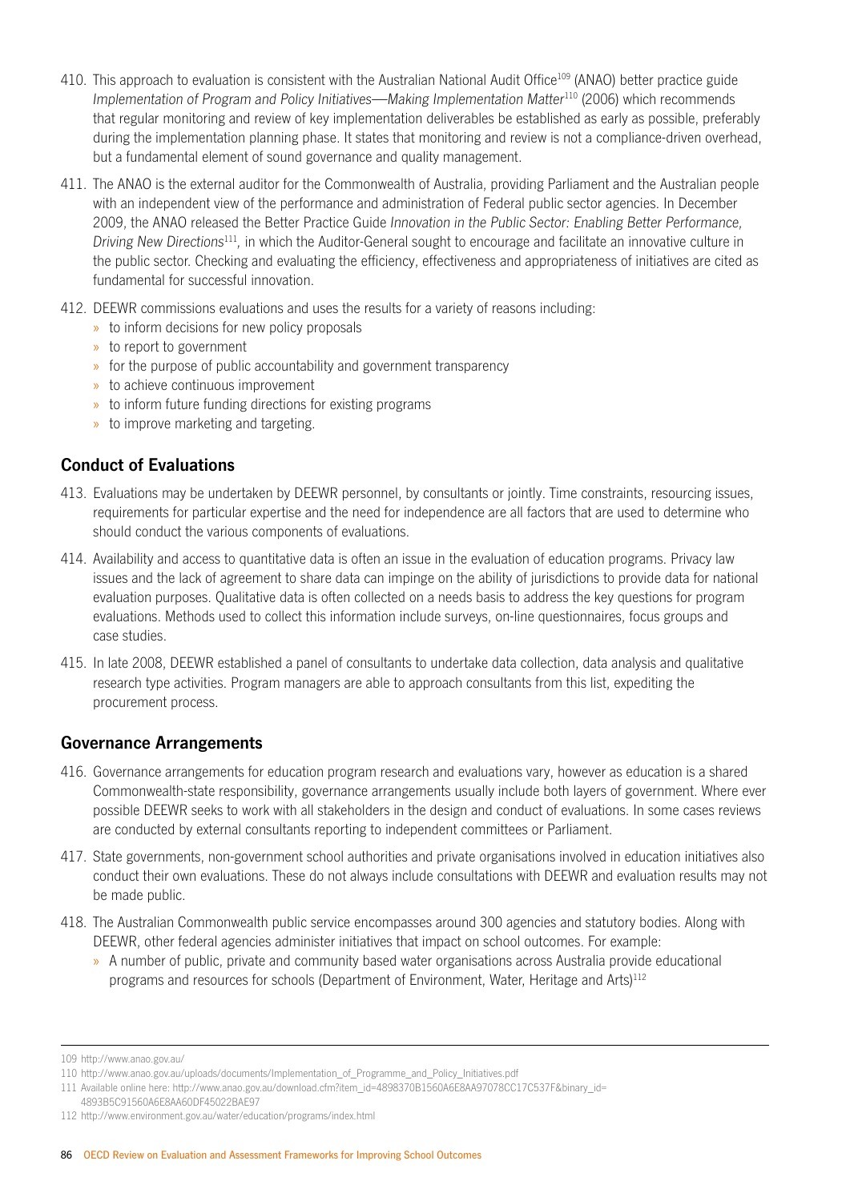410. This approach to evaluation is consistent with the Australian National Audit Office[109] (ANAO) better practice guide *Implementation of Program and Policy Initiatives—Making Implementation Matter*[110] (2006) which recommends that regular monitoring and review of key implementation deliverables be established as early as possible, preferably during the implementation planning phase. It states that monitoring and review is not a compliance-driven overhead, but a fundamental element of sound governance and quality management.

411. The ANAO is the external auditor for the Commonwealth of Australia, providing Parliament and the Australian people with an independent view of the performance and administration of Federal public sector agencies. In December 2009, the ANAO released the Better Practice Guide *Innovation in the Public Sector: Enabling Better Performance, Driving New Directions*[111], in which the Auditor-General sought to encourage and facilitate an innovative culture in the public sector. Checking and evaluating the efficiency, effectiveness and appropriateness of initiatives are cited as fundamental for successful innovation.

412. DEEWR commissions evaluations and uses the results for a variety of reasons including:
   - to inform decisions for new policy proposals
   - to report to government
   - for the purpose of public accountability and government transparency
   - to achieve continuous improvement
   - to inform future funding directions for existing programs
   - to improve marketing and targeting.

## Conduct of Evaluations

413. Evaluations may be undertaken by DEEWR personnel, by consultants or jointly. Time constraints, resourcing issues, requirements for particular expertise and the need for independence are all factors that are used to determine who should conduct the various components of evaluations.

414. Availability and access to quantitative data is often an issue in the evaluation of education programs. Privacy law issues and the lack of agreement to share data can impinge on the ability of jurisdictions to provide data for national evaluation purposes. Qualitative data is often collected on a needs basis to address the key questions for program evaluations. Methods used to collect this information include surveys, on-line questionnaires, focus groups and case studies.

415. In late 2008, DEEWR established a panel of consultants to undertake data collection, data analysis and qualitative research type activities. Program managers are able to approach consultants from this list, expediting the procurement process.

## Governance Arrangements

416. Governance arrangements for education program research and evaluations vary, however as education is a shared Commonwealth-state responsibility, governance arrangements usually include both layers of government. Where ever possible DEEWR seeks to work with all stakeholders in the design and conduct of evaluations. In some cases reviews are conducted by external consultants reporting to independent committees or Parliament.

417. State governments, non-government school authorities and private organisations involved in education initiatives also conduct their own evaluations. These do not always include consultations with DEEWR and evaluation results may not be made public.

418. The Australian Commonwealth public service encompasses around 300 agencies and statutory bodies. Along with DEEWR, other federal agencies administer initiatives that impact on school outcomes. For example:
   - A number of public, private and community based water organisations across Australia provide educational programs and resources for schools (Department of Environment, Water, Heritage and Arts)[112]

---

109 http://www.anao.gov.au/

110 http://www.anao.gov.au/uploads/documents/Implementation_of_Programme_and_Policy_Initiatives.pdf

111 Available online here: http://www.anao.gov.au/download.cfm?item_id=4898370B1560A6E8AA97078CC17C537F&binary_id=4893B5C91560A6E8AA60DF45022BAE97

112 http://www.environment.gov.au/water/education/programs/index.html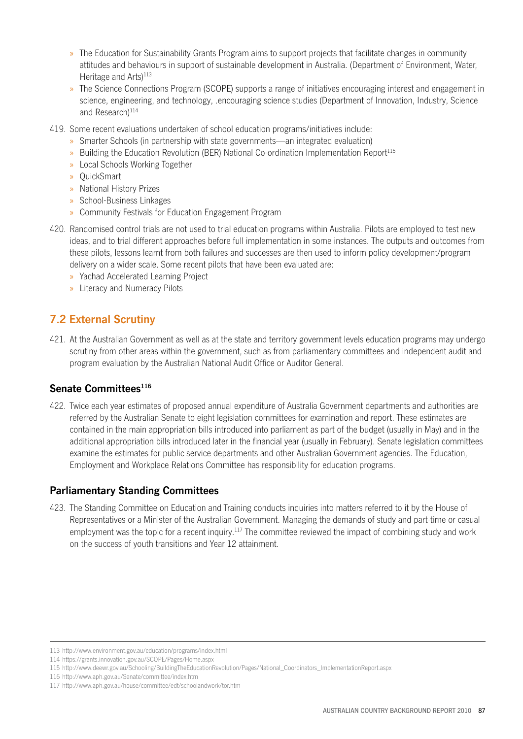- The Education for Sustainability Grants Program aims to support projects that facilitate changes in community attitudes and behaviours in support of sustainable development in Australia. (Department of Environment, Water, Heritage and Arts)[113]
- The Science Connections Program (SCOPE) supports a range of initiatives encouraging interest and engagement in science, engineering, and technology, .encouraging science studies (Department of Innovation, Industry, Science and Research)[114]

419. Some recent evaluations undertaken of school education programs/initiatives include:
    - Smarter Schools (in partnership with state governments—an integrated evaluation)
    - Building the Education Revolution (BER) National Co-ordination Implementation Report[115]
    - Local Schools Working Together
    - QuickSmart
    - National History Prizes
    - School-Business Linkages
    - Community Festivals for Education Engagement Program

420. Randomised control trials are not used to trial education programs within Australia. Pilots are employed to test new ideas, and to trial different approaches before full implementation in some instances. The outputs and outcomes from these pilots, lessons learnt from both failures and successes are then used to inform policy development/program delivery on a wider scale. Some recent pilots that have been evaluated are:
    - Yachad Accelerated Learning Project
    - Literacy and Numeracy Pilots

## 7.2 External Scrutiny

421. At the Australian Government as well as at the state and territory government levels education programs may undergo scrutiny from other areas within the government, such as from parliamentary committees and independent audit and program evaluation by the Australian National Audit Office or Auditor General.

### Senate Committees[116]

422. Twice each year estimates of proposed annual expenditure of Australia Government departments and authorities are referred by the Australian Senate to eight legislation committees for examination and report. These estimates are contained in the main appropriation bills introduced into parliament as part of the budget (usually in May) and in the additional appropriation bills introduced later in the financial year (usually in February). Senate legislation committees examine the estimates for public service departments and other Australian Government agencies. The Education, Employment and Workplace Relations Committee has responsibility for education programs.

### Parliamentary Standing Committees

423. The Standing Committee on Education and Training conducts inquiries into matters referred to it by the House of Representatives or a Minister of the Australian Government. Managing the demands of study and part-time or casual employment was the topic for a recent inquiry.[117] The committee reviewed the impact of combining study and work on the success of youth transitions and Year 12 attainment.

---

113 http://www.environment.gov.au/education/programs/index.html

114 https://grants.innovation.gov.au/SCOPE/Pages/Home.aspx

115 http://www.deewr.gov.au/Schooling/BuildingTheEducationRevolution/Pages/National_Coordinators_ImplementationReport.aspx

116 http://www.aph.gov.au/Senate/committee/index.htm

117 http://www.aph.gov.au/house/committee/edt/schoolandwork/tor.htm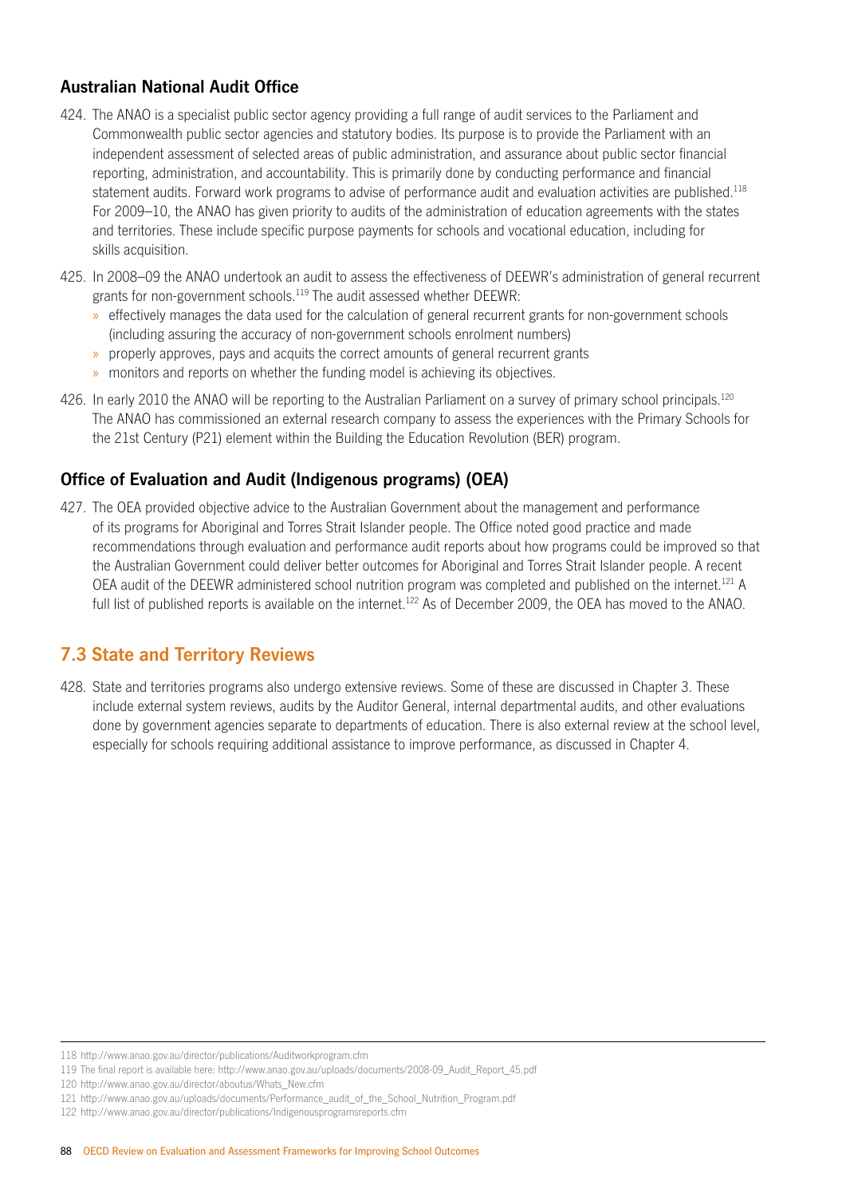### Australian National Audit Office

424. The ANAO is a specialist public sector agency providing a full range of audit services to the Parliament and Commonwealth public sector agencies and statutory bodies. Its purpose is to provide the Parliament with an independent assessment of selected areas of public administration, and assurance about public sector financial reporting, administration, and accountability. This is primarily done by conducting performance and financial statement audits. Forward work programs to advise of performance audit and evaluation activities are published.[118] For 2009–10, the ANAO has given priority to audits of the administration of education agreements with the states and territories. These include specific purpose payments for schools and vocational education, including for skills acquisition.

425. In 2008–09 the ANAO undertook an audit to assess the effectiveness of DEEWR's administration of general recurrent grants for non-government schools.[119] The audit assessed whether DEEWR:
   - effectively manages the data used for the calculation of general recurrent grants for non-government schools (including assuring the accuracy of non-government schools enrolment numbers)
   - properly approves, pays and acquits the correct amounts of general recurrent grants
   - monitors and reports on whether the funding model is achieving its objectives.

426. In early 2010 the ANAO will be reporting to the Australian Parliament on a survey of primary school principals.[120] The ANAO has commissioned an external research company to assess the experiences with the Primary Schools for the 21st Century (P21) element within the Building the Education Revolution (BER) program.

### Office of Evaluation and Audit (Indigenous programs) (OEA)

427. The OEA provided objective advice to the Australian Government about the management and performance of its programs for Aboriginal and Torres Strait Islander people. The Office noted good practice and made recommendations through evaluation and performance audit reports about how programs could be improved so that the Australian Government could deliver better outcomes for Aboriginal and Torres Strait Islander people. A recent OEA audit of the DEEWR administered school nutrition program was completed and published on the internet.[121] A full list of published reports is available on the internet.[122] As of December 2009, the OEA has moved to the ANAO.

## 7.3 State and Territory Reviews

428. State and territories programs also undergo extensive reviews. Some of these are discussed in Chapter 3. These include external system reviews, audits by the Auditor General, internal departmental audits, and other evaluations done by government agencies separate to departments of education. There is also external review at the school level, especially for schools requiring additional assistance to improve performance, as discussed in Chapter 4.

---

118 http://www.anao.gov.au/director/publications/Auditworkprogram.cfm

119 The final report is available here: http://www.anao.gov.au/uploads/documents/2008-09_Audit_Report_45.pdf

120 http://www.anao.gov.au/director/aboutus/Whats_New.cfm

121 http://www.anao.gov.au/uploads/documents/Performance_audit_of_the_School_Nutrition_Program.pdf

122 http://www.anao.gov.au/director/publications/Indigenousprogramsreports.cfm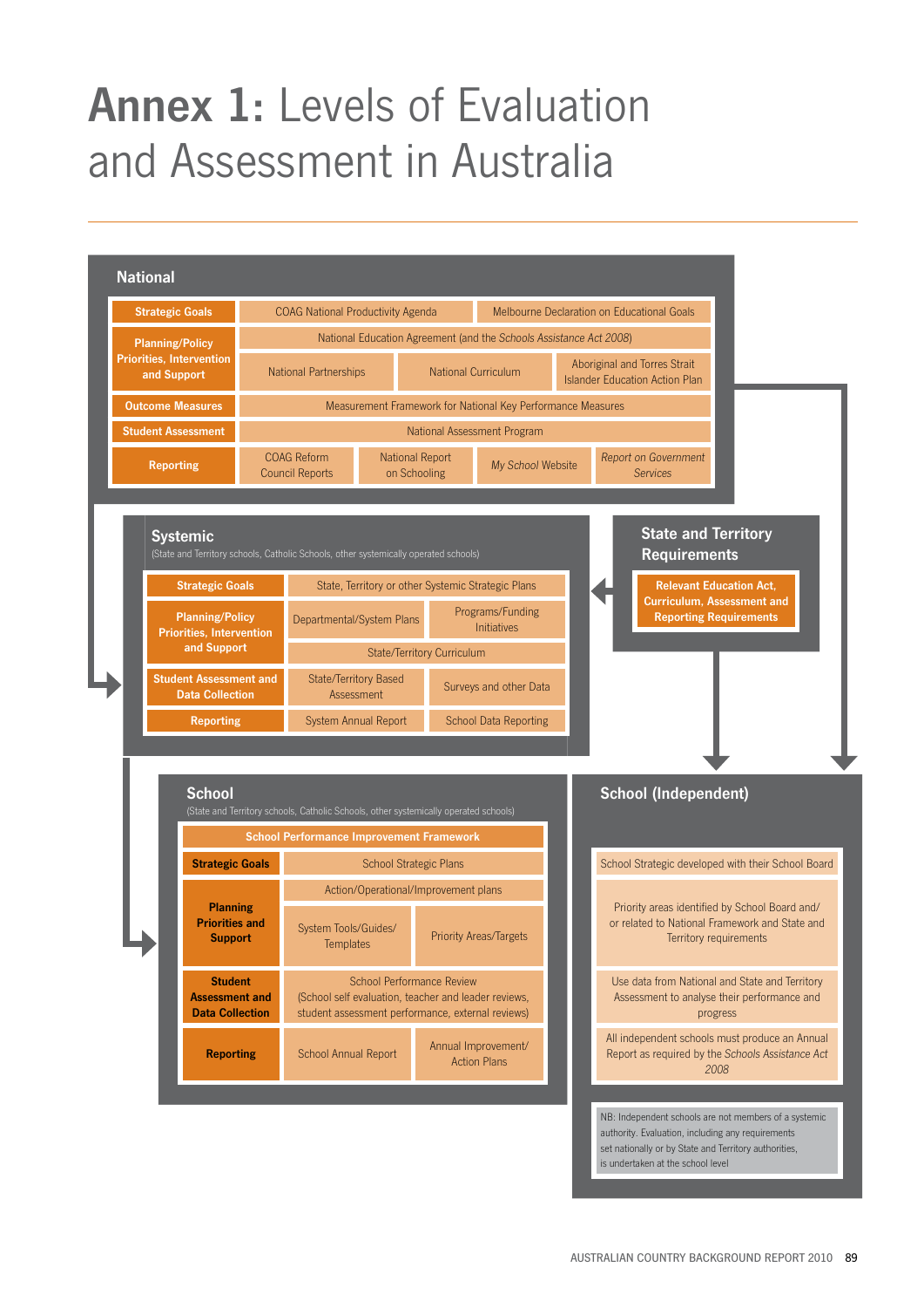# **Annex 1:** Levels of Evaluation and Assessment in Australia

## National

| | | | |
|---|---|---|---|
| **Strategic Goals** | COAG National Productivity Agenda | Melbourne Declaration on Educational Goals | |
| **Planning/Policy Priorities, Intervention and Support** | National Education Agreement (and the *Schools Assistance Act 2008*) | | |
| | National Partnerships | National Curriculum | Aboriginal and Torres Strait Islander Education Action Plan |
| **Outcome Measures** | Measurement Framework for National Key Performance Measures | | |
| **Student Assessment** | National Assessment Program | | |
| **Reporting** | COAG Reform Council Reports | National Report on Schooling | *My School* Website | *Report on Government Services* |

## Systemic

(State and Territory schools, Catholic Schools, other systemically operated schools)

| | | |
|---|---|---|
| **Strategic Goals** | State, Territory or other Systemic Strategic Plans | |
| **Planning/Policy Priorities, Intervention and Support** | Departmental/System Plans | Programs/Funding Initiatives |
| | State/Territory Curriculum | |
| **Student Assessment and Data Collection** | State/Territory Based Assessment | Surveys and other Data |
| **Reporting** | System Annual Report | School Data Reporting |

## State and Territory Requirements

**Relevant Education Act, Curriculum, Assessment and Reporting Requirements**

## School

(State and Territory schools, Catholic Schools, other systemically operated schools)

**School Performance Improvement Framework**

| | | |
|---|---|---|
| **Strategic Goals** | School Strategic Plans | |
| **Planning Priorities and Support** | Action/Operational/Improvement plans | |
| | System Tools/Guides/ Templates | Priority Areas/Targets |
| **Student Assessment and Data Collection** | School Performance Review (School self evaluation, teacher and leader reviews, student assessment performance, external reviews) | |
| **Reporting** | School Annual Report | Annual Improvement/ Action Plans |

## School (Independent)

- School Strategic developed with their School Board
- Priority areas identified by School Board and/ or related to National Framework and State and Territory requirements
- Use data from National and State and Territory Assessment to analyse their performance and progress
- All independent schools must produce an Annual Report as required by the *Schools Assistance Act 2008*

NB: Independent schools are not members of a systemic authority. Evaluation, including any requirements set nationally or by State and Territory authorities, is undertaken at the school level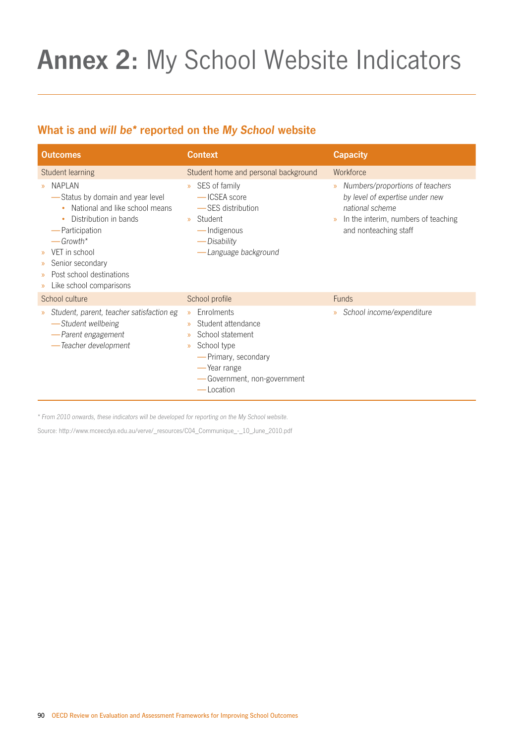# **Annex 2:** My School Website Indicators

## What is and *will be** reported on the *My School* website

| Outcomes | Context | Capacity |
|---|---|---|
| Student learning | Student home and personal background | Workforce |
| » NAPLAN<br>— Status by domain and year level<br>• National and like school means<br>• Distribution in bands<br>— Participation<br>— *Growth**<br>» VET in school<br>» Senior secondary<br>» Post school destinations<br>» Like school comparisons | » SES of family<br>— ICSEA score<br>— SES distribution<br>» Student<br>— Indigenous<br>— *Disability*<br>— *Language background* | » *Numbers/proportions of teachers by level of expertise under new national scheme*<br>» In the interim, numbers of teaching and nonteaching staff |
| School culture | School profile | Funds |
| » *Student, parent, teacher satisfaction eg*<br>— *Student wellbeing*<br>— *Parent engagement*<br>— *Teacher development* | » Enrolments<br>» Student attendance<br>» School statement<br>» School type<br>— Primary, secondary<br>— Year range<br>— Government, non-government<br>— Location | » *School income/expenditure* |

*\* From 2010 onwards, these indicators will be developed for reporting on the My School website.*

Source: http://www.mceecdya.edu.au/verve/_resources/C04_Communique_-_10_June_2010.pdf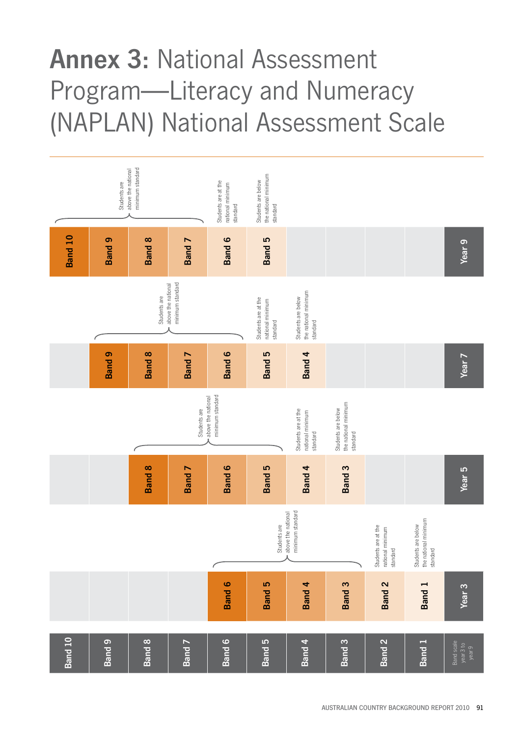# Annex 3: National Assessment Program—Literacy and Numeracy (NAPLAN) National Assessment Scale

Year 9

Band 10 | Band 9 | Band 8 | Band 7 — Students are above the national minimum standard

Band 6 — Students are at the national minimum standard

Band 5 — Students are below the national minimum standard

Year 7

Band 9 | Band 8 | Band 7 | Band 6 — Students are above the national minimum standard

Band 5 — Students are at the national minimum standard

Band 4 — Students are below the national minimum standard

Year 5

Band 8 | Band 7 | Band 6 | Band 5 — Students are above the national minimum standard

Band 4 — Students are at the national minimum standard

Band 3 — Students are below the national minimum standard

Year 3

Band 6 | Band 5 | Band 4 | Band 3 — Students are above the national minimum standard

Band 2 — Students are at the national minimum standard

Band 1 — Students are below the national minimum standard

Band scale year 3 to year 9

Band 10 | Band 9 | Band 8 | Band 7 | Band 6 | Band 5 | Band 4 | Band 3 | Band 2 | Band 1